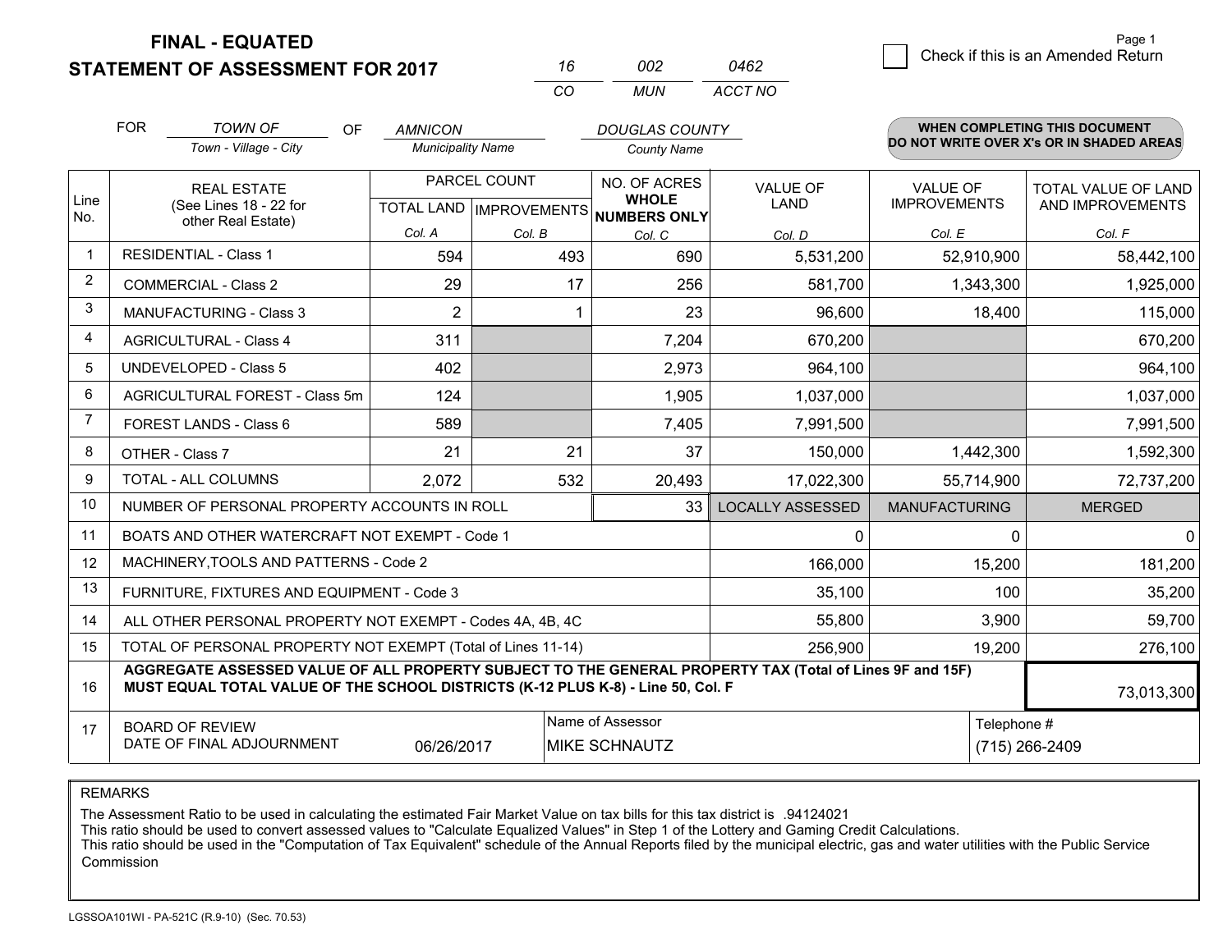# FINAL - EQUATED
## STATEMENT OF ASSESSMENT FOR 2017

| 16 | 002 | 0462 |
|---|---|---|
| CO | MUN | ACCT NO |

Check if this is an Amended Return

FOR *TOWN OF* (Town - Village - City) OF *AMNICON* (Municipality Name) *DOUGLAS COUNTY* (County Name)

**WHEN COMPLETING THIS DOCUMENT DO NOT WRITE OVER X's OR IN SHADED AREAS**

| Line No. | REAL ESTATE (See Lines 18 - 22 for other Real Estate) | PARCEL COUNT TOTAL LAND Col. A | PARCEL COUNT IMPROVEMENTS Col. B | NO. OF ACRES WHOLE NUMBERS ONLY Col. C | VALUE OF LAND Col. D | VALUE OF IMPROVEMENTS Col. E | TOTAL VALUE OF LAND AND IMPROVEMENTS Col. F |
|---|---|---|---|---|---|---|---|
| 1 | RESIDENTIAL - Class 1 | 594 | 493 | 690 | 5,531,200 | 52,910,900 | 58,442,100 |
| 2 | COMMERCIAL - Class 2 | 29 | 17 | 256 | 581,700 | 1,343,300 | 1,925,000 |
| 3 | MANUFACTURING - Class 3 | 2 | 1 | 23 | 96,600 | 18,400 | 115,000 |
| 4 | AGRICULTURAL - Class 4 | 311 | | 7,204 | 670,200 | | 670,200 |
| 5 | UNDEVELOPED - Class 5 | 402 | | 2,973 | 964,100 | | 964,100 |
| 6 | AGRICULTURAL FOREST - Class 5m | 124 | | 1,905 | 1,037,000 | | 1,037,000 |
| 7 | FOREST LANDS - Class 6 | 589 | | 7,405 | 7,991,500 | | 7,991,500 |
| 8 | OTHER - Class 7 | 21 | 21 | 37 | 150,000 | 1,442,300 | 1,592,300 |
| 9 | TOTAL - ALL COLUMNS | 2,072 | 532 | 20,493 | 17,022,300 | 55,714,900 | 72,737,200 |
| 10 | NUMBER OF PERSONAL PROPERTY ACCOUNTS IN ROLL | | | 33 | LOCALLY ASSESSED | MANUFACTURING | MERGED |
| 11 | BOATS AND OTHER WATERCRAFT NOT EXEMPT - Code 1 | | | | 0 | 0 | 0 |
| 12 | MACHINERY,TOOLS AND PATTERNS - Code 2 | | | | 166,000 | 15,200 | 181,200 |
| 13 | FURNITURE, FIXTURES AND EQUIPMENT - Code 3 | | | | 35,100 | 100 | 35,200 |
| 14 | ALL OTHER PERSONAL PROPERTY NOT EXEMPT - Codes 4A, 4B, 4C | | | | 55,800 | 3,900 | 59,700 |
| 15 | TOTAL OF PERSONAL PROPERTY NOT EXEMPT (Total of Lines 11-14) | | | | 256,900 | 19,200 | 276,100 |
| 16 | AGGREGATE ASSESSED VALUE OF ALL PROPERTY SUBJECT TO THE GENERAL PROPERTY TAX (Total of Lines 9F and 15F) MUST EQUAL TOTAL VALUE OF THE SCHOOL DISTRICTS (K-12 PLUS K-8) - Line 50, Col. F | | | | | | 73,013,300 |
| 17 | BOARD OF REVIEW DATE OF FINAL ADJOURNMENT | 06/26/2017 | Name of Assessor: MIKE SCHNAUTZ | | | Telephone #: (715) 266-2409 | |

REMARKS

The Assessment Ratio to be used in calculating the estimated Fair Market Value on tax bills for this tax district is .94124021
This ratio should be used to convert assessed values to "Calculate Equalized Values" in Step 1 of the Lottery and Gaming Credit Calculations.
This ratio should be used in the "Computation of Tax Equivalent" schedule of the Annual Reports filed by the municipal electric, gas and water utilities with the Public Service Commission

LGSSOA101WI - PA-521C (R.9-10) (Sec. 70.53)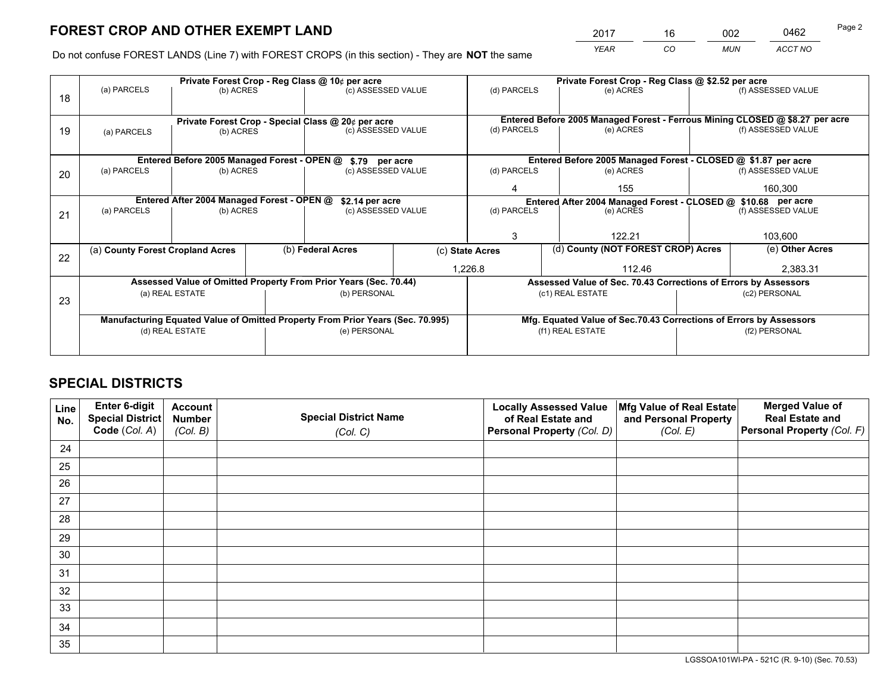# FOREST CROP AND OTHER EXEMPT LAND

| 2017 | 16 | 002 | 0462 |
|---|---|---|---|
| *YEAR* | *CO* | *MUN* | *ACCT NO* |

Do not confuse FOREST LANDS (Line 7) with FOREST CROPS (in this section) - They are **NOT** the same

| Line | Private Forest Crop - Reg Class @ 10¢ per acre | | | Private Forest Crop - Reg Class @ $2.52 per acre | | |
|---|---|---|---|---|---|---|
| 18 | (a) PARCELS | (b) ACRES | (c) ASSESSED VALUE | (d) PARCELS | (e) ACRES | (f) ASSESSED VALUE |
| | | | | | | |
| | **Private Forest Crop - Special Class @ 20¢ per acre** | | | **Entered Before 2005 Managed Forest - Ferrous Mining CLOSED @ $8.27 per acre** | | |
| 19 | (a) PARCELS | (b) ACRES | (c) ASSESSED VALUE | (d) PARCELS | (e) ACRES | (f) ASSESSED VALUE |
| | | | | | | |
| | **Entered Before 2005 Managed Forest - OPEN @ $.79 per acre** | | | **Entered Before 2005 Managed Forest - CLOSED @ $1.87 per acre** | | |
| 20 | (a) PARCELS | (b) ACRES | (c) ASSESSED VALUE | (d) PARCELS | (e) ACRES | (f) ASSESSED VALUE |
| | | | | 4 | 155 | 160,300 |
| | **Entered After 2004 Managed Forest - OPEN @ $2.14 per acre** | | | **Entered After 2004 Managed Forest - CLOSED @ $10.68 per acre** | | |
| 21 | (a) PARCELS | (b) ACRES | (c) ASSESSED VALUE | (d) PARCELS | (e) ACRES | (f) ASSESSED VALUE |
| | | | | 3 | 122.21 | 103,600 |

| Line | (a) County Forest Cropland Acres | (b) Federal Acres | (c) State Acres | (d) County (NOT FOREST CROP) Acres | (e) Other Acres |
|---|---|---|---|---|---|
| 22 | | | 1,226.8 | 112.46 | 2,383.31 |

| Line | Assessed Value of Omitted Property From Prior Years (Sec. 70.44) | | Assessed Value of Sec. 70.43 Corrections of Errors by Assessors | |
|---|---|---|---|---|
| 23 | (a) REAL ESTATE | (b) PERSONAL | (c1) REAL ESTATE | (c2) PERSONAL |
| | | | | |
| | **Manufacturing Equated Value of Omitted Property From Prior Years (Sec. 70.995)** | | **Mfg. Equated Value of Sec.70.43 Corrections of Errors by Assessors** | |
| | (d) REAL ESTATE | (e) PERSONAL | (f1) REAL ESTATE | (f2) PERSONAL |
| | | | | |

# SPECIAL DISTRICTS

| Line No. | Enter 6-digit Special District Code (Col. A) | Account Number (Col. B) | Special District Name (Col. C) | Locally Assessed Value of Real Estate and Personal Property (Col. D) | Mfg Value of Real Estate and Personal Property (Col. E) | Merged Value of Real Estate and Personal Property (Col. F) |
|---|---|---|---|---|---|---|
| 24 | | | | | | |
| 25 | | | | | | |
| 26 | | | | | | |
| 27 | | | | | | |
| 28 | | | | | | |
| 29 | | | | | | |
| 30 | | | | | | |
| 31 | | | | | | |
| 32 | | | | | | |
| 33 | | | | | | |
| 34 | | | | | | |
| 35 | | | | | | |

LGSSOA101WI-PA - 521C (R. 9-10) (Sec. 70.53)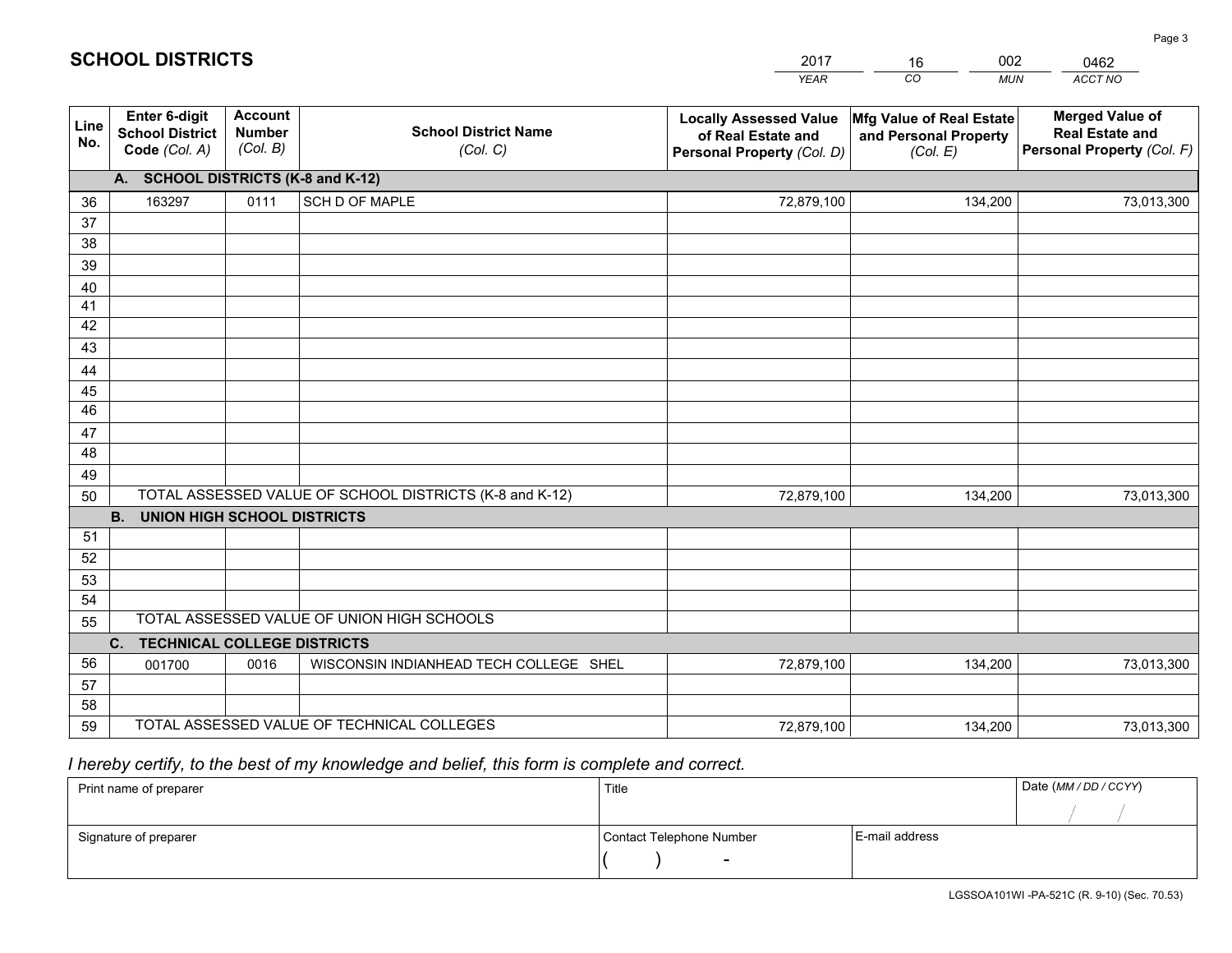# SCHOOL DISTRICTS

| 2017 | 16 | 002 | 0462 |
|---|---|---|---|
| *YEAR* | *CO* | *MUN* | *ACCT NO* |

| Line No. | Enter 6-digit School District Code (Col. A) | Account Number (Col. B) | School District Name (Col. C) | Locally Assessed Value of Real Estate and Personal Property (Col. D) | Mfg Value of Real Estate and Personal Property (Col. E) | Merged Value of Real Estate and Personal Property (Col. F) |
|---|---|---|---|---|---|---|
| **A. SCHOOL DISTRICTS (K-8 and K-12)** | | | | | | |
| 36 | 163297 | 0111 | SCH D OF MAPLE | 72,879,100 | 134,200 | 73,013,300 |
| 37 | | | | | | |
| 38 | | | | | | |
| 39 | | | | | | |
| 40 | | | | | | |
| 41 | | | | | | |
| 42 | | | | | | |
| 43 | | | | | | |
| 44 | | | | | | |
| 45 | | | | | | |
| 46 | | | | | | |
| 47 | | | | | | |
| 48 | | | | | | |
| 49 | | | | | | |
| 50 | TOTAL ASSESSED VALUE OF SCHOOL DISTRICTS (K-8 and K-12) | | | 72,879,100 | 134,200 | 73,013,300 |
| **B. UNION HIGH SCHOOL DISTRICTS** | | | | | | |
| 51 | | | | | | |
| 52 | | | | | | |
| 53 | | | | | | |
| 54 | | | | | | |
| 55 | TOTAL ASSESSED VALUE OF UNION HIGH SCHOOLS | | | | | |
| **C. TECHNICAL COLLEGE DISTRICTS** | | | | | | |
| 56 | 001700 | 0016 | WISCONSIN INDIANHEAD TECH COLLEGE SHEL | 72,879,100 | 134,200 | 73,013,300 |
| 57 | | | | | | |
| 58 | | | | | | |
| 59 | TOTAL ASSESSED VALUE OF TECHNICAL COLLEGES | | | 72,879,100 | 134,200 | 73,013,300 |

*I hereby certify, to the best of my knowledge and belief, this form is complete and correct.*

| Print name of preparer | Title | | Date (MM / DD / CCYY) |
|---|---|---|---|
| | | | / / |
| Signature of preparer | Contact Telephone Number | E-mail address | |
| | ( ) - | | |

LGSSOA101WI -PA-521C (R. 9-10) (Sec. 70.53)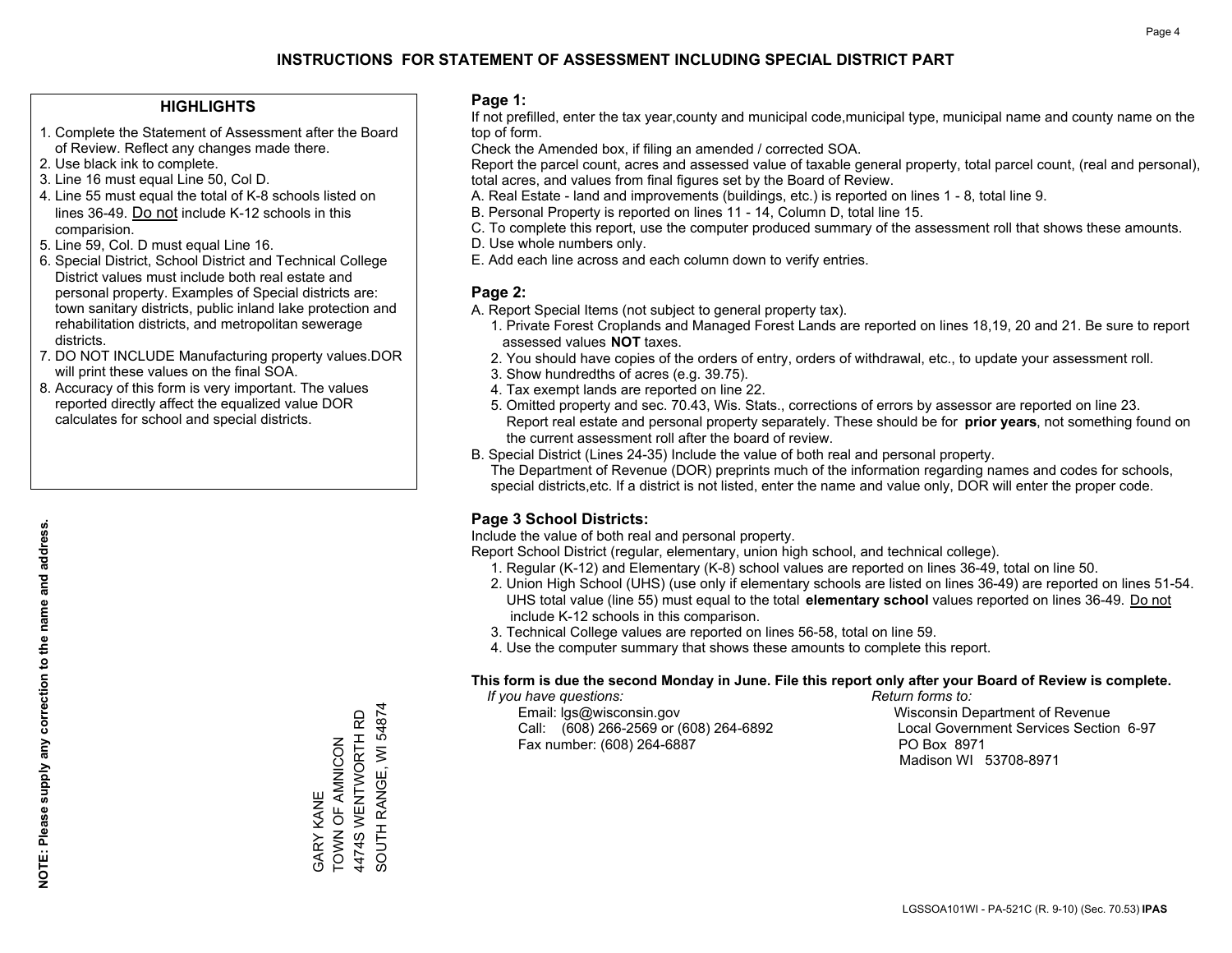# INSTRUCTIONS FOR STATEMENT OF ASSESSMENT INCLUDING SPECIAL DISTRICT PART

## HIGHLIGHTS

1. Complete the Statement of Assessment after the Board of Review. Reflect any changes made there.
2. Use black ink to complete.
3. Line 16 must equal Line 50, Col D.
4. Line 55 must equal the total of K-8 schools listed on lines 36-49. Do not include K-12 schools in this comparision.
5. Line 59, Col. D must equal Line 16.
6. Special District, School District and Technical College District values must include both real estate and personal property. Examples of Special districts are: town sanitary districts, public inland lake protection and rehabilitation districts, and metropolitan sewerage districts.
7. DO NOT INCLUDE Manufacturing property values.DOR will print these values on the final SOA.
8. Accuracy of this form is very important. The values reported directly affect the equalized value DOR calculates for school and special districts.

**NOTE: Please supply any correction to the name and address.**

GARY KANE
TOWN OF AMNICON
4474S WENTWORTH RD
SOUTH RANGE, WI 54874

## Page 1:

If not prefilled, enter the tax year,county and municipal code,municipal type, municipal name and county name on the top of form.

Check the Amended box, if filing an amended / corrected SOA.

Report the parcel count, acres and assessed value of taxable general property, total parcel count, (real and personal), total acres, and values from final figures set by the Board of Review.

A. Real Estate - land and improvements (buildings, etc.) is reported on lines 1 - 8, total line 9.
B. Personal Property is reported on lines 11 - 14, Column D, total line 15.
C. To complete this report, use the computer produced summary of the assessment roll that shows these amounts.
D. Use whole numbers only.
E. Add each line across and each column down to verify entries.

## Page 2:

A. Report Special Items (not subject to general property tax).
   1. Private Forest Croplands and Managed Forest Lands are reported on lines 18,19, 20 and 21. Be sure to report assessed values **NOT** taxes.
   2. You should have copies of the orders of entry, orders of withdrawal, etc., to update your assessment roll.
   3. Show hundredths of acres (e.g. 39.75).
   4. Tax exempt lands are reported on line 22.
   5. Omitted property and sec. 70.43, Wis. Stats., corrections of errors by assessor are reported on line 23. Report real estate and personal property separately. These should be for **prior years**, not something found on the current assessment roll after the board of review.

B. Special District (Lines 24-35) Include the value of both real and personal property.
   The Department of Revenue (DOR) preprints much of the information regarding names and codes for schools, special districts,etc. If a district is not listed, enter the name and value only, DOR will enter the proper code.

## Page 3 School Districts:

Include the value of both real and personal property.

Report School District (regular, elementary, union high school, and technical college).

1. Regular (K-12) and Elementary (K-8) school values are reported on lines 36-49, total on line 50.
2. Union High School (UHS) (use only if elementary schools are listed on lines 36-49) are reported on lines 51-54. UHS total value (line 55) must equal to the total **elementary school** values reported on lines 36-49. Do not include K-12 schools in this comparison.
3. Technical College values are reported on lines 56-58, total on line 59.
4. Use the computer summary that shows these amounts to complete this report.

**This form is due the second Monday in June. File this report only after your Board of Review is complete.**

*If you have questions:*
Email: lgs@wisconsin.gov
Call: (608) 266-2569 or (608) 264-6892
Fax number: (608) 264-6887

*Return forms to:*
Wisconsin Department of Revenue
Local Government Services Section 6-97
PO Box 8971
Madison WI 53708-8971

LGSSOA101WI - PA-521C (R. 9-10) (Sec. 70.53) **IPAS**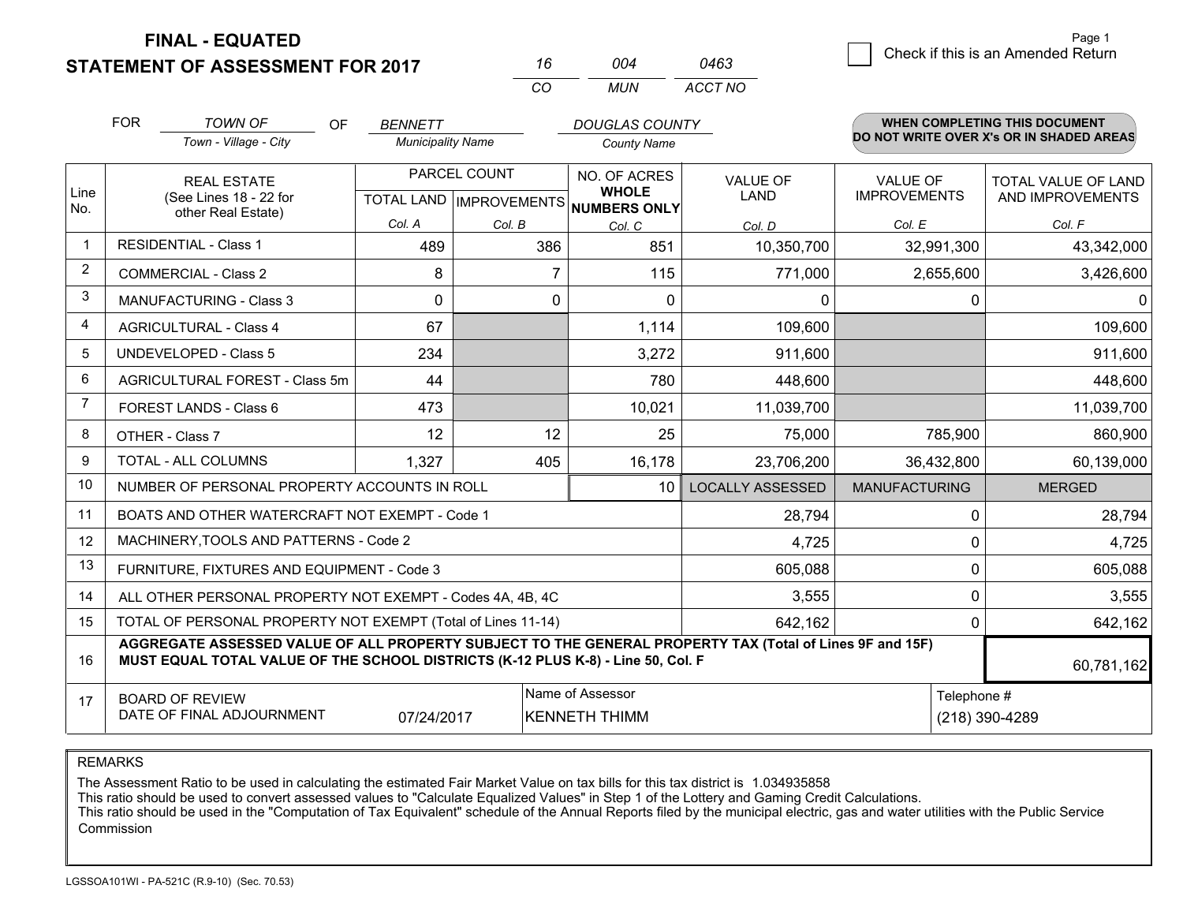# FINAL - EQUATED
## STATEMENT OF ASSESSMENT FOR 2017

| 16 | 004 | 0463 |
|---|---|---|
| CO | MUN | ACCT NO |

Check if this is an Amended Return

FOR *TOWN OF* (Town - Village - City) OF *BENNETT* (Municipality Name) *DOUGLAS COUNTY* (County Name)

**WHEN COMPLETING THIS DOCUMENT DO NOT WRITE OVER X's OR IN SHADED AREAS**

| Line No. | REAL ESTATE (See Lines 18 - 22 for other Real Estate) | PARCEL COUNT TOTAL LAND Col. A | PARCEL COUNT IMPROVEMENTS Col. B | NO. OF ACRES WHOLE NUMBERS ONLY Col. C | VALUE OF LAND Col. D | VALUE OF IMPROVEMENTS Col. E | TOTAL VALUE OF LAND AND IMPROVEMENTS Col. F |
|---|---|---|---|---|---|---|---|
| 1 | RESIDENTIAL - Class 1 | 489 | 386 | 851 | 10,350,700 | 32,991,300 | 43,342,000 |
| 2 | COMMERCIAL - Class 2 | 8 | 7 | 115 | 771,000 | 2,655,600 | 3,426,600 |
| 3 | MANUFACTURING - Class 3 | 0 | 0 | 0 | 0 | 0 | 0 |
| 4 | AGRICULTURAL - Class 4 | 67 | | 1,114 | 109,600 | | 109,600 |
| 5 | UNDEVELOPED - Class 5 | 234 | | 3,272 | 911,600 | | 911,600 |
| 6 | AGRICULTURAL FOREST - Class 5m | 44 | | 780 | 448,600 | | 448,600 |
| 7 | FOREST LANDS - Class 6 | 473 | | 10,021 | 11,039,700 | | 11,039,700 |
| 8 | OTHER - Class 7 | 12 | 12 | 25 | 75,000 | 785,900 | 860,900 |
| 9 | TOTAL - ALL COLUMNS | 1,327 | 405 | 16,178 | 23,706,200 | 36,432,800 | 60,139,000 |
| 10 | NUMBER OF PERSONAL PROPERTY ACCOUNTS IN ROLL | | | 10 | LOCALLY ASSESSED | MANUFACTURING | MERGED |
| 11 | BOATS AND OTHER WATERCRAFT NOT EXEMPT - Code 1 | | | | 28,794 | 0 | 28,794 |
| 12 | MACHINERY,TOOLS AND PATTERNS - Code 2 | | | | 4,725 | 0 | 4,725 |
| 13 | FURNITURE, FIXTURES AND EQUIPMENT - Code 3 | | | | 605,088 | 0 | 605,088 |
| 14 | ALL OTHER PERSONAL PROPERTY NOT EXEMPT - Codes 4A, 4B, 4C | | | | 3,555 | 0 | 3,555 |
| 15 | TOTAL OF PERSONAL PROPERTY NOT EXEMPT (Total of Lines 11-14) | | | | 642,162 | 0 | 642,162 |
| 16 | **AGGREGATE ASSESSED VALUE OF ALL PROPERTY SUBJECT TO THE GENERAL PROPERTY TAX (Total of Lines 9F and 15F) MUST EQUAL TOTAL VALUE OF THE SCHOOL DISTRICTS (K-12 PLUS K-8) - Line 50, Col. F** | | | | | | 60,781,162 |
| 17 | BOARD OF REVIEW DATE OF FINAL ADJOURNMENT | 07/24/2017 | Name of Assessor: KENNETH THIMM | | | Telephone #: (218) 390-4289 | |

REMARKS

The Assessment Ratio to be used in calculating the estimated Fair Market Value on tax bills for this tax district is 1.034935858
This ratio should be used to convert assessed values to "Calculate Equalized Values" in Step 1 of the Lottery and Gaming Credit Calculations.
This ratio should be used in the "Computation of Tax Equivalent" schedule of the Annual Reports filed by the municipal electric, gas and water utilities with the Public Service Commission

LGSSOA101WI - PA-521C (R.9-10) (Sec. 70.53)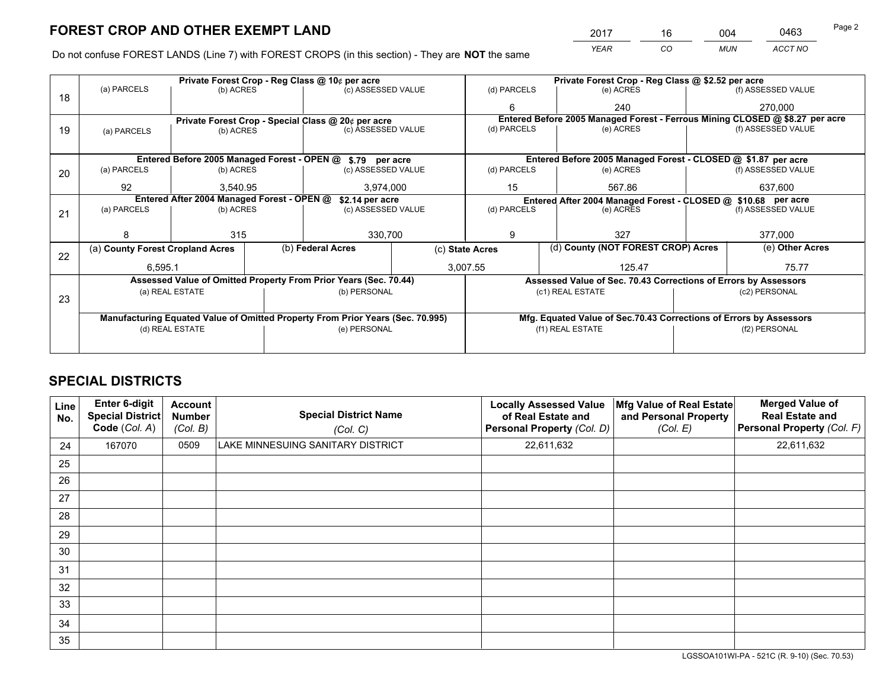# FOREST CROP AND OTHER EXEMPT LAND

| YEAR | CO | MUN | ACCT NO |
|---|---|---|---|
| 2017 | 16 | 004 | 0463 |

Do not confuse FOREST LANDS (Line 7) with FOREST CROPS (in this section) - They are **NOT** the same

| Line | Private Forest Crop - Reg Class @ 10¢ per acre | | | Private Forest Crop - Reg Class @ $2.52 per acre | | |
|---|---|---|---|---|---|---|
| 18 | (a) PARCELS | (b) ACRES | (c) ASSESSED VALUE | (d) PARCELS | (e) ACRES | (f) ASSESSED VALUE |
| | | | | 6 | 240 | 270,000 |
| | **Private Forest Crop - Special Class @ 20¢ per acre** | | | **Entered Before 2005 Managed Forest - Ferrous Mining CLOSED @ $8.27 per acre** | | |
| 19 | (a) PARCELS | (b) ACRES | (c) ASSESSED VALUE | (d) PARCELS | (e) ACRES | (f) ASSESSED VALUE |
| | | | | | | |
| | **Entered Before 2005 Managed Forest - OPEN @ $.79 per acre** | | | **Entered Before 2005 Managed Forest - CLOSED @ $1.87 per acre** | | |
| 20 | (a) PARCELS | (b) ACRES | (c) ASSESSED VALUE | (d) PARCELS | (e) ACRES | (f) ASSESSED VALUE |
| | 92 | 3,540.95 | 3,974,000 | 15 | 567.86 | 637,600 |
| | **Entered After 2004 Managed Forest - OPEN @ $2.14 per acre** | | | **Entered After 2004 Managed Forest - CLOSED @ $10.68 per acre** | | |
| 21 | (a) PARCELS | (b) ACRES | (c) ASSESSED VALUE | (d) PARCELS | (e) ACRES | (f) ASSESSED VALUE |
| | 8 | 315 | 330,700 | 9 | 327 | 377,000 |

| Line | (a) County Forest Cropland Acres | (b) Federal Acres | (c) State Acres | (d) County (NOT FOREST CROP) Acres | (e) Other Acres |
|---|---|---|---|---|---|
| 22 | 6,595.1 | | 3,007.55 | 125.47 | 75.77 |

| Line | Assessed Value of Omitted Property From Prior Years (Sec. 70.44) | | Assessed Value of Sec. 70.43 Corrections of Errors by Assessors | |
|---|---|---|---|---|
| 23 | (a) REAL ESTATE | (b) PERSONAL | (c1) REAL ESTATE | (c2) PERSONAL |
| | | | | |
| | **Manufacturing Equated Value of Omitted Property From Prior Years (Sec. 70.995)** | | **Mfg. Equated Value of Sec.70.43 Corrections of Errors by Assessors** | |
| | (d) REAL ESTATE | (e) PERSONAL | (f1) REAL ESTATE | (f2) PERSONAL |
| | | | | |

# SPECIAL DISTRICTS

| Line No. | Enter 6-digit Special District Code (Col. A) | Account Number (Col. B) | Special District Name (Col. C) | Locally Assessed Value of Real Estate and Personal Property (Col. D) | Mfg Value of Real Estate and Personal Property (Col. E) | Merged Value of Real Estate and Personal Property (Col. F) |
|---|---|---|---|---|---|---|
| 24 | 167070 | 0509 | LAKE MINNESUING SANITARY DISTRICT | 22,611,632 | | 22,611,632 |
| 25 | | | | | | |
| 26 | | | | | | |
| 27 | | | | | | |
| 28 | | | | | | |
| 29 | | | | | | |
| 30 | | | | | | |
| 31 | | | | | | |
| 32 | | | | | | |
| 33 | | | | | | |
| 34 | | | | | | |
| 35 | | | | | | |

LGSSOA101WI-PA - 521C (R. 9-10) (Sec. 70.53)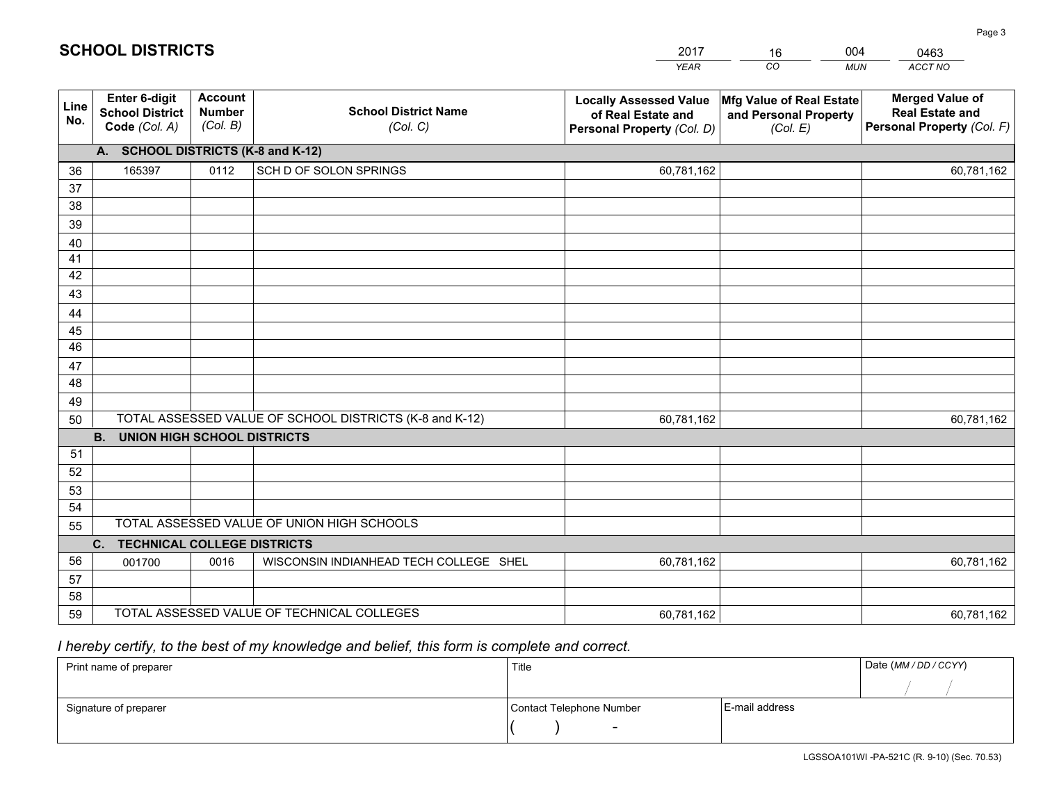# SCHOOL DISTRICTS

| 2017 | 16 | 004 | 0463 |
|---|---|---|---|
| YEAR | CO | MUN | ACCT NO |

| Line No. | Enter 6-digit School District Code (Col. A) | Account Number (Col. B) | School District Name (Col. C) | Locally Assessed Value of Real Estate and Personal Property (Col. D) | Mfg Value of Real Estate and Personal Property (Col. E) | Merged Value of Real Estate and Personal Property (Col. F) |
|---|---|---|---|---|---|---|
| **A. SCHOOL DISTRICTS (K-8 and K-12)** | | | | | | |
| 36 | 165397 | 0112 | SCH D OF SOLON SPRINGS | 60,781,162 | | 60,781,162 |
| 37 | | | | | | |
| 38 | | | | | | |
| 39 | | | | | | |
| 40 | | | | | | |
| 41 | | | | | | |
| 42 | | | | | | |
| 43 | | | | | | |
| 44 | | | | | | |
| 45 | | | | | | |
| 46 | | | | | | |
| 47 | | | | | | |
| 48 | | | | | | |
| 49 | | | | | | |
| 50 | TOTAL ASSESSED VALUE OF SCHOOL DISTRICTS (K-8 and K-12) | | | 60,781,162 | | 60,781,162 |
| **B. UNION HIGH SCHOOL DISTRICTS** | | | | | | |
| 51 | | | | | | |
| 52 | | | | | | |
| 53 | | | | | | |
| 54 | | | | | | |
| 55 | TOTAL ASSESSED VALUE OF UNION HIGH SCHOOLS | | | | | |
| **C. TECHNICAL COLLEGE DISTRICTS** | | | | | | |
| 56 | 001700 | 0016 | WISCONSIN INDIANHEAD TECH COLLEGE SHEL | 60,781,162 | | 60,781,162 |
| 57 | | | | | | |
| 58 | | | | | | |
| 59 | TOTAL ASSESSED VALUE OF TECHNICAL COLLEGES | | | 60,781,162 | | 60,781,162 |

*I hereby certify, to the best of my knowledge and belief, this form is complete and correct.*

| Print name of preparer | Title | | Date (MM / DD / CCYY) |
|---|---|---|---|
| | | | / / |
| Signature of preparer | Contact Telephone Number | E-mail address | |
| | ( ) - | | |

LGSSOA101WI -PA-521C (R. 9-10) (Sec. 70.53)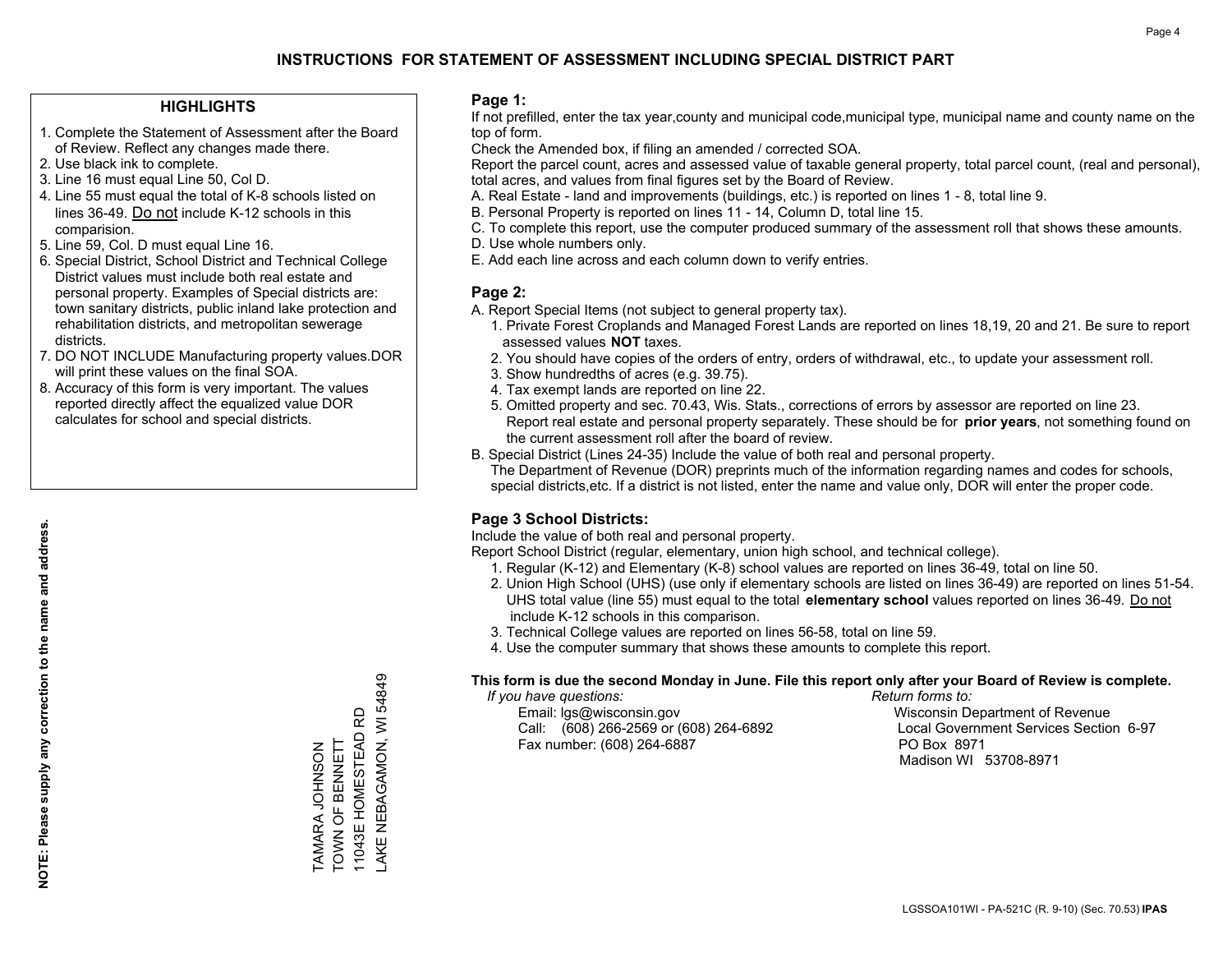# INSTRUCTIONS FOR STATEMENT OF ASSESSMENT INCLUDING SPECIAL DISTRICT PART

## HIGHLIGHTS

1. Complete the Statement of Assessment after the Board of Review. Reflect any changes made there.
2. Use black ink to complete.
3. Line 16 must equal Line 50, Col D.
4. Line 55 must equal the total of K-8 schools listed on lines 36-49. Do not include K-12 schools in this comparision.
5. Line 59, Col. D must equal Line 16.
6. Special District, School District and Technical College District values must include both real estate and personal property. Examples of Special districts are: town sanitary districts, public inland lake protection and rehabilitation districts, and metropolitan sewerage districts.
7. DO NOT INCLUDE Manufacturing property values.DOR will print these values on the final SOA.
8. Accuracy of this form is very important. The values reported directly affect the equalized value DOR calculates for school and special districts.

**NOTE: Please supply any correction to the name and address.**

TAMARA JOHNSON
TOWN OF BENNETT
11043E HOMESTEAD RD
LAKE NEBAGAMON, WI 54849

## Page 1:

If not prefilled, enter the tax year,county and municipal code,municipal type, municipal name and county name on the top of form.

Check the Amended box, if filing an amended / corrected SOA.

Report the parcel count, acres and assessed value of taxable general property, total parcel count, (real and personal), total acres, and values from final figures set by the Board of Review.

A. Real Estate - land and improvements (buildings, etc.) is reported on lines 1 - 8, total line 9.
B. Personal Property is reported on lines 11 - 14, Column D, total line 15.
C. To complete this report, use the computer produced summary of the assessment roll that shows these amounts.
D. Use whole numbers only.
E. Add each line across and each column down to verify entries.

## Page 2:

A. Report Special Items (not subject to general property tax).
  1. Private Forest Croplands and Managed Forest Lands are reported on lines 18,19, 20 and 21. Be sure to report assessed values **NOT** taxes.
  2. You should have copies of the orders of entry, orders of withdrawal, etc., to update your assessment roll.
  3. Show hundredths of acres (e.g. 39.75).
  4. Tax exempt lands are reported on line 22.
  5. Omitted property and sec. 70.43, Wis. Stats., corrections of errors by assessor are reported on line 23. Report real estate and personal property separately. These should be for **prior years**, not something found on the current assessment roll after the board of review.

B. Special District (Lines 24-35) Include the value of both real and personal property.
The Department of Revenue (DOR) preprints much of the information regarding names and codes for schools, special districts,etc. If a district is not listed, enter the name and value only, DOR will enter the proper code.

## Page 3 School Districts:

Include the value of both real and personal property.

Report School District (regular, elementary, union high school, and technical college).

1. Regular (K-12) and Elementary (K-8) school values are reported on lines 36-49, total on line 50.
2. Union High School (UHS) (use only if elementary schools are listed on lines 36-49) are reported on lines 51-54. UHS total value (line 55) must equal to the total **elementary school** values reported on lines 36-49. Do not include K-12 schools in this comparison.
3. Technical College values are reported on lines 56-58, total on line 59.
4. Use the computer summary that shows these amounts to complete this report.

**This form is due the second Monday in June. File this report only after your Board of Review is complete.**

*If you have questions:*
Email: lgs@wisconsin.gov
Call: (608) 266-2569 or (608) 264-6892
Fax number: (608) 264-6887

*Return forms to:*
Wisconsin Department of Revenue
Local Government Services Section 6-97
PO Box 8971
Madison WI 53708-8971

LGSSOA101WI - PA-521C (R. 9-10) (Sec. 70.53) **IPAS**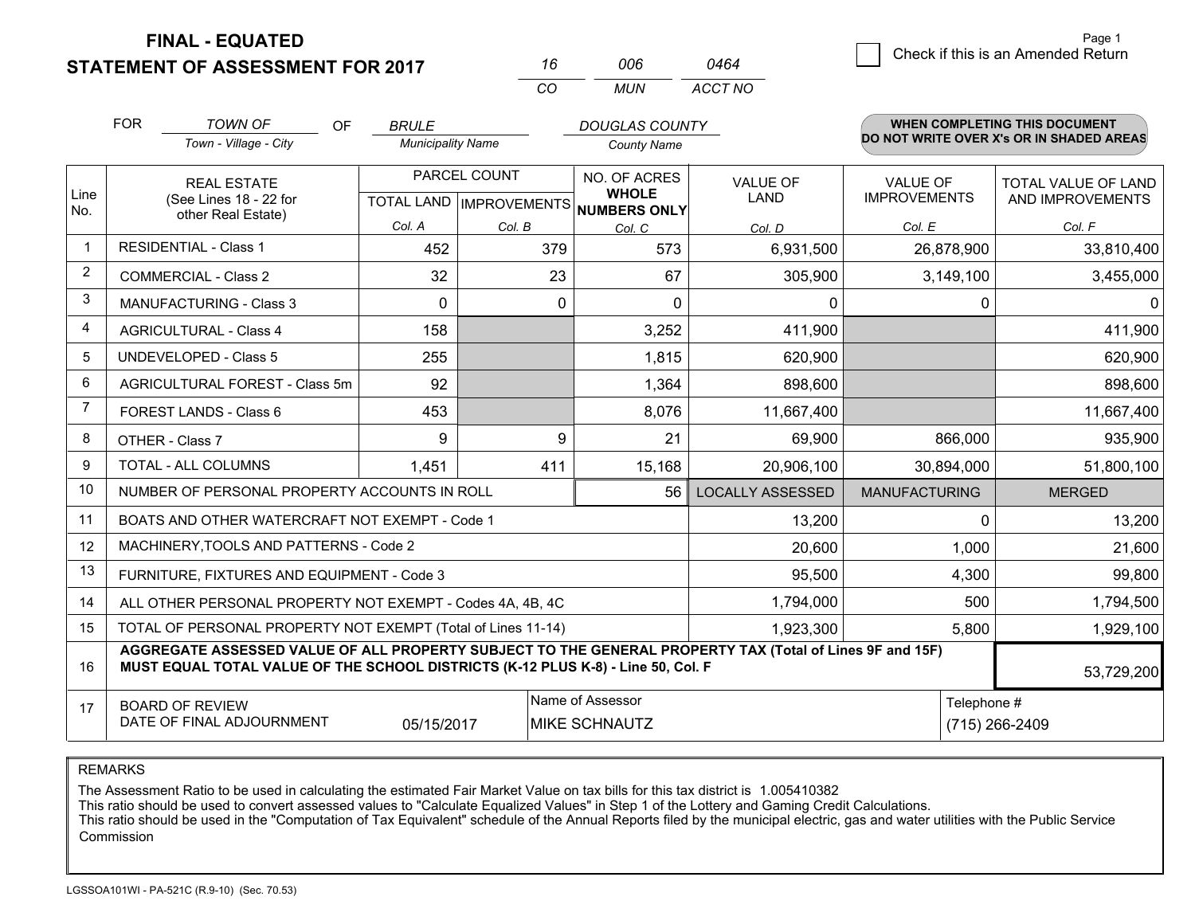# FINAL - EQUATED
## STATEMENT OF ASSESSMENT FOR 2017

| 16 | 006 | 0464 |
|---|---|---|
| CO | MUN | ACCT NO |

☐ Check if this is an Amended Return

FOR *TOWN OF* (Town - Village - City) OF *BRULE* (Municipality Name) *DOUGLAS COUNTY* (County Name)

**WHEN COMPLETING THIS DOCUMENT DO NOT WRITE OVER X's OR IN SHADED AREAS**

| Line No. | REAL ESTATE (See Lines 18 - 22 for other Real Estate) | PARCEL COUNT TOTAL LAND Col. A | PARCEL COUNT IMPROVEMENTS Col. B | NO. OF ACRES WHOLE NUMBERS ONLY Col. C | VALUE OF LAND Col. D | VALUE OF IMPROVEMENTS Col. E | TOTAL VALUE OF LAND AND IMPROVEMENTS Col. F |
|---|---|---|---|---|---|---|---|
| 1 | RESIDENTIAL - Class 1 | 452 | 379 | 573 | 6,931,500 | 26,878,900 | 33,810,400 |
| 2 | COMMERCIAL - Class 2 | 32 | 23 | 67 | 305,900 | 3,149,100 | 3,455,000 |
| 3 | MANUFACTURING - Class 3 | 0 | 0 | 0 | 0 | 0 | 0 |
| 4 | AGRICULTURAL - Class 4 | 158 | | 3,252 | 411,900 | | 411,900 |
| 5 | UNDEVELOPED - Class 5 | 255 | | 1,815 | 620,900 | | 620,900 |
| 6 | AGRICULTURAL FOREST - Class 5m | 92 | | 1,364 | 898,600 | | 898,600 |
| 7 | FOREST LANDS - Class 6 | 453 | | 8,076 | 11,667,400 | | 11,667,400 |
| 8 | OTHER - Class 7 | 9 | 9 | 21 | 69,900 | 866,000 | 935,900 |
| 9 | TOTAL - ALL COLUMNS | 1,451 | 411 | 15,168 | 20,906,100 | 30,894,000 | 51,800,100 |
| 10 | NUMBER OF PERSONAL PROPERTY ACCOUNTS IN ROLL | | | 56 | LOCALLY ASSESSED | MANUFACTURING | MERGED |
| 11 | BOATS AND OTHER WATERCRAFT NOT EXEMPT - Code 1 | | | | 13,200 | 0 | 13,200 |
| 12 | MACHINERY,TOOLS AND PATTERNS - Code 2 | | | | 20,600 | 1,000 | 21,600 |
| 13 | FURNITURE, FIXTURES AND EQUIPMENT - Code 3 | | | | 95,500 | 4,300 | 99,800 |
| 14 | ALL OTHER PERSONAL PROPERTY NOT EXEMPT - Codes 4A, 4B, 4C | | | | 1,794,000 | 500 | 1,794,500 |
| 15 | TOTAL OF PERSONAL PROPERTY NOT EXEMPT (Total of Lines 11-14) | | | | 1,923,300 | 5,800 | 1,929,100 |
| 16 | **AGGREGATE ASSESSED VALUE OF ALL PROPERTY SUBJECT TO THE GENERAL PROPERTY TAX (Total of Lines 9F and 15F) MUST EQUAL TOTAL VALUE OF THE SCHOOL DISTRICTS (K-12 PLUS K-8) - Line 50, Col. F** | | | | | | 53,729,200 |
| 17 | BOARD OF REVIEW DATE OF FINAL ADJOURNMENT | 05/15/2017 | | Name of Assessor: MIKE SCHNAUTZ | | | Telephone #: (715) 266-2409 |

REMARKS

The Assessment Ratio to be used in calculating the estimated Fair Market Value on tax bills for this tax district is 1.005410382
This ratio should be used to convert assessed values to "Calculate Equalized Values" in Step 1 of the Lottery and Gaming Credit Calculations.
This ratio should be used in the "Computation of Tax Equivalent" schedule of the Annual Reports filed by the municipal electric, gas and water utilities with the Public Service Commission

LGSSOA101WI - PA-521C (R.9-10) (Sec. 70.53)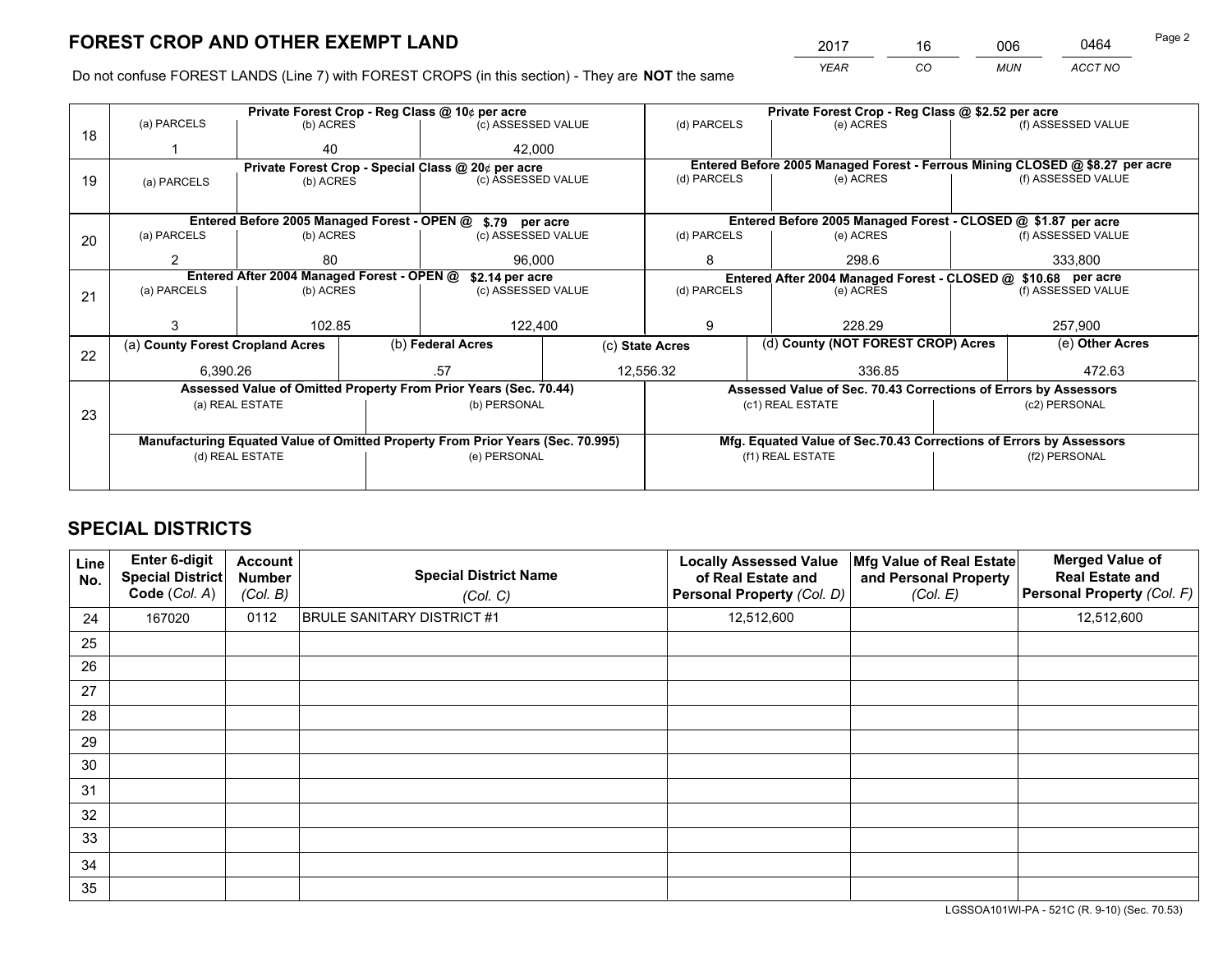# FOREST CROP AND OTHER EXEMPT LAND

| YEAR | CO | MUN | ACCT NO |
|---|---|---|---|
| 2017 | 16 | 006 | 0464 |

Do not confuse FOREST LANDS (Line 7) with FOREST CROPS (in this section) - They are **NOT** the same

| Line | Private Forest Crop - Reg Class @ 10¢ per acre | | | Private Forest Crop - Reg Class @ $2.52 per acre | | |
|---|---|---|---|---|---|---|
| | (a) PARCELS | (b) ACRES | (c) ASSESSED VALUE | (d) PARCELS | (e) ACRES | (f) ASSESSED VALUE |
| 18 | 1 | 40 | 42,000 | | | |
| | **Private Forest Crop - Special Class @ 20¢ per acre** | | | **Entered Before 2005 Managed Forest - Ferrous Mining CLOSED @ $8.27 per acre** | | |
| | (a) PARCELS | (b) ACRES | (c) ASSESSED VALUE | (d) PARCELS | (e) ACRES | (f) ASSESSED VALUE |
| 19 | | | | | | |
| | **Entered Before 2005 Managed Forest - OPEN @ $.79 per acre** | | | **Entered Before 2005 Managed Forest - CLOSED @ $1.87 per acre** | | |
| | (a) PARCELS | (b) ACRES | (c) ASSESSED VALUE | (d) PARCELS | (e) ACRES | (f) ASSESSED VALUE |
| 20 | 2 | 80 | 96,000 | 8 | 298.6 | 333,800 |
| | **Entered After 2004 Managed Forest - OPEN @ $2.14 per acre** | | | **Entered After 2004 Managed Forest - CLOSED @ $10.68 per acre** | | |
| | (a) PARCELS | (b) ACRES | (c) ASSESSED VALUE | (d) PARCELS | (e) ACRES | (f) ASSESSED VALUE |
| 21 | 3 | 102.85 | 122,400 | 9 | 228.29 | 257,900 |

| Line | (a) County Forest Cropland Acres | (b) Federal Acres | (c) State Acres | (d) County (NOT FOREST CROP) Acres | (e) Other Acres |
|---|---|---|---|---|---|
| 22 | 6,390.26 | .57 | 12,556.32 | 336.85 | 472.63 |

| Line | Assessed Value of Omitted Property From Prior Years (Sec. 70.44) | | Assessed Value of Sec. 70.43 Corrections of Errors by Assessors | |
|---|---|---|---|---|
| | (a) REAL ESTATE | (b) PERSONAL | (c1) REAL ESTATE | (c2) PERSONAL |
| 23 | | | | |
| | **Manufacturing Equated Value of Omitted Property From Prior Years (Sec. 70.995)** | | **Mfg. Equated Value of Sec.70.43 Corrections of Errors by Assessors** | |
| | (d) REAL ESTATE | (e) PERSONAL | (f1) REAL ESTATE | (f2) PERSONAL |
| | | | | |

# SPECIAL DISTRICTS

| Line No. | Enter 6-digit Special District Code (Col. A) | Account Number (Col. B) | Special District Name (Col. C) | Locally Assessed Value of Real Estate and Personal Property (Col. D) | Mfg Value of Real Estate and Personal Property (Col. E) | Merged Value of Real Estate and Personal Property (Col. F) |
|---|---|---|---|---|---|---|
| 24 | 167020 | 0112 | BRULE SANITARY DISTRICT #1 | 12,512,600 | | 12,512,600 |
| 25 | | | | | | |
| 26 | | | | | | |
| 27 | | | | | | |
| 28 | | | | | | |
| 29 | | | | | | |
| 30 | | | | | | |
| 31 | | | | | | |
| 32 | | | | | | |
| 33 | | | | | | |
| 34 | | | | | | |
| 35 | | | | | | |

LGSSOA101WI-PA - 521C (R. 9-10) (Sec. 70.53)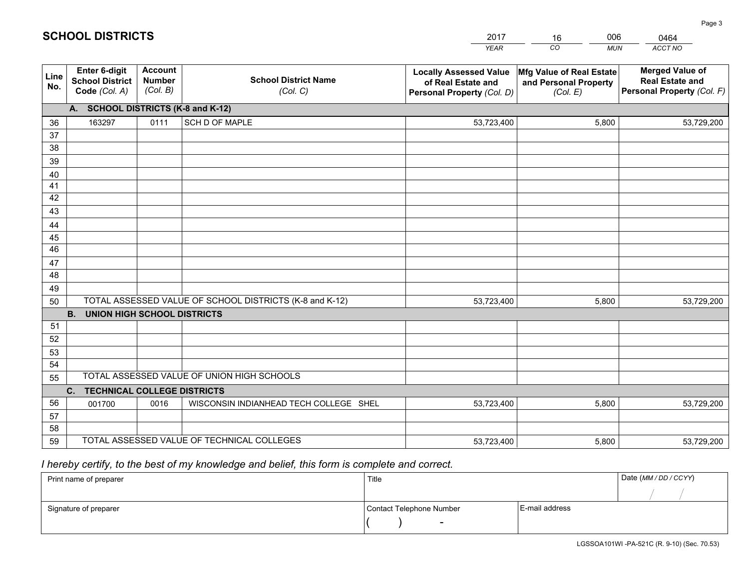# SCHOOL DISTRICTS

| 2017 | 16 | 006 | 0464 |
|---|---|---|---|
| *YEAR* | *CO* | *MUN* | *ACCT NO* |

| Line No. | Enter 6-digit School District Code *(Col. A)* | Account Number *(Col. B)* | School District Name *(Col. C)* | Locally Assessed Value of Real Estate and Personal Property *(Col. D)* | Mfg Value of Real Estate and Personal Property *(Col. E)* | Merged Value of Real Estate and Personal Property *(Col. F)* |
|---|---|---|---|---|---|---|
| | **A. SCHOOL DISTRICTS (K-8 and K-12)** | | | | | |
| 36 | 163297 | 0111 | SCH D OF MAPLE | 53,723,400 | 5,800 | 53,729,200 |
| 37 | | | | | | |
| 38 | | | | | | |
| 39 | | | | | | |
| 40 | | | | | | |
| 41 | | | | | | |
| 42 | | | | | | |
| 43 | | | | | | |
| 44 | | | | | | |
| 45 | | | | | | |
| 46 | | | | | | |
| 47 | | | | | | |
| 48 | | | | | | |
| 49 | | | | | | |
| 50 | TOTAL ASSESSED VALUE OF SCHOOL DISTRICTS (K-8 and K-12) | | | 53,723,400 | 5,800 | 53,729,200 |
| | **B. UNION HIGH SCHOOL DISTRICTS** | | | | | |
| 51 | | | | | | |
| 52 | | | | | | |
| 53 | | | | | | |
| 54 | | | | | | |
| 55 | TOTAL ASSESSED VALUE OF UNION HIGH SCHOOLS | | | | | |
| | **C. TECHNICAL COLLEGE DISTRICTS** | | | | | |
| 56 | 001700 | 0016 | WISCONSIN INDIANHEAD TECH COLLEGE SHEL | 53,723,400 | 5,800 | 53,729,200 |
| 57 | | | | | | |
| 58 | | | | | | |
| 59 | TOTAL ASSESSED VALUE OF TECHNICAL COLLEGES | | | 53,723,400 | 5,800 | 53,729,200 |

*I hereby certify, to the best of my knowledge and belief, this form is complete and correct.*

| Print name of preparer | Title | | Date *(MM / DD / CCYY)* |
|---|---|---|---|
| | | | / / |
| Signature of preparer | Contact Telephone Number | E-mail address | |
| | ( ) - | | |

LGSSOA101WI -PA-521C (R. 9-10) (Sec. 70.53)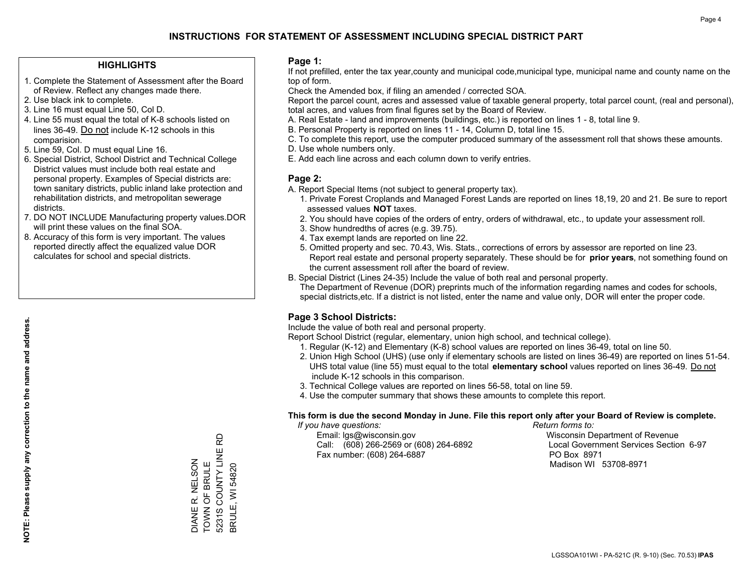# INSTRUCTIONS FOR STATEMENT OF ASSESSMENT INCLUDING SPECIAL DISTRICT PART

## HIGHLIGHTS

1. Complete the Statement of Assessment after the Board of Review. Reflect any changes made there.
2. Use black ink to complete.
3. Line 16 must equal Line 50, Col D.
4. Line 55 must equal the total of K-8 schools listed on lines 36-49. Do not include K-12 schools in this comparision.
5. Line 59, Col. D must equal Line 16.
6. Special District, School District and Technical College District values must include both real estate and personal property. Examples of Special districts are: town sanitary districts, public inland lake protection and rehabilitation districts, and metropolitan sewerage districts.
7. DO NOT INCLUDE Manufacturing property values.DOR will print these values on the final SOA.
8. Accuracy of this form is very important. The values reported directly affect the equalized value DOR calculates for school and special districts.

**NOTE: Please supply any correction to the name and address.**

DIANE R. NELSON
TOWN OF BRULE
5231S COUNTY LINE RD
BRULE, WI 54820

## Page 1:

If not prefilled, enter the tax year,county and municipal code,municipal type, municipal name and county name on the top of form.

Check the Amended box, if filing an amended / corrected SOA.

Report the parcel count, acres and assessed value of taxable general property, total parcel count, (real and personal), total acres, and values from final figures set by the Board of Review.

A. Real Estate - land and improvements (buildings, etc.) is reported on lines 1 - 8, total line 9.
B. Personal Property is reported on lines 11 - 14, Column D, total line 15.
C. To complete this report, use the computer produced summary of the assessment roll that shows these amounts.
D. Use whole numbers only.
E. Add each line across and each column down to verify entries.

## Page 2:

A. Report Special Items (not subject to general property tax).
   1. Private Forest Croplands and Managed Forest Lands are reported on lines 18,19, 20 and 21. Be sure to report assessed values **NOT** taxes.
   2. You should have copies of the orders of entry, orders of withdrawal, etc., to update your assessment roll.
   3. Show hundredths of acres (e.g. 39.75).
   4. Tax exempt lands are reported on line 22.
   5. Omitted property and sec. 70.43, Wis. Stats., corrections of errors by assessor are reported on line 23. Report real estate and personal property separately. These should be for **prior years**, not something found on the current assessment roll after the board of review.

B. Special District (Lines 24-35) Include the value of both real and personal property.
   The Department of Revenue (DOR) preprints much of the information regarding names and codes for schools, special districts,etc. If a district is not listed, enter the name and value only, DOR will enter the proper code.

## Page 3 School Districts:

Include the value of both real and personal property.

Report School District (regular, elementary, union high school, and technical college).

1. Regular (K-12) and Elementary (K-8) school values are reported on lines 36-49, total on line 50.
2. Union High School (UHS) (use only if elementary schools are listed on lines 36-49) are reported on lines 51-54. UHS total value (line 55) must equal to the total **elementary school** values reported on lines 36-49. Do not include K-12 schools in this comparison.
3. Technical College values are reported on lines 56-58, total on line 59.
4. Use the computer summary that shows these amounts to complete this report.

**This form is due the second Monday in June. File this report only after your Board of Review is complete.**

*If you have questions:*
Email: lgs@wisconsin.gov
Call: (608) 266-2569 or (608) 264-6892
Fax number: (608) 264-6887

*Return forms to:*
Wisconsin Department of Revenue
Local Government Services Section 6-97
PO Box 8971
Madison WI 53708-8971

LGSSOA101WI - PA-521C (R. 9-10) (Sec. 70.53) **IPAS**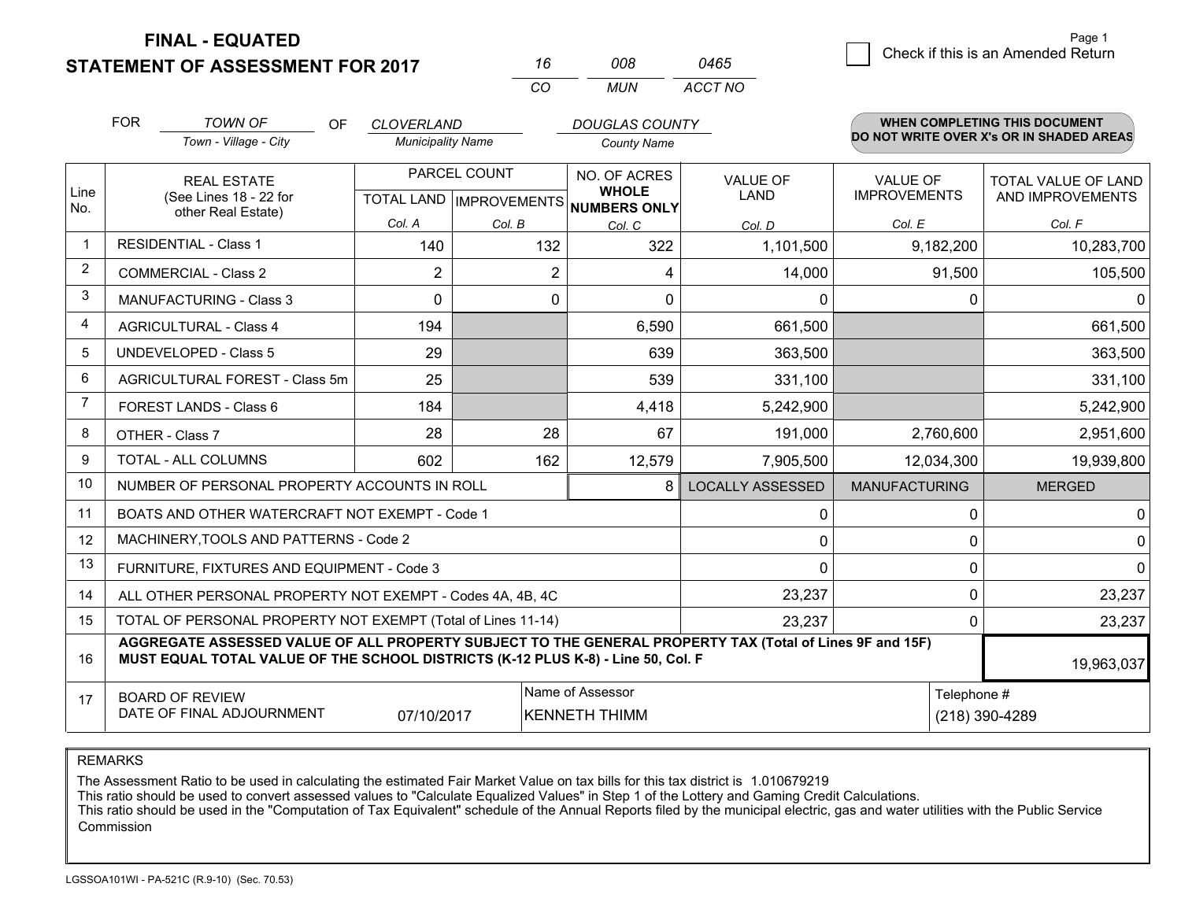**FINAL - EQUATED**
**STATEMENT OF ASSESSMENT FOR 2017**

| 16 | 008 | 0465 |
|---|---|---|
| CO | MUN | ACCT NO |

Check if this is an Amended Return

FOR *TOWN OF* (Town - Village - City) OF *CLOVERLAND* (Municipality Name) *DOUGLAS COUNTY* (County Name)

**WHEN COMPLETING THIS DOCUMENT DO NOT WRITE OVER X's OR IN SHADED AREAS**

| Line No. | REAL ESTATE (See Lines 18 - 22 for other Real Estate) | PARCEL COUNT | | NO. OF ACRES WHOLE NUMBERS ONLY | VALUE OF LAND | VALUE OF IMPROVEMENTS | TOTAL VALUE OF LAND AND IMPROVEMENTS |
|---|---|---|---|---|---|---|---|
| | | TOTAL LAND Col. A | IMPROVEMENTS Col. B | Col. C | Col. D | Col. E | Col. F |
| 1 | RESIDENTIAL - Class 1 | 140 | 132 | 322 | 1,101,500 | 9,182,200 | 10,283,700 |
| 2 | COMMERCIAL - Class 2 | 2 | 2 | 4 | 14,000 | 91,500 | 105,500 |
| 3 | MANUFACTURING - Class 3 | 0 | 0 | 0 | 0 | 0 | 0 |
| 4 | AGRICULTURAL - Class 4 | 194 | | 6,590 | 661,500 | | 661,500 |
| 5 | UNDEVELOPED - Class 5 | 29 | | 639 | 363,500 | | 363,500 |
| 6 | AGRICULTURAL FOREST - Class 5m | 25 | | 539 | 331,100 | | 331,100 |
| 7 | FOREST LANDS - Class 6 | 184 | | 4,418 | 5,242,900 | | 5,242,900 |
| 8 | OTHER - Class 7 | 28 | 28 | 67 | 191,000 | 2,760,600 | 2,951,600 |
| 9 | TOTAL - ALL COLUMNS | 602 | 162 | 12,579 | 7,905,500 | 12,034,300 | 19,939,800 |
| 10 | NUMBER OF PERSONAL PROPERTY ACCOUNTS IN ROLL | | | 8 | LOCALLY ASSESSED | MANUFACTURING | MERGED |
| 11 | BOATS AND OTHER WATERCRAFT NOT EXEMPT - Code 1 | | | | 0 | 0 | 0 |
| 12 | MACHINERY,TOOLS AND PATTERNS - Code 2 | | | | 0 | 0 | 0 |
| 13 | FURNITURE, FIXTURES AND EQUIPMENT - Code 3 | | | | 0 | 0 | 0 |
| 14 | ALL OTHER PERSONAL PROPERTY NOT EXEMPT - Codes 4A, 4B, 4C | | | | 23,237 | 0 | 23,237 |
| 15 | TOTAL OF PERSONAL PROPERTY NOT EXEMPT (Total of Lines 11-14) | | | | 23,237 | 0 | 23,237 |
| 16 | **AGGREGATE ASSESSED VALUE OF ALL PROPERTY SUBJECT TO THE GENERAL PROPERTY TAX (Total of Lines 9F and 15F) MUST EQUAL TOTAL VALUE OF THE SCHOOL DISTRICTS (K-12 PLUS K-8) - Line 50, Col. F** | | | | | | 19,963,037 |
| 17 | BOARD OF REVIEW DATE OF FINAL ADJOURNMENT | 07/10/2017 | Name of Assessor: KENNETH THIMM | | | Telephone #: (218) 390-4289 | |

REMARKS

The Assessment Ratio to be used in calculating the estimated Fair Market Value on tax bills for this tax district is 1.010679219
This ratio should be used to convert assessed values to "Calculate Equalized Values" in Step 1 of the Lottery and Gaming Credit Calculations.
This ratio should be used in the "Computation of Tax Equivalent" schedule of the Annual Reports filed by the municipal electric, gas and water utilities with the Public Service Commission

LGSSOA101WI - PA-521C (R.9-10) (Sec. 70.53)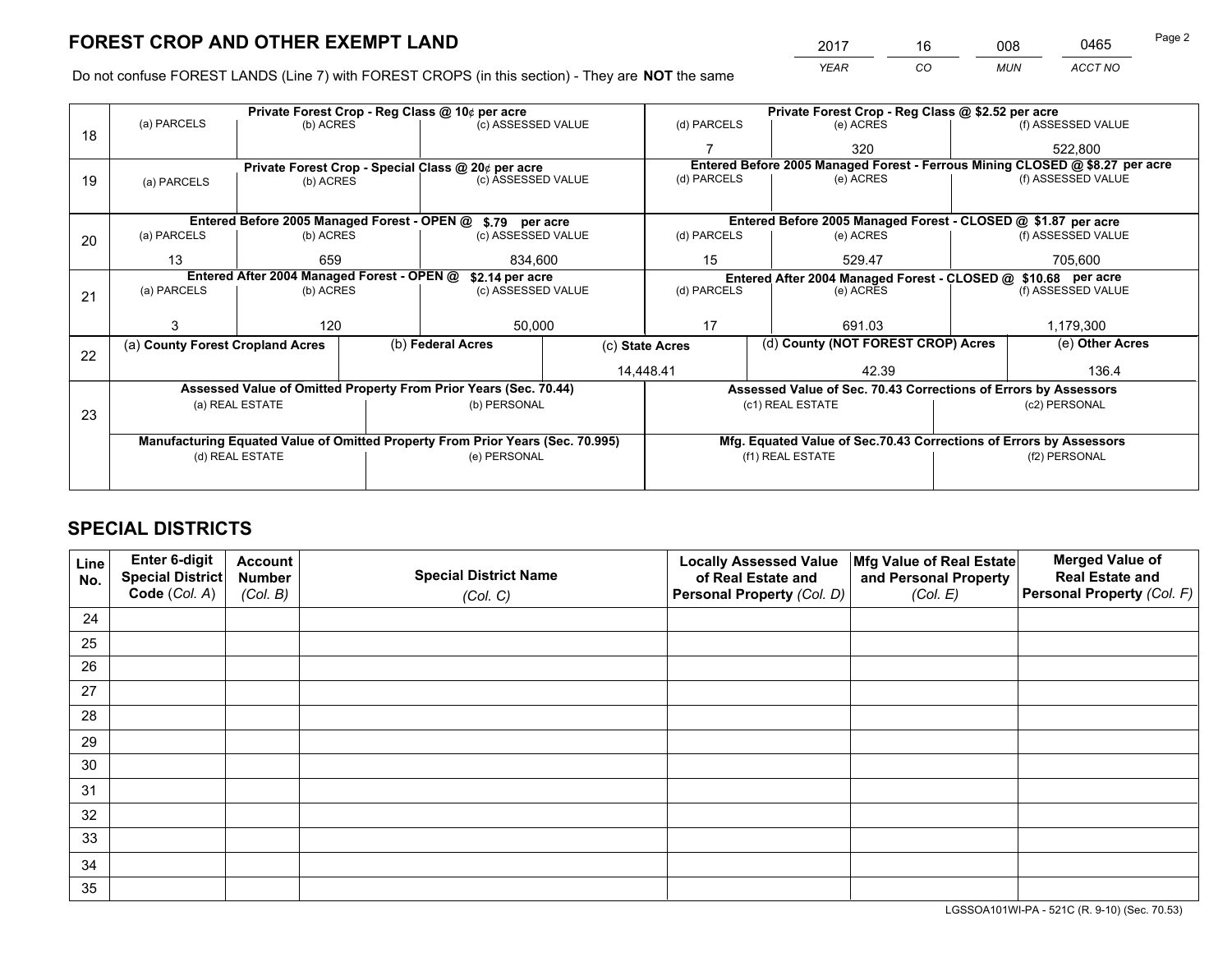# FOREST CROP AND OTHER EXEMPT LAND

| 2017 | 16 | 008 | 0465 |
|---|---|---|---|
| *YEAR* | *CO* | *MUN* | *ACCT NO* |

Do not confuse FOREST LANDS (Line 7) with FOREST CROPS (in this section) - They are **NOT** the same

| Line | Private Forest Crop - Reg Class @ 10¢ per acre | | | Private Forest Crop - Reg Class @ $2.52 per acre | | |
|---|---|---|---|---|---|---|
| 18 | (a) PARCELS | (b) ACRES | (c) ASSESSED VALUE | (d) PARCELS | (e) ACRES | (f) ASSESSED VALUE |
| | | | | 7 | 320 | 522,800 |
| | **Private Forest Crop - Special Class @ 20¢ per acre** | | | **Entered Before 2005 Managed Forest - Ferrous Mining CLOSED @ $8.27 per acre** | | |
| 19 | (a) PARCELS | (b) ACRES | (c) ASSESSED VALUE | (d) PARCELS | (e) ACRES | (f) ASSESSED VALUE |
| | | | | | | |
| | **Entered Before 2005 Managed Forest - OPEN @ $.79 per acre** | | | **Entered Before 2005 Managed Forest - CLOSED @ $1.87 per acre** | | |
| 20 | (a) PARCELS | (b) ACRES | (c) ASSESSED VALUE | (d) PARCELS | (e) ACRES | (f) ASSESSED VALUE |
| | 13 | 659 | 834,600 | 15 | 529.47 | 705,600 |
| | **Entered After 2004 Managed Forest - OPEN @ $2.14 per acre** | | | **Entered After 2004 Managed Forest - CLOSED @ $10.68 per acre** | | |
| 21 | (a) PARCELS | (b) ACRES | (c) ASSESSED VALUE | (d) PARCELS | (e) ACRES | (f) ASSESSED VALUE |
| | 3 | 120 | 50,000 | 17 | 691.03 | 1,179,300 |

| Line | (a) County Forest Cropland Acres | (b) Federal Acres | (c) State Acres | (d) County (NOT FOREST CROP) Acres | (e) Other Acres |
|---|---|---|---|---|---|
| 22 | | | 14,448.41 | 42.39 | 136.4 |

| Line | Assessed Value of Omitted Property From Prior Years (Sec. 70.44) | | Assessed Value of Sec. 70.43 Corrections of Errors by Assessors | |
|---|---|---|---|---|
| 23 | (a) REAL ESTATE | (b) PERSONAL | (c1) REAL ESTATE | (c2) PERSONAL |
| | | | | |
| | **Manufacturing Equated Value of Omitted Property From Prior Years (Sec. 70.995)** | | **Mfg. Equated Value of Sec.70.43 Corrections of Errors by Assessors** | |
| | (d) REAL ESTATE | (e) PERSONAL | (f1) REAL ESTATE | (f2) PERSONAL |
| | | | | |

# SPECIAL DISTRICTS

| Line No. | Enter 6-digit Special District Code (*Col. A*) | Account Number (*Col. B*) | Special District Name (*Col. C*) | Locally Assessed Value of Real Estate and Personal Property (*Col. D*) | Mfg Value of Real Estate and Personal Property (*Col. E*) | Merged Value of Real Estate and Personal Property (*Col. F*) |
|---|---|---|---|---|---|---|
| 24 | | | | | | |
| 25 | | | | | | |
| 26 | | | | | | |
| 27 | | | | | | |
| 28 | | | | | | |
| 29 | | | | | | |
| 30 | | | | | | |
| 31 | | | | | | |
| 32 | | | | | | |
| 33 | | | | | | |
| 34 | | | | | | |
| 35 | | | | | | |

LGSSOA101WI-PA - 521C (R. 9-10) (Sec. 70.53)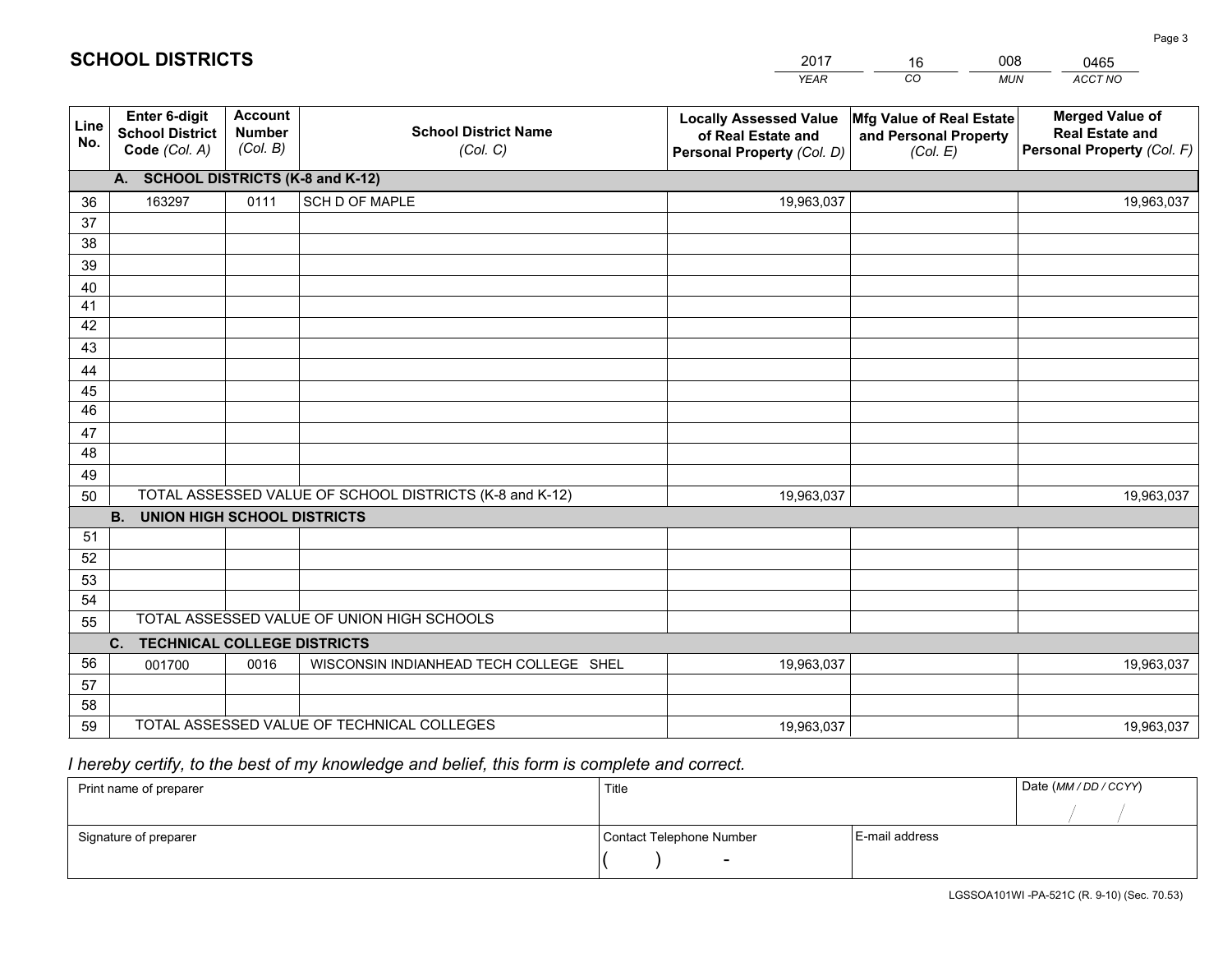# SCHOOL DISTRICTS

| 2017 | 16 | 008 | 0465 |
|---|---|---|---|
| *YEAR* | *CO* | *MUN* | *ACCT NO* |

| Line No. | Enter 6-digit School District Code *(Col. A)* | Account Number *(Col. B)* | School District Name *(Col. C)* | Locally Assessed Value of Real Estate and Personal Property *(Col. D)* | Mfg Value of Real Estate and Personal Property *(Col. E)* | Merged Value of Real Estate and Personal Property *(Col. F)* |
|---|---|---|---|---|---|---|
| | **A. SCHOOL DISTRICTS (K-8 and K-12)** | | | | | |
| 36 | 163297 | 0111 | SCH D OF MAPLE | 19,963,037 | | 19,963,037 |
| 37 | | | | | | |
| 38 | | | | | | |
| 39 | | | | | | |
| 40 | | | | | | |
| 41 | | | | | | |
| 42 | | | | | | |
| 43 | | | | | | |
| 44 | | | | | | |
| 45 | | | | | | |
| 46 | | | | | | |
| 47 | | | | | | |
| 48 | | | | | | |
| 49 | | | | | | |
| 50 | TOTAL ASSESSED VALUE OF SCHOOL DISTRICTS (K-8 and K-12) | | | 19,963,037 | | 19,963,037 |
| | **B. UNION HIGH SCHOOL DISTRICTS** | | | | | |
| 51 | | | | | | |
| 52 | | | | | | |
| 53 | | | | | | |
| 54 | | | | | | |
| 55 | TOTAL ASSESSED VALUE OF UNION HIGH SCHOOLS | | | | | |
| | **C. TECHNICAL COLLEGE DISTRICTS** | | | | | |
| 56 | 001700 | 0016 | WISCONSIN INDIANHEAD TECH COLLEGE SHEL | 19,963,037 | | 19,963,037 |
| 57 | | | | | | |
| 58 | | | | | | |
| 59 | TOTAL ASSESSED VALUE OF TECHNICAL COLLEGES | | | 19,963,037 | | 19,963,037 |

*I hereby certify, to the best of my knowledge and belief, this form is complete and correct.*

| Print name of preparer | Title | | Date *(MM / DD / CCYY)* |
|---|---|---|---|
| | | | / / |
| Signature of preparer | Contact Telephone Number | E-mail address | |
| | ( ) - | | |

LGSSOA101WI -PA-521C (R. 9-10) (Sec. 70.53)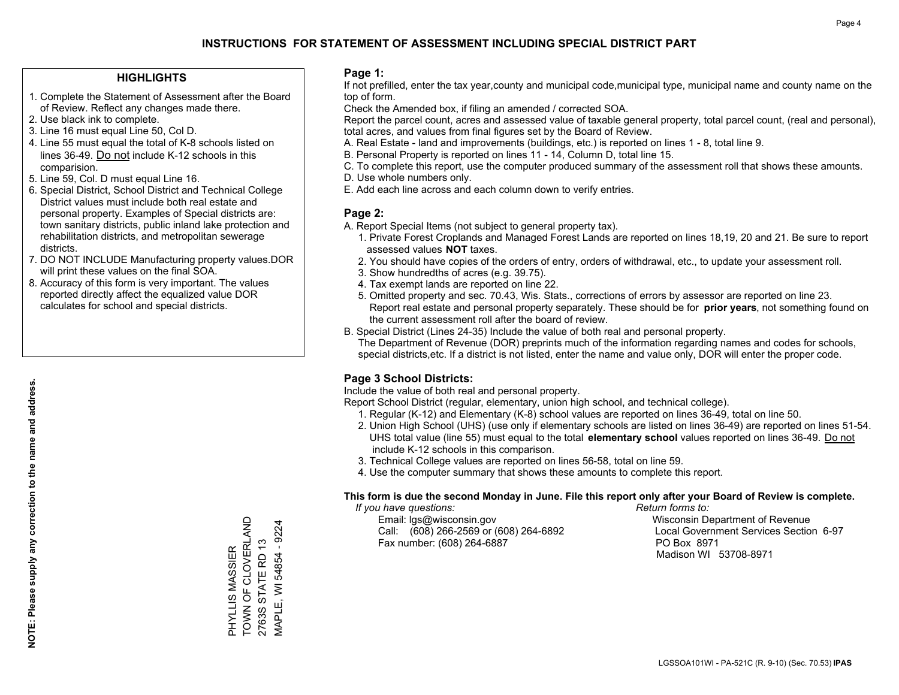# INSTRUCTIONS FOR STATEMENT OF ASSESSMENT INCLUDING SPECIAL DISTRICT PART

## HIGHLIGHTS

1. Complete the Statement of Assessment after the Board of Review. Reflect any changes made there.
2. Use black ink to complete.
3. Line 16 must equal Line 50, Col D.
4. Line 55 must equal the total of K-8 schools listed on lines 36-49. Do not include K-12 schools in this comparision.
5. Line 59, Col. D must equal Line 16.
6. Special District, School District and Technical College District values must include both real estate and personal property. Examples of Special districts are: town sanitary districts, public inland lake protection and rehabilitation districts, and metropolitan sewerage districts.
7. DO NOT INCLUDE Manufacturing property values.DOR will print these values on the final SOA.
8. Accuracy of this form is very important. The values reported directly affect the equalized value DOR calculates for school and special districts.

**NOTE: Please supply any correction to the name and address.**

PHYLLIS MASSIER
TOWN OF CLOVERLAND
2763S STATE RD 13
MAPLE, WI 54854 - 9224

## Page 1:

If not prefilled, enter the tax year,county and municipal code,municipal type, municipal name and county name on the top of form.

Check the Amended box, if filing an amended / corrected SOA.

Report the parcel count, acres and assessed value of taxable general property, total parcel count, (real and personal), total acres, and values from final figures set by the Board of Review.

A. Real Estate - land and improvements (buildings, etc.) is reported on lines 1 - 8, total line 9.
B. Personal Property is reported on lines 11 - 14, Column D, total line 15.
C. To complete this report, use the computer produced summary of the assessment roll that shows these amounts.
D. Use whole numbers only.
E. Add each line across and each column down to verify entries.

## Page 2:

A. Report Special Items (not subject to general property tax).
   1. Private Forest Croplands and Managed Forest Lands are reported on lines 18,19, 20 and 21. Be sure to report assessed values **NOT** taxes.
   2. You should have copies of the orders of entry, orders of withdrawal, etc., to update your assessment roll.
   3. Show hundredths of acres (e.g. 39.75).
   4. Tax exempt lands are reported on line 22.
   5. Omitted property and sec. 70.43, Wis. Stats., corrections of errors by assessor are reported on line 23. Report real estate and personal property separately. These should be for **prior years**, not something found on the current assessment roll after the board of review.
B. Special District (Lines 24-35) Include the value of both real and personal property.
   The Department of Revenue (DOR) preprints much of the information regarding names and codes for schools, special districts,etc. If a district is not listed, enter the name and value only, DOR will enter the proper code.

## Page 3 School Districts:

Include the value of both real and personal property.

Report School District (regular, elementary, union high school, and technical college).

1. Regular (K-12) and Elementary (K-8) school values are reported on lines 36-49, total on line 50.
2. Union High School (UHS) (use only if elementary schools are listed on lines 36-49) are reported on lines 51-54. UHS total value (line 55) must equal to the total **elementary school** values reported on lines 36-49. Do not include K-12 schools in this comparison.
3. Technical College values are reported on lines 56-58, total on line 59.
4. Use the computer summary that shows these amounts to complete this report.

**This form is due the second Monday in June. File this report only after your Board of Review is complete.**

*If you have questions:*
Email: lgs@wisconsin.gov
Call: (608) 266-2569 or (608) 264-6892
Fax number: (608) 264-6887

*Return forms to:*
Wisconsin Department of Revenue
Local Government Services Section 6-97
PO Box 8971
Madison WI 53708-8971

LGSSOA101WI - PA-521C (R. 9-10) (Sec. 70.53) **IPAS**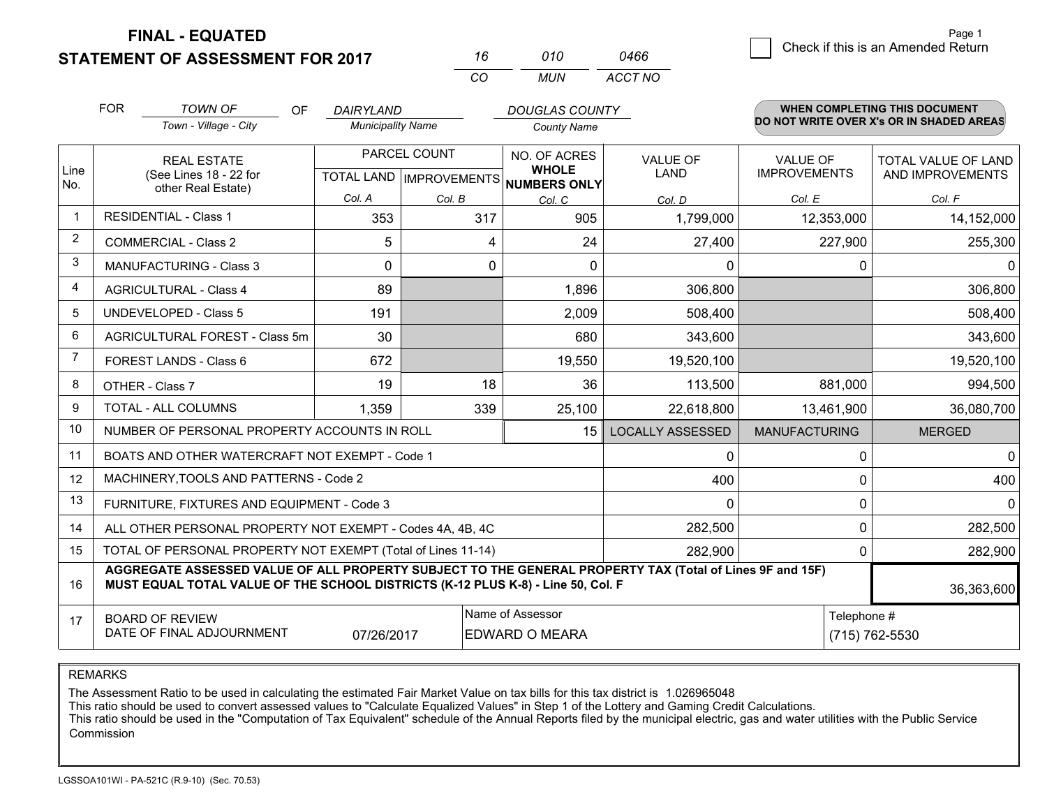**FINAL - EQUATED**
**STATEMENT OF ASSESSMENT FOR 2017**

| 16 | 010 | 0466 |
|---|---|---|
| CO | MUN | ACCT NO |

Page 1

☐ Check if this is an Amended Return

FOR *TOWN OF* (Town - Village - City) OF *DAIRYLAND* (Municipality Name) *DOUGLAS COUNTY* (County Name)

**WHEN COMPLETING THIS DOCUMENT DO NOT WRITE OVER X's OR IN SHADED AREAS**

| Line No. | REAL ESTATE (See Lines 18 - 22 for other Real Estate) | PARCEL COUNT TOTAL LAND Col. A | PARCEL COUNT IMPROVEMENTS Col. B | NO. OF ACRES WHOLE NUMBERS ONLY Col. C | VALUE OF LAND Col. D | VALUE OF IMPROVEMENTS Col. E | TOTAL VALUE OF LAND AND IMPROVEMENTS Col. F |
|---|---|---|---|---|---|---|---|
| 1 | RESIDENTIAL - Class 1 | 353 | 317 | 905 | 1,799,000 | 12,353,000 | 14,152,000 |
| 2 | COMMERCIAL - Class 2 | 5 | 4 | 24 | 27,400 | 227,900 | 255,300 |
| 3 | MANUFACTURING - Class 3 | 0 | 0 | 0 | 0 | 0 | 0 |
| 4 | AGRICULTURAL - Class 4 | 89 | | 1,896 | 306,800 | | 306,800 |
| 5 | UNDEVELOPED - Class 5 | 191 | | 2,009 | 508,400 | | 508,400 |
| 6 | AGRICULTURAL FOREST - Class 5m | 30 | | 680 | 343,600 | | 343,600 |
| 7 | FOREST LANDS - Class 6 | 672 | | 19,550 | 19,520,100 | | 19,520,100 |
| 8 | OTHER - Class 7 | 19 | 18 | 36 | 113,500 | 881,000 | 994,500 |
| 9 | TOTAL - ALL COLUMNS | 1,359 | 339 | 25,100 | 22,618,800 | 13,461,900 | 36,080,700 |
| 10 | NUMBER OF PERSONAL PROPERTY ACCOUNTS IN ROLL | | | 15 | LOCALLY ASSESSED | MANUFACTURING | MERGED |
| 11 | BOATS AND OTHER WATERCRAFT NOT EXEMPT - Code 1 | | | | 0 | 0 | 0 |
| 12 | MACHINERY,TOOLS AND PATTERNS - Code 2 | | | | 400 | 0 | 400 |
| 13 | FURNITURE, FIXTURES AND EQUIPMENT - Code 3 | | | | 0 | 0 | 0 |
| 14 | ALL OTHER PERSONAL PROPERTY NOT EXEMPT - Codes 4A, 4B, 4C | | | | 282,500 | 0 | 282,500 |
| 15 | TOTAL OF PERSONAL PROPERTY NOT EXEMPT (Total of Lines 11-14) | | | | 282,900 | 0 | 282,900 |
| 16 | **AGGREGATE ASSESSED VALUE OF ALL PROPERTY SUBJECT TO THE GENERAL PROPERTY TAX (Total of Lines 9F and 15F) MUST EQUAL TOTAL VALUE OF THE SCHOOL DISTRICTS (K-12 PLUS K-8) - Line 50, Col. F** | | | | | | 36,363,600 |
| 17 | BOARD OF REVIEW DATE OF FINAL ADJOURNMENT | 07/26/2017 | Name of Assessor | EDWARD O MEARA | | Telephone # | (715) 762-5530 |

REMARKS

The Assessment Ratio to be used in calculating the estimated Fair Market Value on tax bills for this tax district is 1.026965048
This ratio should be used to convert assessed values to "Calculate Equalized Values" in Step 1 of the Lottery and Gaming Credit Calculations.
This ratio should be used in the "Computation of Tax Equivalent" schedule of the Annual Reports filed by the municipal electric, gas and water utilities with the Public Service Commission

LGSSOA101WI - PA-521C (R.9-10) (Sec. 70.53)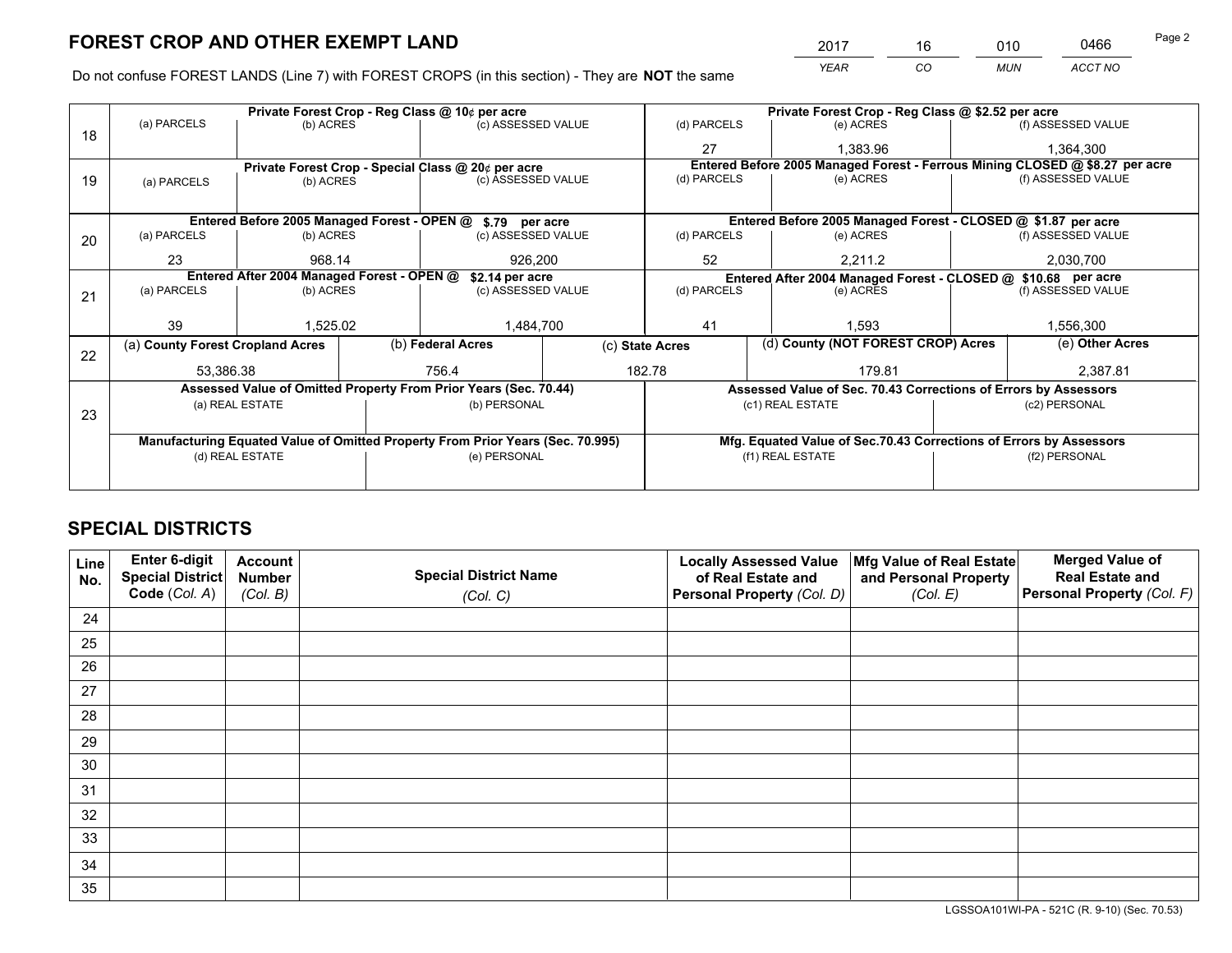# FOREST CROP AND OTHER EXEMPT LAND

| 2017 | 16 | 010 | 0466 |
|---|---|---|---|
| *YEAR* | *CO* | *MUN* | *ACCT NO* |

Do not confuse FOREST LANDS (Line 7) with FOREST CROPS (in this section) - They are **NOT** the same

| Line | Private Forest Crop - Reg Class @ 10¢ per acre | | | Private Forest Crop - Reg Class @ $2.52 per acre | | |
|---|---|---|---|---|---|---|
| | (a) PARCELS | (b) ACRES | (c) ASSESSED VALUE | (d) PARCELS | (e) ACRES | (f) ASSESSED VALUE |
| 18 | | | | 27 | 1,383.96 | 1,364,300 |
| | **Private Forest Crop - Special Class @ 20¢ per acre** | | | **Entered Before 2005 Managed Forest - Ferrous Mining CLOSED @ $8.27 per acre** | | |
| 19 | (a) PARCELS | (b) ACRES | (c) ASSESSED VALUE | (d) PARCELS | (e) ACRES | (f) ASSESSED VALUE |
| | | | | | | |
| | **Entered Before 2005 Managed Forest - OPEN @ $.79 per acre** | | | **Entered Before 2005 Managed Forest - CLOSED @ $1.87 per acre** | | |
| | (a) PARCELS | (b) ACRES | (c) ASSESSED VALUE | (d) PARCELS | (e) ACRES | (f) ASSESSED VALUE |
| 20 | 23 | 968.14 | 926,200 | 52 | 2,211.2 | 2,030,700 |
| | **Entered After 2004 Managed Forest - OPEN @ $2.14 per acre** | | | **Entered After 2004 Managed Forest - CLOSED @ $10.68 per acre** | | |
| | (a) PARCELS | (b) ACRES | (c) ASSESSED VALUE | (d) PARCELS | (e) ACRES | (f) ASSESSED VALUE |
| 21 | 39 | 1,525.02 | 1,484,700 | 41 | 1,593 | 1,556,300 |

| Line | (a) County Forest Cropland Acres | (b) Federal Acres | (c) State Acres | (d) County (NOT FOREST CROP) Acres | (e) Other Acres |
|---|---|---|---|---|---|
| 22 | 53,386.38 | 756.4 | 182.78 | 179.81 | 2,387.81 |

| Line | Assessed Value of Omitted Property From Prior Years (Sec. 70.44) | | Assessed Value of Sec. 70.43 Corrections of Errors by Assessors | |
|---|---|---|---|---|
| 23 | (a) REAL ESTATE | (b) PERSONAL | (c1) REAL ESTATE | (c2) PERSONAL |
| | | | | |
| | **Manufacturing Equated Value of Omitted Property From Prior Years (Sec. 70.995)** | | **Mfg. Equated Value of Sec.70.43 Corrections of Errors by Assessors** | |
| | (d) REAL ESTATE | (e) PERSONAL | (f1) REAL ESTATE | (f2) PERSONAL |
| | | | | |

# SPECIAL DISTRICTS

| Line No. | Enter 6-digit Special District Code (Col. A) | Account Number (Col. B) | Special District Name (Col. C) | Locally Assessed Value of Real Estate and Personal Property (Col. D) | Mfg Value of Real Estate and Personal Property (Col. E) | Merged Value of Real Estate and Personal Property (Col. F) |
|---|---|---|---|---|---|---|
| 24 | | | | | | |
| 25 | | | | | | |
| 26 | | | | | | |
| 27 | | | | | | |
| 28 | | | | | | |
| 29 | | | | | | |
| 30 | | | | | | |
| 31 | | | | | | |
| 32 | | | | | | |
| 33 | | | | | | |
| 34 | | | | | | |
| 35 | | | | | | |

LGSSOA101WI-PA - 521C (R. 9-10) (Sec. 70.53)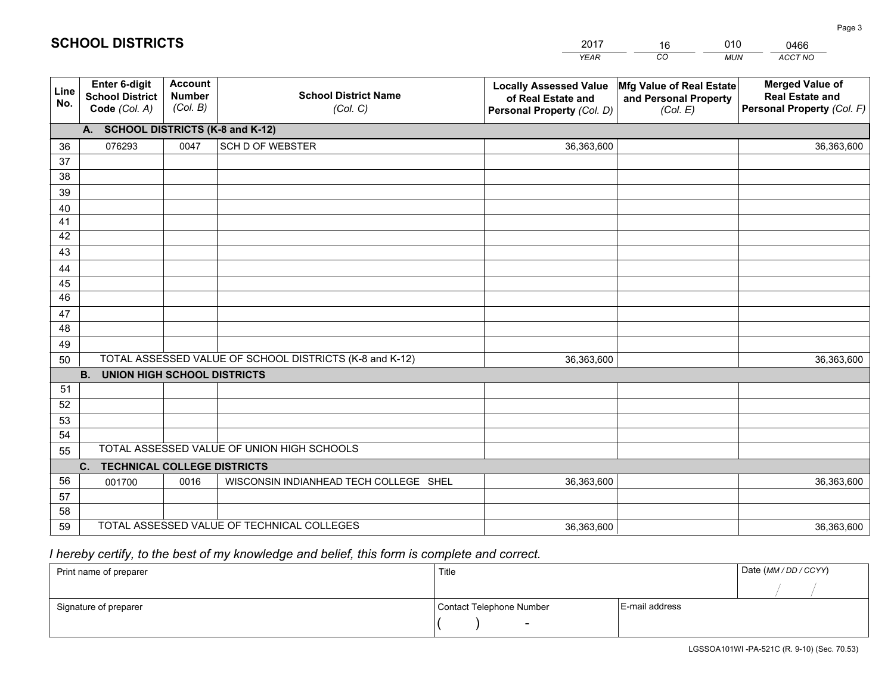# SCHOOL DISTRICTS

| 2017 | 16 | 010 | 0466 |
|---|---|---|---|
| *YEAR* | *CO* | *MUN* | *ACCT NO* |

| Line No. | Enter 6-digit School District Code *(Col. A)* | Account Number *(Col. B)* | School District Name *(Col. C)* | Locally Assessed Value of Real Estate and Personal Property *(Col. D)* | Mfg Value of Real Estate and Personal Property *(Col. E)* | Merged Value of Real Estate and Personal Property *(Col. F)* |
|---|---|---|---|---|---|---|
| **A. SCHOOL DISTRICTS (K-8 and K-12)** | | | | | | |
| 36 | 076293 | 0047 | SCH D OF WEBSTER | 36,363,600 | | 36,363,600 |
| 37 | | | | | | |
| 38 | | | | | | |
| 39 | | | | | | |
| 40 | | | | | | |
| 41 | | | | | | |
| 42 | | | | | | |
| 43 | | | | | | |
| 44 | | | | | | |
| 45 | | | | | | |
| 46 | | | | | | |
| 47 | | | | | | |
| 48 | | | | | | |
| 49 | | | | | | |
| 50 | TOTAL ASSESSED VALUE OF SCHOOL DISTRICTS (K-8 and K-12) | | | 36,363,600 | | 36,363,600 |
| **B. UNION HIGH SCHOOL DISTRICTS** | | | | | | |
| 51 | | | | | | |
| 52 | | | | | | |
| 53 | | | | | | |
| 54 | | | | | | |
| 55 | TOTAL ASSESSED VALUE OF UNION HIGH SCHOOLS | | | | | |
| **C. TECHNICAL COLLEGE DISTRICTS** | | | | | | |
| 56 | 001700 | 0016 | WISCONSIN INDIANHEAD TECH COLLEGE SHEL | 36,363,600 | | 36,363,600 |
| 57 | | | | | | |
| 58 | | | | | | |
| 59 | TOTAL ASSESSED VALUE OF TECHNICAL COLLEGES | | | 36,363,600 | | 36,363,600 |

*I hereby certify, to the best of my knowledge and belief, this form is complete and correct.*

| Print name of preparer | Title | | Date *(MM / DD / CCYY)* |
|---|---|---|---|
| | | | / / |
| Signature of preparer | Contact Telephone Number | E-mail address | |
| | ( ) - | | |

LGSSOA101WI -PA-521C (R. 9-10) (Sec. 70.53)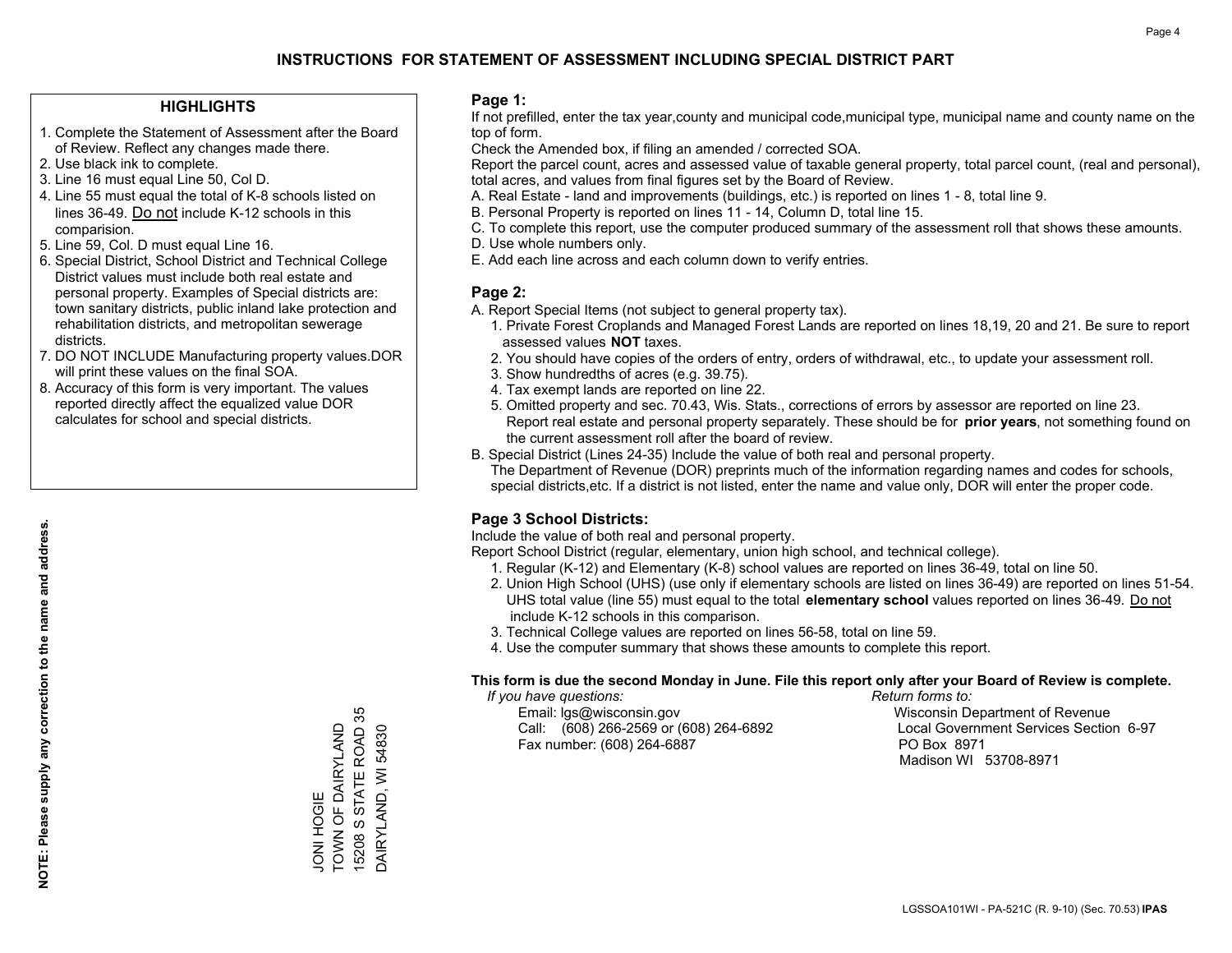# INSTRUCTIONS FOR STATEMENT OF ASSESSMENT INCLUDING SPECIAL DISTRICT PART

## HIGHLIGHTS

1. Complete the Statement of Assessment after the Board of Review. Reflect any changes made there.
2. Use black ink to complete.
3. Line 16 must equal Line 50, Col D.
4. Line 55 must equal the total of K-8 schools listed on lines 36-49. Do not include K-12 schools in this comparision.
5. Line 59, Col. D must equal Line 16.
6. Special District, School District and Technical College District values must include both real estate and personal property. Examples of Special districts are: town sanitary districts, public inland lake protection and rehabilitation districts, and metropolitan sewerage districts.
7. DO NOT INCLUDE Manufacturing property values.DOR will print these values on the final SOA.
8. Accuracy of this form is very important. The values reported directly affect the equalized value DOR calculates for school and special districts.

**NOTE: Please supply any correction to the name and address.**

JONI HOGIE
TOWN OF DAIRYLAND
15208 S STATE ROAD 35
DAIRYLAND, WI 54830

## Page 1:

If not prefilled, enter the tax year,county and municipal code,municipal type, municipal name and county name on the top of form.

Check the Amended box, if filing an amended / corrected SOA.

Report the parcel count, acres and assessed value of taxable general property, total parcel count, (real and personal), total acres, and values from final figures set by the Board of Review.

A. Real Estate - land and improvements (buildings, etc.) is reported on lines 1 - 8, total line 9.
B. Personal Property is reported on lines 11 - 14, Column D, total line 15.
C. To complete this report, use the computer produced summary of the assessment roll that shows these amounts.
D. Use whole numbers only.
E. Add each line across and each column down to verify entries.

## Page 2:

A. Report Special Items (not subject to general property tax).
   1. Private Forest Croplands and Managed Forest Lands are reported on lines 18,19, 20 and 21. Be sure to report assessed values **NOT** taxes.
   2. You should have copies of the orders of entry, orders of withdrawal, etc., to update your assessment roll.
   3. Show hundredths of acres (e.g. 39.75).
   4. Tax exempt lands are reported on line 22.
   5. Omitted property and sec. 70.43, Wis. Stats., corrections of errors by assessor are reported on line 23. Report real estate and personal property separately. These should be for **prior years**, not something found on the current assessment roll after the board of review.
B. Special District (Lines 24-35) Include the value of both real and personal property.
   The Department of Revenue (DOR) preprints much of the information regarding names and codes for schools, special districts,etc. If a district is not listed, enter the name and value only, DOR will enter the proper code.

## Page 3 School Districts:

Include the value of both real and personal property.

Report School District (regular, elementary, union high school, and technical college).

1. Regular (K-12) and Elementary (K-8) school values are reported on lines 36-49, total on line 50.
2. Union High School (UHS) (use only if elementary schools are listed on lines 36-49) are reported on lines 51-54. UHS total value (line 55) must equal to the total **elementary school** values reported on lines 36-49. Do not include K-12 schools in this comparison.
3. Technical College values are reported on lines 56-58, total on line 59.
4. Use the computer summary that shows these amounts to complete this report.

**This form is due the second Monday in June. File this report only after your Board of Review is complete.**

*If you have questions:*
Email: lgs@wisconsin.gov
Call: (608) 266-2569 or (608) 264-6892
Fax number: (608) 264-6887

*Return forms to:*
Wisconsin Department of Revenue
Local Government Services Section 6-97
PO Box 8971
Madison WI 53708-8971

LGSSOA101WI - PA-521C (R. 9-10) (Sec. 70.53) **IPAS**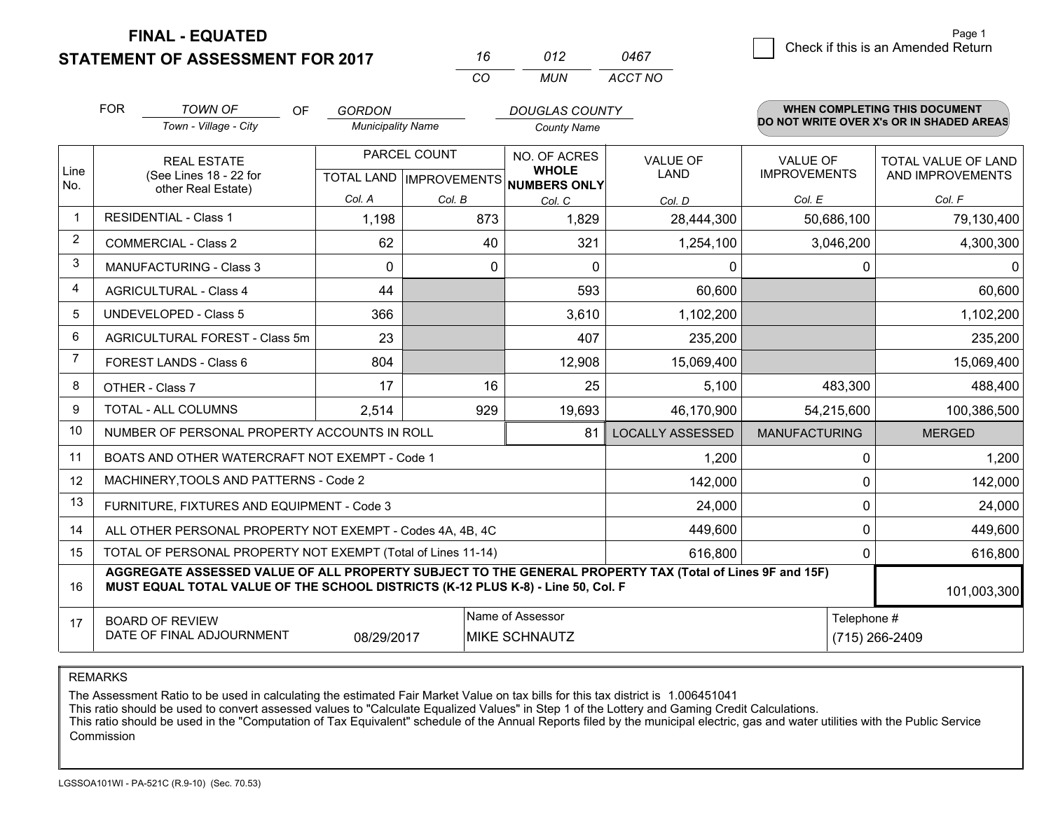# FINAL - EQUATED
# STATEMENT OF ASSESSMENT FOR 2017

| 16 | 012 | 0467 |
|---|---|---|
| CO | MUN | ACCT NO |

Page 1

☐ Check if this is an Amended Return

FOR *TOWN OF* (Town - Village - City) OF *GORDON* (Municipality Name) *DOUGLAS COUNTY* (County Name)

**WHEN COMPLETING THIS DOCUMENT DO NOT WRITE OVER X's OR IN SHADED AREAS**

| Line No. | REAL ESTATE (See Lines 18 - 22 for other Real Estate) | PARCEL COUNT | | NO. OF ACRES WHOLE NUMBERS ONLY | VALUE OF LAND | VALUE OF IMPROVEMENTS | TOTAL VALUE OF LAND AND IMPROVEMENTS |
|---|---|---|---|---|---|---|---|
| | | TOTAL LAND | IMPROVEMENTS | | | | |
| | | Col. A | Col. B | Col. C | Col. D | Col. E | Col. F |
| 1 | RESIDENTIAL - Class 1 | 1,198 | 873 | 1,829 | 28,444,300 | 50,686,100 | 79,130,400 |
| 2 | COMMERCIAL - Class 2 | 62 | 40 | 321 | 1,254,100 | 3,046,200 | 4,300,300 |
| 3 | MANUFACTURING - Class 3 | 0 | 0 | 0 | 0 | 0 | 0 |
| 4 | AGRICULTURAL - Class 4 | 44 | | 593 | 60,600 | | 60,600 |
| 5 | UNDEVELOPED - Class 5 | 366 | | 3,610 | 1,102,200 | | 1,102,200 |
| 6 | AGRICULTURAL FOREST - Class 5m | 23 | | 407 | 235,200 | | 235,200 |
| 7 | FOREST LANDS - Class 6 | 804 | | 12,908 | 15,069,400 | | 15,069,400 |
| 8 | OTHER - Class 7 | 17 | 16 | 25 | 5,100 | 483,300 | 488,400 |
| 9 | TOTAL - ALL COLUMNS | 2,514 | 929 | 19,693 | 46,170,900 | 54,215,600 | 100,386,500 |
| 10 | NUMBER OF PERSONAL PROPERTY ACCOUNTS IN ROLL | | | 81 | LOCALLY ASSESSED | MANUFACTURING | MERGED |
| 11 | BOATS AND OTHER WATERCRAFT NOT EXEMPT - Code 1 | | | | 1,200 | 0 | 1,200 |
| 12 | MACHINERY,TOOLS AND PATTERNS - Code 2 | | | | 142,000 | 0 | 142,000 |
| 13 | FURNITURE, FIXTURES AND EQUIPMENT - Code 3 | | | | 24,000 | 0 | 24,000 |
| 14 | ALL OTHER PERSONAL PROPERTY NOT EXEMPT - Codes 4A, 4B, 4C | | | | 449,600 | 0 | 449,600 |
| 15 | TOTAL OF PERSONAL PROPERTY NOT EXEMPT (Total of Lines 11-14) | | | | 616,800 | 0 | 616,800 |
| 16 | **AGGREGATE ASSESSED VALUE OF ALL PROPERTY SUBJECT TO THE GENERAL PROPERTY TAX (Total of Lines 9F and 15F) MUST EQUAL TOTAL VALUE OF THE SCHOOL DISTRICTS (K-12 PLUS K-8) - Line 50, Col. F** | | | | | | 101,003,300 |
| 17 | BOARD OF REVIEW DATE OF FINAL ADJOURNMENT | 08/29/2017 | | Name of Assessor: MIKE SCHNAUTZ | | Telephone #: (715) 266-2409 | |

REMARKS

The Assessment Ratio to be used in calculating the estimated Fair Market Value on tax bills for this tax district is 1.006451041
This ratio should be used to convert assessed values to "Calculate Equalized Values" in Step 1 of the Lottery and Gaming Credit Calculations.
This ratio should be used in the "Computation of Tax Equivalent" schedule of the Annual Reports filed by the municipal electric, gas and water utilities with the Public Service Commission

LGSSOA101WI - PA-521C (R.9-10) (Sec. 70.53)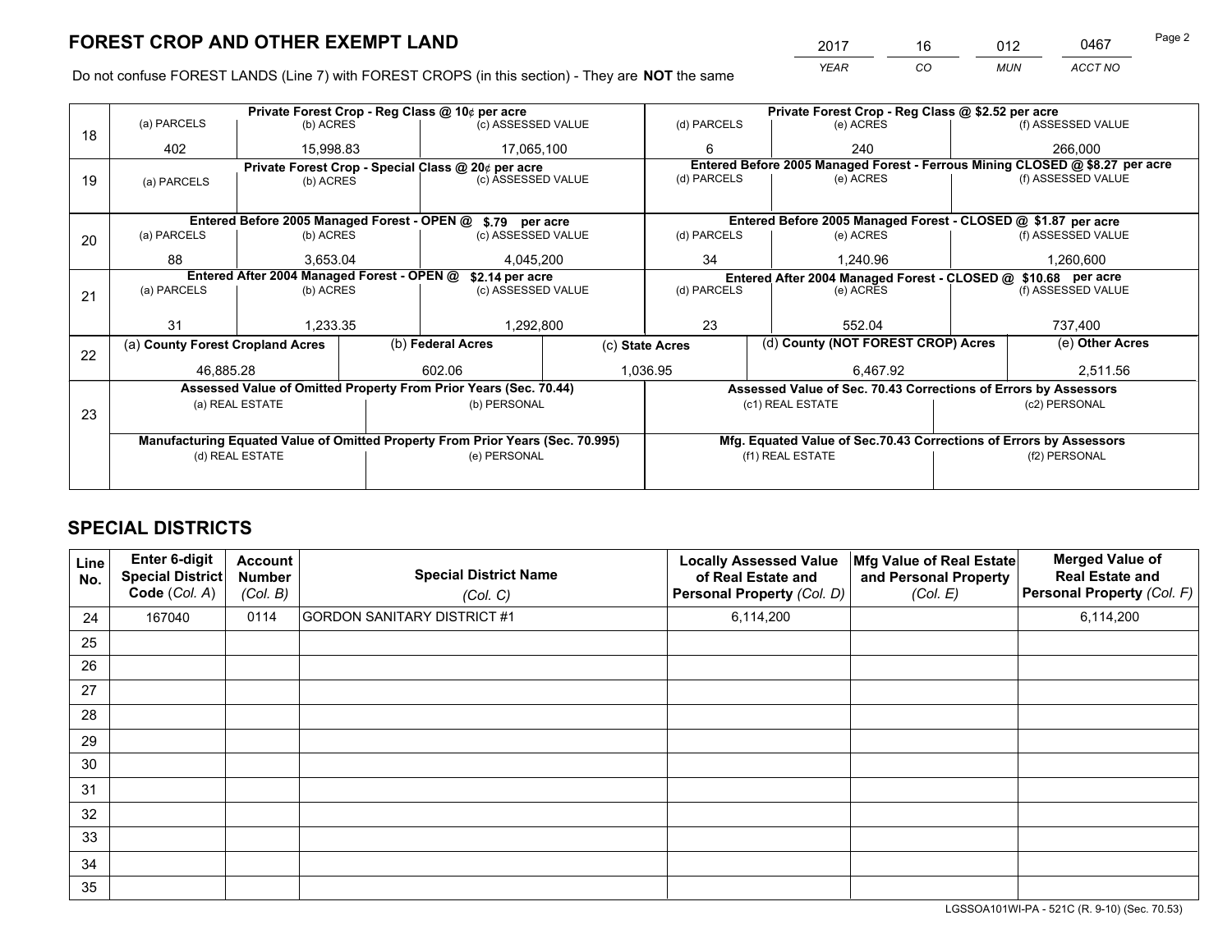# FOREST CROP AND OTHER EXEMPT LAND

| 2017 | 16 | 012 | 0467 |
|---|---|---|---|
| YEAR | CO | MUN | ACCT NO |

Do not confuse FOREST LANDS (Line 7) with FOREST CROPS (in this section) - They are **NOT** the same

| Line | Private Forest Crop - Reg Class @ 10¢ per acre | | | Private Forest Crop - Reg Class @ $2.52 per acre | | |
|---|---|---|---|---|---|---|
| 18 | (a) PARCELS | (b) ACRES | (c) ASSESSED VALUE | (d) PARCELS | (e) ACRES | (f) ASSESSED VALUE |
| | 402 | 15,998.83 | 17,065,100 | 6 | 240 | 266,000 |
| | **Private Forest Crop - Special Class @ 20¢ per acre** | | | **Entered Before 2005 Managed Forest - Ferrous Mining CLOSED @ $8.27 per acre** | | |
| 19 | (a) PARCELS | (b) ACRES | (c) ASSESSED VALUE | (d) PARCELS | (e) ACRES | (f) ASSESSED VALUE |
| | | | | | | |
| | **Entered Before 2005 Managed Forest - OPEN @ $.79 per acre** | | | **Entered Before 2005 Managed Forest - CLOSED @ $1.87 per acre** | | |
| 20 | (a) PARCELS | (b) ACRES | (c) ASSESSED VALUE | (d) PARCELS | (e) ACRES | (f) ASSESSED VALUE |
| | 88 | 3,653.04 | 4,045,200 | 34 | 1,240.96 | 1,260,600 |
| | **Entered After 2004 Managed Forest - OPEN @ $2.14 per acre** | | | **Entered After 2004 Managed Forest - CLOSED @ $10.68 per acre** | | |
| 21 | (a) PARCELS | (b) ACRES | (c) ASSESSED VALUE | (d) PARCELS | (e) ACRES | (f) ASSESSED VALUE |
| | 31 | 1,233.35 | 1,292,800 | 23 | 552.04 | 737,400 |

| Line | (a) County Forest Cropland Acres | (b) Federal Acres | (c) State Acres | (d) County (NOT FOREST CROP) Acres | (e) Other Acres |
|---|---|---|---|---|---|
| 22 | 46,885.28 | 602.06 | 1,036.95 | 6,467.92 | 2,511.56 |

| Line | Assessed Value of Omitted Property From Prior Years (Sec. 70.44) | | Assessed Value of Sec. 70.43 Corrections of Errors by Assessors | |
|---|---|---|---|---|
| 23 | (a) REAL ESTATE | (b) PERSONAL | (c1) REAL ESTATE | (c2) PERSONAL |
| | | | | |
| | **Manufacturing Equated Value of Omitted Property From Prior Years (Sec. 70.995)** | | **Mfg. Equated Value of Sec.70.43 Corrections of Errors by Assessors** | |
| | (d) REAL ESTATE | (e) PERSONAL | (f1) REAL ESTATE | (f2) PERSONAL |
| | | | | |

## SPECIAL DISTRICTS

| Line No. | Enter 6-digit Special District Code (Col. A) | Account Number (Col. B) | Special District Name (Col. C) | Locally Assessed Value of Real Estate and Personal Property (Col. D) | Mfg Value of Real Estate and Personal Property (Col. E) | Merged Value of Real Estate and Personal Property (Col. F) |
|---|---|---|---|---|---|---|
| 24 | 167040 | 0114 | GORDON SANITARY DISTRICT #1 | 6,114,200 | | 6,114,200 |
| 25 | | | | | | |
| 26 | | | | | | |
| 27 | | | | | | |
| 28 | | | | | | |
| 29 | | | | | | |
| 30 | | | | | | |
| 31 | | | | | | |
| 32 | | | | | | |
| 33 | | | | | | |
| 34 | | | | | | |
| 35 | | | | | | |

LGSSOA101WI-PA - 521C (R. 9-10) (Sec. 70.53)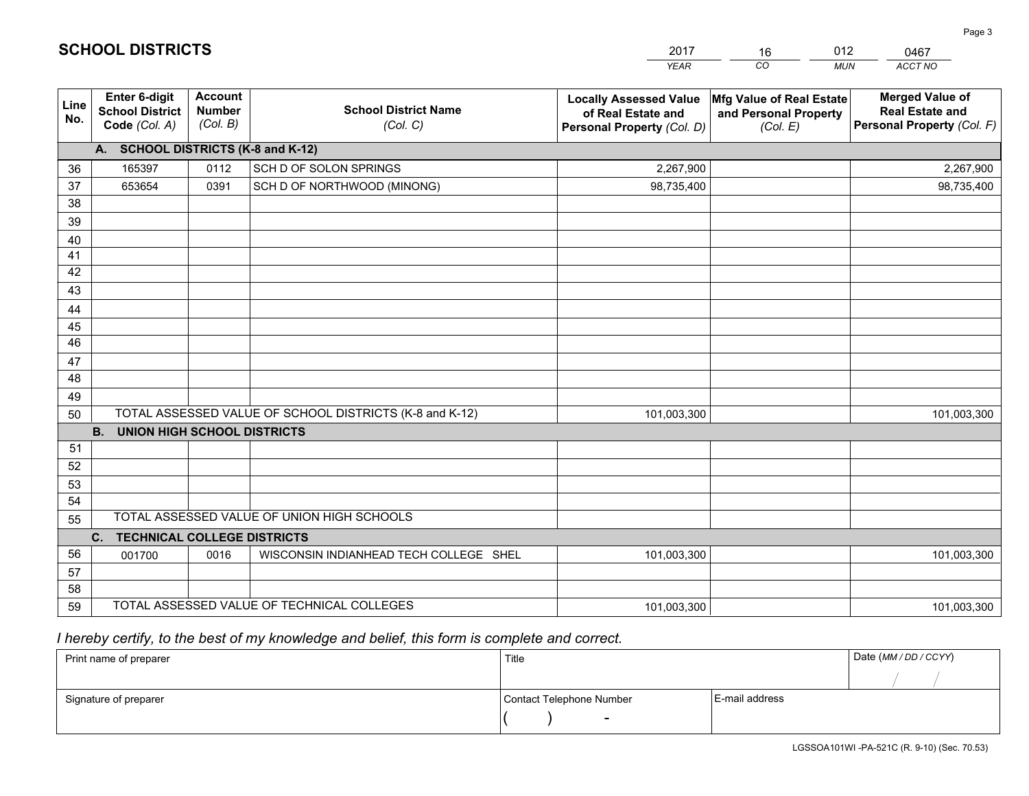# SCHOOL DISTRICTS

| 2017 | 16 | 012 | 0467 |
|---|---|---|---|
| *YEAR* | *CO* | *MUN* | *ACCT NO* |

| Line No. | Enter 6-digit School District Code *(Col. A)* | Account Number *(Col. B)* | School District Name *(Col. C)* | Locally Assessed Value of Real Estate and Personal Property *(Col. D)* | Mfg Value of Real Estate and Personal Property *(Col. E)* | Merged Value of Real Estate and Personal Property *(Col. F)* |
|---|---|---|---|---|---|---|
| | **A. SCHOOL DISTRICTS (K-8 and K-12)** | | | | | |
| 36 | 165397 | 0112 | SCH D OF SOLON SPRINGS | 2,267,900 | | 2,267,900 |
| 37 | 653654 | 0391 | SCH D OF NORTHWOOD (MINONG) | 98,735,400 | | 98,735,400 |
| 38 | | | | | | |
| 39 | | | | | | |
| 40 | | | | | | |
| 41 | | | | | | |
| 42 | | | | | | |
| 43 | | | | | | |
| 44 | | | | | | |
| 45 | | | | | | |
| 46 | | | | | | |
| 47 | | | | | | |
| 48 | | | | | | |
| 49 | | | | | | |
| 50 | TOTAL ASSESSED VALUE OF SCHOOL DISTRICTS (K-8 and K-12) | | | 101,003,300 | | 101,003,300 |
| | **B. UNION HIGH SCHOOL DISTRICTS** | | | | | |
| 51 | | | | | | |
| 52 | | | | | | |
| 53 | | | | | | |
| 54 | | | | | | |
| 55 | TOTAL ASSESSED VALUE OF UNION HIGH SCHOOLS | | | | | |
| | **C. TECHNICAL COLLEGE DISTRICTS** | | | | | |
| 56 | 001700 | 0016 | WISCONSIN INDIANHEAD TECH COLLEGE SHEL | 101,003,300 | | 101,003,300 |
| 57 | | | | | | |
| 58 | | | | | | |
| 59 | TOTAL ASSESSED VALUE OF TECHNICAL COLLEGES | | | 101,003,300 | | 101,003,300 |

*I hereby certify, to the best of my knowledge and belief, this form is complete and correct.*

| Print name of preparer | Title | | Date *(MM / DD / CCYY)* |
|---|---|---|---|
| | | | / / |
| Signature of preparer | Contact Telephone Number | E-mail address | |
| | ( ) - | | |

LGSSOA101WI -PA-521C (R. 9-10) (Sec. 70.53)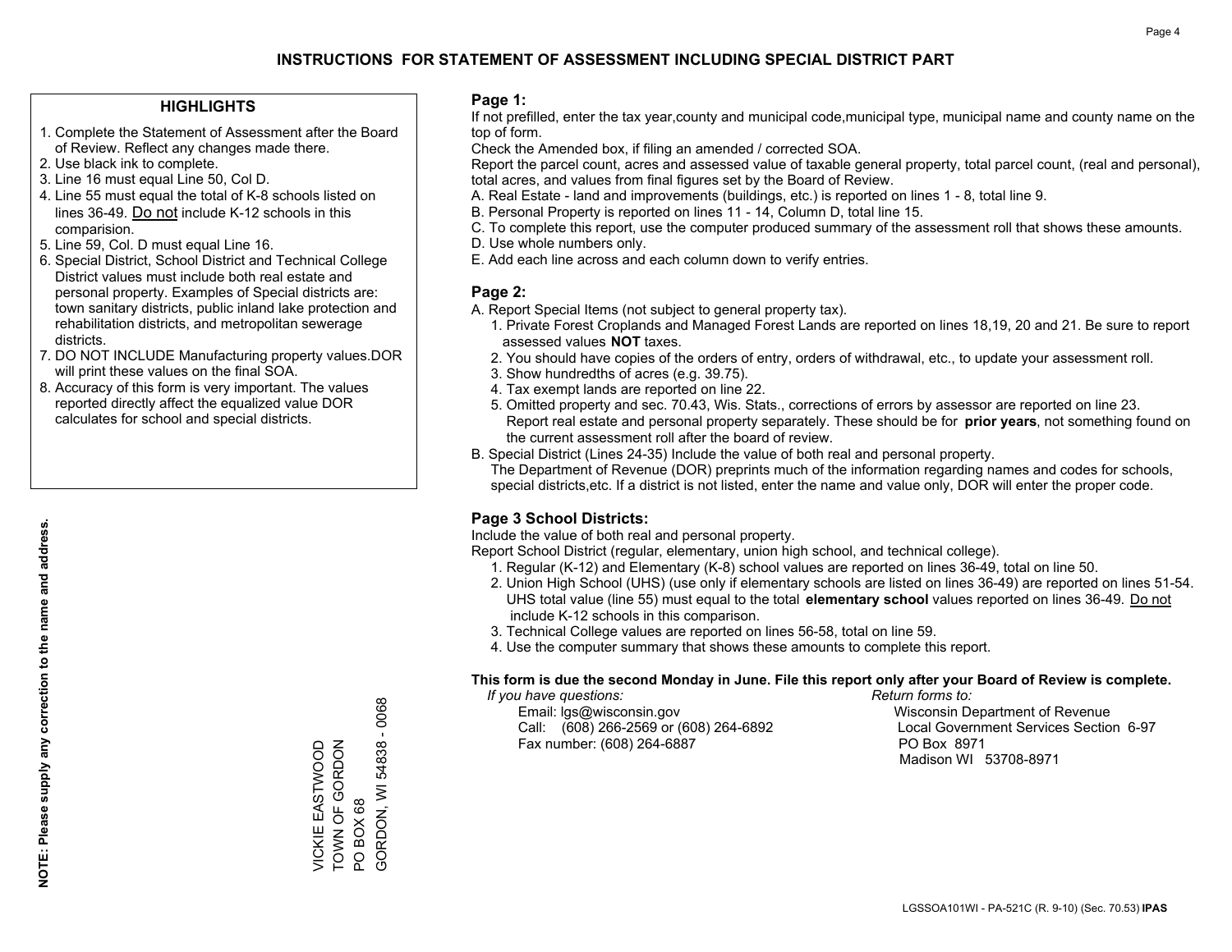# INSTRUCTIONS FOR STATEMENT OF ASSESSMENT INCLUDING SPECIAL DISTRICT PART

## HIGHLIGHTS

1. Complete the Statement of Assessment after the Board of Review. Reflect any changes made there.
2. Use black ink to complete.
3. Line 16 must equal Line 50, Col D.
4. Line 55 must equal the total of K-8 schools listed on lines 36-49. Do not include K-12 schools in this comparision.
5. Line 59, Col. D must equal Line 16.
6. Special District, School District and Technical College District values must include both real estate and personal property. Examples of Special districts are: town sanitary districts, public inland lake protection and rehabilitation districts, and metropolitan sewerage districts.
7. DO NOT INCLUDE Manufacturing property values.DOR will print these values on the final SOA.
8. Accuracy of this form is very important. The values reported directly affect the equalized value DOR calculates for school and special districts.

**NOTE: Please supply any correction to the name and address.**

VICKIE EASTWOOD
TOWN OF GORDON
PO BOX 68
GORDON, WI 54838 - 0068

## Page 1:

If not prefilled, enter the tax year,county and municipal code,municipal type, municipal name and county name on the top of form.

Check the Amended box, if filing an amended / corrected SOA.

Report the parcel count, acres and assessed value of taxable general property, total parcel count, (real and personal), total acres, and values from final figures set by the Board of Review.

A. Real Estate - land and improvements (buildings, etc.) is reported on lines 1 - 8, total line 9.
B. Personal Property is reported on lines 11 - 14, Column D, total line 15.
C. To complete this report, use the computer produced summary of the assessment roll that shows these amounts.
D. Use whole numbers only.
E. Add each line across and each column down to verify entries.

## Page 2:

A. Report Special Items (not subject to general property tax).
   1. Private Forest Croplands and Managed Forest Lands are reported on lines 18,19, 20 and 21. Be sure to report assessed values **NOT** taxes.
   2. You should have copies of the orders of entry, orders of withdrawal, etc., to update your assessment roll.
   3. Show hundredths of acres (e.g. 39.75).
   4. Tax exempt lands are reported on line 22.
   5. Omitted property and sec. 70.43, Wis. Stats., corrections of errors by assessor are reported on line 23. Report real estate and personal property separately. These should be for **prior years**, not something found on the current assessment roll after the board of review.
B. Special District (Lines 24-35) Include the value of both real and personal property.
   The Department of Revenue (DOR) preprints much of the information regarding names and codes for schools, special districts,etc. If a district is not listed, enter the name and value only, DOR will enter the proper code.

## Page 3 School Districts:

Include the value of both real and personal property.

Report School District (regular, elementary, union high school, and technical college).

1. Regular (K-12) and Elementary (K-8) school values are reported on lines 36-49, total on line 50.
2. Union High School (UHS) (use only if elementary schools are listed on lines 36-49) are reported on lines 51-54. UHS total value (line 55) must equal to the total **elementary school** values reported on lines 36-49. Do not include K-12 schools in this comparison.
3. Technical College values are reported on lines 56-58, total on line 59.
4. Use the computer summary that shows these amounts to complete this report.

**This form is due the second Monday in June. File this report only after your Board of Review is complete.**

*If you have questions:*
Email: lgs@wisconsin.gov
Call: (608) 266-2569 or (608) 264-6892
Fax number: (608) 264-6887

*Return forms to:*
Wisconsin Department of Revenue
Local Government Services Section 6-97
PO Box 8971
Madison WI 53708-8971

LGSSOA101WI - PA-521C (R. 9-10) (Sec. 70.53) **IPAS**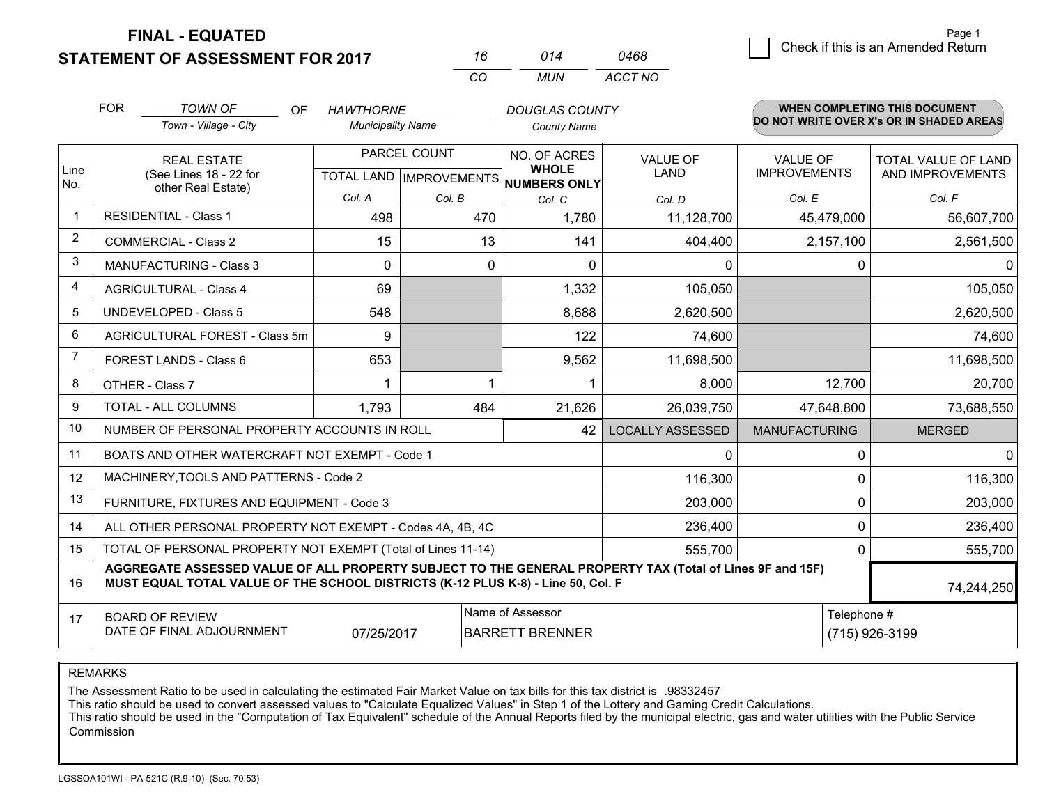# FINAL - EQUATED
## STATEMENT OF ASSESSMENT FOR 2017

| 16 | 014 | 0468 |
|---|---|---|
| CO | MUN | ACCT NO |

Check if this is an Amended Return

FOR *TOWN OF* (Town - Village - City) OF *HAWTHORNE* (Municipality Name) *DOUGLAS COUNTY* (County Name)

**WHEN COMPLETING THIS DOCUMENT DO NOT WRITE OVER X's OR IN SHADED AREAS**

| Line No. | REAL ESTATE (See Lines 18 - 22 for other Real Estate) | PARCEL COUNT TOTAL LAND Col. A | PARCEL COUNT IMPROVEMENTS Col. B | NO. OF ACRES WHOLE NUMBERS ONLY Col. C | VALUE OF LAND Col. D | VALUE OF IMPROVEMENTS Col. E | TOTAL VALUE OF LAND AND IMPROVEMENTS Col. F |
|---|---|---|---|---|---|---|---|
| 1 | RESIDENTIAL - Class 1 | 498 | 470 | 1,780 | 11,128,700 | 45,479,000 | 56,607,700 |
| 2 | COMMERCIAL - Class 2 | 15 | 13 | 141 | 404,400 | 2,157,100 | 2,561,500 |
| 3 | MANUFACTURING - Class 3 | 0 | 0 | 0 | 0 | 0 | 0 |
| 4 | AGRICULTURAL - Class 4 | 69 | | 1,332 | 105,050 | | 105,050 |
| 5 | UNDEVELOPED - Class 5 | 548 | | 8,688 | 2,620,500 | | 2,620,500 |
| 6 | AGRICULTURAL FOREST - Class 5m | 9 | | 122 | 74,600 | | 74,600 |
| 7 | FOREST LANDS - Class 6 | 653 | | 9,562 | 11,698,500 | | 11,698,500 |
| 8 | OTHER - Class 7 | 1 | 1 | 1 | 8,000 | 12,700 | 20,700 |
| 9 | TOTAL - ALL COLUMNS | 1,793 | 484 | 21,626 | 26,039,750 | 47,648,800 | 73,688,550 |
| 10 | NUMBER OF PERSONAL PROPERTY ACCOUNTS IN ROLL | | | 42 | LOCALLY ASSESSED | MANUFACTURING | MERGED |
| 11 | BOATS AND OTHER WATERCRAFT NOT EXEMPT - Code 1 | | | | 0 | 0 | 0 |
| 12 | MACHINERY,TOOLS AND PATTERNS - Code 2 | | | | 116,300 | 0 | 116,300 |
| 13 | FURNITURE, FIXTURES AND EQUIPMENT - Code 3 | | | | 203,000 | 0 | 203,000 |
| 14 | ALL OTHER PERSONAL PROPERTY NOT EXEMPT - Codes 4A, 4B, 4C | | | | 236,400 | 0 | 236,400 |
| 15 | TOTAL OF PERSONAL PROPERTY NOT EXEMPT (Total of Lines 11-14) | | | | 555,700 | 0 | 555,700 |
| 16 | **AGGREGATE ASSESSED VALUE OF ALL PROPERTY SUBJECT TO THE GENERAL PROPERTY TAX (Total of Lines 9F and 15F) MUST EQUAL TOTAL VALUE OF THE SCHOOL DISTRICTS (K-12 PLUS K-8) - Line 50, Col. F** | | | | | | 74,244,250 |
| 17 | BOARD OF REVIEW DATE OF FINAL ADJOURNMENT | 07/25/2017 | Name of Assessor | BARRETT BRENNER | | Telephone # | (715) 926-3199 |

REMARKS

The Assessment Ratio to be used in calculating the estimated Fair Market Value on tax bills for this tax district is .98332457
This ratio should be used to convert assessed values to "Calculate Equalized Values" in Step 1 of the Lottery and Gaming Credit Calculations.
This ratio should be used in the "Computation of Tax Equivalent" schedule of the Annual Reports filed by the municipal electric, gas and water utilities with the Public Service Commission

LGSSOA101WI - PA-521C (R.9-10) (Sec. 70.53)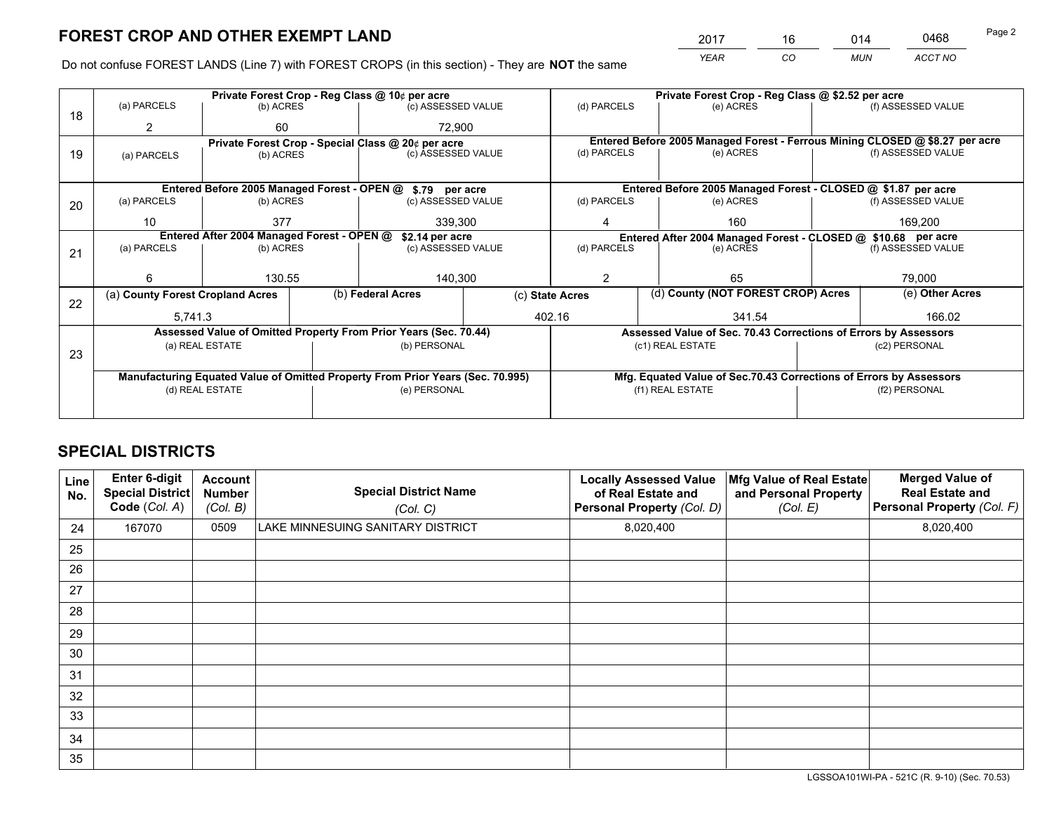# FOREST CROP AND OTHER EXEMPT LAND

| 2017 | 16 | 014 | 0468 |
|---|---|---|---|
| *YEAR* | *CO* | *MUN* | *ACCT NO* |

Do not confuse FOREST LANDS (Line 7) with FOREST CROPS (in this section) - They are **NOT** the same

| Line | Private Forest Crop - Reg Class @ 10¢ per acre | | | Private Forest Crop - Reg Class @ $2.52 per acre | | |
|---|---|---|---|---|---|---|
| | (a) PARCELS | (b) ACRES | (c) ASSESSED VALUE | (d) PARCELS | (e) ACRES | (f) ASSESSED VALUE |
| 18 | 2 | 60 | 72,900 | | | |
| | **Private Forest Crop - Special Class @ 20¢ per acre** | | | **Entered Before 2005 Managed Forest - Ferrous Mining CLOSED @ $8.27 per acre** | | |
| | (a) PARCELS | (b) ACRES | (c) ASSESSED VALUE | (d) PARCELS | (e) ACRES | (f) ASSESSED VALUE |
| 19 | | | | | | |
| | **Entered Before 2005 Managed Forest - OPEN @ $.79 per acre** | | | **Entered Before 2005 Managed Forest - CLOSED @ $1.87 per acre** | | |
| | (a) PARCELS | (b) ACRES | (c) ASSESSED VALUE | (d) PARCELS | (e) ACRES | (f) ASSESSED VALUE |
| 20 | 10 | 377 | 339,300 | 4 | 160 | 169,200 |
| | **Entered After 2004 Managed Forest - OPEN @ $2.14 per acre** | | | **Entered After 2004 Managed Forest - CLOSED @ $10.68 per acre** | | |
| | (a) PARCELS | (b) ACRES | (c) ASSESSED VALUE | (d) PARCELS | (e) ACRES | (f) ASSESSED VALUE |
| 21 | 6 | 130.55 | 140,300 | 2 | 65 | 79,000 |

| Line | (a) County Forest Cropland Acres | (b) Federal Acres | (c) State Acres | (d) County (NOT FOREST CROP) Acres | (e) Other Acres |
|---|---|---|---|---|---|
| 22 | 5,741.3 | | 402.16 | 341.54 | 166.02 |

| Line | Assessed Value of Omitted Property From Prior Years (Sec. 70.44) | | Assessed Value of Sec. 70.43 Corrections of Errors by Assessors | |
|---|---|---|---|---|
| | (a) REAL ESTATE | (b) PERSONAL | (c1) REAL ESTATE | (c2) PERSONAL |
| 23 | | | | |
| | **Manufacturing Equated Value of Omitted Property From Prior Years (Sec. 70.995)** | | **Mfg. Equated Value of Sec.70.43 Corrections of Errors by Assessors** | |
| | (d) REAL ESTATE | (e) PERSONAL | (f1) REAL ESTATE | (f2) PERSONAL |
| | | | | |

# SPECIAL DISTRICTS

| Line No. | Enter 6-digit Special District Code (*Col. A*) | Account Number (*Col. B*) | Special District Name (*Col. C*) | Locally Assessed Value of Real Estate and Personal Property (*Col. D*) | Mfg Value of Real Estate and Personal Property (*Col. E*) | Merged Value of Real Estate and Personal Property (*Col. F*) |
|---|---|---|---|---|---|---|
| 24 | 167070 | 0509 | LAKE MINNESUING SANITARY DISTRICT | 8,020,400 | | 8,020,400 |
| 25 | | | | | | |
| 26 | | | | | | |
| 27 | | | | | | |
| 28 | | | | | | |
| 29 | | | | | | |
| 30 | | | | | | |
| 31 | | | | | | |
| 32 | | | | | | |
| 33 | | | | | | |
| 34 | | | | | | |
| 35 | | | | | | |

LGSSOA101WI-PA - 521C (R. 9-10) (Sec. 70.53)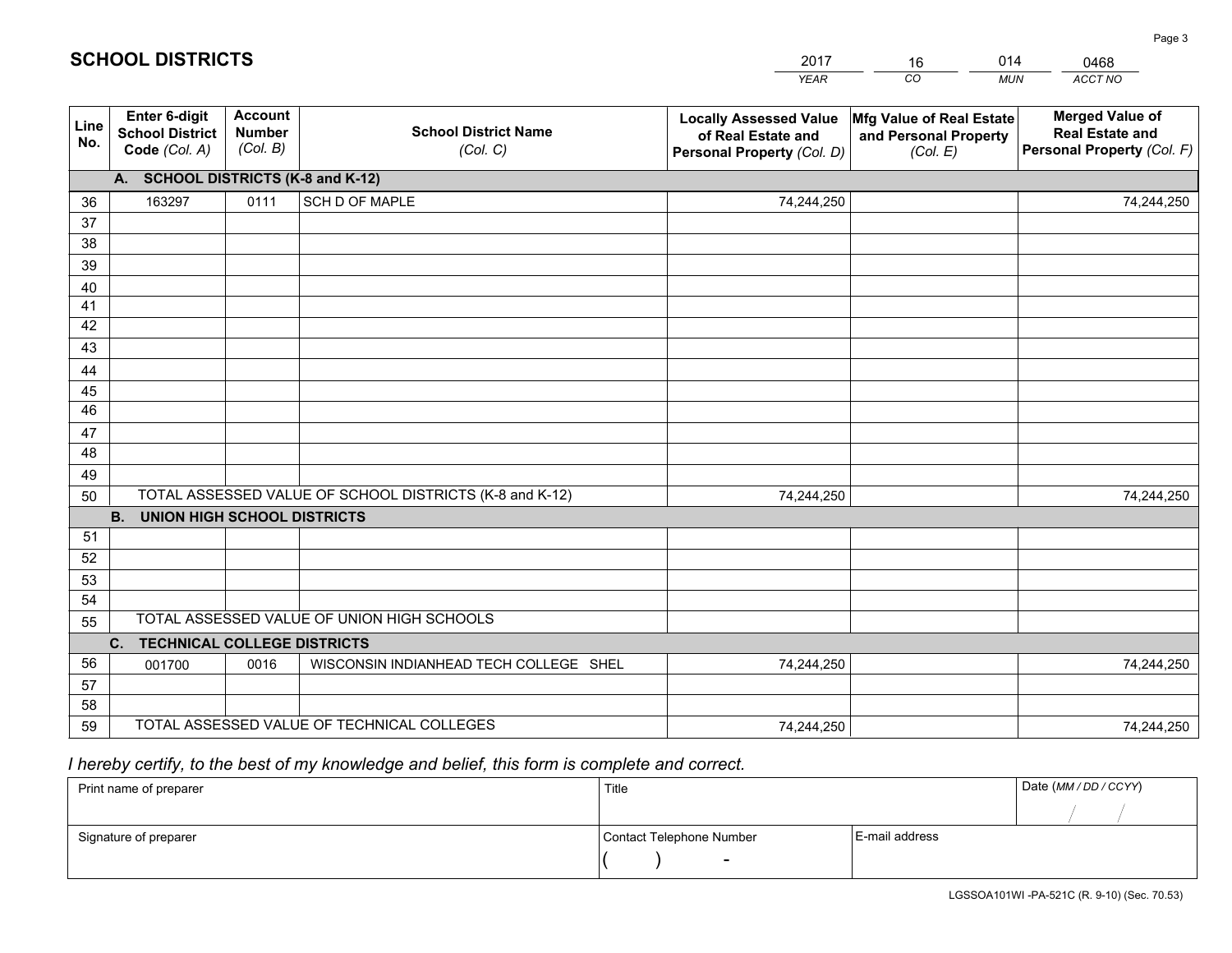# SCHOOL DISTRICTS

| 2017 | 16 | 014 | 0468 |
|---|---|---|---|
| *YEAR* | *CO* | *MUN* | *ACCT NO* |

| Line No. | Enter 6-digit School District Code *(Col. A)* | Account Number *(Col. B)* | School District Name *(Col. C)* | Locally Assessed Value of Real Estate and Personal Property *(Col. D)* | Mfg Value of Real Estate and Personal Property *(Col. E)* | Merged Value of Real Estate and Personal Property *(Col. F)* |
|---|---|---|---|---|---|---|
| | **A. SCHOOL DISTRICTS (K-8 and K-12)** | | | | | |
| 36 | 163297 | 0111 | SCH D OF MAPLE | 74,244,250 | | 74,244,250 |
| 37 | | | | | | |
| 38 | | | | | | |
| 39 | | | | | | |
| 40 | | | | | | |
| 41 | | | | | | |
| 42 | | | | | | |
| 43 | | | | | | |
| 44 | | | | | | |
| 45 | | | | | | |
| 46 | | | | | | |
| 47 | | | | | | |
| 48 | | | | | | |
| 49 | | | | | | |
| 50 | TOTAL ASSESSED VALUE OF SCHOOL DISTRICTS (K-8 and K-12) | | | 74,244,250 | | 74,244,250 |
| | **B. UNION HIGH SCHOOL DISTRICTS** | | | | | |
| 51 | | | | | | |
| 52 | | | | | | |
| 53 | | | | | | |
| 54 | | | | | | |
| 55 | TOTAL ASSESSED VALUE OF UNION HIGH SCHOOLS | | | | | |
| | **C. TECHNICAL COLLEGE DISTRICTS** | | | | | |
| 56 | 001700 | 0016 | WISCONSIN INDIANHEAD TECH COLLEGE SHEL | 74,244,250 | | 74,244,250 |
| 57 | | | | | | |
| 58 | | | | | | |
| 59 | TOTAL ASSESSED VALUE OF TECHNICAL COLLEGES | | | 74,244,250 | | 74,244,250 |

*I hereby certify, to the best of my knowledge and belief, this form is complete and correct.*

| Print name of preparer | Title | | Date *(MM / DD / CCYY)* |
|---|---|---|---|
| | | | / / |
| Signature of preparer | Contact Telephone Number | E-mail address | |
| | ( ) - | | |

LGSSOA101WI -PA-521C (R. 9-10) (Sec. 70.53)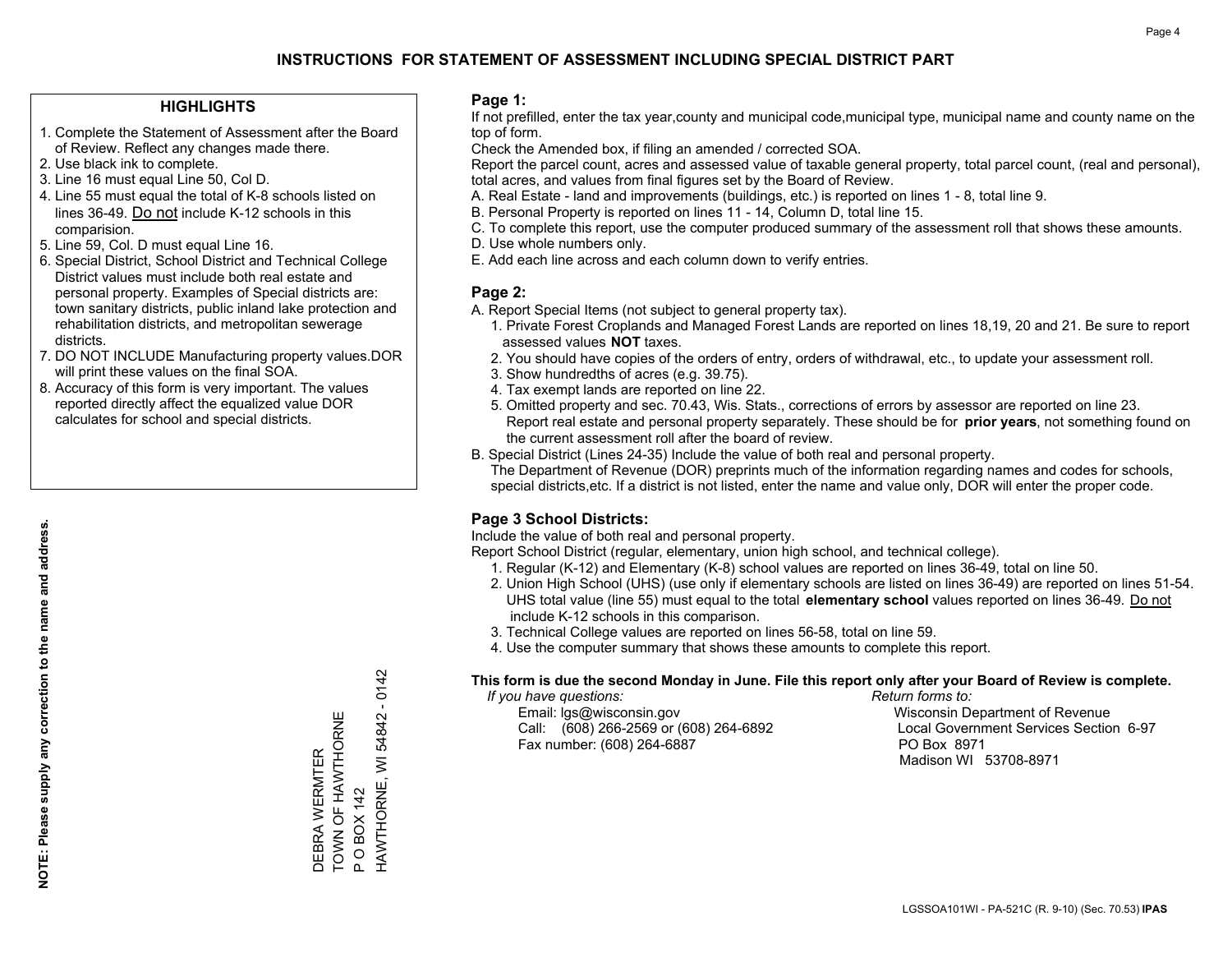# INSTRUCTIONS FOR STATEMENT OF ASSESSMENT INCLUDING SPECIAL DISTRICT PART

## HIGHLIGHTS

1. Complete the Statement of Assessment after the Board of Review. Reflect any changes made there.
2. Use black ink to complete.
3. Line 16 must equal Line 50, Col D.
4. Line 55 must equal the total of K-8 schools listed on lines 36-49. Do not include K-12 schools in this comparision.
5. Line 59, Col. D must equal Line 16.
6. Special District, School District and Technical College District values must include both real estate and personal property. Examples of Special districts are: town sanitary districts, public inland lake protection and rehabilitation districts, and metropolitan sewerage districts.
7. DO NOT INCLUDE Manufacturing property values.DOR will print these values on the final SOA.
8. Accuracy of this form is very important. The values reported directly affect the equalized value DOR calculates for school and special districts.

**NOTE: Please supply any correction to the name and address.**

DEBRA WERMTER
TOWN OF HAWTHORNE
P O BOX 142
HAWTHORNE, WI 54842 - 0142

## Page 1:

If not prefilled, enter the tax year,county and municipal code,municipal type, municipal name and county name on the top of form.

Check the Amended box, if filing an amended / corrected SOA.

Report the parcel count, acres and assessed value of taxable general property, total parcel count, (real and personal), total acres, and values from final figures set by the Board of Review.

A. Real Estate - land and improvements (buildings, etc.) is reported on lines 1 - 8, total line 9.
B. Personal Property is reported on lines 11 - 14, Column D, total line 15.
C. To complete this report, use the computer produced summary of the assessment roll that shows these amounts.
D. Use whole numbers only.
E. Add each line across and each column down to verify entries.

## Page 2:

A. Report Special Items (not subject to general property tax).
   1. Private Forest Croplands and Managed Forest Lands are reported on lines 18,19, 20 and 21. Be sure to report assessed values **NOT** taxes.
   2. You should have copies of the orders of entry, orders of withdrawal, etc., to update your assessment roll.
   3. Show hundredths of acres (e.g. 39.75).
   4. Tax exempt lands are reported on line 22.
   5. Omitted property and sec. 70.43, Wis. Stats., corrections of errors by assessor are reported on line 23. Report real estate and personal property separately. These should be for **prior years**, not something found on the current assessment roll after the board of review.
B. Special District (Lines 24-35) Include the value of both real and personal property.
   The Department of Revenue (DOR) preprints much of the information regarding names and codes for schools, special districts,etc. If a district is not listed, enter the name and value only, DOR will enter the proper code.

## Page 3 School Districts:

Include the value of both real and personal property.

Report School District (regular, elementary, union high school, and technical college).

1. Regular (K-12) and Elementary (K-8) school values are reported on lines 36-49, total on line 50.
2. Union High School (UHS) (use only if elementary schools are listed on lines 36-49) are reported on lines 51-54. UHS total value (line 55) must equal to the total **elementary school** values reported on lines 36-49. Do not include K-12 schools in this comparison.
3. Technical College values are reported on lines 56-58, total on line 59.
4. Use the computer summary that shows these amounts to complete this report.

**This form is due the second Monday in June. File this report only after your Board of Review is complete.**

*If you have questions:*
Email: lgs@wisconsin.gov
Call: (608) 266-2569 or (608) 264-6892
Fax number: (608) 264-6887

*Return forms to:*
Wisconsin Department of Revenue
Local Government Services Section 6-97
PO Box 8971
Madison WI 53708-8971

LGSSOA101WI - PA-521C (R. 9-10) (Sec. 70.53) **IPAS**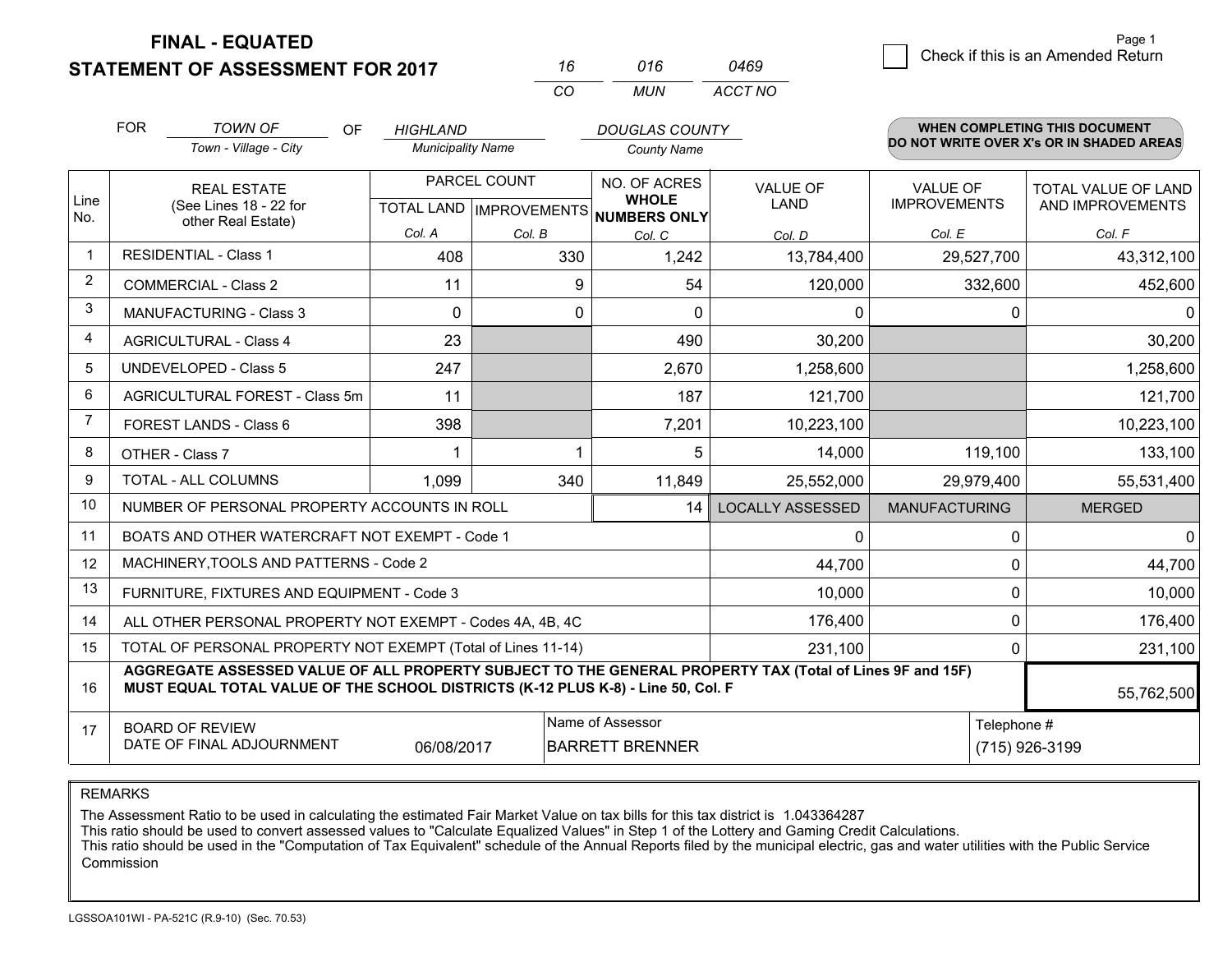**FINAL - EQUATED**
**STATEMENT OF ASSESSMENT FOR 2017**

| 16 | 016 | 0469 |
|---|---|---|
| CO | MUN | ACCT NO |

Page 1

☐ Check if this is an Amended Return

FOR *TOWN OF* (Town - Village - City) OF *HIGHLAND* (Municipality Name) *DOUGLAS COUNTY* (County Name)

**WHEN COMPLETING THIS DOCUMENT DO NOT WRITE OVER X's OR IN SHADED AREAS**

| Line No. | REAL ESTATE (See Lines 18 - 22 for other Real Estate) | PARCEL COUNT TOTAL LAND Col. A | PARCEL COUNT IMPROVEMENTS Col. B | NO. OF ACRES WHOLE NUMBERS ONLY Col. C | VALUE OF LAND Col. D | VALUE OF IMPROVEMENTS Col. E | TOTAL VALUE OF LAND AND IMPROVEMENTS Col. F |
|---|---|---|---|---|---|---|---|
| 1 | RESIDENTIAL - Class 1 | 408 | 330 | 1,242 | 13,784,400 | 29,527,700 | 43,312,100 |
| 2 | COMMERCIAL - Class 2 | 11 | 9 | 54 | 120,000 | 332,600 | 452,600 |
| 3 | MANUFACTURING - Class 3 | 0 | 0 | 0 | 0 | 0 | 0 |
| 4 | AGRICULTURAL - Class 4 | 23 | | 490 | 30,200 | | 30,200 |
| 5 | UNDEVELOPED - Class 5 | 247 | | 2,670 | 1,258,600 | | 1,258,600 |
| 6 | AGRICULTURAL FOREST - Class 5m | 11 | | 187 | 121,700 | | 121,700 |
| 7 | FOREST LANDS - Class 6 | 398 | | 7,201 | 10,223,100 | | 10,223,100 |
| 8 | OTHER - Class 7 | 1 | 1 | 5 | 14,000 | 119,100 | 133,100 |
| 9 | TOTAL - ALL COLUMNS | 1,099 | 340 | 11,849 | 25,552,000 | 29,979,400 | 55,531,400 |
| 10 | NUMBER OF PERSONAL PROPERTY ACCOUNTS IN ROLL | | | 14 | LOCALLY ASSESSED | MANUFACTURING | MERGED |
| 11 | BOATS AND OTHER WATERCRAFT NOT EXEMPT - Code 1 | | | | 0 | 0 | 0 |
| 12 | MACHINERY,TOOLS AND PATTERNS - Code 2 | | | | 44,700 | 0 | 44,700 |
| 13 | FURNITURE, FIXTURES AND EQUIPMENT - Code 3 | | | | 10,000 | 0 | 10,000 |
| 14 | ALL OTHER PERSONAL PROPERTY NOT EXEMPT - Codes 4A, 4B, 4C | | | | 176,400 | 0 | 176,400 |
| 15 | TOTAL OF PERSONAL PROPERTY NOT EXEMPT (Total of Lines 11-14) | | | | 231,100 | 0 | 231,100 |
| 16 | **AGGREGATE ASSESSED VALUE OF ALL PROPERTY SUBJECT TO THE GENERAL PROPERTY TAX (Total of Lines 9F and 15F) MUST EQUAL TOTAL VALUE OF THE SCHOOL DISTRICTS (K-12 PLUS K-8) - Line 50, Col. F** | | | | | | 55,762,500 |
| 17 | BOARD OF REVIEW DATE OF FINAL ADJOURNMENT | 06/08/2017 | Name of Assessor: BARRETT BRENNER | | | Telephone #: (715) 926-3199 | |

REMARKS

The Assessment Ratio to be used in calculating the estimated Fair Market Value on tax bills for this tax district is 1.043364287
This ratio should be used to convert assessed values to "Calculate Equalized Values" in Step 1 of the Lottery and Gaming Credit Calculations.
This ratio should be used in the "Computation of Tax Equivalent" schedule of the Annual Reports filed by the municipal electric, gas and water utilities with the Public Service Commission

LGSSOA101WI - PA-521C (R.9-10) (Sec. 70.53)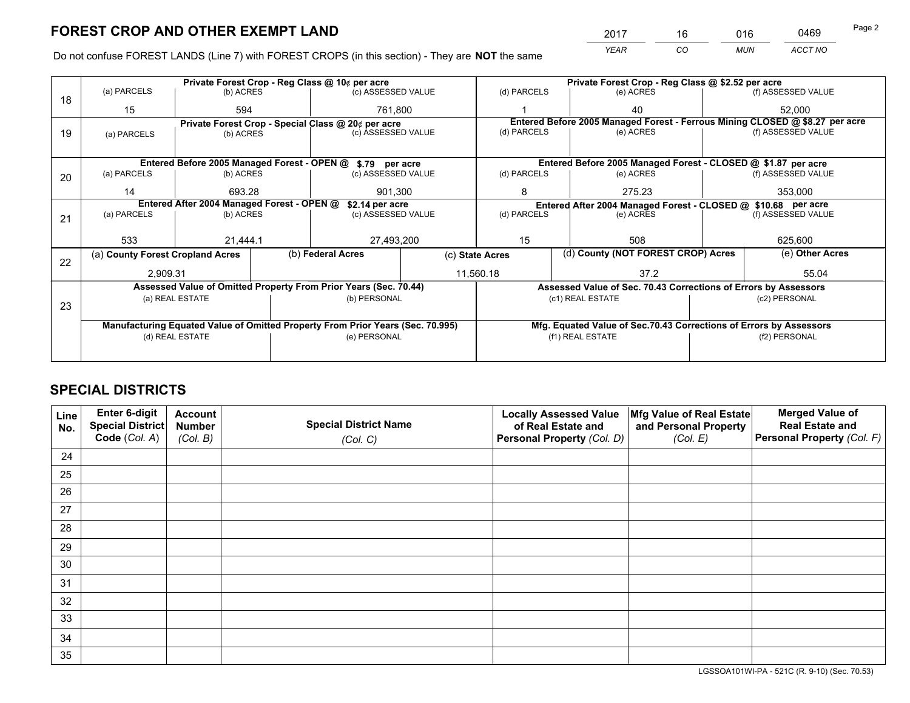# FOREST CROP AND OTHER EXEMPT LAND

| 2017 | 16 | 016 | 0469 |
|---|---|---|---|
| YEAR | CO | MUN | ACCT NO |

Do not confuse FOREST LANDS (Line 7) with FOREST CROPS (in this section) - They are **NOT** the same

| Line | Private Forest Crop - Reg Class @ 10¢ per acre | | | Private Forest Crop - Reg Class @ $2.52 per acre | | |
|---|---|---|---|---|---|---|
| | (a) PARCELS | (b) ACRES | (c) ASSESSED VALUE | (d) PARCELS | (e) ACRES | (f) ASSESSED VALUE |
| 18 | 15 | 594 | 761,800 | 1 | 40 | 52,000 |
| | **Private Forest Crop - Special Class @ 20¢ per acre** | | | **Entered Before 2005 Managed Forest - Ferrous Mining CLOSED @ $8.27 per acre** | | |
| 19 | (a) PARCELS | (b) ACRES | (c) ASSESSED VALUE | (d) PARCELS | (e) ACRES | (f) ASSESSED VALUE |
| | | | | | | |
| | **Entered Before 2005 Managed Forest - OPEN @ $.79 per acre** | | | **Entered Before 2005 Managed Forest - CLOSED @ $1.87 per acre** | | |
| 20 | (a) PARCELS | (b) ACRES | (c) ASSESSED VALUE | (d) PARCELS | (e) ACRES | (f) ASSESSED VALUE |
| | 14 | 693.28 | 901,300 | 8 | 275.23 | 353,000 |
| | **Entered After 2004 Managed Forest - OPEN @ $2.14 per acre** | | | **Entered After 2004 Managed Forest - CLOSED @ $10.68 per acre** | | |
| 21 | (a) PARCELS | (b) ACRES | (c) ASSESSED VALUE | (d) PARCELS | (e) ACRES | (f) ASSESSED VALUE |
| | 533 | 21,444.1 | 27,493,200 | 15 | 508 | 625,600 |

| Line | (a) County Forest Cropland Acres | (b) Federal Acres | (c) State Acres | (d) County (NOT FOREST CROP) Acres | (e) Other Acres |
|---|---|---|---|---|---|
| 22 | 2,909.31 | | 11,560.18 | 37.2 | 55.04 |

| Line | Assessed Value of Omitted Property From Prior Years (Sec. 70.44) | | Assessed Value of Sec. 70.43 Corrections of Errors by Assessors | |
|---|---|---|---|---|
| 23 | (a) REAL ESTATE | (b) PERSONAL | (c1) REAL ESTATE | (c2) PERSONAL |
| | | | | |
| | **Manufacturing Equated Value of Omitted Property From Prior Years (Sec. 70.995)** | | **Mfg. Equated Value of Sec.70.43 Corrections of Errors by Assessors** | |
| | (d) REAL ESTATE | (e) PERSONAL | (f1) REAL ESTATE | (f2) PERSONAL |
| | | | | |

## SPECIAL DISTRICTS

| Line No. | Enter 6-digit Special District Code (Col. A) | Account Number (Col. B) | Special District Name (Col. C) | Locally Assessed Value of Real Estate and Personal Property (Col. D) | Mfg Value of Real Estate and Personal Property (Col. E) | Merged Value of Real Estate and Personal Property (Col. F) |
|---|---|---|---|---|---|---|
| 24 | | | | | | |
| 25 | | | | | | |
| 26 | | | | | | |
| 27 | | | | | | |
| 28 | | | | | | |
| 29 | | | | | | |
| 30 | | | | | | |
| 31 | | | | | | |
| 32 | | | | | | |
| 33 | | | | | | |
| 34 | | | | | | |
| 35 | | | | | | |

LGSSOA101WI-PA - 521C (R. 9-10) (Sec. 70.53)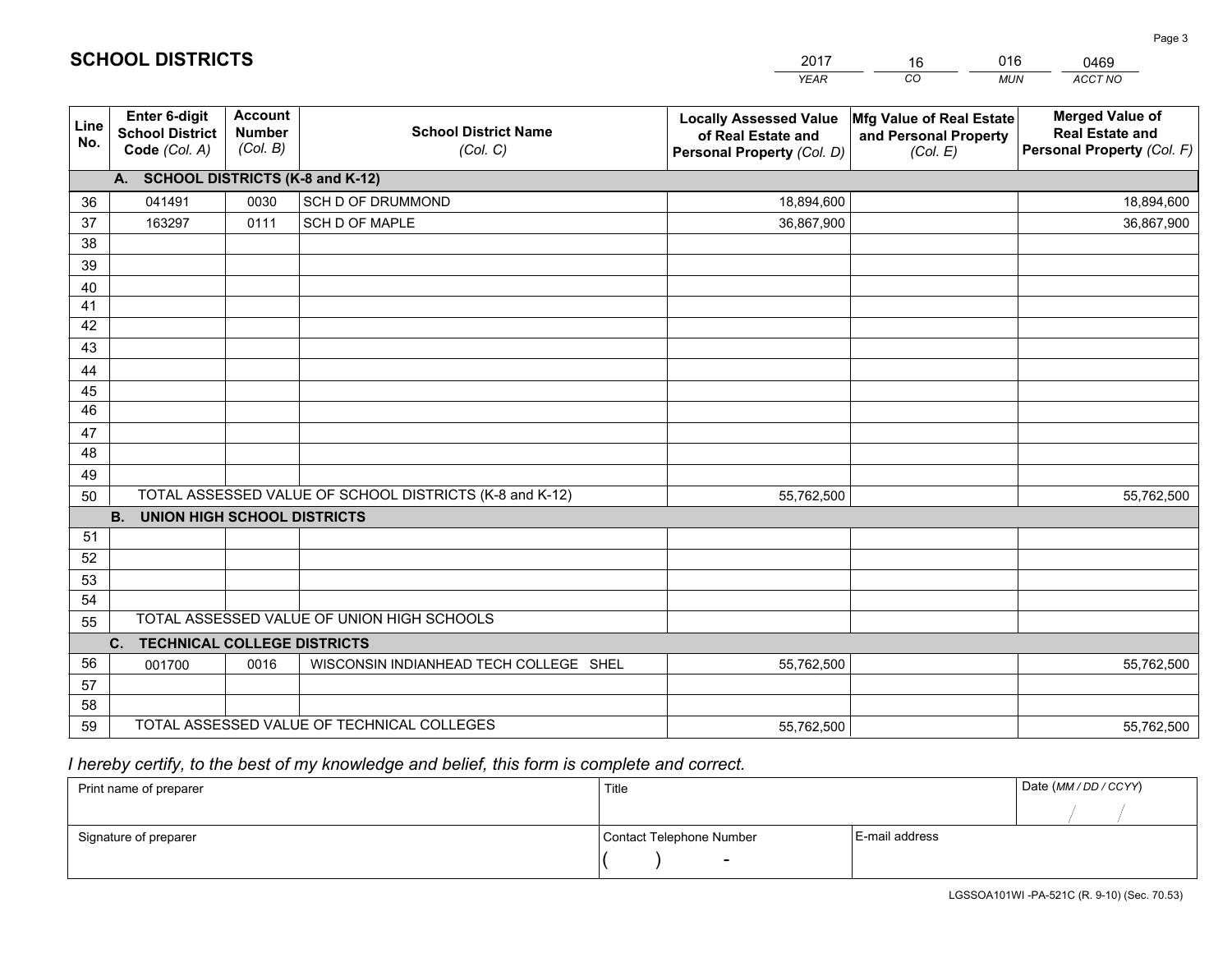# SCHOOL DISTRICTS

| 2017 | 16 | 016 | 0469 |
|---|---|---|---|
| *YEAR* | *CO* | *MUN* | *ACCT NO* |

| Line No. | Enter 6-digit School District Code *(Col. A)* | Account Number *(Col. B)* | School District Name *(Col. C)* | Locally Assessed Value of Real Estate and Personal Property *(Col. D)* | Mfg Value of Real Estate and Personal Property *(Col. E)* | Merged Value of Real Estate and Personal Property *(Col. F)* |
|---|---|---|---|---|---|---|
| | **A. SCHOOL DISTRICTS (K-8 and K-12)** | | | | | |
| 36 | 041491 | 0030 | SCH D OF DRUMMOND | 18,894,600 | | 18,894,600 |
| 37 | 163297 | 0111 | SCH D OF MAPLE | 36,867,900 | | 36,867,900 |
| 38 | | | | | | |
| 39 | | | | | | |
| 40 | | | | | | |
| 41 | | | | | | |
| 42 | | | | | | |
| 43 | | | | | | |
| 44 | | | | | | |
| 45 | | | | | | |
| 46 | | | | | | |
| 47 | | | | | | |
| 48 | | | | | | |
| 49 | | | | | | |
| 50 | TOTAL ASSESSED VALUE OF SCHOOL DISTRICTS (K-8 and K-12) | | | 55,762,500 | | 55,762,500 |
| | **B. UNION HIGH SCHOOL DISTRICTS** | | | | | |
| 51 | | | | | | |
| 52 | | | | | | |
| 53 | | | | | | |
| 54 | | | | | | |
| 55 | TOTAL ASSESSED VALUE OF UNION HIGH SCHOOLS | | | | | |
| | **C. TECHNICAL COLLEGE DISTRICTS** | | | | | |
| 56 | 001700 | 0016 | WISCONSIN INDIANHEAD TECH COLLEGE SHEL | 55,762,500 | | 55,762,500 |
| 57 | | | | | | |
| 58 | | | | | | |
| 59 | TOTAL ASSESSED VALUE OF TECHNICAL COLLEGES | | | 55,762,500 | | 55,762,500 |

*I hereby certify, to the best of my knowledge and belief, this form is complete and correct.*

| Print name of preparer | Title | | Date *(MM / DD / CCYY)* |
|---|---|---|---|
| | | | / / |
| Signature of preparer | Contact Telephone Number | E-mail address | |
| | ( ) - | | |

LGSSOA101WI -PA-521C (R. 9-10) (Sec. 70.53)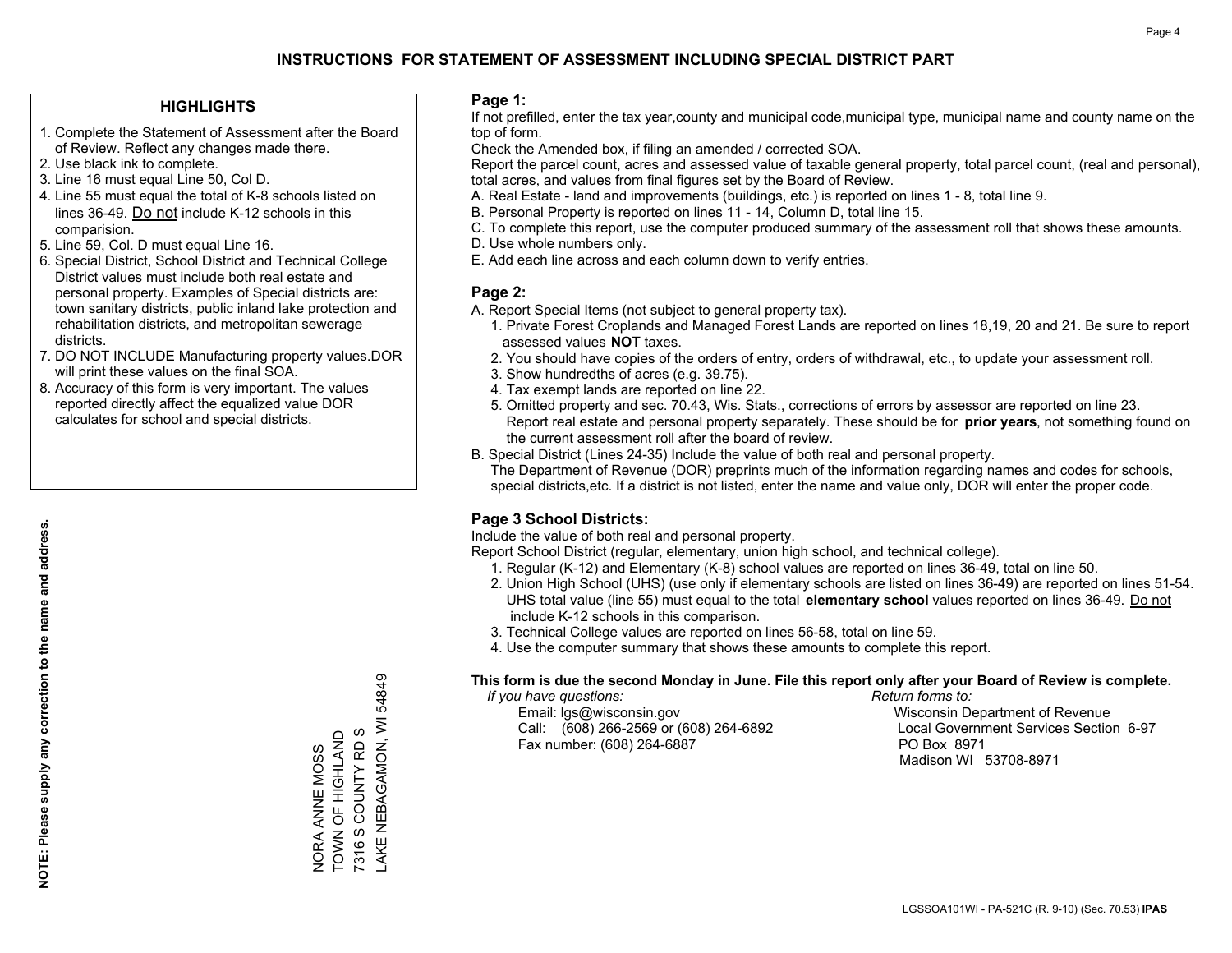# INSTRUCTIONS FOR STATEMENT OF ASSESSMENT INCLUDING SPECIAL DISTRICT PART

## HIGHLIGHTS

1. Complete the Statement of Assessment after the Board of Review. Reflect any changes made there.
2. Use black ink to complete.
3. Line 16 must equal Line 50, Col D.
4. Line 55 must equal the total of K-8 schools listed on lines 36-49. Do not include K-12 schools in this comparision.
5. Line 59, Col. D must equal Line 16.
6. Special District, School District and Technical College District values must include both real estate and personal property. Examples of Special districts are: town sanitary districts, public inland lake protection and rehabilitation districts, and metropolitan sewerage districts.
7. DO NOT INCLUDE Manufacturing property values.DOR will print these values on the final SOA.
8. Accuracy of this form is very important. The values reported directly affect the equalized value DOR calculates for school and special districts.

**NOTE: Please supply any correction to the name and address.**

NORA ANNE MOSS
TOWN OF HIGHLAND
7316 S COUNTY RD S
LAKE NEBAGAMON, WI 54849

## Page 1:

If not prefilled, enter the tax year,county and municipal code,municipal type, municipal name and county name on the top of form.

Check the Amended box, if filing an amended / corrected SOA.

Report the parcel count, acres and assessed value of taxable general property, total parcel count, (real and personal), total acres, and values from final figures set by the Board of Review.

A. Real Estate - land and improvements (buildings, etc.) is reported on lines 1 - 8, total line 9.
B. Personal Property is reported on lines 11 - 14, Column D, total line 15.
C. To complete this report, use the computer produced summary of the assessment roll that shows these amounts.
D. Use whole numbers only.
E. Add each line across and each column down to verify entries.

## Page 2:

A. Report Special Items (not subject to general property tax).
   1. Private Forest Croplands and Managed Forest Lands are reported on lines 18,19, 20 and 21. Be sure to report assessed values **NOT** taxes.
   2. You should have copies of the orders of entry, orders of withdrawal, etc., to update your assessment roll.
   3. Show hundredths of acres (e.g. 39.75).
   4. Tax exempt lands are reported on line 22.
   5. Omitted property and sec. 70.43, Wis. Stats., corrections of errors by assessor are reported on line 23. Report real estate and personal property separately. These should be for **prior years**, not something found on the current assessment roll after the board of review.
B. Special District (Lines 24-35) Include the value of both real and personal property. The Department of Revenue (DOR) preprints much of the information regarding names and codes for schools, special districts,etc. If a district is not listed, enter the name and value only, DOR will enter the proper code.

## Page 3 School Districts:

Include the value of both real and personal property.

Report School District (regular, elementary, union high school, and technical college).

1. Regular (K-12) and Elementary (K-8) school values are reported on lines 36-49, total on line 50.
2. Union High School (UHS) (use only if elementary schools are listed on lines 36-49) are reported on lines 51-54. UHS total value (line 55) must equal to the total **elementary school** values reported on lines 36-49. Do not include K-12 schools in this comparison.
3. Technical College values are reported on lines 56-58, total on line 59.
4. Use the computer summary that shows these amounts to complete this report.

**This form is due the second Monday in June. File this report only after your Board of Review is complete.**

*If you have questions:*
Email: lgs@wisconsin.gov
Call: (608) 266-2569 or (608) 264-6892
Fax number: (608) 264-6887

*Return forms to:*
Wisconsin Department of Revenue
Local Government Services Section 6-97
PO Box 8971
Madison WI 53708-8971

LGSSOA101WI - PA-521C (R. 9-10) (Sec. 70.53) **IPAS**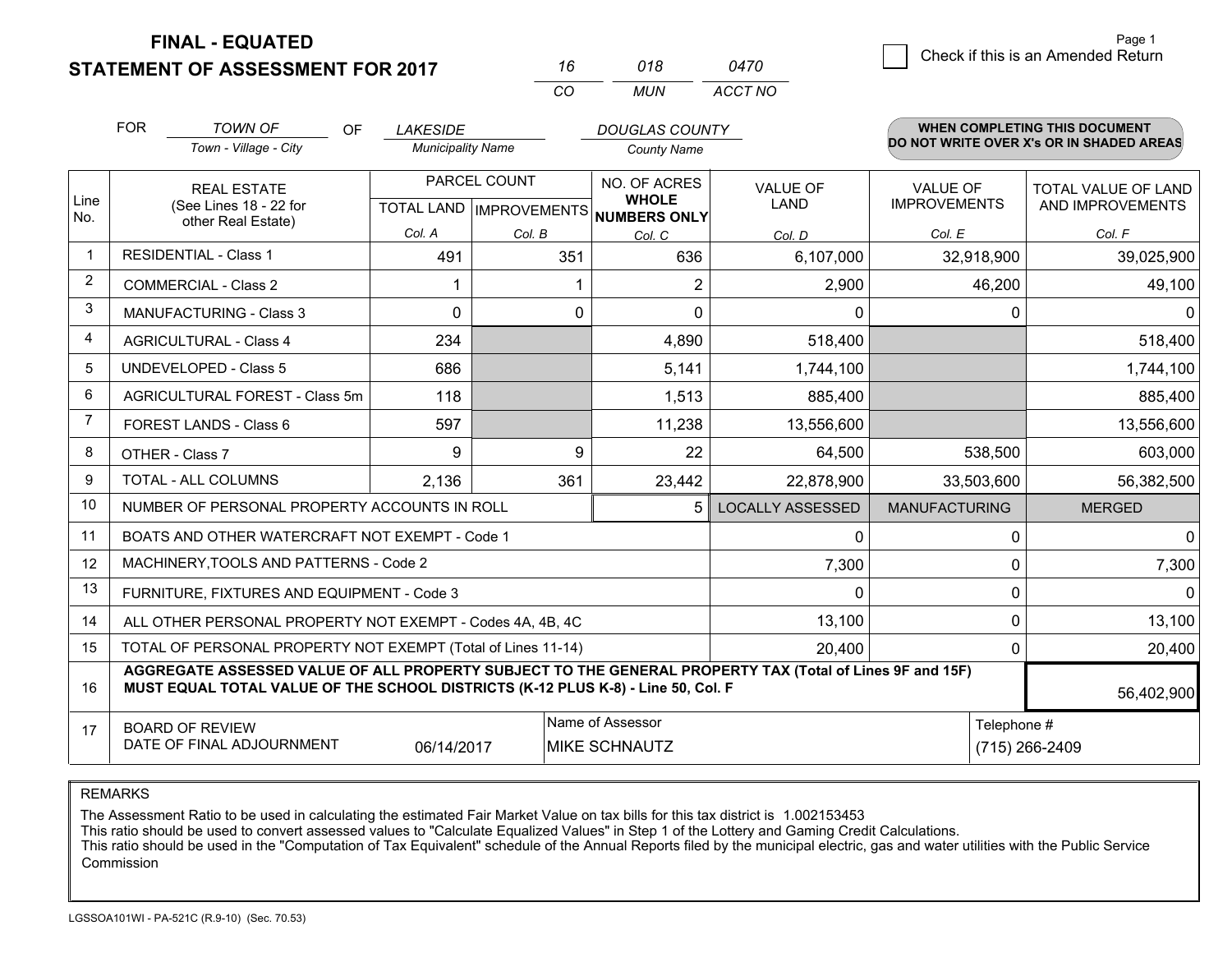# FINAL - EQUATED
# STATEMENT OF ASSESSMENT FOR 2017

| 16 | 018 | 0470 |
|---|---|---|
| CO | MUN | ACCT NO |

Page 1

☐ Check if this is an Amended Return

FOR *TOWN OF* (Town - Village - City) OF *LAKESIDE* (Municipality Name) *DOUGLAS COUNTY* (County Name)

**WHEN COMPLETING THIS DOCUMENT DO NOT WRITE OVER X's OR IN SHADED AREAS**

| Line No. | REAL ESTATE (See Lines 18 - 22 for other Real Estate) | PARCEL COUNT TOTAL LAND Col. A | PARCEL COUNT IMPROVEMENTS Col. B | NO. OF ACRES WHOLE NUMBERS ONLY Col. C | VALUE OF LAND Col. D | VALUE OF IMPROVEMENTS Col. E | TOTAL VALUE OF LAND AND IMPROVEMENTS Col. F |
|---|---|---|---|---|---|---|---|
| 1 | RESIDENTIAL - Class 1 | 491 | 351 | 636 | 6,107,000 | 32,918,900 | 39,025,900 |
| 2 | COMMERCIAL - Class 2 | 1 | 1 | 2 | 2,900 | 46,200 | 49,100 |
| 3 | MANUFACTURING - Class 3 | 0 | 0 | 0 | 0 | 0 | 0 |
| 4 | AGRICULTURAL - Class 4 | 234 | | 4,890 | 518,400 | | 518,400 |
| 5 | UNDEVELOPED - Class 5 | 686 | | 5,141 | 1,744,100 | | 1,744,100 |
| 6 | AGRICULTURAL FOREST - Class 5m | 118 | | 1,513 | 885,400 | | 885,400 |
| 7 | FOREST LANDS - Class 6 | 597 | | 11,238 | 13,556,600 | | 13,556,600 |
| 8 | OTHER - Class 7 | 9 | 9 | 22 | 64,500 | 538,500 | 603,000 |
| 9 | TOTAL - ALL COLUMNS | 2,136 | 361 | 23,442 | 22,878,900 | 33,503,600 | 56,382,500 |
| 10 | NUMBER OF PERSONAL PROPERTY ACCOUNTS IN ROLL | | | 5 | LOCALLY ASSESSED | MANUFACTURING | MERGED |
| 11 | BOATS AND OTHER WATERCRAFT NOT EXEMPT - Code 1 | | | | 0 | 0 | 0 |
| 12 | MACHINERY,TOOLS AND PATTERNS - Code 2 | | | | 7,300 | 0 | 7,300 |
| 13 | FURNITURE, FIXTURES AND EQUIPMENT - Code 3 | | | | 0 | 0 | 0 |
| 14 | ALL OTHER PERSONAL PROPERTY NOT EXEMPT - Codes 4A, 4B, 4C | | | | 13,100 | 0 | 13,100 |
| 15 | TOTAL OF PERSONAL PROPERTY NOT EXEMPT (Total of Lines 11-14) | | | | 20,400 | 0 | 20,400 |
| 16 | **AGGREGATE ASSESSED VALUE OF ALL PROPERTY SUBJECT TO THE GENERAL PROPERTY TAX (Total of Lines 9F and 15F) MUST EQUAL TOTAL VALUE OF THE SCHOOL DISTRICTS (K-12 PLUS K-8) - Line 50, Col. F** | | | | | | 56,402,900 |
| 17 | BOARD OF REVIEW DATE OF FINAL ADJOURNMENT | 06/14/2017 | Name of Assessor: MIKE SCHNAUTZ | | | Telephone #: (715) 266-2409 | |

REMARKS

The Assessment Ratio to be used in calculating the estimated Fair Market Value on tax bills for this tax district is 1.002153453
This ratio should be used to convert assessed values to "Calculate Equalized Values" in Step 1 of the Lottery and Gaming Credit Calculations.
This ratio should be used in the "Computation of Tax Equivalent" schedule of the Annual Reports filed by the municipal electric, gas and water utilities with the Public Service Commission

LGSSOA101WI - PA-521C (R.9-10) (Sec. 70.53)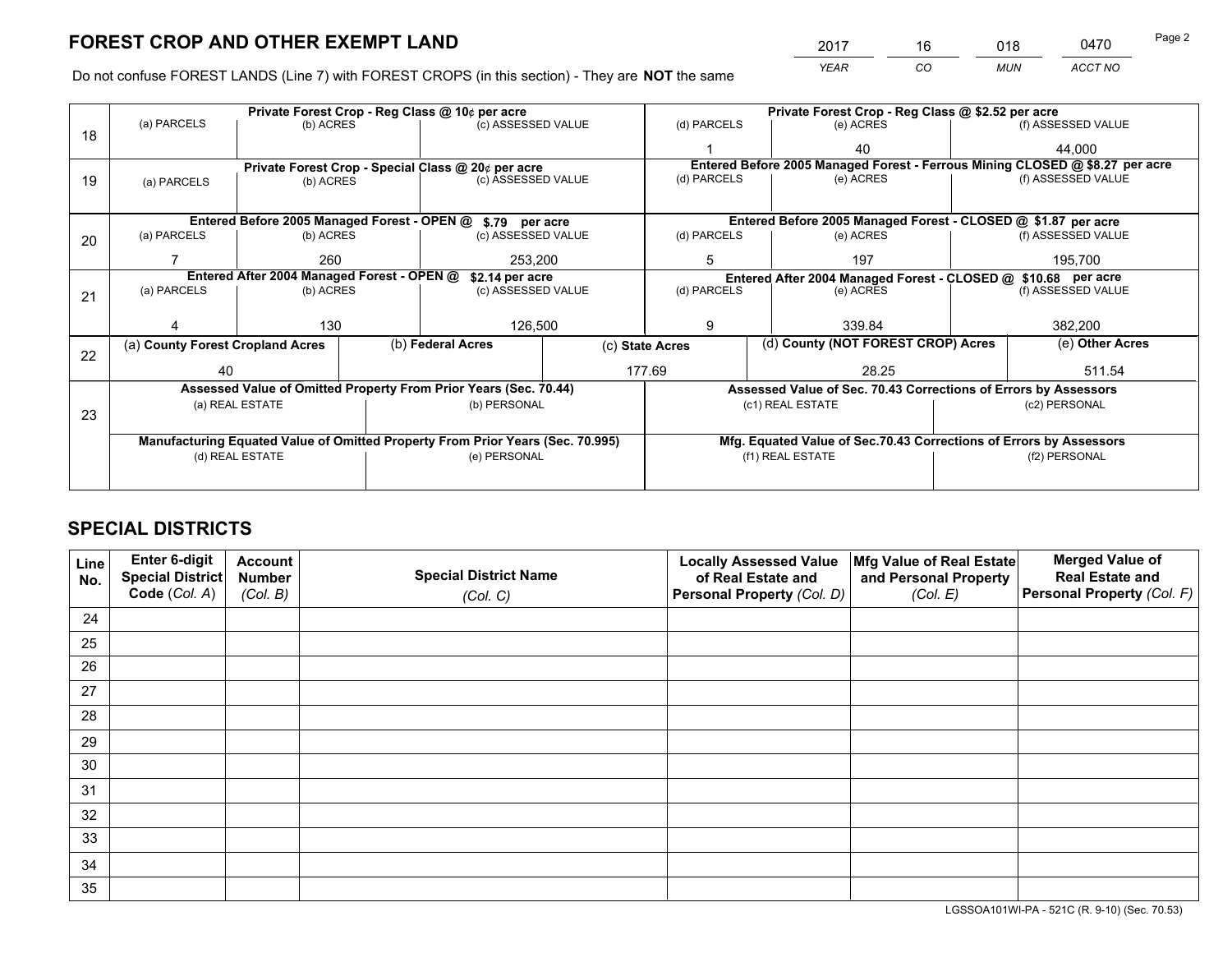# FOREST CROP AND OTHER EXEMPT LAND

| 2017 | 16 | 018 | 0470 |
|---|---|---|---|
| *YEAR* | *CO* | *MUN* | *ACCT NO* |

Do not confuse FOREST LANDS (Line 7) with FOREST CROPS (in this section) - They are **NOT** the same

| Line | Private Forest Crop - Reg Class @ 10¢ per acre | | | Private Forest Crop - Reg Class @ $2.52 per acre | | |
|---|---|---|---|---|---|---|
| 18 | (a) PARCELS | (b) ACRES | (c) ASSESSED VALUE | (d) PARCELS | (e) ACRES | (f) ASSESSED VALUE |
| | | | | 1 | 40 | 44,000 |
| | **Private Forest Crop - Special Class @ 20¢ per acre** | | | **Entered Before 2005 Managed Forest - Ferrous Mining CLOSED @ $8.27 per acre** | | |
| 19 | (a) PARCELS | (b) ACRES | (c) ASSESSED VALUE | (d) PARCELS | (e) ACRES | (f) ASSESSED VALUE |
| | | | | | | |
| | **Entered Before 2005 Managed Forest - OPEN @ $.79 per acre** | | | **Entered Before 2005 Managed Forest - CLOSED @ $1.87 per acre** | | |
| 20 | (a) PARCELS | (b) ACRES | (c) ASSESSED VALUE | (d) PARCELS | (e) ACRES | (f) ASSESSED VALUE |
| | 7 | 260 | 253,200 | 5 | 197 | 195,700 |
| | **Entered After 2004 Managed Forest - OPEN @ $2.14 per acre** | | | **Entered After 2004 Managed Forest - CLOSED @ $10.68 per acre** | | |
| 21 | (a) PARCELS | (b) ACRES | (c) ASSESSED VALUE | (d) PARCELS | (e) ACRES | (f) ASSESSED VALUE |
| | 4 | 130 | 126,500 | 9 | 339.84 | 382,200 |

| Line | (a) County Forest Cropland Acres | (b) Federal Acres | (c) State Acres | (d) County (NOT FOREST CROP) Acres | (e) Other Acres |
|---|---|---|---|---|---|
| 22 | 40 | | 177.69 | 28.25 | 511.54 |

| Line | Assessed Value of Omitted Property From Prior Years (Sec. 70.44) | | Assessed Value of Sec. 70.43 Corrections of Errors by Assessors | |
|---|---|---|---|---|
| 23 | (a) REAL ESTATE | (b) PERSONAL | (c1) REAL ESTATE | (c2) PERSONAL |
| | | | | |
| | **Manufacturing Equated Value of Omitted Property From Prior Years (Sec. 70.995)** | | **Mfg. Equated Value of Sec.70.43 Corrections of Errors by Assessors** | |
| | (d) REAL ESTATE | (e) PERSONAL | (f1) REAL ESTATE | (f2) PERSONAL |
| | | | | |

# SPECIAL DISTRICTS

| Line No. | Enter 6-digit Special District Code (*Col. A*) | Account Number (*Col. B*) | Special District Name (*Col. C*) | Locally Assessed Value of Real Estate and Personal Property (*Col. D*) | Mfg Value of Real Estate and Personal Property (*Col. E*) | Merged Value of Real Estate and Personal Property (*Col. F*) |
|---|---|---|---|---|---|---|
| 24 | | | | | | |
| 25 | | | | | | |
| 26 | | | | | | |
| 27 | | | | | | |
| 28 | | | | | | |
| 29 | | | | | | |
| 30 | | | | | | |
| 31 | | | | | | |
| 32 | | | | | | |
| 33 | | | | | | |
| 34 | | | | | | |
| 35 | | | | | | |

LGSSOA101WI-PA - 521C (R. 9-10) (Sec. 70.53)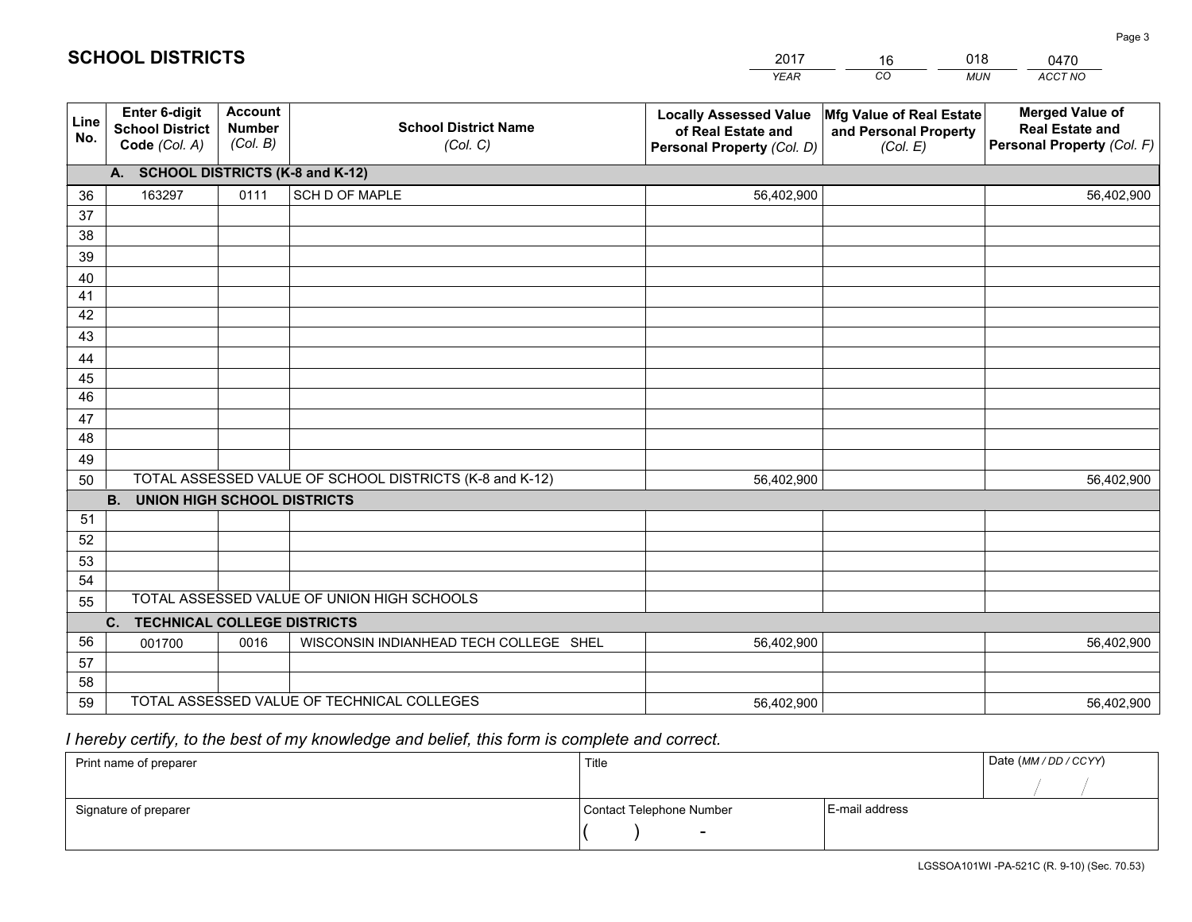# SCHOOL DISTRICTS

| 2017 | 16 | 018 | 0470 |
|---|---|---|---|
| *YEAR* | *CO* | *MUN* | *ACCT NO* |

| Line No. | Enter 6-digit School District Code *(Col. A)* | Account Number *(Col. B)* | School District Name *(Col. C)* | Locally Assessed Value of Real Estate and Personal Property *(Col. D)* | Mfg Value of Real Estate and Personal Property *(Col. E)* | Merged Value of Real Estate and Personal Property *(Col. F)* |
|---|---|---|---|---|---|---|
| | **A. SCHOOL DISTRICTS (K-8 and K-12)** | | | | | |
| 36 | 163297 | 0111 | SCH D OF MAPLE | 56,402,900 | | 56,402,900 |
| 37 | | | | | | |
| 38 | | | | | | |
| 39 | | | | | | |
| 40 | | | | | | |
| 41 | | | | | | |
| 42 | | | | | | |
| 43 | | | | | | |
| 44 | | | | | | |
| 45 | | | | | | |
| 46 | | | | | | |
| 47 | | | | | | |
| 48 | | | | | | |
| 49 | | | | | | |
| 50 | TOTAL ASSESSED VALUE OF SCHOOL DISTRICTS (K-8 and K-12) | | | 56,402,900 | | 56,402,900 |
| | **B. UNION HIGH SCHOOL DISTRICTS** | | | | | |
| 51 | | | | | | |
| 52 | | | | | | |
| 53 | | | | | | |
| 54 | | | | | | |
| 55 | TOTAL ASSESSED VALUE OF UNION HIGH SCHOOLS | | | | | |
| | **C. TECHNICAL COLLEGE DISTRICTS** | | | | | |
| 56 | 001700 | 0016 | WISCONSIN INDIANHEAD TECH COLLEGE SHEL | 56,402,900 | | 56,402,900 |
| 57 | | | | | | |
| 58 | | | | | | |
| 59 | TOTAL ASSESSED VALUE OF TECHNICAL COLLEGES | | | 56,402,900 | | 56,402,900 |

*I hereby certify, to the best of my knowledge and belief, this form is complete and correct.*

| Print name of preparer | Title | | Date *(MM / DD / CCYY)* |
|---|---|---|---|
| | | | / / |
| Signature of preparer | Contact Telephone Number | E-mail address | |
| | ( ) - | | |

LGSSOA101WI -PA-521C (R. 9-10) (Sec. 70.53)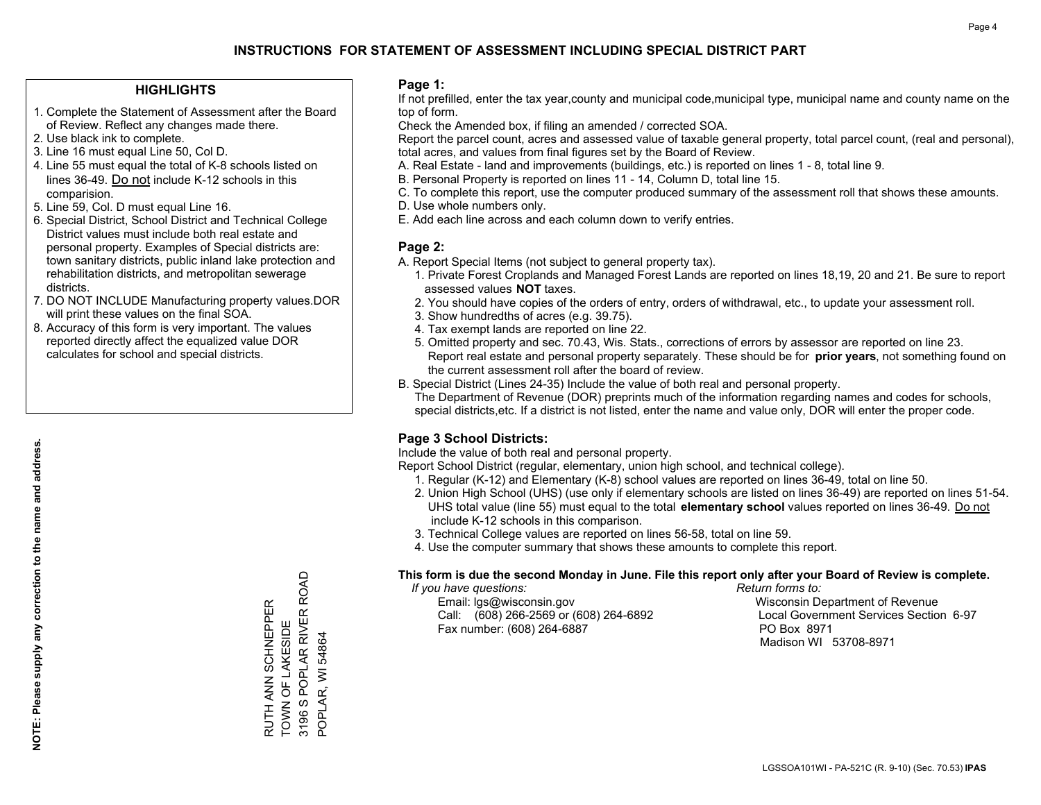# INSTRUCTIONS FOR STATEMENT OF ASSESSMENT INCLUDING SPECIAL DISTRICT PART

## HIGHLIGHTS

1. Complete the Statement of Assessment after the Board of Review. Reflect any changes made there.
2. Use black ink to complete.
3. Line 16 must equal Line 50, Col D.
4. Line 55 must equal the total of K-8 schools listed on lines 36-49. Do not include K-12 schools in this comparision.
5. Line 59, Col. D must equal Line 16.
6. Special District, School District and Technical College District values must include both real estate and personal property. Examples of Special districts are: town sanitary districts, public inland lake protection and rehabilitation districts, and metropolitan sewerage districts.
7. DO NOT INCLUDE Manufacturing property values.DOR will print these values on the final SOA.
8. Accuracy of this form is very important. The values reported directly affect the equalized value DOR calculates for school and special districts.

**NOTE: Please supply any correction to the name and address.**

RUTH ANN SCHNEPPER
TOWN OF LAKESIDE
3196 S POPLAR RIVER ROAD
POPLAR, WI 54864

## Page 1:

If not prefilled, enter the tax year,county and municipal code,municipal type, municipal name and county name on the top of form.

Check the Amended box, if filing an amended / corrected SOA.

Report the parcel count, acres and assessed value of taxable general property, total parcel count, (real and personal), total acres, and values from final figures set by the Board of Review.

A. Real Estate - land and improvements (buildings, etc.) is reported on lines 1 - 8, total line 9.
B. Personal Property is reported on lines 11 - 14, Column D, total line 15.
C. To complete this report, use the computer produced summary of the assessment roll that shows these amounts.
D. Use whole numbers only.
E. Add each line across and each column down to verify entries.

## Page 2:

A. Report Special Items (not subject to general property tax).
   1. Private Forest Croplands and Managed Forest Lands are reported on lines 18,19, 20 and 21. Be sure to report assessed values **NOT** taxes.
   2. You should have copies of the orders of entry, orders of withdrawal, etc., to update your assessment roll.
   3. Show hundredths of acres (e.g. 39.75).
   4. Tax exempt lands are reported on line 22.
   5. Omitted property and sec. 70.43, Wis. Stats., corrections of errors by assessor are reported on line 23. Report real estate and personal property separately. These should be for **prior years**, not something found on the current assessment roll after the board of review.
B. Special District (Lines 24-35) Include the value of both real and personal property.
   The Department of Revenue (DOR) preprints much of the information regarding names and codes for schools, special districts,etc. If a district is not listed, enter the name and value only, DOR will enter the proper code.

## Page 3 School Districts:

Include the value of both real and personal property.

Report School District (regular, elementary, union high school, and technical college).

1. Regular (K-12) and Elementary (K-8) school values are reported on lines 36-49, total on line 50.
2. Union High School (UHS) (use only if elementary schools are listed on lines 36-49) are reported on lines 51-54. UHS total value (line 55) must equal to the total **elementary school** values reported on lines 36-49. Do not include K-12 schools in this comparison.
3. Technical College values are reported on lines 56-58, total on line 59.
4. Use the computer summary that shows these amounts to complete this report.

**This form is due the second Monday in June. File this report only after your Board of Review is complete.**

*If you have questions:*
Email: lgs@wisconsin.gov
Call: (608) 266-2569 or (608) 264-6892
Fax number: (608) 264-6887

*Return forms to:*
Wisconsin Department of Revenue
Local Government Services Section 6-97
PO Box 8971
Madison WI 53708-8971

LGSSOA101WI - PA-521C (R. 9-10) (Sec. 70.53) **IPAS**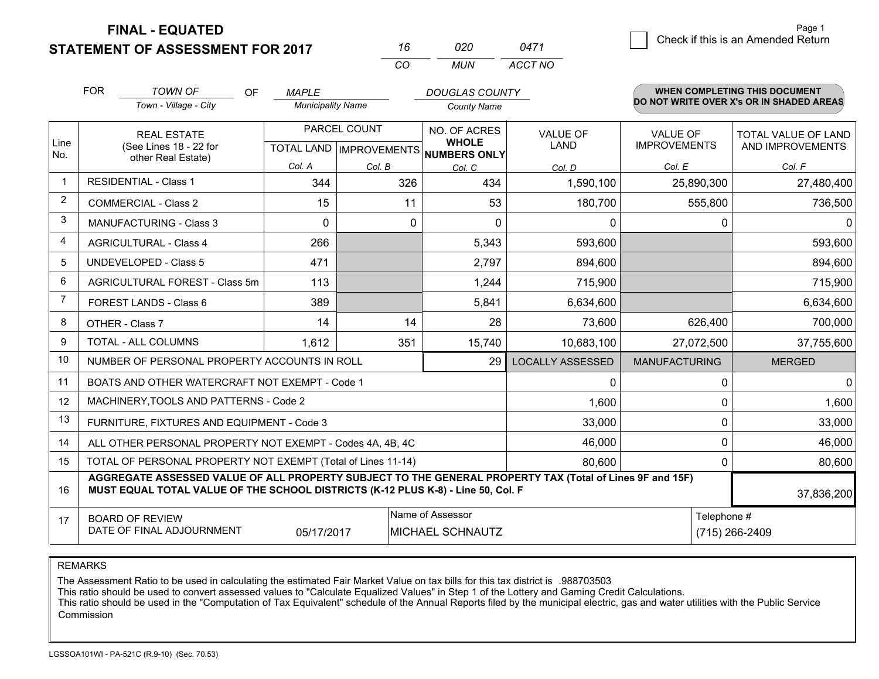# FINAL - EQUATED
## STATEMENT OF ASSESSMENT FOR 2017

| 16 | 020 | 0471 |
|---|---|---|
| CO | MUN | ACCT NO |

Check if this is an Amended Return

FOR *TOWN OF* (Town - Village - City) OF *MAPLE* (Municipality Name) *DOUGLAS COUNTY* (County Name)

**WHEN COMPLETING THIS DOCUMENT DO NOT WRITE OVER X's OR IN SHADED AREAS**

| Line No. | REAL ESTATE (See Lines 18 - 22 for other Real Estate) | PARCEL COUNT TOTAL LAND Col. A | PARCEL COUNT IMPROVEMENTS Col. B | NO. OF ACRES WHOLE NUMBERS ONLY Col. C | VALUE OF LAND Col. D | VALUE OF IMPROVEMENTS Col. E | TOTAL VALUE OF LAND AND IMPROVEMENTS Col. F |
|---|---|---|---|---|---|---|---|
| 1 | RESIDENTIAL - Class 1 | 344 | 326 | 434 | 1,590,100 | 25,890,300 | 27,480,400 |
| 2 | COMMERCIAL - Class 2 | 15 | 11 | 53 | 180,700 | 555,800 | 736,500 |
| 3 | MANUFACTURING - Class 3 | 0 | 0 | 0 | 0 | 0 | 0 |
| 4 | AGRICULTURAL - Class 4 | 266 | | 5,343 | 593,600 | | 593,600 |
| 5 | UNDEVELOPED - Class 5 | 471 | | 2,797 | 894,600 | | 894,600 |
| 6 | AGRICULTURAL FOREST - Class 5m | 113 | | 1,244 | 715,900 | | 715,900 |
| 7 | FOREST LANDS - Class 6 | 389 | | 5,841 | 6,634,600 | | 6,634,600 |
| 8 | OTHER - Class 7 | 14 | 14 | 28 | 73,600 | 626,400 | 700,000 |
| 9 | TOTAL - ALL COLUMNS | 1,612 | 351 | 15,740 | 10,683,100 | 27,072,500 | 37,755,600 |
| 10 | NUMBER OF PERSONAL PROPERTY ACCOUNTS IN ROLL | | | 29 | LOCALLY ASSESSED | MANUFACTURING | MERGED |
| 11 | BOATS AND OTHER WATERCRAFT NOT EXEMPT - Code 1 | | | | 0 | 0 | 0 |
| 12 | MACHINERY,TOOLS AND PATTERNS - Code 2 | | | | 1,600 | 0 | 1,600 |
| 13 | FURNITURE, FIXTURES AND EQUIPMENT - Code 3 | | | | 33,000 | 0 | 33,000 |
| 14 | ALL OTHER PERSONAL PROPERTY NOT EXEMPT - Codes 4A, 4B, 4C | | | | 46,000 | 0 | 46,000 |
| 15 | TOTAL OF PERSONAL PROPERTY NOT EXEMPT (Total of Lines 11-14) | | | | 80,600 | 0 | 80,600 |
| 16 | **AGGREGATE ASSESSED VALUE OF ALL PROPERTY SUBJECT TO THE GENERAL PROPERTY TAX (Total of Lines 9F and 15F) MUST EQUAL TOTAL VALUE OF THE SCHOOL DISTRICTS (K-12 PLUS K-8) - Line 50, Col. F** | | | | | | 37,836,200 |
| 17 | BOARD OF REVIEW DATE OF FINAL ADJOURNMENT | 05/17/2017 | | Name of Assessor: MICHAEL SCHNAUTZ | | Telephone #: (715) 266-2409 | |

REMARKS

The Assessment Ratio to be used in calculating the estimated Fair Market Value on tax bills for this tax district is .988703503
This ratio should be used to convert assessed values to "Calculate Equalized Values" in Step 1 of the Lottery and Gaming Credit Calculations.
This ratio should be used in the "Computation of Tax Equivalent" schedule of the Annual Reports filed by the municipal electric, gas and water utilities with the Public Service Commission

LGSSOA101WI - PA-521C (R.9-10) (Sec. 70.53)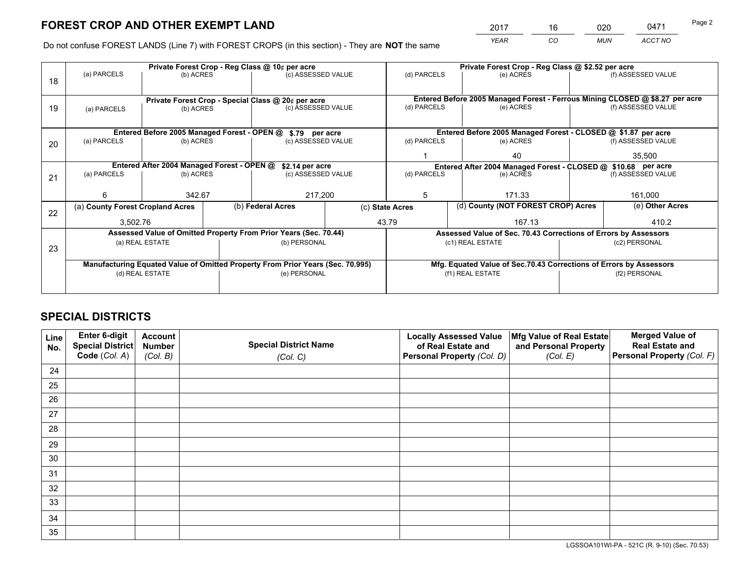# FOREST CROP AND OTHER EXEMPT LAND

| 2017 | 16 | 020 | 0471 |
|---|---|---|---|
| *YEAR* | *CO* | *MUN* | *ACCT NO* |

Do not confuse FOREST LANDS (Line 7) with FOREST CROPS (in this section) - They are **NOT** the same

| Line | | | | | | |
|---|---|---|---|---|---|---|
| 18 | Private Forest Crop - Reg Class @ 10¢ per acre | | | Private Forest Crop - Reg Class @ $2.52 per acre | | |
| | (a) PARCELS | (b) ACRES | (c) ASSESSED VALUE | (d) PARCELS | (e) ACRES | (f) ASSESSED VALUE |
| | | | | | | |
| 19 | Private Forest Crop - Special Class @ 20¢ per acre | | | Entered Before 2005 Managed Forest - Ferrous Mining CLOSED @ $8.27 per acre | | |
| | (a) PARCELS | (b) ACRES | (c) ASSESSED VALUE | (d) PARCELS | (e) ACRES | (f) ASSESSED VALUE |
| | | | | | | |
| 20 | Entered Before 2005 Managed Forest - OPEN @ $.79 per acre | | | Entered Before 2005 Managed Forest - CLOSED @ $1.87 per acre | | |
| | (a) PARCELS | (b) ACRES | (c) ASSESSED VALUE | (d) PARCELS | (e) ACRES | (f) ASSESSED VALUE |
| | | | | 1 | 40 | 35,500 |
| 21 | Entered After 2004 Managed Forest - OPEN @ $2.14 per acre | | | Entered After 2004 Managed Forest - CLOSED @ $10.68 per acre | | |
| | (a) PARCELS | (b) ACRES | (c) ASSESSED VALUE | (d) PARCELS | (e) ACRES | (f) ASSESSED VALUE |
| | 6 | 342.67 | 217,200 | 5 | 171.33 | 161,000 |

| Line | (a) County Forest Cropland Acres | (b) Federal Acres | (c) State Acres | (d) County (NOT FOREST CROP) Acres | (e) Other Acres |
|---|---|---|---|---|---|
| 22 | 3,502.76 | | 43.79 | 167.13 | 410.2 |

| Line | Assessed Value of Omitted Property From Prior Years (Sec. 70.44) | | Assessed Value of Sec. 70.43 Corrections of Errors by Assessors | |
|---|---|---|---|---|
| 23 | (a) REAL ESTATE | (b) PERSONAL | (c1) REAL ESTATE | (c2) PERSONAL |
| | | | | |
| | Manufacturing Equated Value of Omitted Property From Prior Years (Sec. 70.995) | | Mfg. Equated Value of Sec.70.43 Corrections of Errors by Assessors | |
| | (d) REAL ESTATE | (e) PERSONAL | (f1) REAL ESTATE | (f2) PERSONAL |
| | | | | |

# SPECIAL DISTRICTS

| Line No. | Enter 6-digit Special District Code (*Col. A*) | Account Number (*Col. B*) | Special District Name (*Col. C*) | Locally Assessed Value of Real Estate and Personal Property (*Col. D*) | Mfg Value of Real Estate and Personal Property (*Col. E*) | Merged Value of Real Estate and Personal Property (*Col. F*) |
|---|---|---|---|---|---|---|
| 24 | | | | | | |
| 25 | | | | | | |
| 26 | | | | | | |
| 27 | | | | | | |
| 28 | | | | | | |
| 29 | | | | | | |
| 30 | | | | | | |
| 31 | | | | | | |
| 32 | | | | | | |
| 33 | | | | | | |
| 34 | | | | | | |
| 35 | | | | | | |

LGSSOA101WI-PA - 521C (R. 9-10) (Sec. 70.53)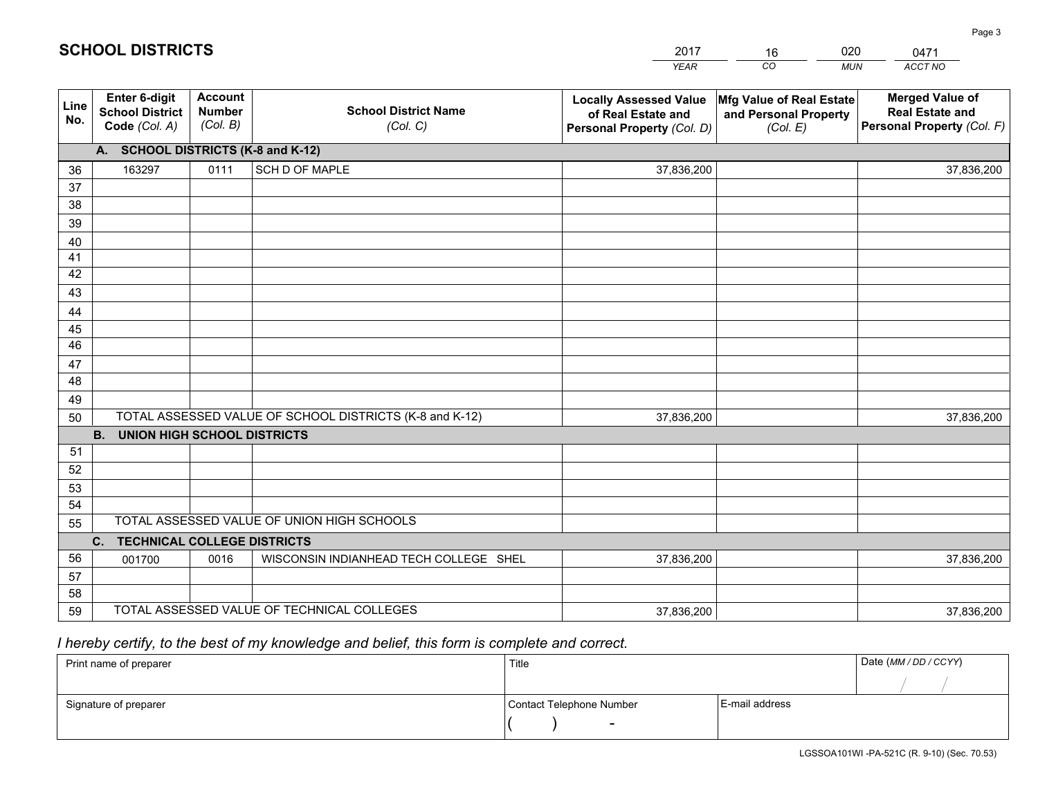# SCHOOL DISTRICTS

| 2017 | 16 | 020 | 0471 |
|---|---|---|---|
| *YEAR* | *CO* | *MUN* | *ACCT NO* |

| Line No. | Enter 6-digit School District Code *(Col. A)* | Account Number *(Col. B)* | School District Name *(Col. C)* | Locally Assessed Value of Real Estate and Personal Property *(Col. D)* | Mfg Value of Real Estate and Personal Property *(Col. E)* | Merged Value of Real Estate and Personal Property *(Col. F)* |
|---|---|---|---|---|---|---|
| | **A. SCHOOL DISTRICTS (K-8 and K-12)** | | | | | |
| 36 | 163297 | 0111 | SCH D OF MAPLE | 37,836,200 | | 37,836,200 |
| 37 | | | | | | |
| 38 | | | | | | |
| 39 | | | | | | |
| 40 | | | | | | |
| 41 | | | | | | |
| 42 | | | | | | |
| 43 | | | | | | |
| 44 | | | | | | |
| 45 | | | | | | |
| 46 | | | | | | |
| 47 | | | | | | |
| 48 | | | | | | |
| 49 | | | | | | |
| 50 | TOTAL ASSESSED VALUE OF SCHOOL DISTRICTS (K-8 and K-12) | | | 37,836,200 | | 37,836,200 |
| | **B. UNION HIGH SCHOOL DISTRICTS** | | | | | |
| 51 | | | | | | |
| 52 | | | | | | |
| 53 | | | | | | |
| 54 | | | | | | |
| 55 | TOTAL ASSESSED VALUE OF UNION HIGH SCHOOLS | | | | | |
| | **C. TECHNICAL COLLEGE DISTRICTS** | | | | | |
| 56 | 001700 | 0016 | WISCONSIN INDIANHEAD TECH COLLEGE SHEL | 37,836,200 | | 37,836,200 |
| 57 | | | | | | |
| 58 | | | | | | |
| 59 | TOTAL ASSESSED VALUE OF TECHNICAL COLLEGES | | | 37,836,200 | | 37,836,200 |

*I hereby certify, to the best of my knowledge and belief, this form is complete and correct.*

| Print name of preparer | Title | | Date *(MM / DD / CCYY)* |
|---|---|---|---|
| | | | / / |
| Signature of preparer | Contact Telephone Number | E-mail address | |
| | ( ) - | | |

LGSSOA101WI -PA-521C (R. 9-10) (Sec. 70.53)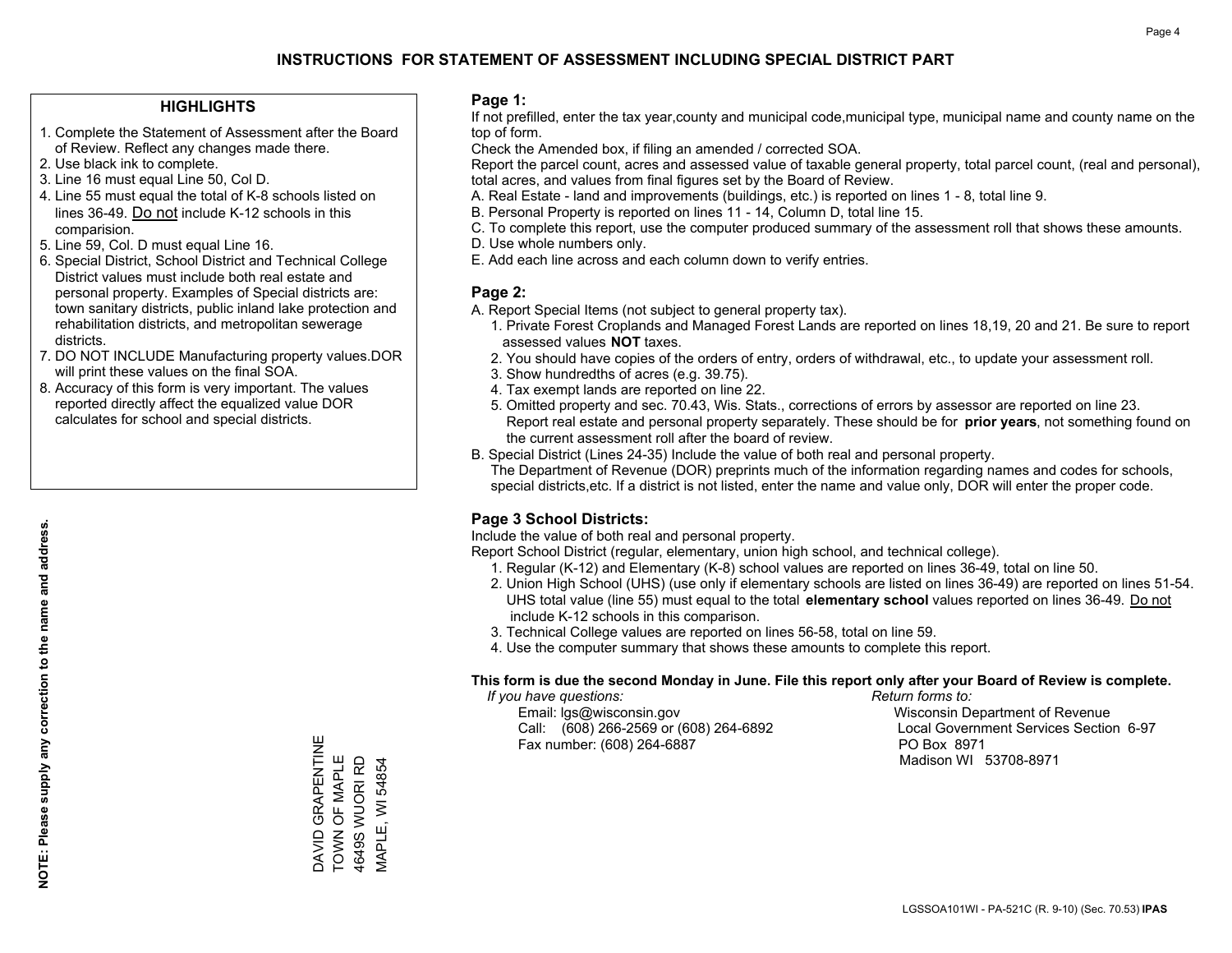# INSTRUCTIONS FOR STATEMENT OF ASSESSMENT INCLUDING SPECIAL DISTRICT PART

## HIGHLIGHTS

1. Complete the Statement of Assessment after the Board of Review. Reflect any changes made there.
2. Use black ink to complete.
3. Line 16 must equal Line 50, Col D.
4. Line 55 must equal the total of K-8 schools listed on lines 36-49. Do not include K-12 schools in this comparision.
5. Line 59, Col. D must equal Line 16.
6. Special District, School District and Technical College District values must include both real estate and personal property. Examples of Special districts are: town sanitary districts, public inland lake protection and rehabilitation districts, and metropolitan sewerage districts.
7. DO NOT INCLUDE Manufacturing property values.DOR will print these values on the final SOA.
8. Accuracy of this form is very important. The values reported directly affect the equalized value DOR calculates for school and special districts.

**NOTE: Please supply any correction to the name and address.**

DAVID GRAPENTINE
TOWN OF MAPLE
4649S WUORI RD
MAPLE, WI 54854

## Page 1:

If not prefilled, enter the tax year,county and municipal code,municipal type, municipal name and county name on the top of form.

Check the Amended box, if filing an amended / corrected SOA.

Report the parcel count, acres and assessed value of taxable general property, total parcel count, (real and personal), total acres, and values from final figures set by the Board of Review.

A. Real Estate - land and improvements (buildings, etc.) is reported on lines 1 - 8, total line 9.
B. Personal Property is reported on lines 11 - 14, Column D, total line 15.
C. To complete this report, use the computer produced summary of the assessment roll that shows these amounts.
D. Use whole numbers only.
E. Add each line across and each column down to verify entries.

## Page 2:

A. Report Special Items (not subject to general property tax).
   1. Private Forest Croplands and Managed Forest Lands are reported on lines 18,19, 20 and 21. Be sure to report assessed values **NOT** taxes.
   2. You should have copies of the orders of entry, orders of withdrawal, etc., to update your assessment roll.
   3. Show hundredths of acres (e.g. 39.75).
   4. Tax exempt lands are reported on line 22.
   5. Omitted property and sec. 70.43, Wis. Stats., corrections of errors by assessor are reported on line 23. Report real estate and personal property separately. These should be for **prior years**, not something found on the current assessment roll after the board of review.
B. Special District (Lines 24-35) Include the value of both real and personal property.
   The Department of Revenue (DOR) preprints much of the information regarding names and codes for schools, special districts,etc. If a district is not listed, enter the name and value only, DOR will enter the proper code.

## Page 3 School Districts:

Include the value of both real and personal property.

Report School District (regular, elementary, union high school, and technical college).

1. Regular (K-12) and Elementary (K-8) school values are reported on lines 36-49, total on line 50.
2. Union High School (UHS) (use only if elementary schools are listed on lines 36-49) are reported on lines 51-54. UHS total value (line 55) must equal to the total **elementary school** values reported on lines 36-49. Do not include K-12 schools in this comparison.
3. Technical College values are reported on lines 56-58, total on line 59.
4. Use the computer summary that shows these amounts to complete this report.

**This form is due the second Monday in June. File this report only after your Board of Review is complete.**

*If you have questions:*
Email: lgs@wisconsin.gov
Call: (608) 266-2569 or (608) 264-6892
Fax number: (608) 264-6887

*Return forms to:*
Wisconsin Department of Revenue
Local Government Services Section 6-97
PO Box 8971
Madison WI 53708-8971

LGSSOA101WI - PA-521C (R. 9-10) (Sec. 70.53) **IPAS**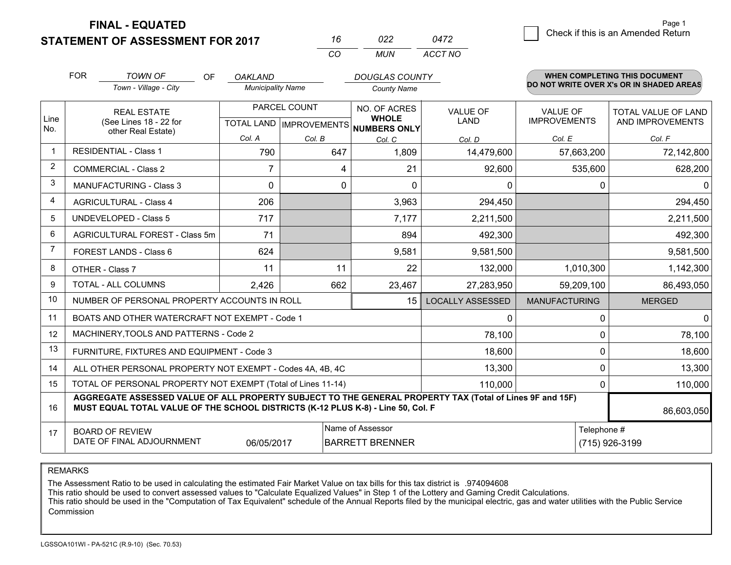# FINAL - EQUATED
## STATEMENT OF ASSESSMENT FOR 2017

| 16 | 022 | 0472 |
|---|---|---|
| CO | MUN | ACCT NO |

Page 1

☐ Check if this is an Amended Return

FOR *TOWN OF* (Town - Village - City) OF *OAKLAND* (Municipality Name) *DOUGLAS COUNTY* (County Name)

**WHEN COMPLETING THIS DOCUMENT DO NOT WRITE OVER X's OR IN SHADED AREAS**

| Line No. | REAL ESTATE (See Lines 18 - 22 for other Real Estate) | PARCEL COUNT TOTAL LAND Col. A | PARCEL COUNT IMPROVEMENTS Col. B | NO. OF ACRES WHOLE NUMBERS ONLY Col. C | VALUE OF LAND Col. D | VALUE OF IMPROVEMENTS Col. E | TOTAL VALUE OF LAND AND IMPROVEMENTS Col. F |
|---|---|---|---|---|---|---|---|
| 1 | RESIDENTIAL - Class 1 | 790 | 647 | 1,809 | 14,479,600 | 57,663,200 | 72,142,800 |
| 2 | COMMERCIAL - Class 2 | 7 | 4 | 21 | 92,600 | 535,600 | 628,200 |
| 3 | MANUFACTURING - Class 3 | 0 | 0 | 0 | 0 | 0 | 0 |
| 4 | AGRICULTURAL - Class 4 | 206 | | 3,963 | 294,450 | | 294,450 |
| 5 | UNDEVELOPED - Class 5 | 717 | | 7,177 | 2,211,500 | | 2,211,500 |
| 6 | AGRICULTURAL FOREST - Class 5m | 71 | | 894 | 492,300 | | 492,300 |
| 7 | FOREST LANDS - Class 6 | 624 | | 9,581 | 9,581,500 | | 9,581,500 |
| 8 | OTHER - Class 7 | 11 | 11 | 22 | 132,000 | 1,010,300 | 1,142,300 |
| 9 | TOTAL - ALL COLUMNS | 2,426 | 662 | 23,467 | 27,283,950 | 59,209,100 | 86,493,050 |
| 10 | NUMBER OF PERSONAL PROPERTY ACCOUNTS IN ROLL | | | 15 | LOCALLY ASSESSED | MANUFACTURING | MERGED |
| 11 | BOATS AND OTHER WATERCRAFT NOT EXEMPT - Code 1 | | | | 0 | 0 | 0 |
| 12 | MACHINERY,TOOLS AND PATTERNS - Code 2 | | | | 78,100 | 0 | 78,100 |
| 13 | FURNITURE, FIXTURES AND EQUIPMENT - Code 3 | | | | 18,600 | 0 | 18,600 |
| 14 | ALL OTHER PERSONAL PROPERTY NOT EXEMPT - Codes 4A, 4B, 4C | | | | 13,300 | 0 | 13,300 |
| 15 | TOTAL OF PERSONAL PROPERTY NOT EXEMPT (Total of Lines 11-14) | | | | 110,000 | 0 | 110,000 |
| 16 | **AGGREGATE ASSESSED VALUE OF ALL PROPERTY SUBJECT TO THE GENERAL PROPERTY TAX (Total of Lines 9F and 15F) MUST EQUAL TOTAL VALUE OF THE SCHOOL DISTRICTS (K-12 PLUS K-8) - Line 50, Col. F** | | | | | | 86,603,050 |
| 17 | BOARD OF REVIEW DATE OF FINAL ADJOURNMENT | 06/05/2017 | Name of Assessor | BARRETT BRENNER | | Telephone # | (715) 926-3199 |

REMARKS

The Assessment Ratio to be used in calculating the estimated Fair Market Value on tax bills for this tax district is .974094608
This ratio should be used to convert assessed values to "Calculate Equalized Values" in Step 1 of the Lottery and Gaming Credit Calculations.
This ratio should be used in the "Computation of Tax Equivalent" schedule of the Annual Reports filed by the municipal electric, gas and water utilities with the Public Service Commission

LGSSOA101WI - PA-521C (R.9-10) (Sec. 70.53)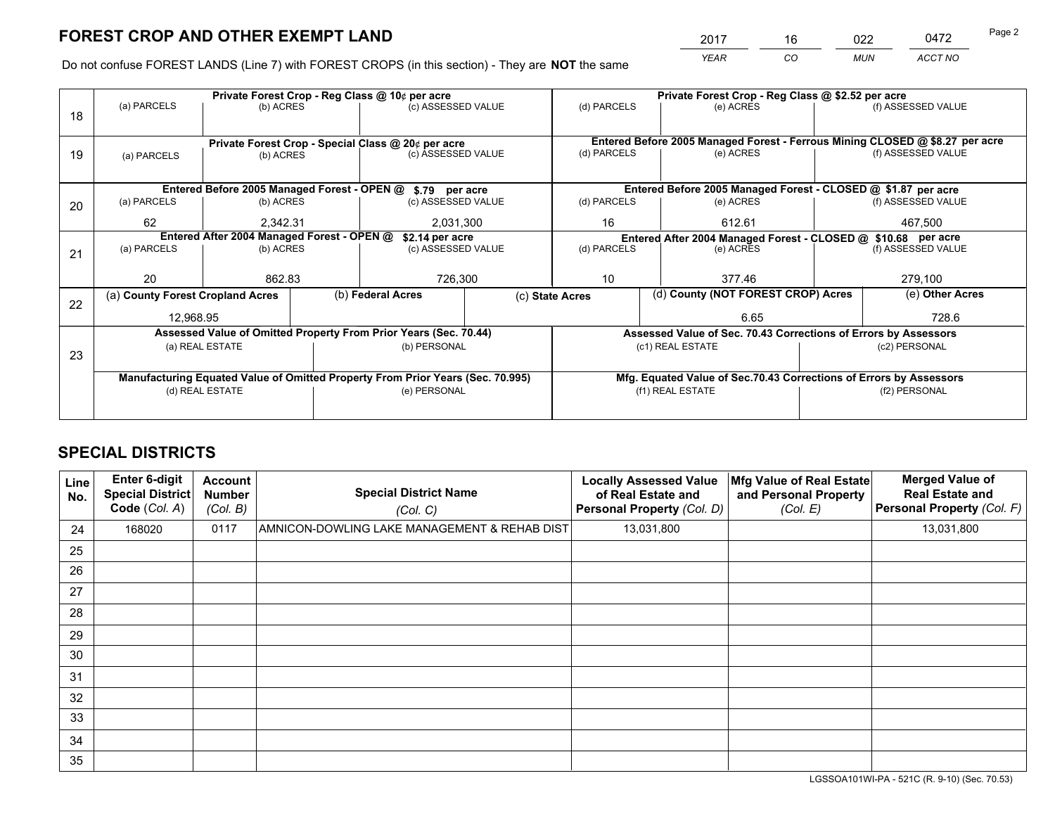# FOREST CROP AND OTHER EXEMPT LAND

| 2017 | 16 | 022 | 0472 |
|---|---|---|---|
| *YEAR* | *CO* | *MUN* | *ACCT NO* |

Do not confuse FOREST LANDS (Line 7) with FOREST CROPS (in this section) - They are **NOT** the same

| Line | Private Forest Crop - Reg Class @ 10¢ per acre | | | Private Forest Crop - Reg Class @ $2.52 per acre | | |
|---|---|---|---|---|---|---|
| 18 | (a) PARCELS | (b) ACRES | (c) ASSESSED VALUE | (d) PARCELS | (e) ACRES | (f) ASSESSED VALUE |
| | | | | | | |
| | **Private Forest Crop - Special Class @ 20¢ per acre** | | | **Entered Before 2005 Managed Forest - Ferrous Mining CLOSED @ $8.27 per acre** | | |
| 19 | (a) PARCELS | (b) ACRES | (c) ASSESSED VALUE | (d) PARCELS | (e) ACRES | (f) ASSESSED VALUE |
| | | | | | | |
| | **Entered Before 2005 Managed Forest - OPEN @ $.79 per acre** | | | **Entered Before 2005 Managed Forest - CLOSED @ $1.87 per acre** | | |
| 20 | (a) PARCELS | (b) ACRES | (c) ASSESSED VALUE | (d) PARCELS | (e) ACRES | (f) ASSESSED VALUE |
| | 62 | 2,342.31 | 2,031,300 | 16 | 612.61 | 467,500 |
| | **Entered After 2004 Managed Forest - OPEN @ $2.14 per acre** | | | **Entered After 2004 Managed Forest - CLOSED @ $10.68 per acre** | | |
| 21 | (a) PARCELS | (b) ACRES | (c) ASSESSED VALUE | (d) PARCELS | (e) ACRES | (f) ASSESSED VALUE |
| | 20 | 862.83 | 726,300 | 10 | 377.46 | 279,100 |

| Line | (a) County Forest Cropland Acres | (b) Federal Acres | (c) State Acres | (d) County (NOT FOREST CROP) Acres | (e) Other Acres |
|---|---|---|---|---|---|
| 22 | 12,968.95 | | | 6.65 | 728.6 |

| Line | Assessed Value of Omitted Property From Prior Years (Sec. 70.44) | | Assessed Value of Sec. 70.43 Corrections of Errors by Assessors | |
|---|---|---|---|---|
| 23 | (a) REAL ESTATE | (b) PERSONAL | (c1) REAL ESTATE | (c2) PERSONAL |
| | | | | |
| | **Manufacturing Equated Value of Omitted Property From Prior Years (Sec. 70.995)** | | **Mfg. Equated Value of Sec.70.43 Corrections of Errors by Assessors** | |
| | (d) REAL ESTATE | (e) PERSONAL | (f1) REAL ESTATE | (f2) PERSONAL |
| | | | | |

# SPECIAL DISTRICTS

| Line No. | Enter 6-digit Special District Code (Col. A) | Account Number (Col. B) | Special District Name (Col. C) | Locally Assessed Value of Real Estate and Personal Property (Col. D) | Mfg Value of Real Estate and Personal Property (Col. E) | Merged Value of Real Estate and Personal Property (Col. F) |
|---|---|---|---|---|---|---|
| 24 | 168020 | 0117 | AMNICON-DOWLING LAKE MANAGEMENT & REHAB DIST | 13,031,800 | | 13,031,800 |
| 25 | | | | | | |
| 26 | | | | | | |
| 27 | | | | | | |
| 28 | | | | | | |
| 29 | | | | | | |
| 30 | | | | | | |
| 31 | | | | | | |
| 32 | | | | | | |
| 33 | | | | | | |
| 34 | | | | | | |
| 35 | | | | | | |

LGSSOA101WI-PA - 521C (R. 9-10) (Sec. 70.53)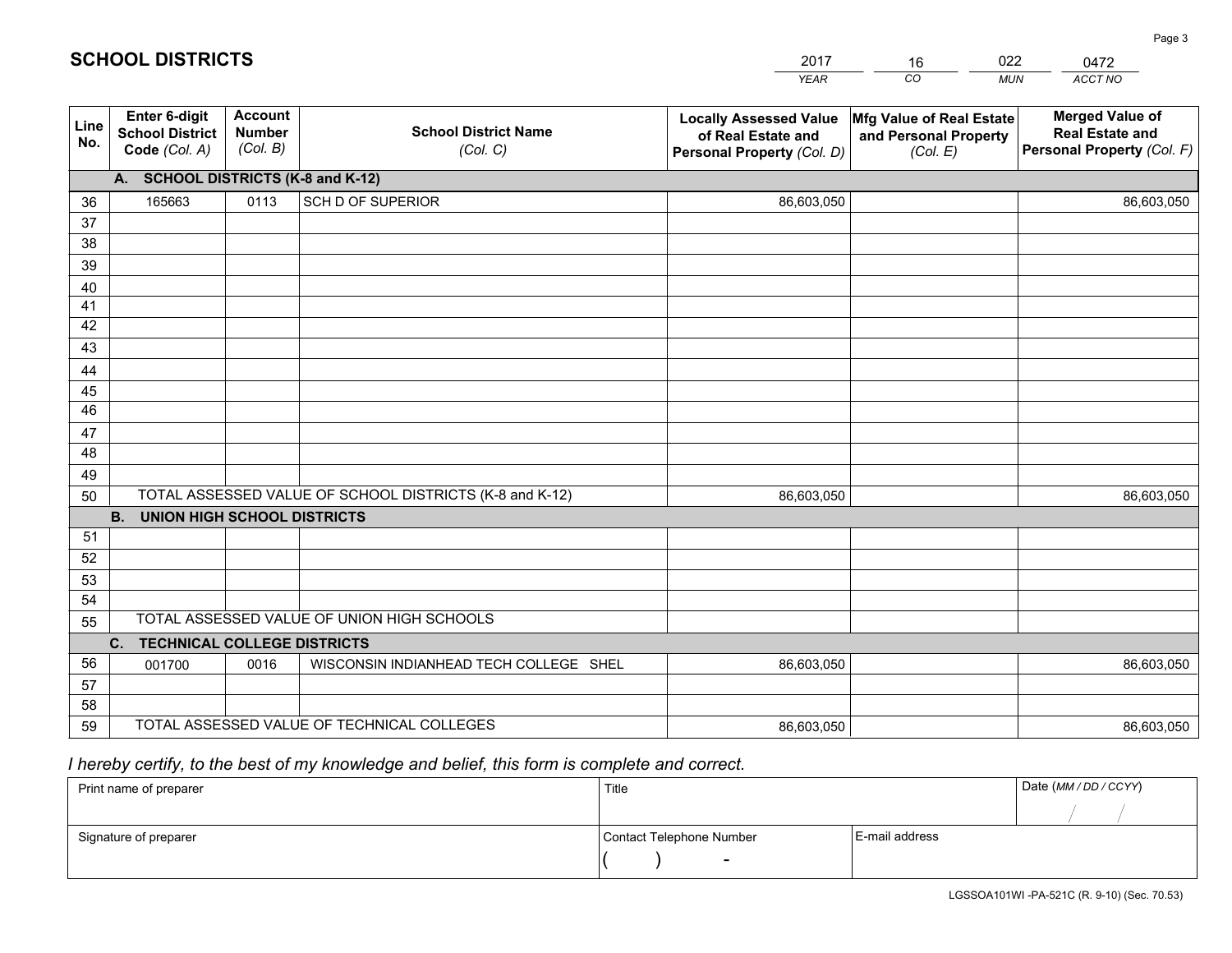## SCHOOL DISTRICTS

| 2017 | 16 | 022 | 0472 |
|---|---|---|---|
| *YEAR* | *CO* | *MUN* | *ACCT NO* |

| Line No. | Enter 6-digit School District Code *(Col. A)* | Account Number *(Col. B)* | School District Name *(Col. C)* | Locally Assessed Value of Real Estate and Personal Property *(Col. D)* | Mfg Value of Real Estate and Personal Property *(Col. E)* | Merged Value of Real Estate and Personal Property *(Col. F)* |
|---|---|---|---|---|---|---|
| | **A. SCHOOL DISTRICTS (K-8 and K-12)** | | | | | |
| 36 | 165663 | 0113 | SCH D OF SUPERIOR | 86,603,050 | | 86,603,050 |
| 37 | | | | | | |
| 38 | | | | | | |
| 39 | | | | | | |
| 40 | | | | | | |
| 41 | | | | | | |
| 42 | | | | | | |
| 43 | | | | | | |
| 44 | | | | | | |
| 45 | | | | | | |
| 46 | | | | | | |
| 47 | | | | | | |
| 48 | | | | | | |
| 49 | | | | | | |
| 50 | TOTAL ASSESSED VALUE OF SCHOOL DISTRICTS (K-8 and K-12) | | | 86,603,050 | | 86,603,050 |
| | **B. UNION HIGH SCHOOL DISTRICTS** | | | | | |
| 51 | | | | | | |
| 52 | | | | | | |
| 53 | | | | | | |
| 54 | | | | | | |
| 55 | TOTAL ASSESSED VALUE OF UNION HIGH SCHOOLS | | | | | |
| | **C. TECHNICAL COLLEGE DISTRICTS** | | | | | |
| 56 | 001700 | 0016 | WISCONSIN INDIANHEAD TECH COLLEGE SHEL | 86,603,050 | | 86,603,050 |
| 57 | | | | | | |
| 58 | | | | | | |
| 59 | TOTAL ASSESSED VALUE OF TECHNICAL COLLEGES | | | 86,603,050 | | 86,603,050 |

*I hereby certify, to the best of my knowledge and belief, this form is complete and correct.*

| Print name of preparer | Title | | Date *(MM / DD / CCYY)* |
|---|---|---|---|
| | | | / / |
| Signature of preparer | Contact Telephone Number | E-mail address | |
| | ( ) - | | |

LGSSOA101WI -PA-521C (R. 9-10) (Sec. 70.53)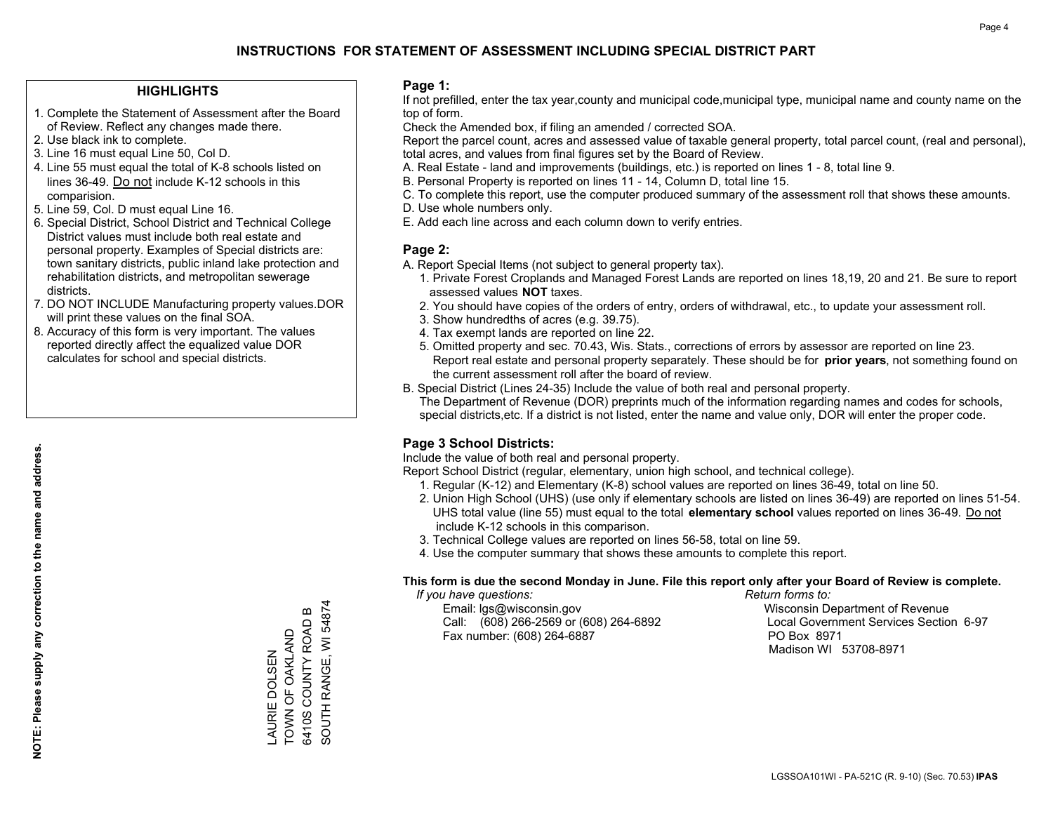# INSTRUCTIONS FOR STATEMENT OF ASSESSMENT INCLUDING SPECIAL DISTRICT PART

## HIGHLIGHTS

1. Complete the Statement of Assessment after the Board of Review. Reflect any changes made there.
2. Use black ink to complete.
3. Line 16 must equal Line 50, Col D.
4. Line 55 must equal the total of K-8 schools listed on lines 36-49. Do not include K-12 schools in this comparision.
5. Line 59, Col. D must equal Line 16.
6. Special District, School District and Technical College District values must include both real estate and personal property. Examples of Special districts are: town sanitary districts, public inland lake protection and rehabilitation districts, and metropolitan sewerage districts.
7. DO NOT INCLUDE Manufacturing property values.DOR will print these values on the final SOA.
8. Accuracy of this form is very important. The values reported directly affect the equalized value DOR calculates for school and special districts.

**NOTE: Please supply any correction to the name and address.**

LAURIE DOLSEN
TOWN OF OAKLAND
6410S COUNTY ROAD B
SOUTH RANGE, WI 54874

## Page 1:

If not prefilled, enter the tax year,county and municipal code,municipal type, municipal name and county name on the top of form.

Check the Amended box, if filing an amended / corrected SOA.

Report the parcel count, acres and assessed value of taxable general property, total parcel count, (real and personal), total acres, and values from final figures set by the Board of Review.

A. Real Estate - land and improvements (buildings, etc.) is reported on lines 1 - 8, total line 9.
B. Personal Property is reported on lines 11 - 14, Column D, total line 15.
C. To complete this report, use the computer produced summary of the assessment roll that shows these amounts.
D. Use whole numbers only.
E. Add each line across and each column down to verify entries.

## Page 2:

A. Report Special Items (not subject to general property tax).
   1. Private Forest Croplands and Managed Forest Lands are reported on lines 18,19, 20 and 21. Be sure to report assessed values **NOT** taxes.
   2. You should have copies of the orders of entry, orders of withdrawal, etc., to update your assessment roll.
   3. Show hundredths of acres (e.g. 39.75).
   4. Tax exempt lands are reported on line 22.
   5. Omitted property and sec. 70.43, Wis. Stats., corrections of errors by assessor are reported on line 23. Report real estate and personal property separately. These should be for **prior years**, not something found on the current assessment roll after the board of review.
B. Special District (Lines 24-35) Include the value of both real and personal property.
   The Department of Revenue (DOR) preprints much of the information regarding names and codes for schools, special districts,etc. If a district is not listed, enter the name and value only, DOR will enter the proper code.

## Page 3 School Districts:

Include the value of both real and personal property.

Report School District (regular, elementary, union high school, and technical college).

1. Regular (K-12) and Elementary (K-8) school values are reported on lines 36-49, total on line 50.
2. Union High School (UHS) (use only if elementary schools are listed on lines 36-49) are reported on lines 51-54. UHS total value (line 55) must equal to the total **elementary school** values reported on lines 36-49. Do not include K-12 schools in this comparison.
3. Technical College values are reported on lines 56-58, total on line 59.
4. Use the computer summary that shows these amounts to complete this report.

**This form is due the second Monday in June. File this report only after your Board of Review is complete.**

*If you have questions:*
Email: lgs@wisconsin.gov
Call: (608) 266-2569 or (608) 264-6892
Fax number: (608) 264-6887

*Return forms to:*
Wisconsin Department of Revenue
Local Government Services Section 6-97
PO Box 8971
Madison WI 53708-8971

LGSSOA101WI - PA-521C (R. 9-10) (Sec. 70.53) **IPAS**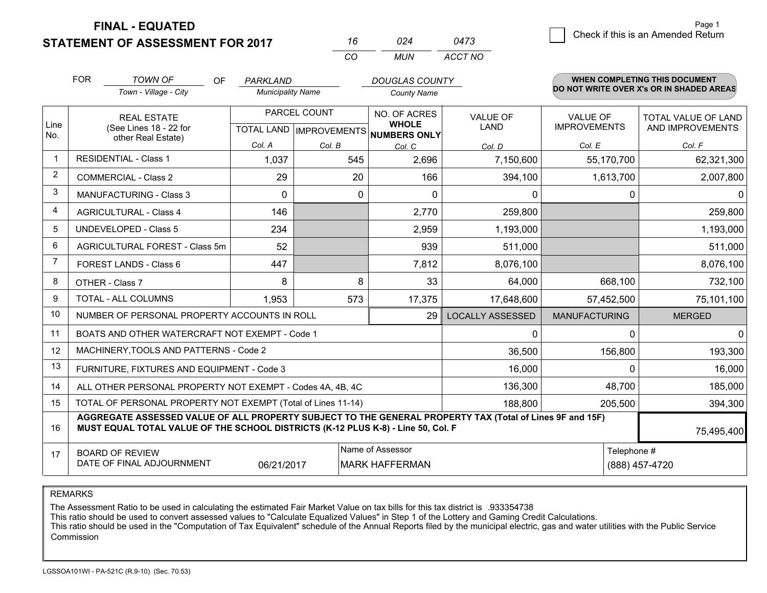**FINAL - EQUATED**
**STATEMENT OF ASSESSMENT FOR 2017**

| 16 | 024 | 0473 |
|---|---|---|
| CO | MUN | ACCT NO |

☐ Check if this is an Amended Return

Page 1

FOR *TOWN OF* (Town - Village - City) OF *PARKLAND* (Municipality Name) *DOUGLAS COUNTY* (County Name)

**WHEN COMPLETING THIS DOCUMENT DO NOT WRITE OVER X's OR IN SHADED AREAS**

| Line No. | REAL ESTATE (See Lines 18 - 22 for other Real Estate) | PARCEL COUNT TOTAL LAND Col. A | PARCEL COUNT IMPROVEMENTS Col. B | NO. OF ACRES WHOLE NUMBERS ONLY Col. C | VALUE OF LAND Col. D | VALUE OF IMPROVEMENTS Col. E | TOTAL VALUE OF LAND AND IMPROVEMENTS Col. F |
|---|---|---|---|---|---|---|---|
| 1 | RESIDENTIAL - Class 1 | 1,037 | 545 | 2,696 | 7,150,600 | 55,170,700 | 62,321,300 |
| 2 | COMMERCIAL - Class 2 | 29 | 20 | 166 | 394,100 | 1,613,700 | 2,007,800 |
| 3 | MANUFACTURING - Class 3 | 0 | 0 | 0 | 0 | 0 | 0 |
| 4 | AGRICULTURAL - Class 4 | 146 | | 2,770 | 259,800 | | 259,800 |
| 5 | UNDEVELOPED - Class 5 | 234 | | 2,959 | 1,193,000 | | 1,193,000 |
| 6 | AGRICULTURAL FOREST - Class 5m | 52 | | 939 | 511,000 | | 511,000 |
| 7 | FOREST LANDS - Class 6 | 447 | | 7,812 | 8,076,100 | | 8,076,100 |
| 8 | OTHER - Class 7 | 8 | 8 | 33 | 64,000 | 668,100 | 732,100 |
| 9 | TOTAL - ALL COLUMNS | 1,953 | 573 | 17,375 | 17,648,600 | 57,452,500 | 75,101,100 |
| 10 | NUMBER OF PERSONAL PROPERTY ACCOUNTS IN ROLL | | | 29 | LOCALLY ASSESSED | MANUFACTURING | MERGED |
| 11 | BOATS AND OTHER WATERCRAFT NOT EXEMPT - Code 1 | | | | 0 | 0 | 0 |
| 12 | MACHINERY,TOOLS AND PATTERNS - Code 2 | | | | 36,500 | 156,800 | 193,300 |
| 13 | FURNITURE, FIXTURES AND EQUIPMENT - Code 3 | | | | 16,000 | 0 | 16,000 |
| 14 | ALL OTHER PERSONAL PROPERTY NOT EXEMPT - Codes 4A, 4B, 4C | | | | 136,300 | 48,700 | 185,000 |
| 15 | TOTAL OF PERSONAL PROPERTY NOT EXEMPT (Total of Lines 11-14) | | | | 188,800 | 205,500 | 394,300 |
| 16 | **AGGREGATE ASSESSED VALUE OF ALL PROPERTY SUBJECT TO THE GENERAL PROPERTY TAX (Total of Lines 9F and 15F) MUST EQUAL TOTAL VALUE OF THE SCHOOL DISTRICTS (K-12 PLUS K-8) - Line 50, Col. F** | | | | | | 75,495,400 |
| 17 | BOARD OF REVIEW DATE OF FINAL ADJOURNMENT | 06/21/2017 | | Name of Assessor: MARK HAFFERMAN | | Telephone #: (888) 457-4720 | |

REMARKS

The Assessment Ratio to be used in calculating the estimated Fair Market Value on tax bills for this tax district is .933354738
This ratio should be used to convert assessed values to "Calculate Equalized Values" in Step 1 of the Lottery and Gaming Credit Calculations.
This ratio should be used in the "Computation of Tax Equivalent" schedule of the Annual Reports filed by the municipal electric, gas and water utilities with the Public Service Commission

LGSSOA101WI - PA-521C (R.9-10) (Sec. 70.53)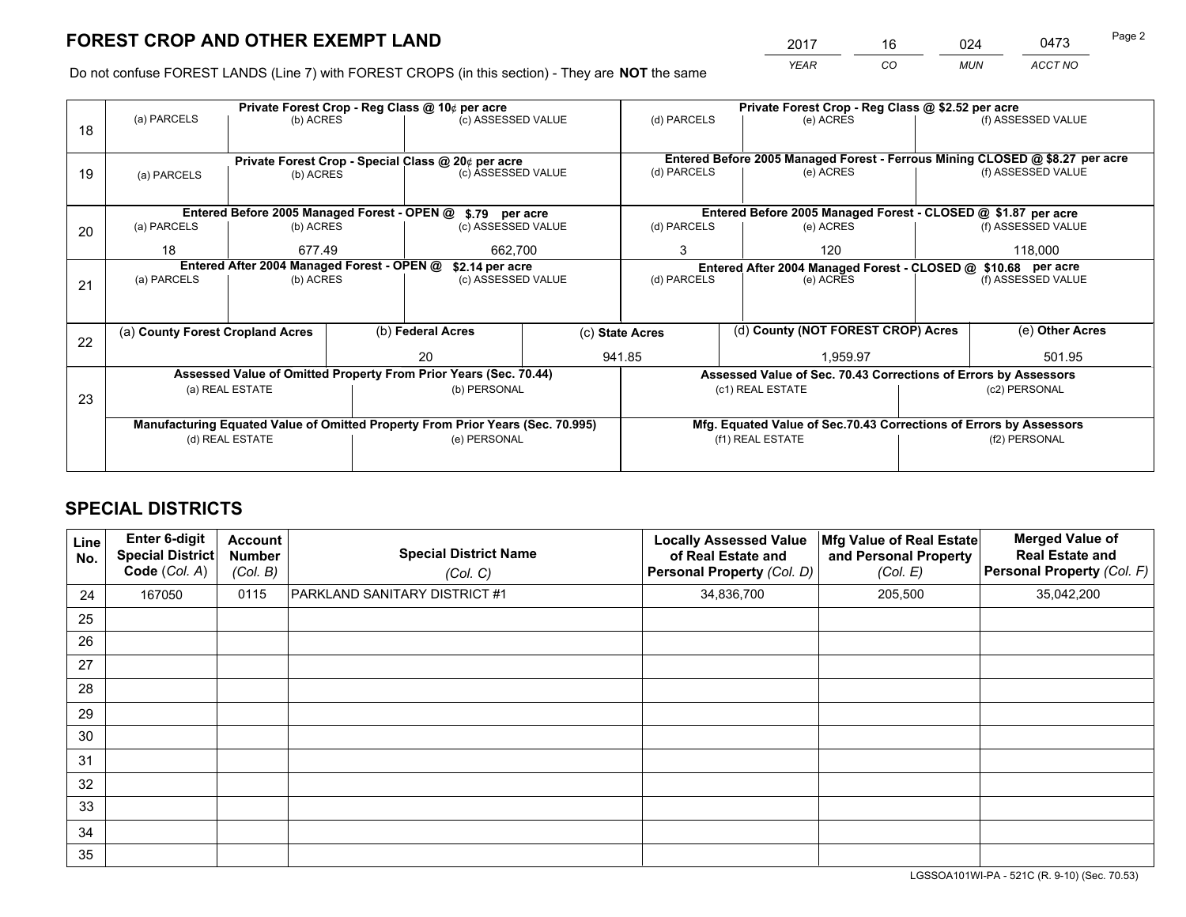# FOREST CROP AND OTHER EXEMPT LAND

| 2017 | 16 | 024 | 0473 |
|---|---|---|---|
| *YEAR* | *CO* | *MUN* | *ACCT NO* |

Do not confuse FOREST LANDS (Line 7) with FOREST CROPS (in this section) - They are **NOT** the same

| Line | (a) PARCELS | (b) ACRES | (c) ASSESSED VALUE | (d) PARCELS | (e) ACRES | (f) ASSESSED VALUE |
|---|---|---|---|---|---|---|
| 18 | Private Forest Crop - Reg Class @ 10¢ per acre | | | Private Forest Crop - Reg Class @ $2.52 per acre | | |
| | | | | | | |
| 19 | Private Forest Crop - Special Class @ 20¢ per acre | | | Entered Before 2005 Managed Forest - Ferrous Mining CLOSED @ $8.27 per acre | | |
| | | | | | | |
| 20 | Entered Before 2005 Managed Forest - OPEN @ $.79 per acre | | | Entered Before 2005 Managed Forest - CLOSED @ $1.87 per acre | | |
| | 18 | 677.49 | 662,700 | 3 | 120 | 118,000 |
| 21 | Entered After 2004 Managed Forest - OPEN @ $2.14 per acre | | | Entered After 2004 Managed Forest - CLOSED @ $10.68 per acre | | |
| | | | | | | |

| Line | (a) **County Forest Cropland Acres** | (b) **Federal Acres** | (c) **State Acres** | (d) **County (NOT FOREST CROP) Acres** | (e) **Other Acres** |
|---|---|---|---|---|---|
| 22 | | 20 | 941.85 | 1,959.97 | 501.95 |

| Line | Assessed Value of Omitted Property From Prior Years (Sec. 70.44) | | Assessed Value of Sec. 70.43 Corrections of Errors by Assessors | |
|---|---|---|---|---|
| 23 | (a) REAL ESTATE | (b) PERSONAL | (c1) REAL ESTATE | (c2) PERSONAL |
| | | | | |
| | **Manufacturing Equated Value of Omitted Property From Prior Years (Sec. 70.995)** | | **Mfg. Equated Value of Sec.70.43 Corrections of Errors by Assessors** | |
| | (d) REAL ESTATE | (e) PERSONAL | (f1) REAL ESTATE | (f2) PERSONAL |
| | | | | |

# SPECIAL DISTRICTS

| Line No. | Enter 6-digit Special District Code (*Col. A*) | Account Number (*Col. B*) | Special District Name (*Col. C*) | Locally Assessed Value of Real Estate and Personal Property (*Col. D*) | Mfg Value of Real Estate and Personal Property (*Col. E*) | Merged Value of Real Estate and Personal Property (*Col. F*) |
|---|---|---|---|---|---|---|
| 24 | 167050 | 0115 | PARKLAND SANITARY DISTRICT #1 | 34,836,700 | 205,500 | 35,042,200 |
| 25 | | | | | | |
| 26 | | | | | | |
| 27 | | | | | | |
| 28 | | | | | | |
| 29 | | | | | | |
| 30 | | | | | | |
| 31 | | | | | | |
| 32 | | | | | | |
| 33 | | | | | | |
| 34 | | | | | | |
| 35 | | | | | | |

LGSSOA101WI-PA - 521C (R. 9-10) (Sec. 70.53)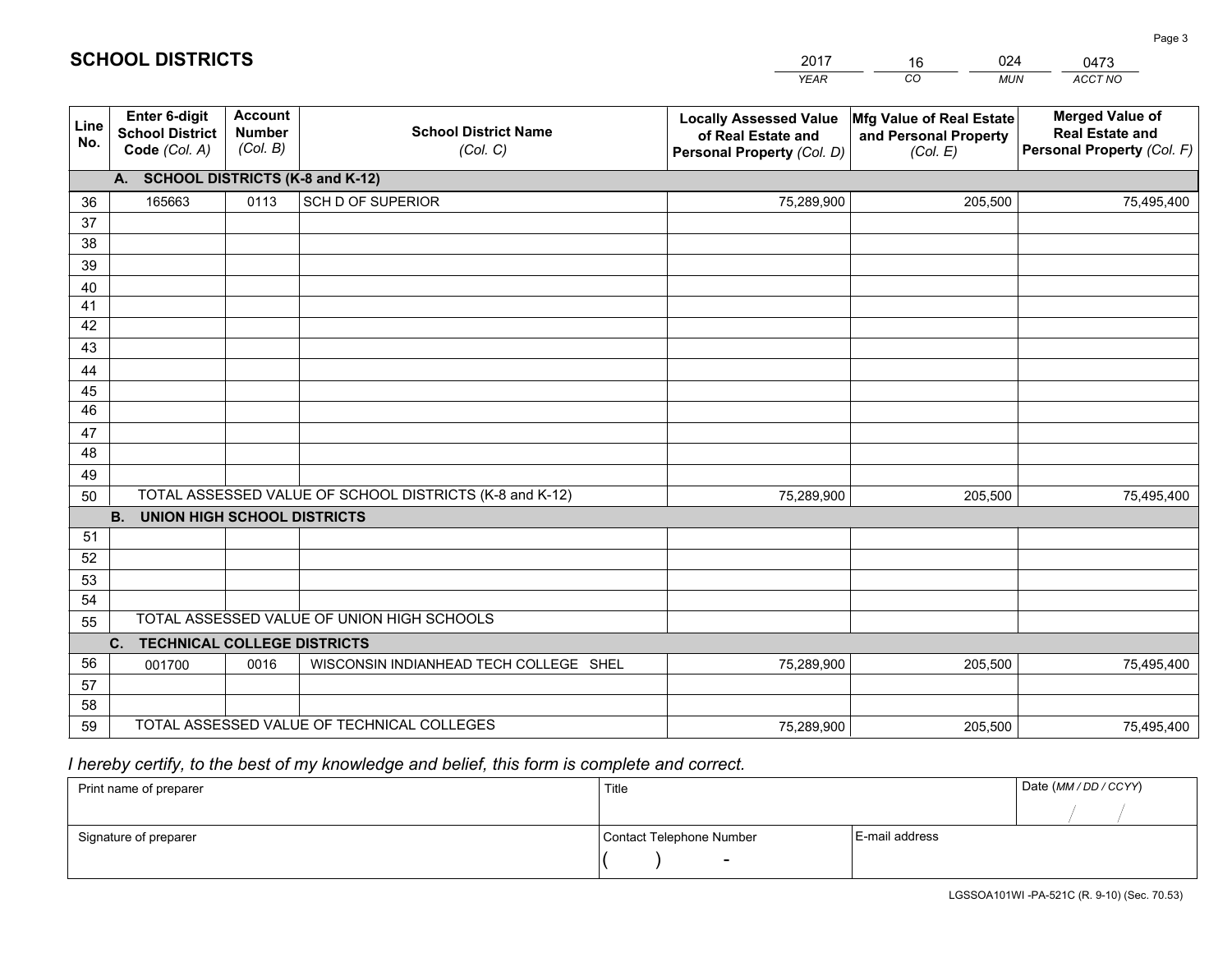# SCHOOL DISTRICTS

| 2017 | 16 | 024 | 0473 |
|---|---|---|---|
| YEAR | CO | MUN | ACCT NO |

| Line No. | Enter 6-digit School District Code (Col. A) | Account Number (Col. B) | School District Name (Col. C) | Locally Assessed Value of Real Estate and Personal Property (Col. D) | Mfg Value of Real Estate and Personal Property (Col. E) | Merged Value of Real Estate and Personal Property (Col. F) |
|---|---|---|---|---|---|---|
| | **A. SCHOOL DISTRICTS (K-8 and K-12)** | | | | | |
| 36 | 165663 | 0113 | SCH D OF SUPERIOR | 75,289,900 | 205,500 | 75,495,400 |
| 37 | | | | | | |
| 38 | | | | | | |
| 39 | | | | | | |
| 40 | | | | | | |
| 41 | | | | | | |
| 42 | | | | | | |
| 43 | | | | | | |
| 44 | | | | | | |
| 45 | | | | | | |
| 46 | | | | | | |
| 47 | | | | | | |
| 48 | | | | | | |
| 49 | | | | | | |
| 50 | TOTAL ASSESSED VALUE OF SCHOOL DISTRICTS (K-8 and K-12) | | | 75,289,900 | 205,500 | 75,495,400 |
| | **B. UNION HIGH SCHOOL DISTRICTS** | | | | | |
| 51 | | | | | | |
| 52 | | | | | | |
| 53 | | | | | | |
| 54 | | | | | | |
| 55 | TOTAL ASSESSED VALUE OF UNION HIGH SCHOOLS | | | | | |
| | **C. TECHNICAL COLLEGE DISTRICTS** | | | | | |
| 56 | 001700 | 0016 | WISCONSIN INDIANHEAD TECH COLLEGE SHEL | 75,289,900 | 205,500 | 75,495,400 |
| 57 | | | | | | |
| 58 | | | | | | |
| 59 | TOTAL ASSESSED VALUE OF TECHNICAL COLLEGES | | | 75,289,900 | 205,500 | 75,495,400 |

*I hereby certify, to the best of my knowledge and belief, this form is complete and correct.*

| Print name of preparer | Title | | Date (MM / DD / CCYY) |
|---|---|---|---|
| | | | / / |
| Signature of preparer | Contact Telephone Number | E-mail address | |
| | ( ) - | | |

LGSSOA101WI -PA-521C (R. 9-10) (Sec. 70.53)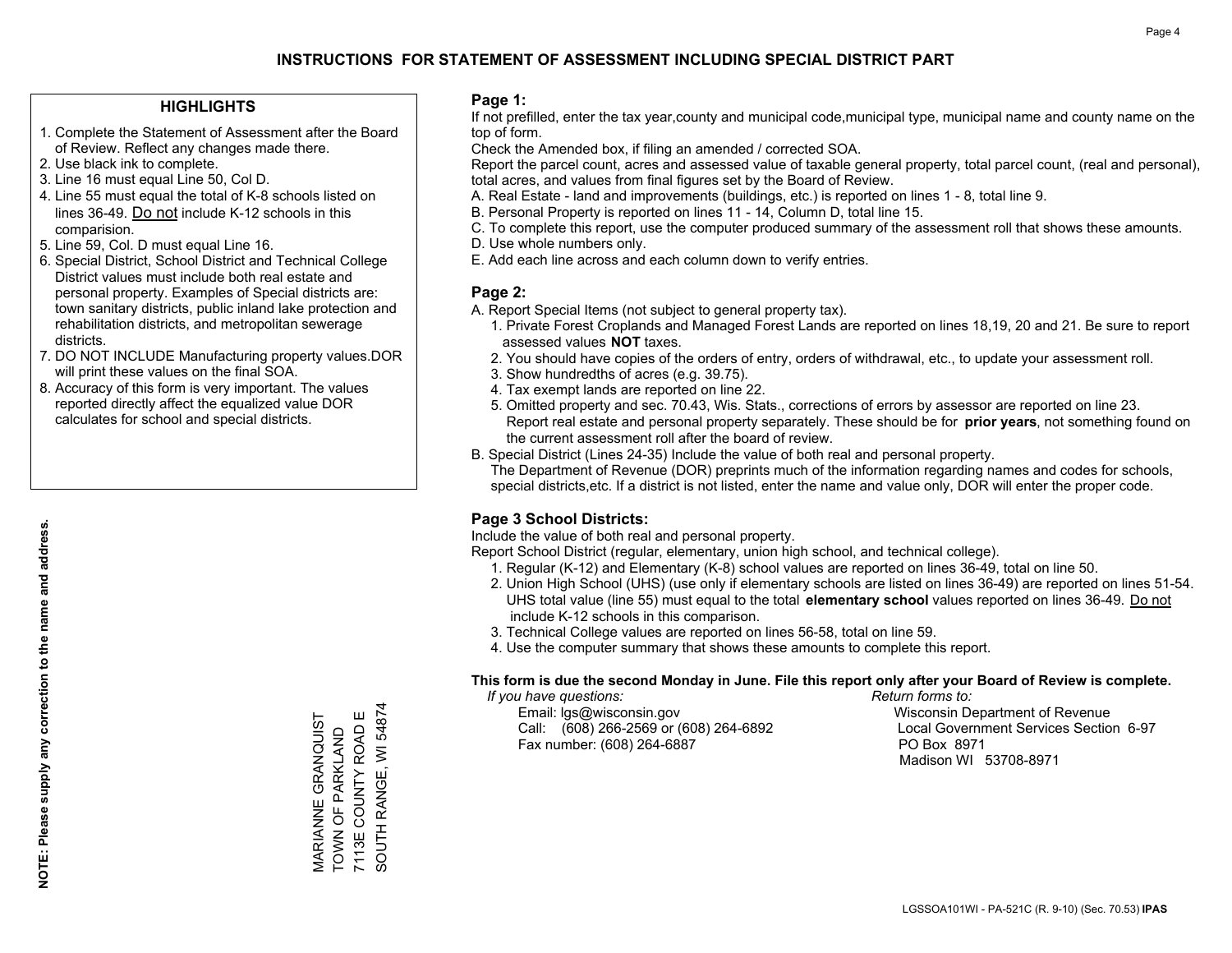# INSTRUCTIONS FOR STATEMENT OF ASSESSMENT INCLUDING SPECIAL DISTRICT PART

## HIGHLIGHTS

1. Complete the Statement of Assessment after the Board of Review. Reflect any changes made there.
2. Use black ink to complete.
3. Line 16 must equal Line 50, Col D.
4. Line 55 must equal the total of K-8 schools listed on lines 36-49. Do not include K-12 schools in this comparision.
5. Line 59, Col. D must equal Line 16.
6. Special District, School District and Technical College District values must include both real estate and personal property. Examples of Special districts are: town sanitary districts, public inland lake protection and rehabilitation districts, and metropolitan sewerage districts.
7. DO NOT INCLUDE Manufacturing property values.DOR will print these values on the final SOA.
8. Accuracy of this form is very important. The values reported directly affect the equalized value DOR calculates for school and special districts.

**NOTE: Please supply any correction to the name and address.**

MARIANNE GRANQUIST
TOWN OF PARKLAND
7113E COUNTY ROAD E
SOUTH RANGE, WI 54874

## Page 1:

If not prefilled, enter the tax year,county and municipal code,municipal type, municipal name and county name on the top of form.

Check the Amended box, if filing an amended / corrected SOA.

Report the parcel count, acres and assessed value of taxable general property, total parcel count, (real and personal), total acres, and values from final figures set by the Board of Review.

A. Real Estate - land and improvements (buildings, etc.) is reported on lines 1 - 8, total line 9.
B. Personal Property is reported on lines 11 - 14, Column D, total line 15.
C. To complete this report, use the computer produced summary of the assessment roll that shows these amounts.
D. Use whole numbers only.
E. Add each line across and each column down to verify entries.

## Page 2:

A. Report Special Items (not subject to general property tax).
   1. Private Forest Croplands and Managed Forest Lands are reported on lines 18,19, 20 and 21. Be sure to report assessed values **NOT** taxes.
   2. You should have copies of the orders of entry, orders of withdrawal, etc., to update your assessment roll.
   3. Show hundredths of acres (e.g. 39.75).
   4. Tax exempt lands are reported on line 22.
   5. Omitted property and sec. 70.43, Wis. Stats., corrections of errors by assessor are reported on line 23. Report real estate and personal property separately. These should be for **prior years**, not something found on the current assessment roll after the board of review.
B. Special District (Lines 24-35) Include the value of both real and personal property.
   The Department of Revenue (DOR) preprints much of the information regarding names and codes for schools, special districts,etc. If a district is not listed, enter the name and value only, DOR will enter the proper code.

## Page 3 School Districts:

Include the value of both real and personal property.

Report School District (regular, elementary, union high school, and technical college).

1. Regular (K-12) and Elementary (K-8) school values are reported on lines 36-49, total on line 50.
2. Union High School (UHS) (use only if elementary schools are listed on lines 36-49) are reported on lines 51-54. UHS total value (line 55) must equal to the total **elementary school** values reported on lines 36-49. Do not include K-12 schools in this comparison.
3. Technical College values are reported on lines 56-58, total on line 59.
4. Use the computer summary that shows these amounts to complete this report.

**This form is due the second Monday in June. File this report only after your Board of Review is complete.**

*If you have questions:*
Email: lgs@wisconsin.gov
Call: (608) 266-2569 or (608) 264-6892
Fax number: (608) 264-6887

*Return forms to:*
Wisconsin Department of Revenue
Local Government Services Section 6-97
PO Box 8971
Madison WI 53708-8971

LGSSOA101WI - PA-521C (R. 9-10) (Sec. 70.53) **IPAS**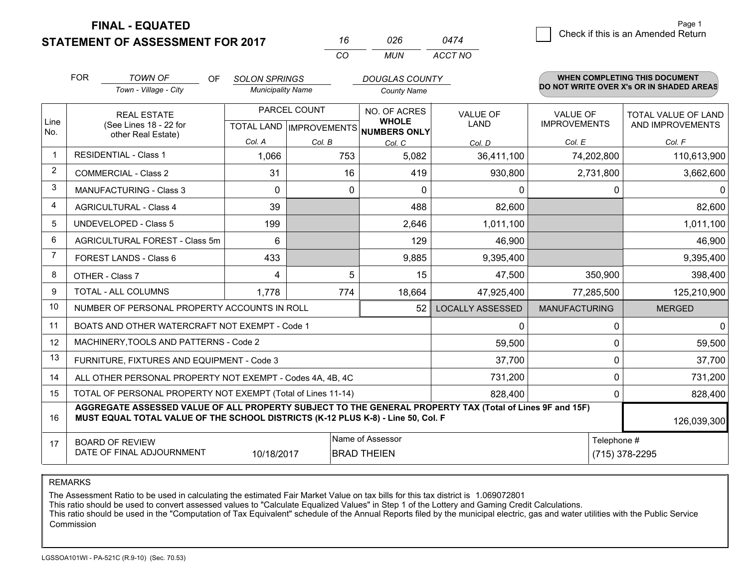# FINAL - EQUATED
## STATEMENT OF ASSESSMENT FOR 2017

| 16 | 026 | 0474 |
|---|---|---|
| CO | MUN | ACCT NO |

Page 1

☐ Check if this is an Amended Return

FOR *TOWN OF* (Town - Village - City) OF *SOLON SPRINGS* (Municipality Name) *DOUGLAS COUNTY* (County Name)

**WHEN COMPLETING THIS DOCUMENT DO NOT WRITE OVER X's OR IN SHADED AREAS**

| Line No. | REAL ESTATE (See Lines 18 - 22 for other Real Estate) | PARCEL COUNT TOTAL LAND Col. A | PARCEL COUNT IMPROVEMENTS Col. B | NO. OF ACRES WHOLE NUMBERS ONLY Col. C | VALUE OF LAND Col. D | VALUE OF IMPROVEMENTS Col. E | TOTAL VALUE OF LAND AND IMPROVEMENTS Col. F |
|---|---|---|---|---|---|---|---|
| 1 | RESIDENTIAL - Class 1 | 1,066 | 753 | 5,082 | 36,411,100 | 74,202,800 | 110,613,900 |
| 2 | COMMERCIAL - Class 2 | 31 | 16 | 419 | 930,800 | 2,731,800 | 3,662,600 |
| 3 | MANUFACTURING - Class 3 | 0 | 0 | 0 | 0 | 0 | 0 |
| 4 | AGRICULTURAL - Class 4 | 39 | | 488 | 82,600 | | 82,600 |
| 5 | UNDEVELOPED - Class 5 | 199 | | 2,646 | 1,011,100 | | 1,011,100 |
| 6 | AGRICULTURAL FOREST - Class 5m | 6 | | 129 | 46,900 | | 46,900 |
| 7 | FOREST LANDS - Class 6 | 433 | | 9,885 | 9,395,400 | | 9,395,400 |
| 8 | OTHER - Class 7 | 4 | 5 | 15 | 47,500 | 350,900 | 398,400 |
| 9 | TOTAL - ALL COLUMNS | 1,778 | 774 | 18,664 | 47,925,400 | 77,285,500 | 125,210,900 |
| 10 | NUMBER OF PERSONAL PROPERTY ACCOUNTS IN ROLL | | | 52 | LOCALLY ASSESSED | MANUFACTURING | MERGED |
| 11 | BOATS AND OTHER WATERCRAFT NOT EXEMPT - Code 1 | | | | 0 | 0 | 0 |
| 12 | MACHINERY,TOOLS AND PATTERNS - Code 2 | | | | 59,500 | 0 | 59,500 |
| 13 | FURNITURE, FIXTURES AND EQUIPMENT - Code 3 | | | | 37,700 | 0 | 37,700 |
| 14 | ALL OTHER PERSONAL PROPERTY NOT EXEMPT - Codes 4A, 4B, 4C | | | | 731,200 | 0 | 731,200 |
| 15 | TOTAL OF PERSONAL PROPERTY NOT EXEMPT (Total of Lines 11-14) | | | | 828,400 | 0 | 828,400 |
| 16 | **AGGREGATE ASSESSED VALUE OF ALL PROPERTY SUBJECT TO THE GENERAL PROPERTY TAX (Total of Lines 9F and 15F) MUST EQUAL TOTAL VALUE OF THE SCHOOL DISTRICTS (K-12 PLUS K-8) - Line 50, Col. F** | | | | | | 126,039,300 |
| 17 | BOARD OF REVIEW DATE OF FINAL ADJOURNMENT | 10/18/2017 | | Name of Assessor: BRAD THEIEN | | Telephone #: (715) 378-2295 | |

REMARKS

The Assessment Ratio to be used in calculating the estimated Fair Market Value on tax bills for this tax district is 1.069072801
This ratio should be used to convert assessed values to "Calculate Equalized Values" in Step 1 of the Lottery and Gaming Credit Calculations.
This ratio should be used in the "Computation of Tax Equivalent" schedule of the Annual Reports filed by the municipal electric, gas and water utilities with the Public Service Commission

LGSSOA101WI - PA-521C (R.9-10) (Sec. 70.53)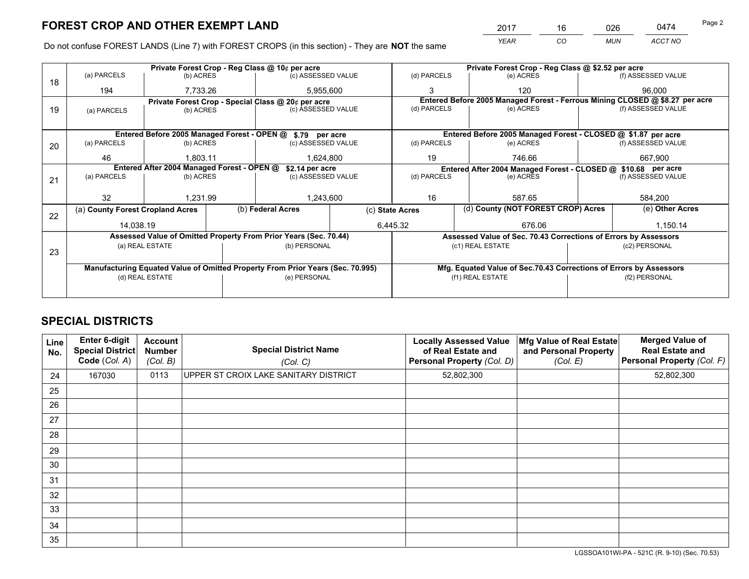# FOREST CROP AND OTHER EXEMPT LAND

| YEAR | CO | MUN | ACCT NO |
|---|---|---|---|
| 2017 | 16 | 026 | 0474 |

Do not confuse FOREST LANDS (Line 7) with FOREST CROPS (in this section) - They are **NOT** the same

| Line | | | | | | |
|---|---|---|---|---|---|---|
| 18 | Private Forest Crop - Reg Class @ 10¢ per acre | | | Private Forest Crop - Reg Class @ $2.52 per acre | | |
| | (a) PARCELS | (b) ACRES | (c) ASSESSED VALUE | (d) PARCELS | (e) ACRES | (f) ASSESSED VALUE |
| | 194 | 7,733.26 | 5,955,600 | 3 | 120 | 96,000 |
| 19 | Private Forest Crop - Special Class @ 20¢ per acre | | | Entered Before 2005 Managed Forest - Ferrous Mining CLOSED @ $8.27 per acre | | |
| | (a) PARCELS | (b) ACRES | (c) ASSESSED VALUE | (d) PARCELS | (e) ACRES | (f) ASSESSED VALUE |
| | | | | | | |
| 20 | Entered Before 2005 Managed Forest - OPEN @ $.79 per acre | | | Entered Before 2005 Managed Forest - CLOSED @ $1.87 per acre | | |
| | (a) PARCELS | (b) ACRES | (c) ASSESSED VALUE | (d) PARCELS | (e) ACRES | (f) ASSESSED VALUE |
| | 46 | 1,803.11 | 1,624,800 | 19 | 746.66 | 667,900 |
| 21 | Entered After 2004 Managed Forest - OPEN @ $2.14 per acre | | | Entered After 2004 Managed Forest - CLOSED @ $10.68 per acre | | |
| | (a) PARCELS | (b) ACRES | (c) ASSESSED VALUE | (d) PARCELS | (e) ACRES | (f) ASSESSED VALUE |
| | 32 | 1,231.99 | 1,243,600 | 16 | 587.65 | 584,200 |

| Line | (a) County Forest Cropland Acres | (b) Federal Acres | (c) State Acres | (d) County (NOT FOREST CROP) Acres | (e) Other Acres |
|---|---|---|---|---|---|
| 22 | 14,038.19 | | 6,445.32 | 676.06 | 1,150.14 |

| Line | | | | |
|---|---|---|---|---|
| 23 | Assessed Value of Omitted Property From Prior Years (Sec. 70.44) | | Assessed Value of Sec. 70.43 Corrections of Errors by Assessors | |
| | (a) REAL ESTATE | (b) PERSONAL | (c1) REAL ESTATE | (c2) PERSONAL |
| | | | | |
| | Manufacturing Equated Value of Omitted Property From Prior Years (Sec. 70.995) | | Mfg. Equated Value of Sec.70.43 Corrections of Errors by Assessors | |
| | (d) REAL ESTATE | (e) PERSONAL | (f1) REAL ESTATE | (f2) PERSONAL |
| | | | | |

# SPECIAL DISTRICTS

| Line No. | Enter 6-digit Special District Code (Col. A) | Account Number (Col. B) | Special District Name (Col. C) | Locally Assessed Value of Real Estate and Personal Property (Col. D) | Mfg Value of Real Estate and Personal Property (Col. E) | Merged Value of Real Estate and Personal Property (Col. F) |
|---|---|---|---|---|---|---|
| 24 | 167030 | 0113 | UPPER ST CROIX LAKE SANITARY DISTRICT | 52,802,300 | | 52,802,300 |
| 25 | | | | | | |
| 26 | | | | | | |
| 27 | | | | | | |
| 28 | | | | | | |
| 29 | | | | | | |
| 30 | | | | | | |
| 31 | | | | | | |
| 32 | | | | | | |
| 33 | | | | | | |
| 34 | | | | | | |
| 35 | | | | | | |

LGSSOA101WI-PA - 521C (R. 9-10) (Sec. 70.53)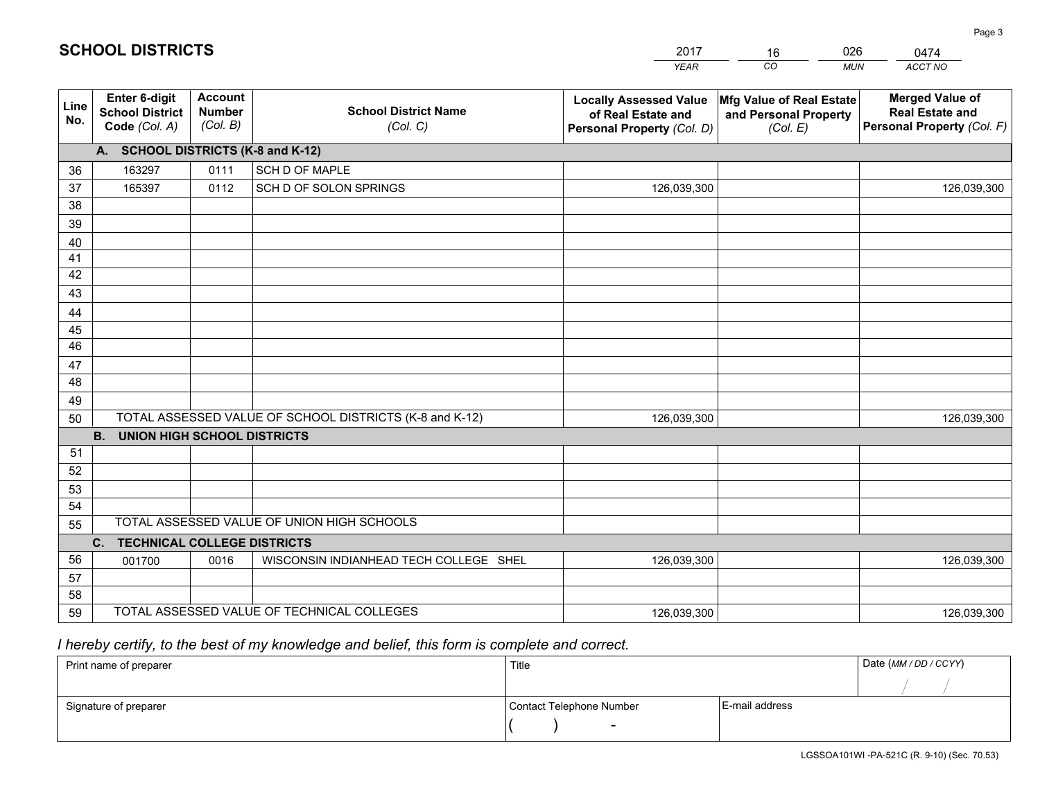# SCHOOL DISTRICTS

| 2017 | 16 | 026 | 0474 |
|---|---|---|---|
| *YEAR* | *CO* | *MUN* | *ACCT NO* |

| Line No. | Enter 6-digit School District Code *(Col. A)* | Account Number *(Col. B)* | School District Name *(Col. C)* | Locally Assessed Value of Real Estate and Personal Property *(Col. D)* | Mfg Value of Real Estate and Personal Property *(Col. E)* | Merged Value of Real Estate and Personal Property *(Col. F)* |
|---|---|---|---|---|---|---|
| | **A. SCHOOL DISTRICTS (K-8 and K-12)** | | | | | |
| 36 | 163297 | 0111 | SCH D OF MAPLE | | | |
| 37 | 165397 | 0112 | SCH D OF SOLON SPRINGS | 126,039,300 | | 126,039,300 |
| 38 | | | | | | |
| 39 | | | | | | |
| 40 | | | | | | |
| 41 | | | | | | |
| 42 | | | | | | |
| 43 | | | | | | |
| 44 | | | | | | |
| 45 | | | | | | |
| 46 | | | | | | |
| 47 | | | | | | |
| 48 | | | | | | |
| 49 | | | | | | |
| 50 | TOTAL ASSESSED VALUE OF SCHOOL DISTRICTS (K-8 and K-12) | | | 126,039,300 | | 126,039,300 |
| | **B. UNION HIGH SCHOOL DISTRICTS** | | | | | |
| 51 | | | | | | |
| 52 | | | | | | |
| 53 | | | | | | |
| 54 | | | | | | |
| 55 | TOTAL ASSESSED VALUE OF UNION HIGH SCHOOLS | | | | | |
| | **C. TECHNICAL COLLEGE DISTRICTS** | | | | | |
| 56 | 001700 | 0016 | WISCONSIN INDIANHEAD TECH COLLEGE SHEL | 126,039,300 | | 126,039,300 |
| 57 | | | | | | |
| 58 | | | | | | |
| 59 | TOTAL ASSESSED VALUE OF TECHNICAL COLLEGES | | | 126,039,300 | | 126,039,300 |

*I hereby certify, to the best of my knowledge and belief, this form is complete and correct.*

| Print name of preparer | Title | | Date *(MM / DD / CCYY)* |
|---|---|---|---|
| | | | / / |
| Signature of preparer | Contact Telephone Number | E-mail address | |
| | ( ) - | | |

LGSSOA101WI -PA-521C (R. 9-10) (Sec. 70.53)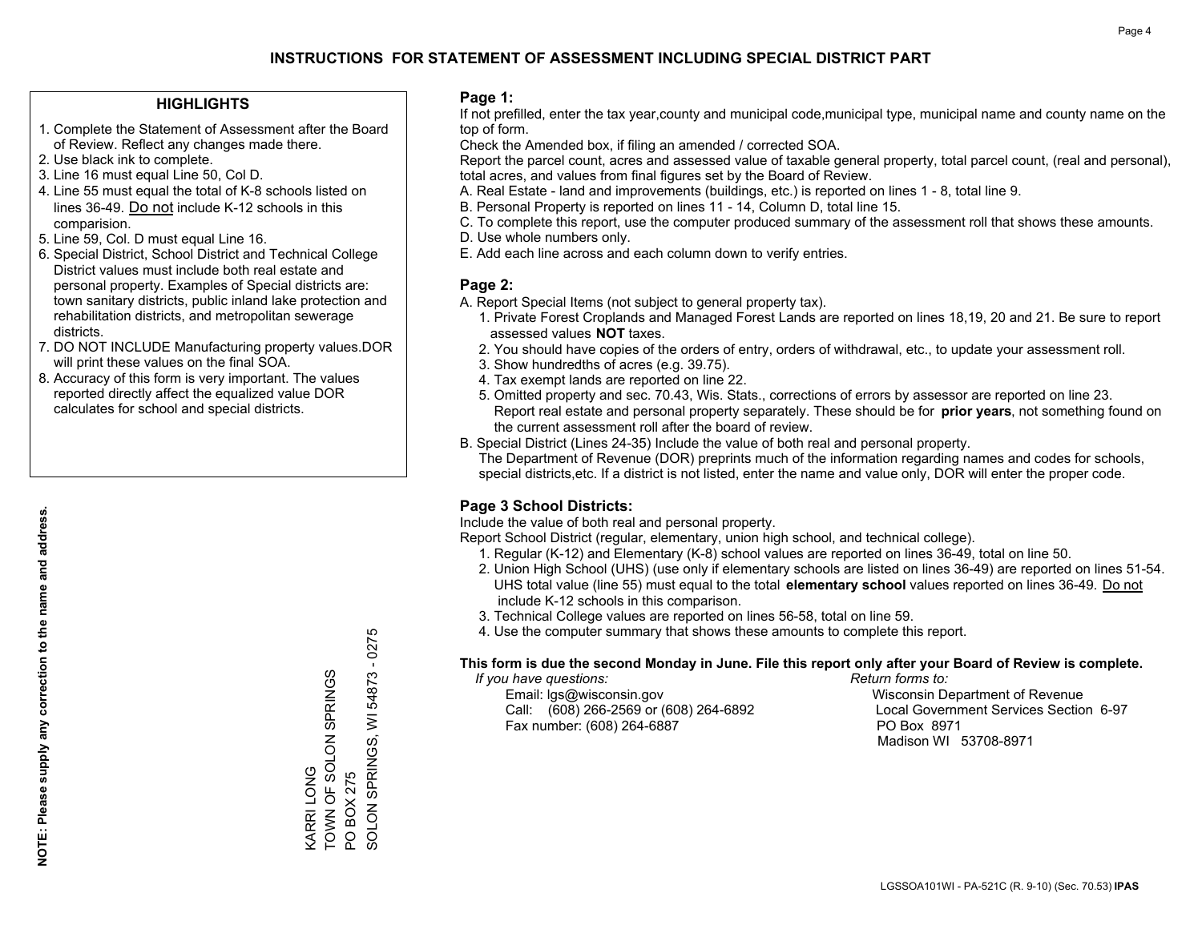# INSTRUCTIONS FOR STATEMENT OF ASSESSMENT INCLUDING SPECIAL DISTRICT PART

## HIGHLIGHTS

1. Complete the Statement of Assessment after the Board of Review. Reflect any changes made there.
2. Use black ink to complete.
3. Line 16 must equal Line 50, Col D.
4. Line 55 must equal the total of K-8 schools listed on lines 36-49. Do not include K-12 schools in this comparision.
5. Line 59, Col. D must equal Line 16.
6. Special District, School District and Technical College District values must include both real estate and personal property. Examples of Special districts are: town sanitary districts, public inland lake protection and rehabilitation districts, and metropolitan sewerage districts.
7. DO NOT INCLUDE Manufacturing property values.DOR will print these values on the final SOA.
8. Accuracy of this form is very important. The values reported directly affect the equalized value DOR calculates for school and special districts.

**NOTE: Please supply any correction to the name and address.**

KARRI LONG
TOWN OF SOLON SPRINGS
PO BOX 275
SOLON SPRINGS, WI 54873 - 0275

## Page 1:

If not prefilled, enter the tax year,county and municipal code,municipal type, municipal name and county name on the top of form.

Check the Amended box, if filing an amended / corrected SOA.

Report the parcel count, acres and assessed value of taxable general property, total parcel count, (real and personal), total acres, and values from final figures set by the Board of Review.

A. Real Estate - land and improvements (buildings, etc.) is reported on lines 1 - 8, total line 9.
B. Personal Property is reported on lines 11 - 14, Column D, total line 15.
C. To complete this report, use the computer produced summary of the assessment roll that shows these amounts.
D. Use whole numbers only.
E. Add each line across and each column down to verify entries.

## Page 2:

A. Report Special Items (not subject to general property tax).
   1. Private Forest Croplands and Managed Forest Lands are reported on lines 18,19, 20 and 21. Be sure to report assessed values **NOT** taxes.
   2. You should have copies of the orders of entry, orders of withdrawal, etc., to update your assessment roll.
   3. Show hundredths of acres (e.g. 39.75).
   4. Tax exempt lands are reported on line 22.
   5. Omitted property and sec. 70.43, Wis. Stats., corrections of errors by assessor are reported on line 23. Report real estate and personal property separately. These should be for **prior years**, not something found on the current assessment roll after the board of review.
B. Special District (Lines 24-35) Include the value of both real and personal property.
   The Department of Revenue (DOR) preprints much of the information regarding names and codes for schools, special districts,etc. If a district is not listed, enter the name and value only, DOR will enter the proper code.

## Page 3 School Districts:

Include the value of both real and personal property.

Report School District (regular, elementary, union high school, and technical college).

1. Regular (K-12) and Elementary (K-8) school values are reported on lines 36-49, total on line 50.
2. Union High School (UHS) (use only if elementary schools are listed on lines 36-49) are reported on lines 51-54. UHS total value (line 55) must equal to the total **elementary school** values reported on lines 36-49. Do not include K-12 schools in this comparison.
3. Technical College values are reported on lines 56-58, total on line 59.
4. Use the computer summary that shows these amounts to complete this report.

**This form is due the second Monday in June. File this report only after your Board of Review is complete.**

*If you have questions:*
Email: lgs@wisconsin.gov
Call: (608) 266-2569 or (608) 264-6892
Fax number: (608) 264-6887

*Return forms to:*
Wisconsin Department of Revenue
Local Government Services Section 6-97
PO Box 8971
Madison WI 53708-8971

LGSSOA101WI - PA-521C (R. 9-10) (Sec. 70.53) **IPAS**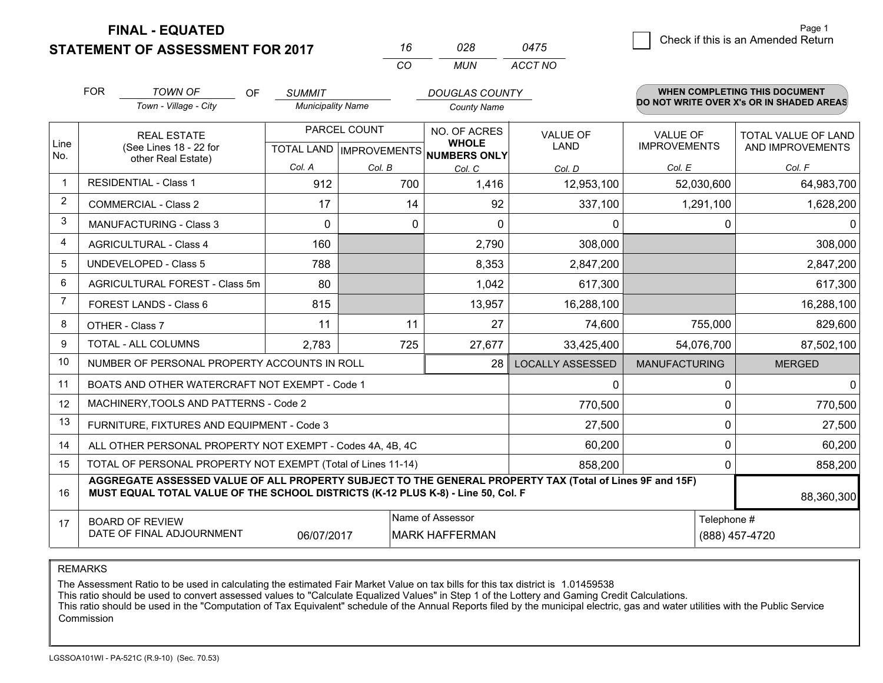# FINAL - EQUATED
## STATEMENT OF ASSESSMENT FOR 2017

| 16 | 028 | 0475 |
|---|---|---|
| CO | MUN | ACCT NO |

Page 1

☐ Check if this is an Amended Return

FOR *TOWN OF* (Town - Village - City) OF *SUMMIT* (Municipality Name) *DOUGLAS COUNTY* (County Name)

**WHEN COMPLETING THIS DOCUMENT DO NOT WRITE OVER X's OR IN SHADED AREAS**

| Line No. | REAL ESTATE (See Lines 18 - 22 for other Real Estate) | PARCEL COUNT TOTAL LAND Col. A | PARCEL COUNT IMPROVEMENTS Col. B | NO. OF ACRES WHOLE NUMBERS ONLY Col. C | VALUE OF LAND Col. D | VALUE OF IMPROVEMENTS Col. E | TOTAL VALUE OF LAND AND IMPROVEMENTS Col. F |
|---|---|---|---|---|---|---|---|
| 1 | RESIDENTIAL - Class 1 | 912 | 700 | 1,416 | 12,953,100 | 52,030,600 | 64,983,700 |
| 2 | COMMERCIAL - Class 2 | 17 | 14 | 92 | 337,100 | 1,291,100 | 1,628,200 |
| 3 | MANUFACTURING - Class 3 | 0 | 0 | 0 | 0 | 0 | 0 |
| 4 | AGRICULTURAL - Class 4 | 160 | | 2,790 | 308,000 | | 308,000 |
| 5 | UNDEVELOPED - Class 5 | 788 | | 8,353 | 2,847,200 | | 2,847,200 |
| 6 | AGRICULTURAL FOREST - Class 5m | 80 | | 1,042 | 617,300 | | 617,300 |
| 7 | FOREST LANDS - Class 6 | 815 | | 13,957 | 16,288,100 | | 16,288,100 |
| 8 | OTHER - Class 7 | 11 | 11 | 27 | 74,600 | 755,000 | 829,600 |
| 9 | TOTAL - ALL COLUMNS | 2,783 | 725 | 27,677 | 33,425,400 | 54,076,700 | 87,502,100 |
| 10 | NUMBER OF PERSONAL PROPERTY ACCOUNTS IN ROLL | | | 28 | LOCALLY ASSESSED | MANUFACTURING | MERGED |
| 11 | BOATS AND OTHER WATERCRAFT NOT EXEMPT - Code 1 | | | | 0 | 0 | 0 |
| 12 | MACHINERY,TOOLS AND PATTERNS - Code 2 | | | | 770,500 | 0 | 770,500 |
| 13 | FURNITURE, FIXTURES AND EQUIPMENT - Code 3 | | | | 27,500 | 0 | 27,500 |
| 14 | ALL OTHER PERSONAL PROPERTY NOT EXEMPT - Codes 4A, 4B, 4C | | | | 60,200 | 0 | 60,200 |
| 15 | TOTAL OF PERSONAL PROPERTY NOT EXEMPT (Total of Lines 11-14) | | | | 858,200 | 0 | 858,200 |
| 16 | **AGGREGATE ASSESSED VALUE OF ALL PROPERTY SUBJECT TO THE GENERAL PROPERTY TAX (Total of Lines 9F and 15F) MUST EQUAL TOTAL VALUE OF THE SCHOOL DISTRICTS (K-12 PLUS K-8) - Line 50, Col. F** | | | | | | 88,360,300 |
| 17 | BOARD OF REVIEW DATE OF FINAL ADJOURNMENT | 06/07/2017 | Name of Assessor: MARK HAFFERMAN | | | Telephone #: (888) 457-4720 | |

REMARKS

The Assessment Ratio to be used in calculating the estimated Fair Market Value on tax bills for this tax district is 1.01459538
This ratio should be used to convert assessed values to "Calculate Equalized Values" in Step 1 of the Lottery and Gaming Credit Calculations.
This ratio should be used in the "Computation of Tax Equivalent" schedule of the Annual Reports filed by the municipal electric, gas and water utilities with the Public Service Commission

LGSSOA101WI - PA-521C (R.9-10) (Sec. 70.53)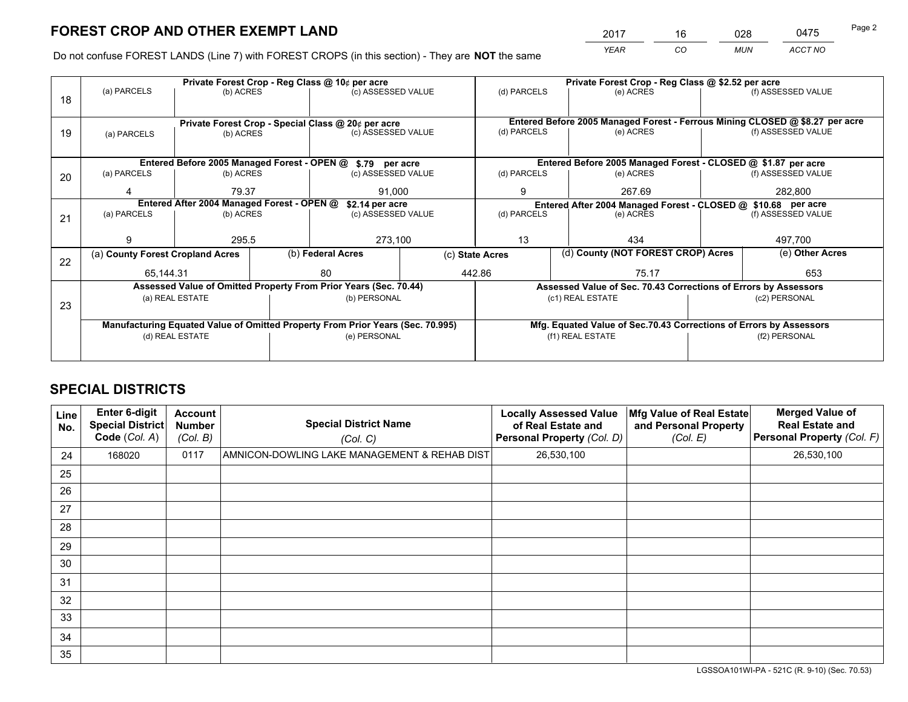# FOREST CROP AND OTHER EXEMPT LAND

| YEAR | CO | MUN | ACCT NO |
|---|---|---|---|
| 2017 | 16 | 028 | 0475 |

Do not confuse FOREST LANDS (Line 7) with FOREST CROPS (in this section) - They are **NOT** the same

| Line | Private Forest Crop - Reg Class @ 10¢ per acre | | | Private Forest Crop - Reg Class @ $2.52 per acre | | |
|---|---|---|---|---|---|---|
| 18 | (a) PARCELS | (b) ACRES | (c) ASSESSED VALUE | (d) PARCELS | (e) ACRES | (f) ASSESSED VALUE |
| | | | | | | |
| | **Private Forest Crop - Special Class @ 20¢ per acre** | | | **Entered Before 2005 Managed Forest - Ferrous Mining CLOSED @ $8.27 per acre** | | |
| 19 | (a) PARCELS | (b) ACRES | (c) ASSESSED VALUE | (d) PARCELS | (e) ACRES | (f) ASSESSED VALUE |
| | | | | | | |
| | **Entered Before 2005 Managed Forest - OPEN @ $.79 per acre** | | | **Entered Before 2005 Managed Forest - CLOSED @ $1.87 per acre** | | |
| 20 | (a) PARCELS | (b) ACRES | (c) ASSESSED VALUE | (d) PARCELS | (e) ACRES | (f) ASSESSED VALUE |
| | 4 | 79.37 | 91,000 | 9 | 267.69 | 282,800 |
| | **Entered After 2004 Managed Forest - OPEN @ $2.14 per acre** | | | **Entered After 2004 Managed Forest - CLOSED @ $10.68 per acre** | | |
| 21 | (a) PARCELS | (b) ACRES | (c) ASSESSED VALUE | (d) PARCELS | (e) ACRES | (f) ASSESSED VALUE |
| | 9 | 295.5 | 273,100 | 13 | 434 | 497,700 |

| Line | (a) County Forest Cropland Acres | (b) Federal Acres | (c) State Acres | (d) County (NOT FOREST CROP) Acres | (e) Other Acres |
|---|---|---|---|---|---|
| 22 | 65,144.31 | 80 | 442.86 | 75.17 | 653 |

| Line | Assessed Value of Omitted Property From Prior Years (Sec. 70.44) | | Assessed Value of Sec. 70.43 Corrections of Errors by Assessors | |
|---|---|---|---|---|
| 23 | (a) REAL ESTATE | (b) PERSONAL | (c1) REAL ESTATE | (c2) PERSONAL |
| | | | | |
| | **Manufacturing Equated Value of Omitted Property From Prior Years (Sec. 70.995)** | | **Mfg. Equated Value of Sec.70.43 Corrections of Errors by Assessors** | |
| | (d) REAL ESTATE | (e) PERSONAL | (f1) REAL ESTATE | (f2) PERSONAL |
| | | | | |

# SPECIAL DISTRICTS

| Line No. | Enter 6-digit Special District Code (Col. A) | Account Number (Col. B) | Special District Name (Col. C) | Locally Assessed Value of Real Estate and Personal Property (Col. D) | Mfg Value of Real Estate and Personal Property (Col. E) | Merged Value of Real Estate and Personal Property (Col. F) |
|---|---|---|---|---|---|---|
| 24 | 168020 | 0117 | AMNICON-DOWLING LAKE MANAGEMENT & REHAB DIST | 26,530,100 | | 26,530,100 |
| 25 | | | | | | |
| 26 | | | | | | |
| 27 | | | | | | |
| 28 | | | | | | |
| 29 | | | | | | |
| 30 | | | | | | |
| 31 | | | | | | |
| 32 | | | | | | |
| 33 | | | | | | |
| 34 | | | | | | |
| 35 | | | | | | |

LGSSOA101WI-PA - 521C (R. 9-10) (Sec. 70.53)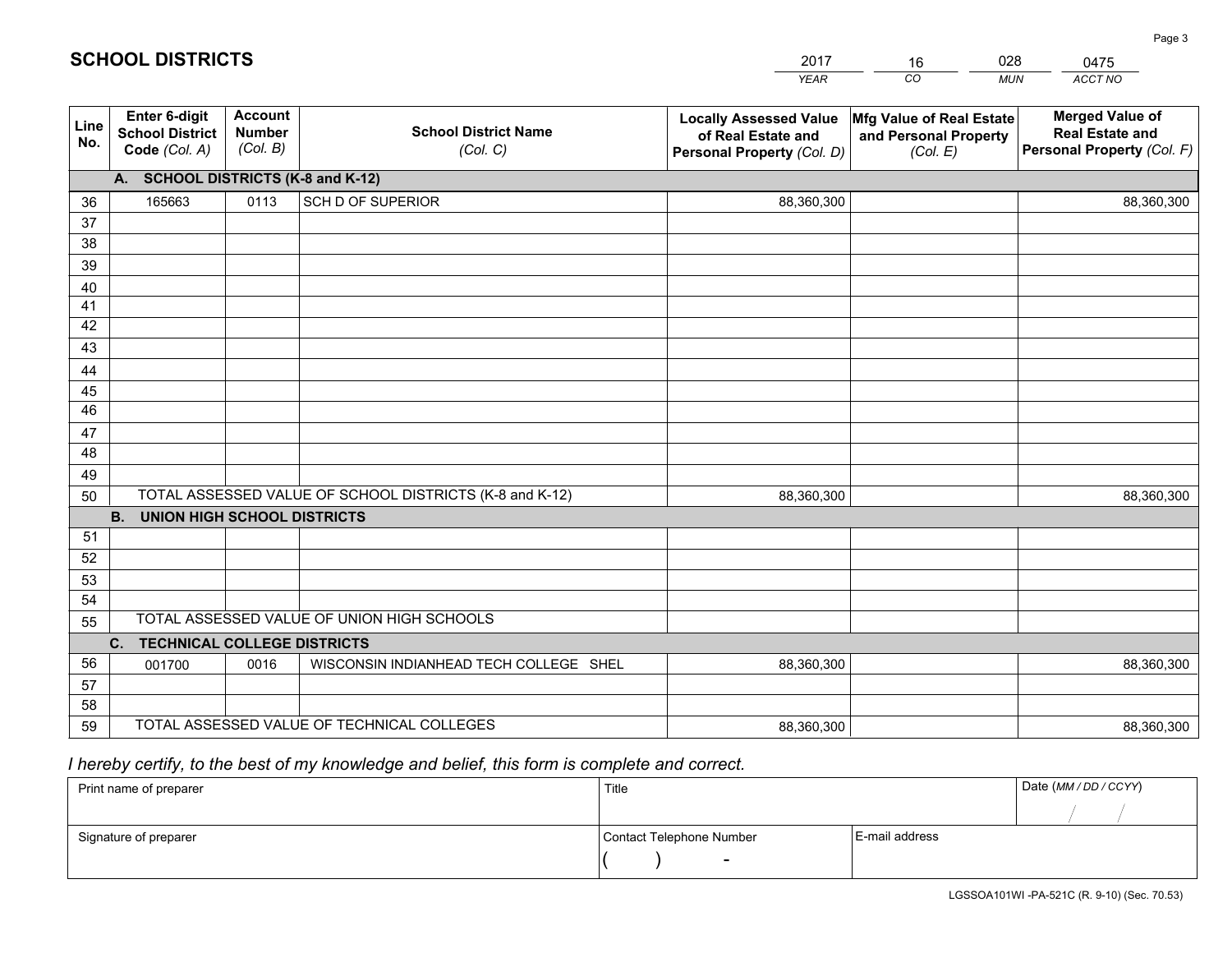# SCHOOL DISTRICTS

| 2017 | 16 | 028 | 0475 |
|---|---|---|---|
| *YEAR* | *CO* | *MUN* | *ACCT NO* |

| Line No. | Enter 6-digit School District Code *(Col. A)* | Account Number *(Col. B)* | School District Name *(Col. C)* | Locally Assessed Value of Real Estate and Personal Property *(Col. D)* | Mfg Value of Real Estate and Personal Property *(Col. E)* | Merged Value of Real Estate and Personal Property *(Col. F)* |
|---|---|---|---|---|---|---|
| | **A. SCHOOL DISTRICTS (K-8 and K-12)** | | | | | |
| 36 | 165663 | 0113 | SCH D OF SUPERIOR | 88,360,300 | | 88,360,300 |
| 37 | | | | | | |
| 38 | | | | | | |
| 39 | | | | | | |
| 40 | | | | | | |
| 41 | | | | | | |
| 42 | | | | | | |
| 43 | | | | | | |
| 44 | | | | | | |
| 45 | | | | | | |
| 46 | | | | | | |
| 47 | | | | | | |
| 48 | | | | | | |
| 49 | | | | | | |
| 50 | TOTAL ASSESSED VALUE OF SCHOOL DISTRICTS (K-8 and K-12) | | | 88,360,300 | | 88,360,300 |
| | **B. UNION HIGH SCHOOL DISTRICTS** | | | | | |
| 51 | | | | | | |
| 52 | | | | | | |
| 53 | | | | | | |
| 54 | | | | | | |
| 55 | TOTAL ASSESSED VALUE OF UNION HIGH SCHOOLS | | | | | |
| | **C. TECHNICAL COLLEGE DISTRICTS** | | | | | |
| 56 | 001700 | 0016 | WISCONSIN INDIANHEAD TECH COLLEGE SHEL | 88,360,300 | | 88,360,300 |
| 57 | | | | | | |
| 58 | | | | | | |
| 59 | TOTAL ASSESSED VALUE OF TECHNICAL COLLEGES | | | 88,360,300 | | 88,360,300 |

*I hereby certify, to the best of my knowledge and belief, this form is complete and correct.*

| Print name of preparer | Title | | Date *(MM / DD / CCYY)* |
|---|---|---|---|
| | | | / / |
| Signature of preparer | Contact Telephone Number | E-mail address | |
| | ( ) - | | |

LGSSOA101WI -PA-521C (R. 9-10) (Sec. 70.53)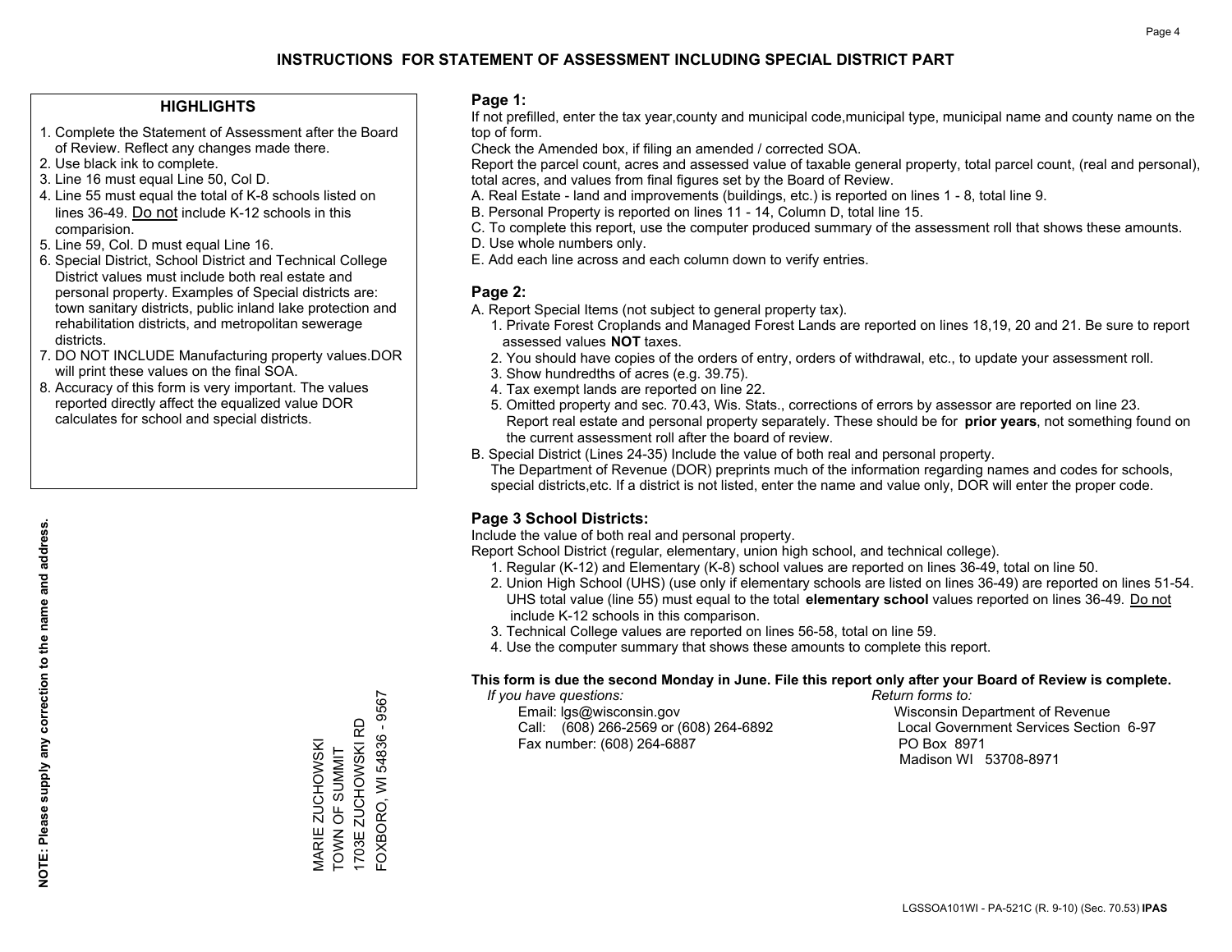# INSTRUCTIONS FOR STATEMENT OF ASSESSMENT INCLUDING SPECIAL DISTRICT PART

## HIGHLIGHTS

1. Complete the Statement of Assessment after the Board of Review. Reflect any changes made there.
2. Use black ink to complete.
3. Line 16 must equal Line 50, Col D.
4. Line 55 must equal the total of K-8 schools listed on lines 36-49. Do not include K-12 schools in this comparision.
5. Line 59, Col. D must equal Line 16.
6. Special District, School District and Technical College District values must include both real estate and personal property. Examples of Special districts are: town sanitary districts, public inland lake protection and rehabilitation districts, and metropolitan sewerage districts.
7. DO NOT INCLUDE Manufacturing property values.DOR will print these values on the final SOA.
8. Accuracy of this form is very important. The values reported directly affect the equalized value DOR calculates for school and special districts.

**NOTE: Please supply any correction to the name and address.**

MARIE ZUCHOWSKI
TOWN OF SUMMIT
1703E ZUCHOWSKI RD
FOXBORO, WI 54836 - 9567

## Page 1:

If not prefilled, enter the tax year,county and municipal code,municipal type, municipal name and county name on the top of form.

Check the Amended box, if filing an amended / corrected SOA.

Report the parcel count, acres and assessed value of taxable general property, total parcel count, (real and personal), total acres, and values from final figures set by the Board of Review.

A. Real Estate - land and improvements (buildings, etc.) is reported on lines 1 - 8, total line 9.
B. Personal Property is reported on lines 11 - 14, Column D, total line 15.
C. To complete this report, use the computer produced summary of the assessment roll that shows these amounts.
D. Use whole numbers only.
E. Add each line across and each column down to verify entries.

## Page 2:

A. Report Special Items (not subject to general property tax).
   1. Private Forest Croplands and Managed Forest Lands are reported on lines 18,19, 20 and 21. Be sure to report assessed values **NOT** taxes.
   2. You should have copies of the orders of entry, orders of withdrawal, etc., to update your assessment roll.
   3. Show hundredths of acres (e.g. 39.75).
   4. Tax exempt lands are reported on line 22.
   5. Omitted property and sec. 70.43, Wis. Stats., corrections of errors by assessor are reported on line 23. Report real estate and personal property separately. These should be for **prior years**, not something found on the current assessment roll after the board of review.
B. Special District (Lines 24-35) Include the value of both real and personal property.
   The Department of Revenue (DOR) preprints much of the information regarding names and codes for schools, special districts,etc. If a district is not listed, enter the name and value only, DOR will enter the proper code.

## Page 3 School Districts:

Include the value of both real and personal property.

Report School District (regular, elementary, union high school, and technical college).

1. Regular (K-12) and Elementary (K-8) school values are reported on lines 36-49, total on line 50.
2. Union High School (UHS) (use only if elementary schools are listed on lines 36-49) are reported on lines 51-54. UHS total value (line 55) must equal to the total **elementary school** values reported on lines 36-49. Do not include K-12 schools in this comparison.
3. Technical College values are reported on lines 56-58, total on line 59.
4. Use the computer summary that shows these amounts to complete this report.

**This form is due the second Monday in June. File this report only after your Board of Review is complete.**

*If you have questions:*
Email: lgs@wisconsin.gov
Call: (608) 266-2569 or (608) 264-6892
Fax number: (608) 264-6887

*Return forms to:*
Wisconsin Department of Revenue
Local Government Services Section 6-97
PO Box 8971
Madison WI 53708-8971

LGSSOA101WI - PA-521C (R. 9-10) (Sec. 70.53) **IPAS**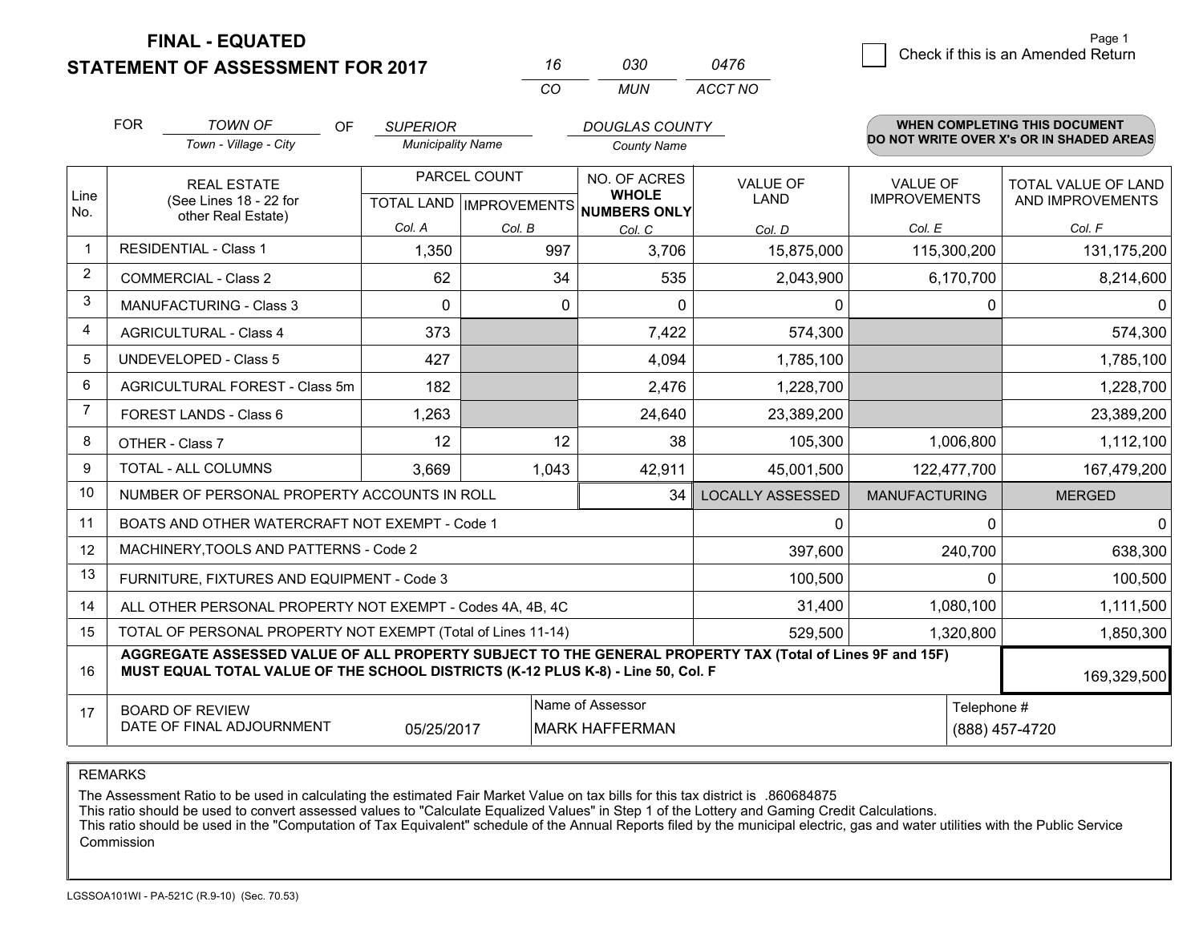**FINAL - EQUATED**
**STATEMENT OF ASSESSMENT FOR 2017**

| 16 | 030 | 0476 |
|---|---|---|
| CO | MUN | ACCT NO |

☐ Check if this is an Amended Return

FOR *TOWN OF* (Town - Village - City) OF *SUPERIOR* (Municipality Name) *DOUGLAS COUNTY* (County Name)

**WHEN COMPLETING THIS DOCUMENT DO NOT WRITE OVER X's OR IN SHADED AREAS**

| Line No. | REAL ESTATE (See Lines 18 - 22 for other Real Estate) | PARCEL COUNT TOTAL LAND Col. A | PARCEL COUNT IMPROVEMENTS Col. B | NO. OF ACRES WHOLE NUMBERS ONLY Col. C | VALUE OF LAND Col. D | VALUE OF IMPROVEMENTS Col. E | TOTAL VALUE OF LAND AND IMPROVEMENTS Col. F |
|---|---|---|---|---|---|---|---|
| 1 | RESIDENTIAL - Class 1 | 1,350 | 997 | 3,706 | 15,875,000 | 115,300,200 | 131,175,200 |
| 2 | COMMERCIAL - Class 2 | 62 | 34 | 535 | 2,043,900 | 6,170,700 | 8,214,600 |
| 3 | MANUFACTURING - Class 3 | 0 | 0 | 0 | 0 | 0 | 0 |
| 4 | AGRICULTURAL - Class 4 | 373 | | 7,422 | 574,300 | | 574,300 |
| 5 | UNDEVELOPED - Class 5 | 427 | | 4,094 | 1,785,100 | | 1,785,100 |
| 6 | AGRICULTURAL FOREST - Class 5m | 182 | | 2,476 | 1,228,700 | | 1,228,700 |
| 7 | FOREST LANDS - Class 6 | 1,263 | | 24,640 | 23,389,200 | | 23,389,200 |
| 8 | OTHER - Class 7 | 12 | 12 | 38 | 105,300 | 1,006,800 | 1,112,100 |
| 9 | TOTAL - ALL COLUMNS | 3,669 | 1,043 | 42,911 | 45,001,500 | 122,477,700 | 167,479,200 |
| 10 | NUMBER OF PERSONAL PROPERTY ACCOUNTS IN ROLL | | | 34 | LOCALLY ASSESSED | MANUFACTURING | MERGED |
| 11 | BOATS AND OTHER WATERCRAFT NOT EXEMPT - Code 1 | | | | 0 | 0 | 0 |
| 12 | MACHINERY,TOOLS AND PATTERNS - Code 2 | | | | 397,600 | 240,700 | 638,300 |
| 13 | FURNITURE, FIXTURES AND EQUIPMENT - Code 3 | | | | 100,500 | 0 | 100,500 |
| 14 | ALL OTHER PERSONAL PROPERTY NOT EXEMPT - Codes 4A, 4B, 4C | | | | 31,400 | 1,080,100 | 1,111,500 |
| 15 | TOTAL OF PERSONAL PROPERTY NOT EXEMPT (Total of Lines 11-14) | | | | 529,500 | 1,320,800 | 1,850,300 |
| 16 | **AGGREGATE ASSESSED VALUE OF ALL PROPERTY SUBJECT TO THE GENERAL PROPERTY TAX (Total of Lines 9F and 15F) MUST EQUAL TOTAL VALUE OF THE SCHOOL DISTRICTS (K-12 PLUS K-8) - Line 50, Col. F** | | | | | | 169,329,500 |
| 17 | BOARD OF REVIEW DATE OF FINAL ADJOURNMENT | 05/25/2017 | | Name of Assessor: MARK HAFFERMAN | | Telephone #: (888) 457-4720 | |

REMARKS

The Assessment Ratio to be used in calculating the estimated Fair Market Value on tax bills for this tax district is .860684875
This ratio should be used to convert assessed values to "Calculate Equalized Values" in Step 1 of the Lottery and Gaming Credit Calculations.
This ratio should be used in the "Computation of Tax Equivalent" schedule of the Annual Reports filed by the municipal electric, gas and water utilities with the Public Service Commission

LGSSOA101WI - PA-521C (R.9-10) (Sec. 70.53)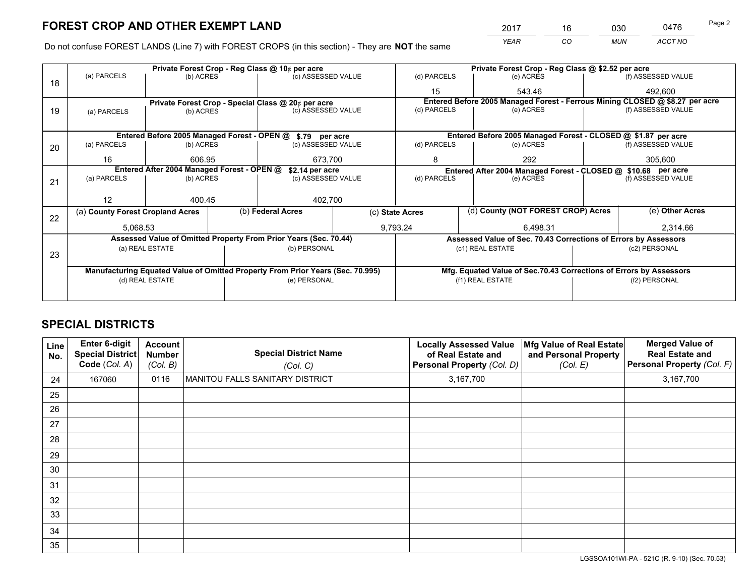# FOREST CROP AND OTHER EXEMPT LAND

| 2017 | 16 | 030 | 0476 |
|---|---|---|---|
| *YEAR* | *CO* | *MUN* | *ACCT NO* |

Do not confuse FOREST LANDS (Line 7) with FOREST CROPS (in this section) - They are **NOT** the same

| Line | Private Forest Crop - Reg Class @ 10¢ per acre | | | Private Forest Crop - Reg Class @ $2.52 per acre | | |
|---|---|---|---|---|---|---|
| 18 | (a) PARCELS | (b) ACRES | (c) ASSESSED VALUE | (d) PARCELS | (e) ACRES | (f) ASSESSED VALUE |
| | | | | 15 | 543.46 | 492,600 |
| | **Private Forest Crop - Special Class @ 20¢ per acre** | | | **Entered Before 2005 Managed Forest - Ferrous Mining CLOSED @ $8.27 per acre** | | |
| 19 | (a) PARCELS | (b) ACRES | (c) ASSESSED VALUE | (d) PARCELS | (e) ACRES | (f) ASSESSED VALUE |
| | | | | | | |
| | **Entered Before 2005 Managed Forest - OPEN @ $.79 per acre** | | | **Entered Before 2005 Managed Forest - CLOSED @ $1.87 per acre** | | |
| 20 | (a) PARCELS | (b) ACRES | (c) ASSESSED VALUE | (d) PARCELS | (e) ACRES | (f) ASSESSED VALUE |
| | 16 | 606.95 | 673,700 | 8 | 292 | 305,600 |
| | **Entered After 2004 Managed Forest - OPEN @ $2.14 per acre** | | | **Entered After 2004 Managed Forest - CLOSED @ $10.68 per acre** | | |
| 21 | (a) PARCELS | (b) ACRES | (c) ASSESSED VALUE | (d) PARCELS | (e) ACRES | (f) ASSESSED VALUE |
| | 12 | 400.45 | 402,700 | | | |

| Line | (a) County Forest Cropland Acres | (b) Federal Acres | (c) State Acres | (d) County (NOT FOREST CROP) Acres | (e) Other Acres |
|---|---|---|---|---|---|
| 22 | 5,068.53 | | 9,793.24 | 6,498.31 | 2,314.66 |

| Line | Assessed Value of Omitted Property From Prior Years (Sec. 70.44) | | Assessed Value of Sec. 70.43 Corrections of Errors by Assessors | |
|---|---|---|---|---|
| 23 | (a) REAL ESTATE | (b) PERSONAL | (c1) REAL ESTATE | (c2) PERSONAL |
| | | | | |
| | **Manufacturing Equated Value of Omitted Property From Prior Years (Sec. 70.995)** | | **Mfg. Equated Value of Sec.70.43 Corrections of Errors by Assessors** | |
| | (d) REAL ESTATE | (e) PERSONAL | (f1) REAL ESTATE | (f2) PERSONAL |
| | | | | |

# SPECIAL DISTRICTS

| Line No. | Enter 6-digit Special District Code (*Col. A*) | Account Number (*Col. B*) | Special District Name (*Col. C*) | Locally Assessed Value of Real Estate and Personal Property (*Col. D*) | Mfg Value of Real Estate and Personal Property (*Col. E*) | Merged Value of Real Estate and Personal Property (*Col. F*) |
|---|---|---|---|---|---|---|
| 24 | 167060 | 0116 | MANITOU FALLS SANITARY DISTRICT | 3,167,700 | | 3,167,700 |
| 25 | | | | | | |
| 26 | | | | | | |
| 27 | | | | | | |
| 28 | | | | | | |
| 29 | | | | | | |
| 30 | | | | | | |
| 31 | | | | | | |
| 32 | | | | | | |
| 33 | | | | | | |
| 34 | | | | | | |
| 35 | | | | | | |

LGSSOA101WI-PA - 521C (R. 9-10) (Sec. 70.53)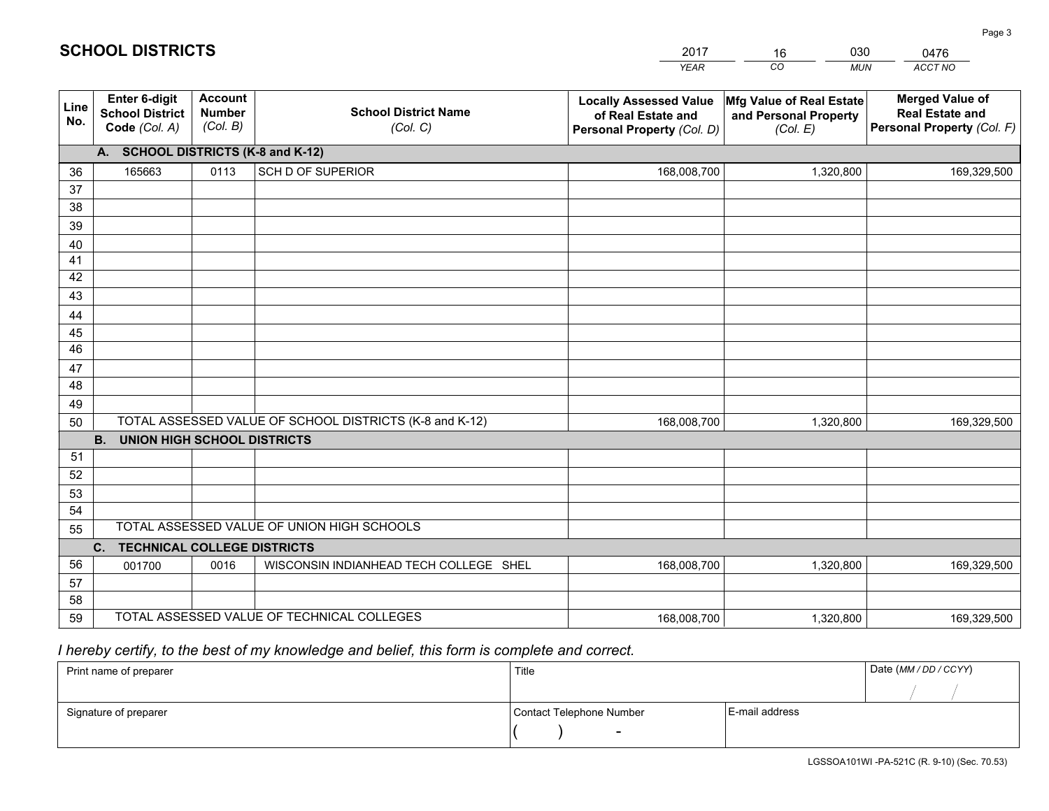# SCHOOL DISTRICTS

| 2017 | 16 | 030 | 0476 |
|---|---|---|---|
| *YEAR* | *CO* | *MUN* | *ACCT NO* |

| Line No. | Enter 6-digit School District Code *(Col. A)* | Account Number *(Col. B)* | School District Name *(Col. C)* | Locally Assessed Value of Real Estate and Personal Property *(Col. D)* | Mfg Value of Real Estate and Personal Property *(Col. E)* | Merged Value of Real Estate and Personal Property *(Col. F)* |
|---|---|---|---|---|---|---|
| **A. SCHOOL DISTRICTS (K-8 and K-12)** | | | | | | |
| 36 | 165663 | 0113 | SCH D OF SUPERIOR | 168,008,700 | 1,320,800 | 169,329,500 |
| 37 | | | | | | |
| 38 | | | | | | |
| 39 | | | | | | |
| 40 | | | | | | |
| 41 | | | | | | |
| 42 | | | | | | |
| 43 | | | | | | |
| 44 | | | | | | |
| 45 | | | | | | |
| 46 | | | | | | |
| 47 | | | | | | |
| 48 | | | | | | |
| 49 | | | | | | |
| 50 | TOTAL ASSESSED VALUE OF SCHOOL DISTRICTS (K-8 and K-12) | | | 168,008,700 | 1,320,800 | 169,329,500 |
| **B. UNION HIGH SCHOOL DISTRICTS** | | | | | | |
| 51 | | | | | | |
| 52 | | | | | | |
| 53 | | | | | | |
| 54 | | | | | | |
| 55 | TOTAL ASSESSED VALUE OF UNION HIGH SCHOOLS | | | | | |
| **C. TECHNICAL COLLEGE DISTRICTS** | | | | | | |
| 56 | 001700 | 0016 | WISCONSIN INDIANHEAD TECH COLLEGE SHEL | 168,008,700 | 1,320,800 | 169,329,500 |
| 57 | | | | | | |
| 58 | | | | | | |
| 59 | TOTAL ASSESSED VALUE OF TECHNICAL COLLEGES | | | 168,008,700 | 1,320,800 | 169,329,500 |

*I hereby certify, to the best of my knowledge and belief, this form is complete and correct.*

| Print name of preparer | Title | | Date *(MM / DD / CCYY)* |
|---|---|---|---|
| | | | / / |
| Signature of preparer | Contact Telephone Number | E-mail address | |
| | ( ) - | | |

LGSSOA101WI -PA-521C (R. 9-10) (Sec. 70.53)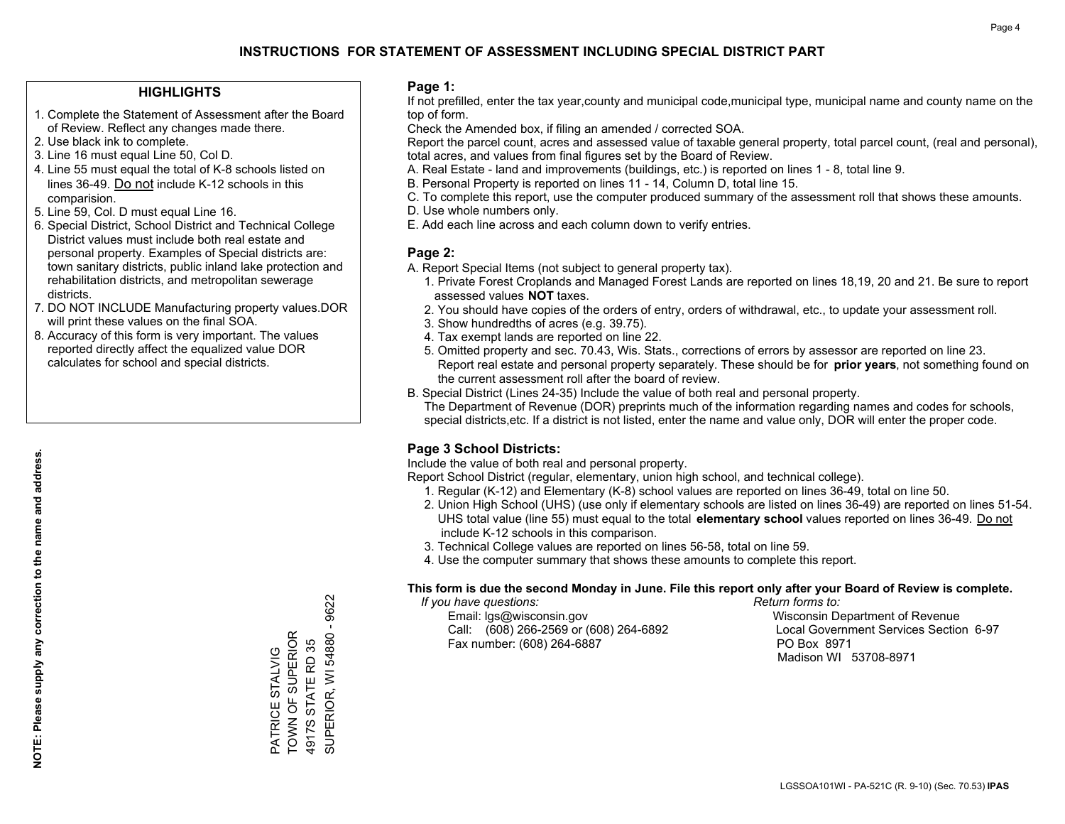# INSTRUCTIONS FOR STATEMENT OF ASSESSMENT INCLUDING SPECIAL DISTRICT PART

## HIGHLIGHTS

1. Complete the Statement of Assessment after the Board of Review. Reflect any changes made there.
2. Use black ink to complete.
3. Line 16 must equal Line 50, Col D.
4. Line 55 must equal the total of K-8 schools listed on lines 36-49. Do not include K-12 schools in this comparision.
5. Line 59, Col. D must equal Line 16.
6. Special District, School District and Technical College District values must include both real estate and personal property. Examples of Special districts are: town sanitary districts, public inland lake protection and rehabilitation districts, and metropolitan sewerage districts.
7. DO NOT INCLUDE Manufacturing property values.DOR will print these values on the final SOA.
8. Accuracy of this form is very important. The values reported directly affect the equalized value DOR calculates for school and special districts.

**NOTE: Please supply any correction to the name and address.**

PATRICE STALVIG
TOWN OF SUPERIOR
4917S STATE RD 35
SUPERIOR, WI 54880 - 9622

## Page 1:

If not prefilled, enter the tax year,county and municipal code,municipal type, municipal name and county name on the top of form.

Check the Amended box, if filing an amended / corrected SOA.

Report the parcel count, acres and assessed value of taxable general property, total parcel count, (real and personal), total acres, and values from final figures set by the Board of Review.

A. Real Estate - land and improvements (buildings, etc.) is reported on lines 1 - 8, total line 9.
B. Personal Property is reported on lines 11 - 14, Column D, total line 15.
C. To complete this report, use the computer produced summary of the assessment roll that shows these amounts.
D. Use whole numbers only.
E. Add each line across and each column down to verify entries.

## Page 2:

A. Report Special Items (not subject to general property tax).
   1. Private Forest Croplands and Managed Forest Lands are reported on lines 18,19, 20 and 21. Be sure to report assessed values **NOT** taxes.
   2. You should have copies of the orders of entry, orders of withdrawal, etc., to update your assessment roll.
   3. Show hundredths of acres (e.g. 39.75).
   4. Tax exempt lands are reported on line 22.
   5. Omitted property and sec. 70.43, Wis. Stats., corrections of errors by assessor are reported on line 23. Report real estate and personal property separately. These should be for **prior years**, not something found on the current assessment roll after the board of review.

B. Special District (Lines 24-35) Include the value of both real and personal property.
   The Department of Revenue (DOR) preprints much of the information regarding names and codes for schools, special districts,etc. If a district is not listed, enter the name and value only, DOR will enter the proper code.

## Page 3 School Districts:

Include the value of both real and personal property.

Report School District (regular, elementary, union high school, and technical college).

1. Regular (K-12) and Elementary (K-8) school values are reported on lines 36-49, total on line 50.
2. Union High School (UHS) (use only if elementary schools are listed on lines 36-49) are reported on lines 51-54. UHS total value (line 55) must equal to the total **elementary school** values reported on lines 36-49. Do not include K-12 schools in this comparison.
3. Technical College values are reported on lines 56-58, total on line 59.
4. Use the computer summary that shows these amounts to complete this report.

**This form is due the second Monday in June. File this report only after your Board of Review is complete.**

*If you have questions:*
Email: lgs@wisconsin.gov
Call: (608) 266-2569 or (608) 264-6892
Fax number: (608) 264-6887

*Return forms to:*
Wisconsin Department of Revenue
Local Government Services Section 6-97
PO Box 8971
Madison WI 53708-8971

LGSSOA101WI - PA-521C (R. 9-10) (Sec. 70.53) **IPAS**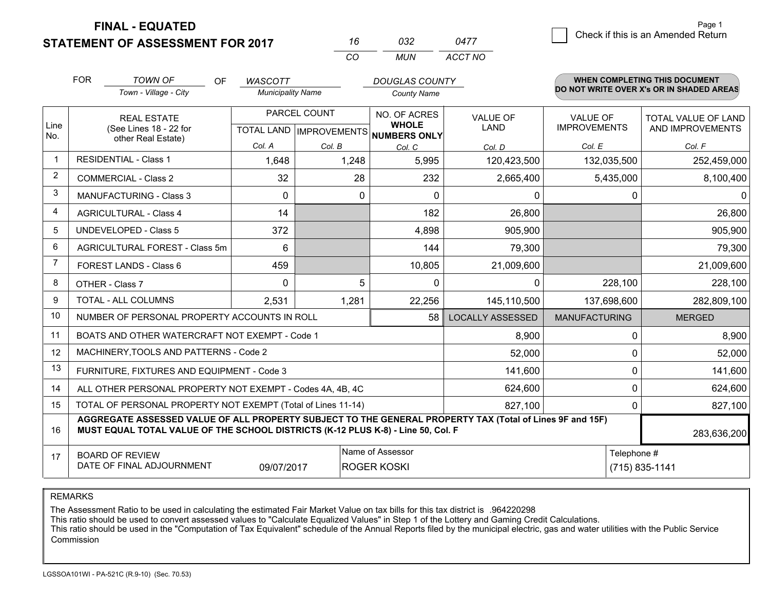# FINAL - EQUATED
# STATEMENT OF ASSESSMENT FOR 2017

| 16 | 032 | 0477 |
|---|---|---|
| CO | MUN | ACCT NO |

Page 1

☐ Check if this is an Amended Return

FOR *TOWN OF* OF *WASCOTT* *DOUGLAS COUNTY*

Town - Village - City | Municipality Name | County Name

**WHEN COMPLETING THIS DOCUMENT DO NOT WRITE OVER X's OR IN SHADED AREAS**

| Line No. | REAL ESTATE (See Lines 18 - 22 for other Real Estate) | PARCEL COUNT | | NO. OF ACRES WHOLE NUMBERS ONLY | VALUE OF LAND | VALUE OF IMPROVEMENTS | TOTAL VALUE OF LAND AND IMPROVEMENTS |
|---|---|---|---|---|---|---|---|
| | | TOTAL LAND | IMPROVEMENTS | | | | |
| | | Col. A | Col. B | Col. C | Col. D | Col. E | Col. F |
| 1 | RESIDENTIAL - Class 1 | 1,648 | 1,248 | 5,995 | 120,423,500 | 132,035,500 | 252,459,000 |
| 2 | COMMERCIAL - Class 2 | 32 | 28 | 232 | 2,665,400 | 5,435,000 | 8,100,400 |
| 3 | MANUFACTURING - Class 3 | 0 | 0 | 0 | 0 | 0 | 0 |
| 4 | AGRICULTURAL - Class 4 | 14 | | 182 | 26,800 | | 26,800 |
| 5 | UNDEVELOPED - Class 5 | 372 | | 4,898 | 905,900 | | 905,900 |
| 6 | AGRICULTURAL FOREST - Class 5m | 6 | | 144 | 79,300 | | 79,300 |
| 7 | FOREST LANDS - Class 6 | 459 | | 10,805 | 21,009,600 | | 21,009,600 |
| 8 | OTHER - Class 7 | 0 | 5 | 0 | 0 | 228,100 | 228,100 |
| 9 | TOTAL - ALL COLUMNS | 2,531 | 1,281 | 22,256 | 145,110,500 | 137,698,600 | 282,809,100 |
| 10 | NUMBER OF PERSONAL PROPERTY ACCOUNTS IN ROLL | | | 58 | LOCALLY ASSESSED | MANUFACTURING | MERGED |
| 11 | BOATS AND OTHER WATERCRAFT NOT EXEMPT - Code 1 | | | | 8,900 | 0 | 8,900 |
| 12 | MACHINERY,TOOLS AND PATTERNS - Code 2 | | | | 52,000 | 0 | 52,000 |
| 13 | FURNITURE, FIXTURES AND EQUIPMENT - Code 3 | | | | 141,600 | 0 | 141,600 |
| 14 | ALL OTHER PERSONAL PROPERTY NOT EXEMPT - Codes 4A, 4B, 4C | | | | 624,600 | 0 | 624,600 |
| 15 | TOTAL OF PERSONAL PROPERTY NOT EXEMPT (Total of Lines 11-14) | | | | 827,100 | 0 | 827,100 |
| 16 | **AGGREGATE ASSESSED VALUE OF ALL PROPERTY SUBJECT TO THE GENERAL PROPERTY TAX (Total of Lines 9F and 15F) MUST EQUAL TOTAL VALUE OF THE SCHOOL DISTRICTS (K-12 PLUS K-8) - Line 50, Col. F** | | | | | | 283,636,200 |
| 17 | BOARD OF REVIEW DATE OF FINAL ADJOURNMENT | 09/07/2017 | | Name of Assessor: ROGER KOSKI | | | Telephone #: (715) 835-1141 |

REMARKS

The Assessment Ratio to be used in calculating the estimated Fair Market Value on tax bills for this tax district is .964220298
This ratio should be used to convert assessed values to "Calculate Equalized Values" in Step 1 of the Lottery and Gaming Credit Calculations.
This ratio should be used in the "Computation of Tax Equivalent" schedule of the Annual Reports filed by the municipal electric, gas and water utilities with the Public Service Commission

LGSSOA101WI - PA-521C (R.9-10) (Sec. 70.53)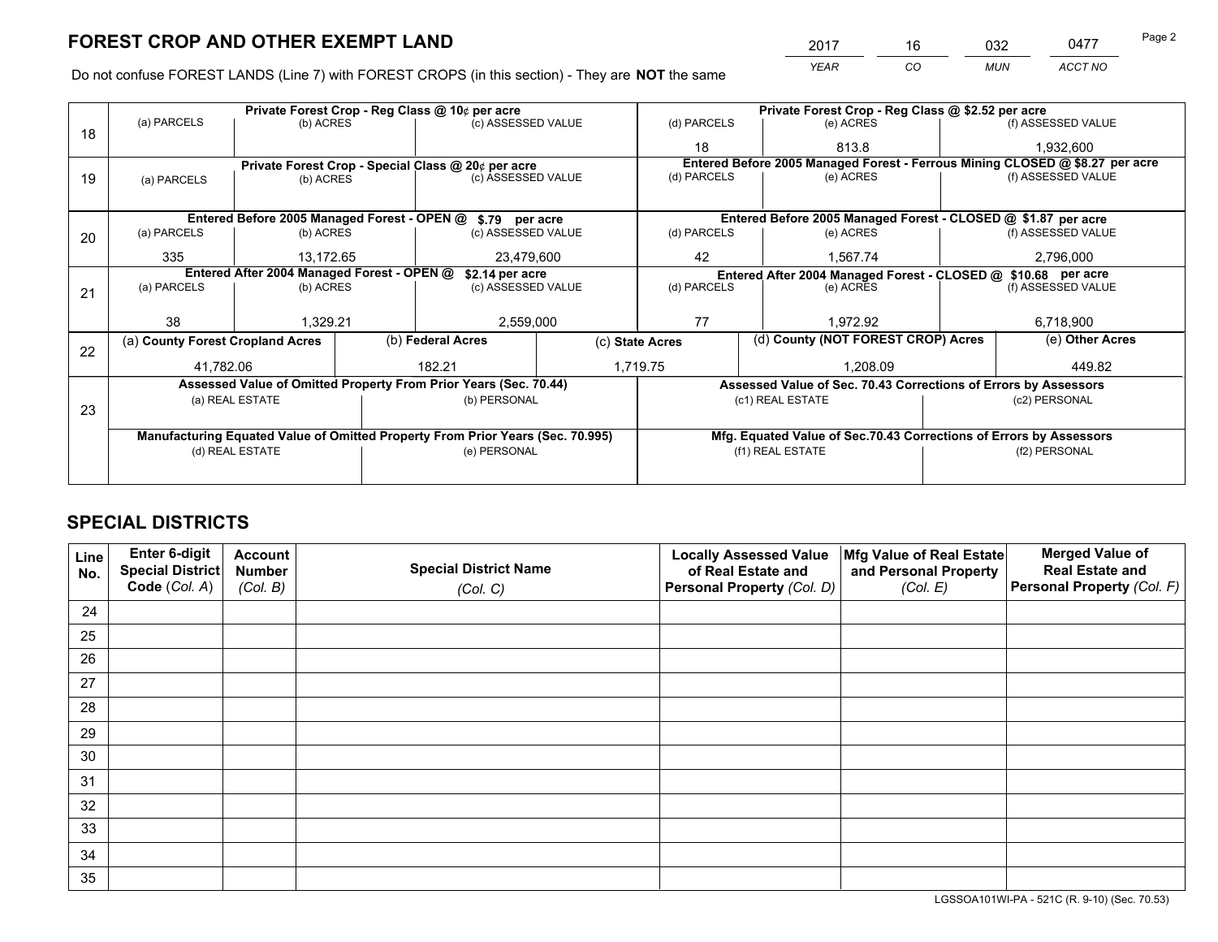# FOREST CROP AND OTHER EXEMPT LAND

| 2017 | 16 | 032 | 0477 |
|---|---|---|---|
| *YEAR* | *CO* | *MUN* | *ACCT NO* |

Do not confuse FOREST LANDS (Line 7) with FOREST CROPS (in this section) - They are **NOT** the same

| Line | Private Forest Crop - Reg Class @ 10¢ per acre | | | Private Forest Crop - Reg Class @ $2.52 per acre | | |
|---|---|---|---|---|---|---|
| 18 | (a) PARCELS | (b) ACRES | (c) ASSESSED VALUE | (d) PARCELS | (e) ACRES | (f) ASSESSED VALUE |
| | | | | 18 | 813.8 | 1,932,600 |
| | **Private Forest Crop - Special Class @ 20¢ per acre** | | | **Entered Before 2005 Managed Forest - Ferrous Mining CLOSED @ $8.27 per acre** | | |
| 19 | (a) PARCELS | (b) ACRES | (c) ASSESSED VALUE | (d) PARCELS | (e) ACRES | (f) ASSESSED VALUE |
| | | | | | | |
| | **Entered Before 2005 Managed Forest - OPEN @ $.79 per acre** | | | **Entered Before 2005 Managed Forest - CLOSED @ $1.87 per acre** | | |
| 20 | (a) PARCELS | (b) ACRES | (c) ASSESSED VALUE | (d) PARCELS | (e) ACRES | (f) ASSESSED VALUE |
| | 335 | 13,172.65 | 23,479,600 | 42 | 1,567.74 | 2,796,000 |
| | **Entered After 2004 Managed Forest - OPEN @ $2.14 per acre** | | | **Entered After 2004 Managed Forest - CLOSED @ $10.68 per acre** | | |
| 21 | (a) PARCELS | (b) ACRES | (c) ASSESSED VALUE | (d) PARCELS | (e) ACRES | (f) ASSESSED VALUE |
| | 38 | 1,329.21 | 2,559,000 | 77 | 1,972.92 | 6,718,900 |

| Line | (a) County Forest Cropland Acres | (b) Federal Acres | (c) State Acres | (d) County (NOT FOREST CROP) Acres | (e) Other Acres |
|---|---|---|---|---|---|
| 22 | 41,782.06 | 182.21 | 1,719.75 | 1,208.09 | 449.82 |

| Line | Assessed Value of Omitted Property From Prior Years (Sec. 70.44) | | Assessed Value of Sec. 70.43 Corrections of Errors by Assessors | |
|---|---|---|---|---|
| 23 | (a) REAL ESTATE | (b) PERSONAL | (c1) REAL ESTATE | (c2) PERSONAL |
| | | | | |
| | **Manufacturing Equated Value of Omitted Property From Prior Years (Sec. 70.995)** | | **Mfg. Equated Value of Sec.70.43 Corrections of Errors by Assessors** | |
| | (d) REAL ESTATE | (e) PERSONAL | (f1) REAL ESTATE | (f2) PERSONAL |
| | | | | |

# SPECIAL DISTRICTS

| Line No. | Enter 6-digit Special District Code (*Col. A*) | Account Number (*Col. B*) | Special District Name (*Col. C*) | Locally Assessed Value of Real Estate and Personal Property (*Col. D*) | Mfg Value of Real Estate and Personal Property (*Col. E*) | Merged Value of Real Estate and Personal Property (*Col. F*) |
|---|---|---|---|---|---|---|
| 24 | | | | | | |
| 25 | | | | | | |
| 26 | | | | | | |
| 27 | | | | | | |
| 28 | | | | | | |
| 29 | | | | | | |
| 30 | | | | | | |
| 31 | | | | | | |
| 32 | | | | | | |
| 33 | | | | | | |
| 34 | | | | | | |
| 35 | | | | | | |

LGSSOA101WI-PA - 521C (R. 9-10) (Sec. 70.53)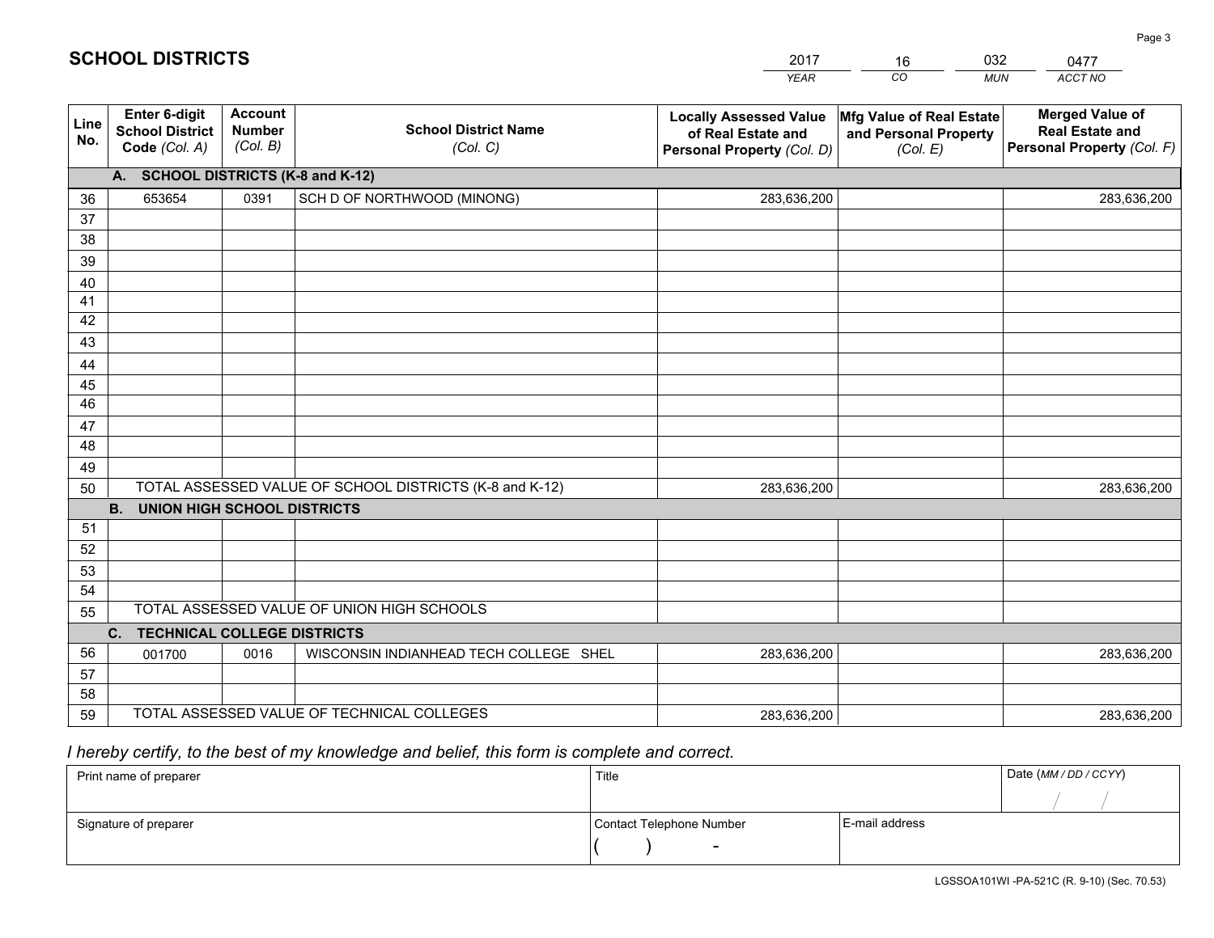# SCHOOL DISTRICTS

| 2017 | 16 | 032 | 0477 |
|---|---|---|---|
| *YEAR* | *CO* | *MUN* | *ACCT NO* |

| Line No. | Enter 6-digit School District Code *(Col. A)* | Account Number *(Col. B)* | School District Name *(Col. C)* | Locally Assessed Value of Real Estate and Personal Property *(Col. D)* | Mfg Value of Real Estate and Personal Property *(Col. E)* | Merged Value of Real Estate and Personal Property *(Col. F)* |
|---|---|---|---|---|---|---|
| | **A. SCHOOL DISTRICTS (K-8 and K-12)** | | | | | |
| 36 | 653654 | 0391 | SCH D OF NORTHWOOD (MINONG) | 283,636,200 | | 283,636,200 |
| 37 | | | | | | |
| 38 | | | | | | |
| 39 | | | | | | |
| 40 | | | | | | |
| 41 | | | | | | |
| 42 | | | | | | |
| 43 | | | | | | |
| 44 | | | | | | |
| 45 | | | | | | |
| 46 | | | | | | |
| 47 | | | | | | |
| 48 | | | | | | |
| 49 | | | | | | |
| 50 | TOTAL ASSESSED VALUE OF SCHOOL DISTRICTS (K-8 and K-12) | | | 283,636,200 | | 283,636,200 |
| | **B. UNION HIGH SCHOOL DISTRICTS** | | | | | |
| 51 | | | | | | |
| 52 | | | | | | |
| 53 | | | | | | |
| 54 | | | | | | |
| 55 | TOTAL ASSESSED VALUE OF UNION HIGH SCHOOLS | | | | | |
| | **C. TECHNICAL COLLEGE DISTRICTS** | | | | | |
| 56 | 001700 | 0016 | WISCONSIN INDIANHEAD TECH COLLEGE SHEL | 283,636,200 | | 283,636,200 |
| 57 | | | | | | |
| 58 | | | | | | |
| 59 | TOTAL ASSESSED VALUE OF TECHNICAL COLLEGES | | | 283,636,200 | | 283,636,200 |

*I hereby certify, to the best of my knowledge and belief, this form is complete and correct.*

| Print name of preparer | Title | | Date *(MM / DD / CCYY)* |
|---|---|---|---|
| | | | / / |
| Signature of preparer | Contact Telephone Number | E-mail address | |
| | ( ) - | | |

LGSSOA101WI -PA-521C (R. 9-10) (Sec. 70.53)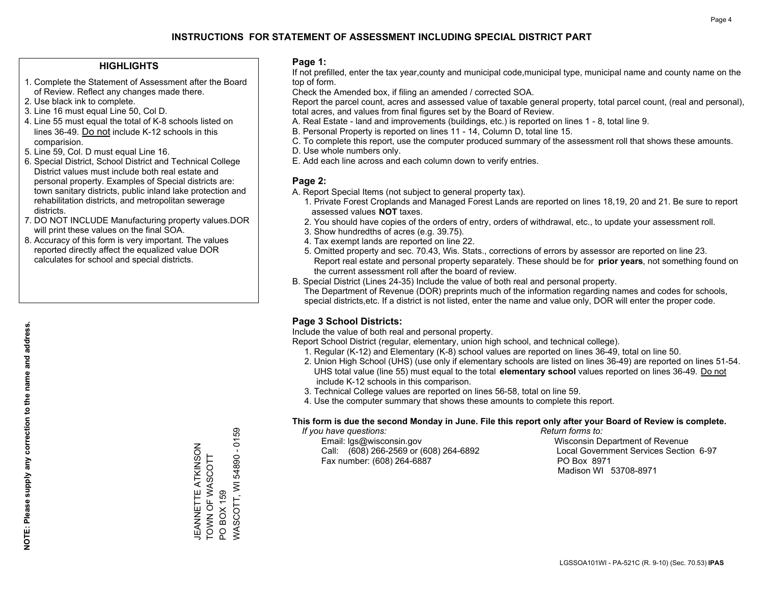# INSTRUCTIONS FOR STATEMENT OF ASSESSMENT INCLUDING SPECIAL DISTRICT PART

## HIGHLIGHTS

1. Complete the Statement of Assessment after the Board of Review. Reflect any changes made there.
2. Use black ink to complete.
3. Line 16 must equal Line 50, Col D.
4. Line 55 must equal the total of K-8 schools listed on lines 36-49. Do not include K-12 schools in this comparision.
5. Line 59, Col. D must equal Line 16.
6. Special District, School District and Technical College District values must include both real estate and personal property. Examples of Special districts are: town sanitary districts, public inland lake protection and rehabilitation districts, and metropolitan sewerage districts.
7. DO NOT INCLUDE Manufacturing property values.DOR will print these values on the final SOA.
8. Accuracy of this form is very important. The values reported directly affect the equalized value DOR calculates for school and special districts.

**NOTE: Please supply any correction to the name and address.**

JEANNETTE ATKINSON
TOWN OF WASCOTT
PO BOX 159
WASCOTT, WI 54890 - 0159

## Page 1:

If not prefilled, enter the tax year,county and municipal code,municipal type, municipal name and county name on the top of form.

Check the Amended box, if filing an amended / corrected SOA.

Report the parcel count, acres and assessed value of taxable general property, total parcel count, (real and personal), total acres, and values from final figures set by the Board of Review.

A. Real Estate - land and improvements (buildings, etc.) is reported on lines 1 - 8, total line 9.
B. Personal Property is reported on lines 11 - 14, Column D, total line 15.
C. To complete this report, use the computer produced summary of the assessment roll that shows these amounts.
D. Use whole numbers only.
E. Add each line across and each column down to verify entries.

## Page 2:

A. Report Special Items (not subject to general property tax).
   1. Private Forest Croplands and Managed Forest Lands are reported on lines 18,19, 20 and 21. Be sure to report assessed values **NOT** taxes.
   2. You should have copies of the orders of entry, orders of withdrawal, etc., to update your assessment roll.
   3. Show hundredths of acres (e.g. 39.75).
   4. Tax exempt lands are reported on line 22.
   5. Omitted property and sec. 70.43, Wis. Stats., corrections of errors by assessor are reported on line 23. Report real estate and personal property separately. These should be for **prior years**, not something found on the current assessment roll after the board of review.
B. Special District (Lines 24-35) Include the value of both real and personal property.
   The Department of Revenue (DOR) preprints much of the information regarding names and codes for schools, special districts,etc. If a district is not listed, enter the name and value only, DOR will enter the proper code.

## Page 3 School Districts:

Include the value of both real and personal property.

Report School District (regular, elementary, union high school, and technical college).

1. Regular (K-12) and Elementary (K-8) school values are reported on lines 36-49, total on line 50.
2. Union High School (UHS) (use only if elementary schools are listed on lines 36-49) are reported on lines 51-54. UHS total value (line 55) must equal to the total **elementary school** values reported on lines 36-49. Do not include K-12 schools in this comparison.
3. Technical College values are reported on lines 56-58, total on line 59.
4. Use the computer summary that shows these amounts to complete this report.

**This form is due the second Monday in June. File this report only after your Board of Review is complete.**

*If you have questions:*
Email: lgs@wisconsin.gov
Call: (608) 266-2569 or (608) 264-6892
Fax number: (608) 264-6887

*Return forms to:*
Wisconsin Department of Revenue
Local Government Services Section 6-97
PO Box 8971
Madison WI 53708-8971

LGSSOA101WI - PA-521C (R. 9-10) (Sec. 70.53) **IPAS**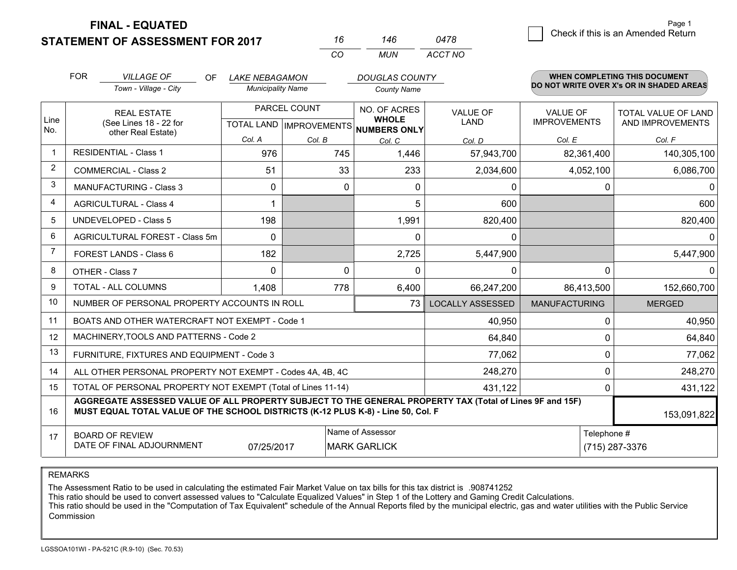# FINAL - EQUATED
# STATEMENT OF ASSESSMENT FOR 2017

| 16 | 146 | 0478 |
|---|---|---|
| CO | MUN | ACCT NO |

Check if this is an Amended Return

FOR *VILLAGE OF* (Town - Village - City) OF *LAKE NEBAGAMON* (Municipality Name) *DOUGLAS COUNTY* (County Name)

**WHEN COMPLETING THIS DOCUMENT DO NOT WRITE OVER X's OR IN SHADED AREAS**

| Line No. | REAL ESTATE (See Lines 18 - 22 for other Real Estate) | PARCEL COUNT TOTAL LAND Col. A | PARCEL COUNT IMPROVEMENTS Col. B | NO. OF ACRES WHOLE NUMBERS ONLY Col. C | VALUE OF LAND Col. D | VALUE OF IMPROVEMENTS Col. E | TOTAL VALUE OF LAND AND IMPROVEMENTS Col. F |
|---|---|---|---|---|---|---|---|
| 1 | RESIDENTIAL - Class 1 | 976 | 745 | 1,446 | 57,943,700 | 82,361,400 | 140,305,100 |
| 2 | COMMERCIAL - Class 2 | 51 | 33 | 233 | 2,034,600 | 4,052,100 | 6,086,700 |
| 3 | MANUFACTURING - Class 3 | 0 | 0 | 0 | 0 | 0 | 0 |
| 4 | AGRICULTURAL - Class 4 | 1 | | 5 | 600 | | 600 |
| 5 | UNDEVELOPED - Class 5 | 198 | | 1,991 | 820,400 | | 820,400 |
| 6 | AGRICULTURAL FOREST - Class 5m | 0 | | 0 | 0 | | 0 |
| 7 | FOREST LANDS - Class 6 | 182 | | 2,725 | 5,447,900 | | 5,447,900 |
| 8 | OTHER - Class 7 | 0 | 0 | 0 | 0 | 0 | 0 |
| 9 | TOTAL - ALL COLUMNS | 1,408 | 778 | 6,400 | 66,247,200 | 86,413,500 | 152,660,700 |
| 10 | NUMBER OF PERSONAL PROPERTY ACCOUNTS IN ROLL | | | 73 | LOCALLY ASSESSED | MANUFACTURING | MERGED |
| 11 | BOATS AND OTHER WATERCRAFT NOT EXEMPT - Code 1 | | | | 40,950 | 0 | 40,950 |
| 12 | MACHINERY,TOOLS AND PATTERNS - Code 2 | | | | 64,840 | 0 | 64,840 |
| 13 | FURNITURE, FIXTURES AND EQUIPMENT - Code 3 | | | | 77,062 | 0 | 77,062 |
| 14 | ALL OTHER PERSONAL PROPERTY NOT EXEMPT - Codes 4A, 4B, 4C | | | | 248,270 | 0 | 248,270 |
| 15 | TOTAL OF PERSONAL PROPERTY NOT EXEMPT (Total of Lines 11-14) | | | | 431,122 | 0 | 431,122 |
| 16 | **AGGREGATE ASSESSED VALUE OF ALL PROPERTY SUBJECT TO THE GENERAL PROPERTY TAX (Total of Lines 9F and 15F) MUST EQUAL TOTAL VALUE OF THE SCHOOL DISTRICTS (K-12 PLUS K-8) - Line 50, Col. F** | | | | | | 153,091,822 |
| 17 | BOARD OF REVIEW DATE OF FINAL ADJOURNMENT | 07/25/2017 | Name of Assessor | MARK GARLICK | | Telephone # | (715) 287-3376 |

REMARKS

The Assessment Ratio to be used in calculating the estimated Fair Market Value on tax bills for this tax district is .908741252
This ratio should be used to convert assessed values to "Calculate Equalized Values" in Step 1 of the Lottery and Gaming Credit Calculations.
This ratio should be used in the "Computation of Tax Equivalent" schedule of the Annual Reports filed by the municipal electric, gas and water utilities with the Public Service Commission

LGSSOA101WI - PA-521C (R.9-10) (Sec. 70.53)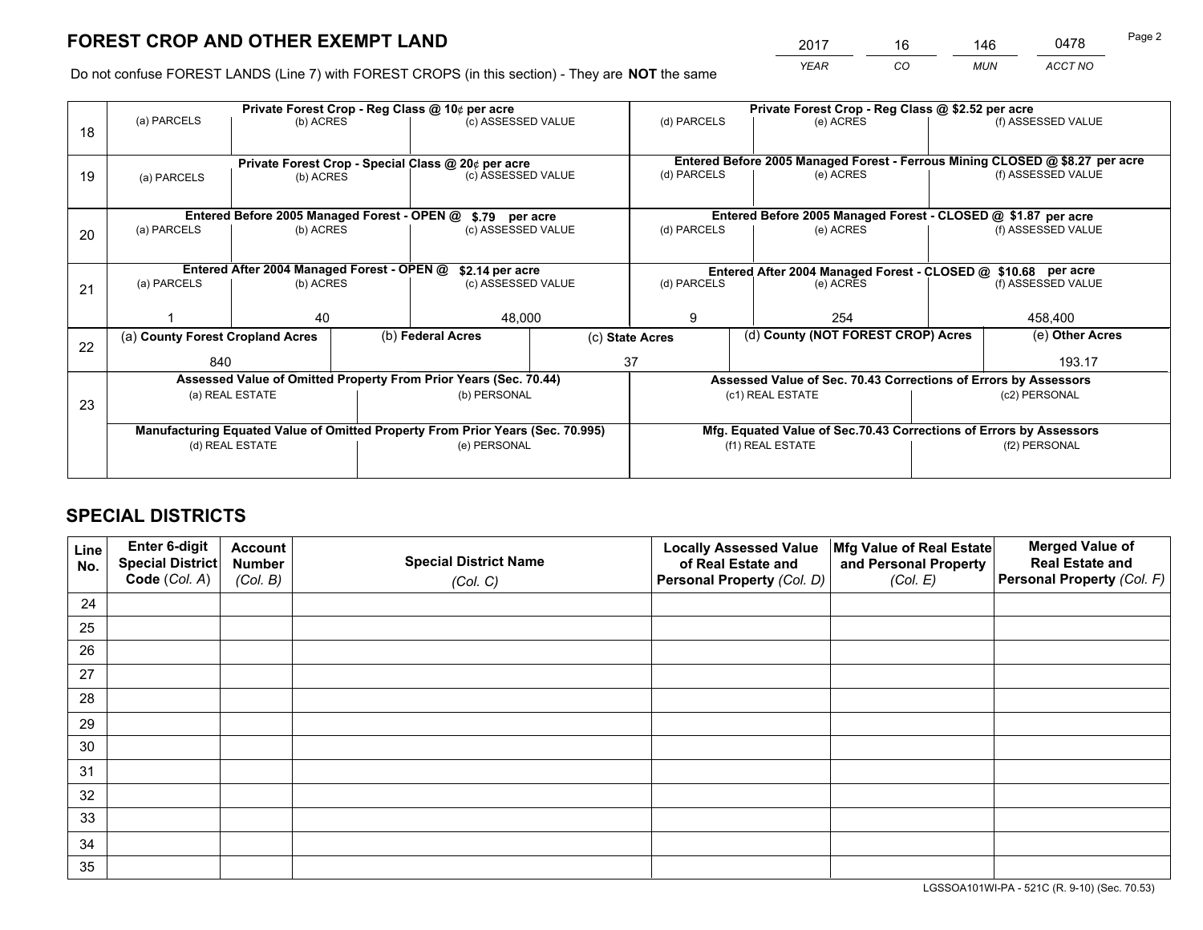# FOREST CROP AND OTHER EXEMPT LAND

| 2017 | 16 | 146 | 0478 |
|---|---|---|---|
| *YEAR* | *CO* | *MUN* | *ACCT NO* |

Do not confuse FOREST LANDS (Line 7) with FOREST CROPS (in this section) - They are **NOT** the same

| Line | Private Forest Crop - Reg Class @ 10¢ per acre | | | Private Forest Crop - Reg Class @ $2.52 per acre | | |
|---|---|---|---|---|---|---|
| | (a) PARCELS | (b) ACRES | (c) ASSESSED VALUE | (d) PARCELS | (e) ACRES | (f) ASSESSED VALUE |
| 18 | | | | | | |
| | **Private Forest Crop - Special Class @ 20¢ per acre** | | | **Entered Before 2005 Managed Forest - Ferrous Mining CLOSED @ $8.27 per acre** | | |
| 19 | (a) PARCELS | (b) ACRES | (c) ASSESSED VALUE | (d) PARCELS | (e) ACRES | (f) ASSESSED VALUE |
| | **Entered Before 2005 Managed Forest - OPEN @ $.79 per acre** | | | **Entered Before 2005 Managed Forest - CLOSED @ $1.87 per acre** | | |
| 20 | (a) PARCELS | (b) ACRES | (c) ASSESSED VALUE | (d) PARCELS | (e) ACRES | (f) ASSESSED VALUE |
| | **Entered After 2004 Managed Forest - OPEN @ $2.14 per acre** | | | **Entered After 2004 Managed Forest - CLOSED @ $10.68 per acre** | | |
| 21 | (a) PARCELS | (b) ACRES | (c) ASSESSED VALUE | (d) PARCELS | (e) ACRES | (f) ASSESSED VALUE |
| | 1 | 40 | 48,000 | 9 | 254 | 458,400 |

| Line | (a) County Forest Cropland Acres | (b) Federal Acres | (c) State Acres | (d) County (NOT FOREST CROP) Acres | (e) Other Acres |
|---|---|---|---|---|---|
| 22 | 840 | | 37 | | 193.17 |

| Line | Assessed Value of Omitted Property From Prior Years (Sec. 70.44) | | Assessed Value of Sec. 70.43 Corrections of Errors by Assessors | |
|---|---|---|---|---|
| 23 | (a) REAL ESTATE | (b) PERSONAL | (c1) REAL ESTATE | (c2) PERSONAL |
| | | | | |
| | **Manufacturing Equated Value of Omitted Property From Prior Years (Sec. 70.995)** | | **Mfg. Equated Value of Sec.70.43 Corrections of Errors by Assessors** | |
| | (d) REAL ESTATE | (e) PERSONAL | (f1) REAL ESTATE | (f2) PERSONAL |
| | | | | |

# SPECIAL DISTRICTS

| Line No. | Enter 6-digit Special District Code (*Col. A*) | Account Number (*Col. B*) | Special District Name (*Col. C*) | Locally Assessed Value of Real Estate and Personal Property (*Col. D*) | Mfg Value of Real Estate and Personal Property (*Col. E*) | Merged Value of Real Estate and Personal Property (*Col. F*) |
|---|---|---|---|---|---|---|
| 24 | | | | | | |
| 25 | | | | | | |
| 26 | | | | | | |
| 27 | | | | | | |
| 28 | | | | | | |
| 29 | | | | | | |
| 30 | | | | | | |
| 31 | | | | | | |
| 32 | | | | | | |
| 33 | | | | | | |
| 34 | | | | | | |
| 35 | | | | | | |

LGSSOA101WI-PA - 521C (R. 9-10) (Sec. 70.53)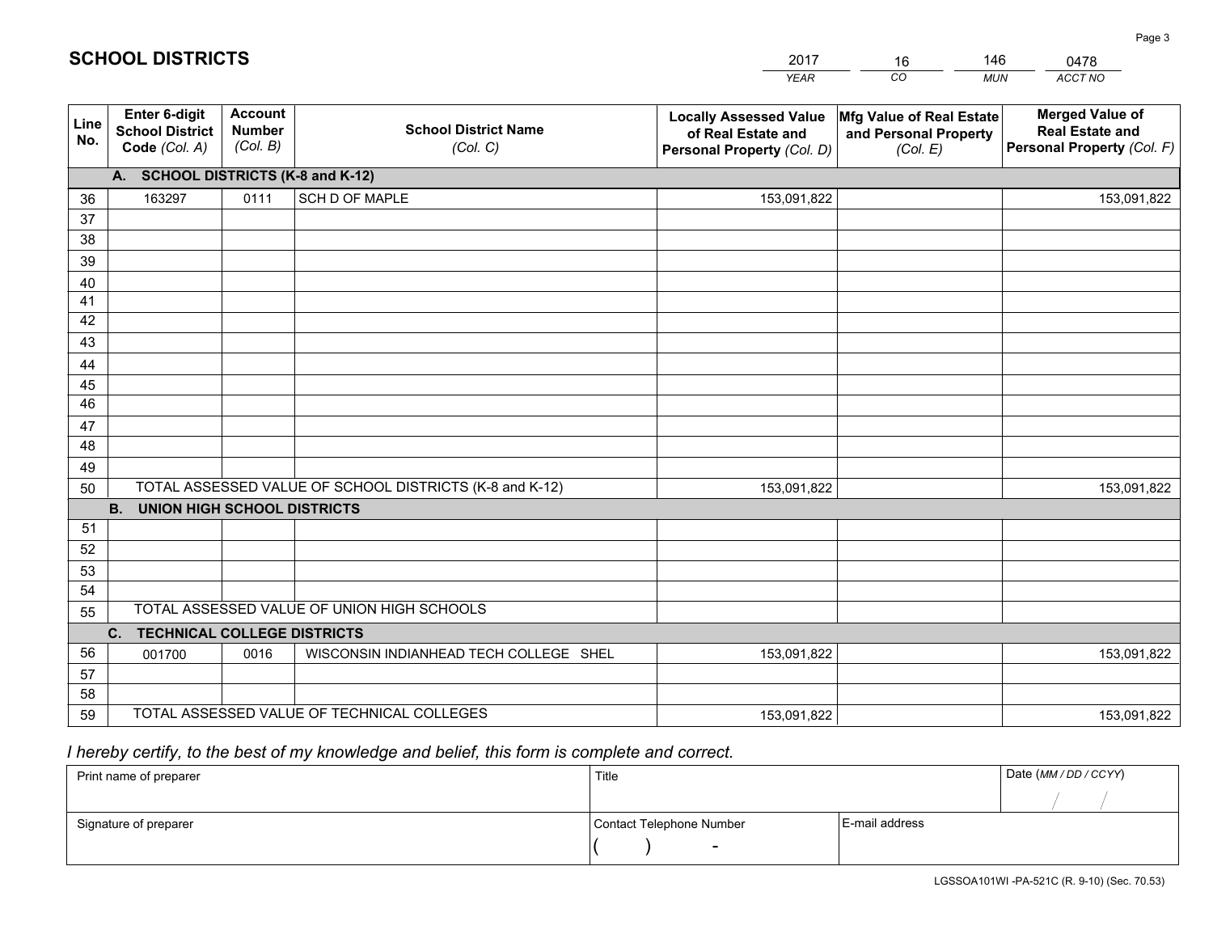# SCHOOL DISTRICTS

| 2017 | 16 | 146 | 0478 |
|---|---|---|---|
| *YEAR* | *CO* | *MUN* | *ACCT NO* |

| Line No. | Enter 6-digit School District Code *(Col. A)* | Account Number *(Col. B)* | School District Name *(Col. C)* | Locally Assessed Value of Real Estate and Personal Property *(Col. D)* | Mfg Value of Real Estate and Personal Property *(Col. E)* | Merged Value of Real Estate and Personal Property *(Col. F)* |
|---|---|---|---|---|---|---|
| | **A. SCHOOL DISTRICTS (K-8 and K-12)** | | | | | |
| 36 | 163297 | 0111 | SCH D OF MAPLE | 153,091,822 | | 153,091,822 |
| 37 | | | | | | |
| 38 | | | | | | |
| 39 | | | | | | |
| 40 | | | | | | |
| 41 | | | | | | |
| 42 | | | | | | |
| 43 | | | | | | |
| 44 | | | | | | |
| 45 | | | | | | |
| 46 | | | | | | |
| 47 | | | | | | |
| 48 | | | | | | |
| 49 | | | | | | |
| 50 | TOTAL ASSESSED VALUE OF SCHOOL DISTRICTS (K-8 and K-12) | | | 153,091,822 | | 153,091,822 |
| | **B. UNION HIGH SCHOOL DISTRICTS** | | | | | |
| 51 | | | | | | |
| 52 | | | | | | |
| 53 | | | | | | |
| 54 | | | | | | |
| 55 | TOTAL ASSESSED VALUE OF UNION HIGH SCHOOLS | | | | | |
| | **C. TECHNICAL COLLEGE DISTRICTS** | | | | | |
| 56 | 001700 | 0016 | WISCONSIN INDIANHEAD TECH COLLEGE SHEL | 153,091,822 | | 153,091,822 |
| 57 | | | | | | |
| 58 | | | | | | |
| 59 | TOTAL ASSESSED VALUE OF TECHNICAL COLLEGES | | | 153,091,822 | | 153,091,822 |

*I hereby certify, to the best of my knowledge and belief, this form is complete and correct.*

| Print name of preparer | Title | | Date *(MM / DD / CCYY)* |
|---|---|---|---|
| | | | / / |
| Signature of preparer | Contact Telephone Number | E-mail address | |
| | ( ) - | | |

LGSSOA101WI -PA-521C (R. 9-10) (Sec. 70.53)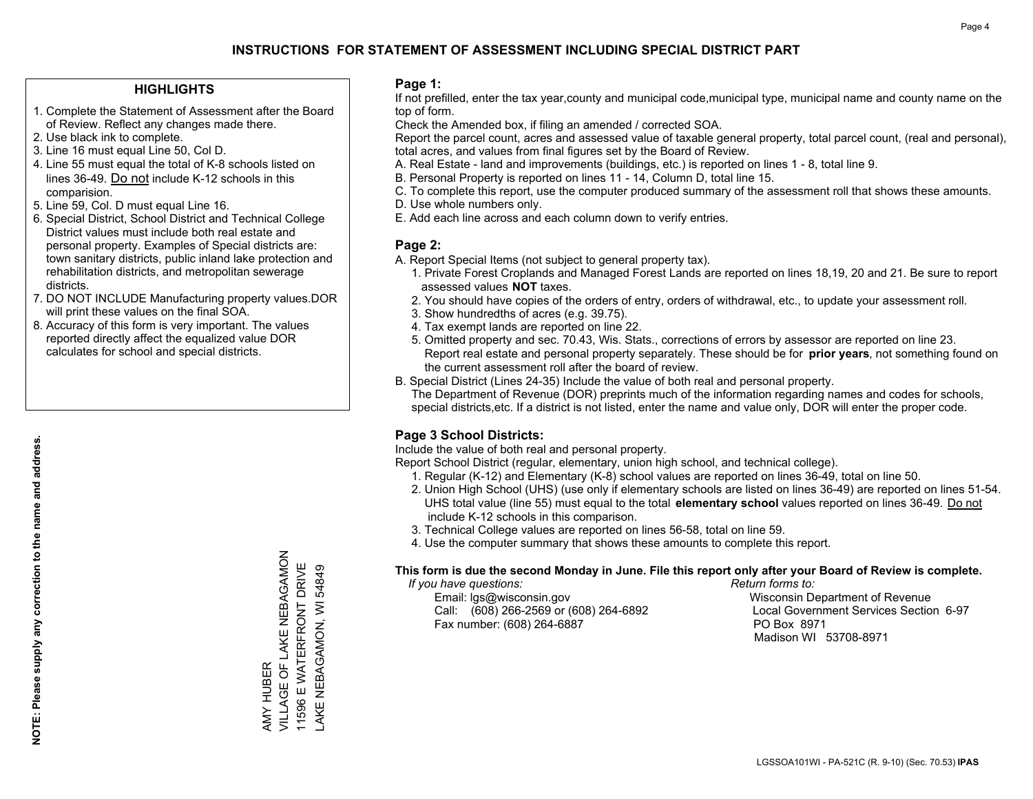# INSTRUCTIONS FOR STATEMENT OF ASSESSMENT INCLUDING SPECIAL DISTRICT PART

## HIGHLIGHTS

1. Complete the Statement of Assessment after the Board of Review. Reflect any changes made there.
2. Use black ink to complete.
3. Line 16 must equal Line 50, Col D.
4. Line 55 must equal the total of K-8 schools listed on lines 36-49. Do not include K-12 schools in this comparision.
5. Line 59, Col. D must equal Line 16.
6. Special District, School District and Technical College District values must include both real estate and personal property. Examples of Special districts are: town sanitary districts, public inland lake protection and rehabilitation districts, and metropolitan sewerage districts.
7. DO NOT INCLUDE Manufacturing property values.DOR will print these values on the final SOA.
8. Accuracy of this form is very important. The values reported directly affect the equalized value DOR calculates for school and special districts.

**NOTE: Please supply any correction to the name and address.**

AMY HUBER
VILLAGE OF LAKE NEBAGAMON
11596 E WATERFRONT DRIVE
LAKE NEBAGAMON, WI 54849

## Page 1:

If not prefilled, enter the tax year,county and municipal code,municipal type, municipal name and county name on the top of form.

Check the Amended box, if filing an amended / corrected SOA.

Report the parcel count, acres and assessed value of taxable general property, total parcel count, (real and personal), total acres, and values from final figures set by the Board of Review.

A. Real Estate - land and improvements (buildings, etc.) is reported on lines 1 - 8, total line 9.
B. Personal Property is reported on lines 11 - 14, Column D, total line 15.
C. To complete this report, use the computer produced summary of the assessment roll that shows these amounts.
D. Use whole numbers only.
E. Add each line across and each column down to verify entries.

## Page 2:

A. Report Special Items (not subject to general property tax).
   1. Private Forest Croplands and Managed Forest Lands are reported on lines 18,19, 20 and 21. Be sure to report assessed values **NOT** taxes.
   2. You should have copies of the orders of entry, orders of withdrawal, etc., to update your assessment roll.
   3. Show hundredths of acres (e.g. 39.75).
   4. Tax exempt lands are reported on line 22.
   5. Omitted property and sec. 70.43, Wis. Stats., corrections of errors by assessor are reported on line 23. Report real estate and personal property separately. These should be for **prior years**, not something found on the current assessment roll after the board of review.
B. Special District (Lines 24-35) Include the value of both real and personal property.
   The Department of Revenue (DOR) preprints much of the information regarding names and codes for schools, special districts,etc. If a district is not listed, enter the name and value only, DOR will enter the proper code.

## Page 3 School Districts:

Include the value of both real and personal property.

Report School District (regular, elementary, union high school, and technical college).

1. Regular (K-12) and Elementary (K-8) school values are reported on lines 36-49, total on line 50.
2. Union High School (UHS) (use only if elementary schools are listed on lines 36-49) are reported on lines 51-54. UHS total value (line 55) must equal to the total **elementary school** values reported on lines 36-49. Do not include K-12 schools in this comparison.
3. Technical College values are reported on lines 56-58, total on line 59.
4. Use the computer summary that shows these amounts to complete this report.

**This form is due the second Monday in June. File this report only after your Board of Review is complete.**

*If you have questions:*
Email: lgs@wisconsin.gov
Call: (608) 266-2569 or (608) 264-6892
Fax number: (608) 264-6887

*Return forms to:*
Wisconsin Department of Revenue
Local Government Services Section 6-97
PO Box 8971
Madison WI 53708-8971

LGSSOA101WI - PA-521C (R. 9-10) (Sec. 70.53) **IPAS**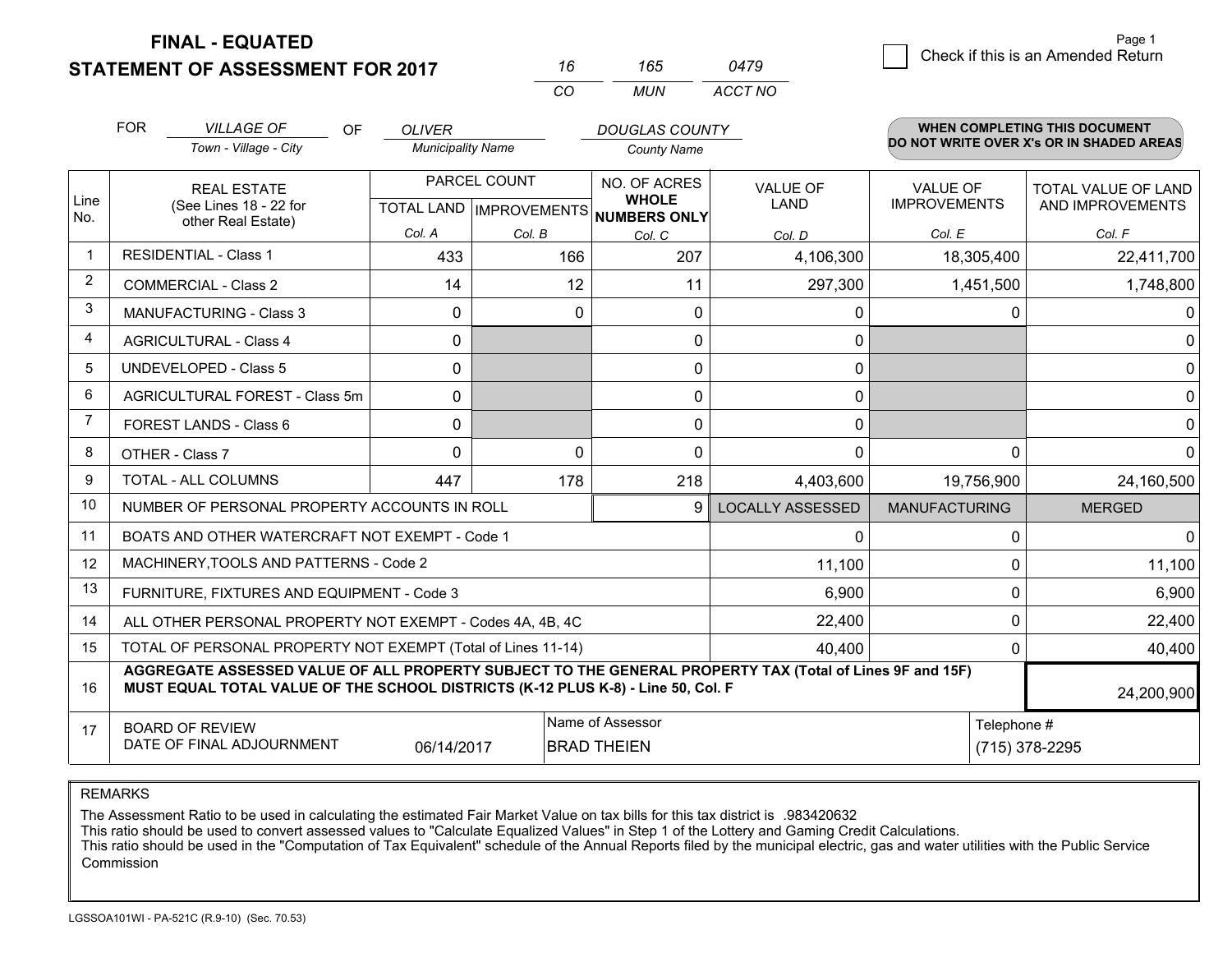# FINAL - EQUATED
## STATEMENT OF ASSESSMENT FOR 2017

| 16 | 165 | 0479 |
|---|---|---|
| CO | MUN | ACCT NO |

☐ Check if this is an Amended Return

FOR *VILLAGE OF* (Town - Village - City) OF *OLIVER* (Municipality Name) *DOUGLAS COUNTY* (County Name)

**WHEN COMPLETING THIS DOCUMENT DO NOT WRITE OVER X's OR IN SHADED AREAS**

| Line No. | REAL ESTATE (See Lines 18 - 22 for other Real Estate) | PARCEL COUNT TOTAL LAND Col. A | PARCEL COUNT IMPROVEMENTS Col. B | NO. OF ACRES WHOLE NUMBERS ONLY Col. C | VALUE OF LAND Col. D | VALUE OF IMPROVEMENTS Col. E | TOTAL VALUE OF LAND AND IMPROVEMENTS Col. F |
|---|---|---|---|---|---|---|---|
| 1 | RESIDENTIAL - Class 1 | 433 | 166 | 207 | 4,106,300 | 18,305,400 | 22,411,700 |
| 2 | COMMERCIAL - Class 2 | 14 | 12 | 11 | 297,300 | 1,451,500 | 1,748,800 |
| 3 | MANUFACTURING - Class 3 | 0 | 0 | 0 | 0 | 0 | 0 |
| 4 | AGRICULTURAL - Class 4 | 0 | | 0 | 0 | | 0 |
| 5 | UNDEVELOPED - Class 5 | 0 | | 0 | 0 | | 0 |
| 6 | AGRICULTURAL FOREST - Class 5m | 0 | | 0 | 0 | | 0 |
| 7 | FOREST LANDS - Class 6 | 0 | | 0 | 0 | | 0 |
| 8 | OTHER - Class 7 | 0 | 0 | 0 | 0 | 0 | 0 |
| 9 | TOTAL - ALL COLUMNS | 447 | 178 | 218 | 4,403,600 | 19,756,900 | 24,160,500 |
| 10 | NUMBER OF PERSONAL PROPERTY ACCOUNTS IN ROLL | | | 9 | LOCALLY ASSESSED | MANUFACTURING | MERGED |
| 11 | BOATS AND OTHER WATERCRAFT NOT EXEMPT - Code 1 | | | | 0 | 0 | 0 |
| 12 | MACHINERY,TOOLS AND PATTERNS - Code 2 | | | | 11,100 | 0 | 11,100 |
| 13 | FURNITURE, FIXTURES AND EQUIPMENT - Code 3 | | | | 6,900 | 0 | 6,900 |
| 14 | ALL OTHER PERSONAL PROPERTY NOT EXEMPT - Codes 4A, 4B, 4C | | | | 22,400 | 0 | 22,400 |
| 15 | TOTAL OF PERSONAL PROPERTY NOT EXEMPT (Total of Lines 11-14) | | | | 40,400 | 0 | 40,400 |
| 16 | **AGGREGATE ASSESSED VALUE OF ALL PROPERTY SUBJECT TO THE GENERAL PROPERTY TAX (Total of Lines 9F and 15F) MUST EQUAL TOTAL VALUE OF THE SCHOOL DISTRICTS (K-12 PLUS K-8) - Line 50, Col. F** | | | | | | 24,200,900 |
| 17 | BOARD OF REVIEW DATE OF FINAL ADJOURNMENT | 06/14/2017 | Name of Assessor | BRAD THEIEN | | Telephone # | (715) 378-2295 |

REMARKS

The Assessment Ratio to be used in calculating the estimated Fair Market Value on tax bills for this tax district is .983420632
This ratio should be used to convert assessed values to "Calculate Equalized Values" in Step 1 of the Lottery and Gaming Credit Calculations.
This ratio should be used in the "Computation of Tax Equivalent" schedule of the Annual Reports filed by the municipal electric, gas and water utilities with the Public Service Commission

LGSSOA101WI - PA-521C (R.9-10) (Sec. 70.53)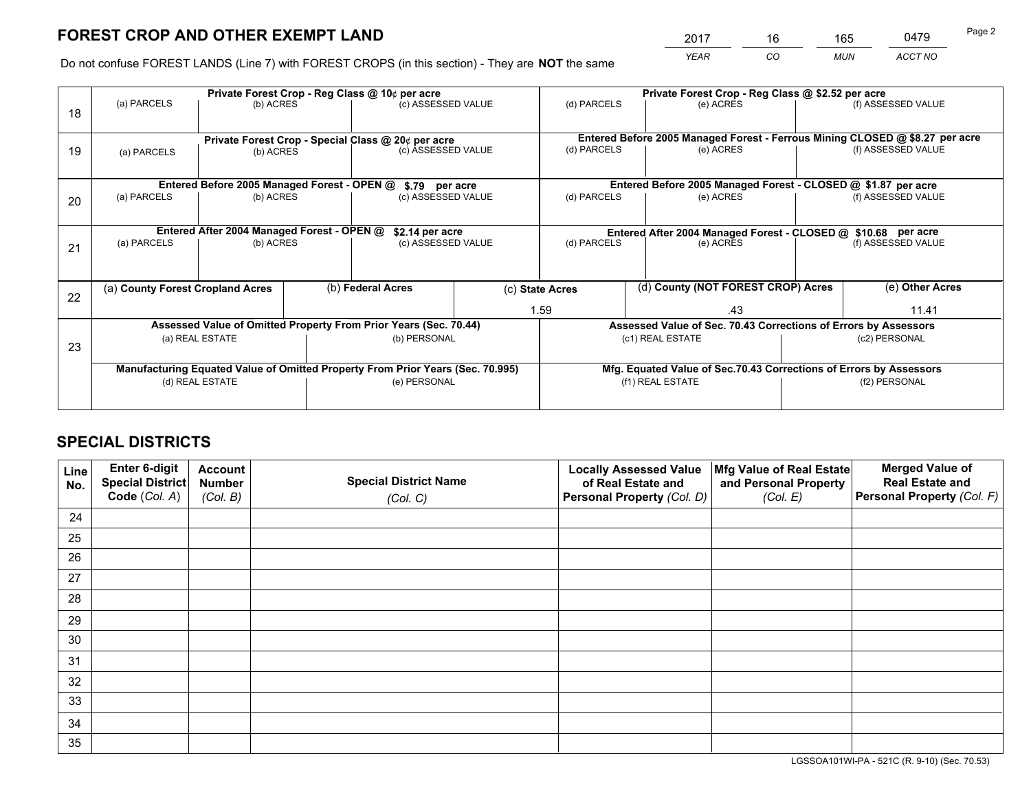# FOREST CROP AND OTHER EXEMPT LAND

| 2017 | 16 | 165 | 0479 |
|---|---|---|---|
| YEAR | CO | MUN | ACCT NO |

Do not confuse FOREST LANDS (Line 7) with FOREST CROPS (in this section) - They are **NOT** the same

| Line | | | | | | |
|---|---|---|---|---|---|---|
| 18 | Private Forest Crop - Reg Class @ 10¢ per acre | | | Private Forest Crop - Reg Class @ $2.52 per acre | | |
| | (a) PARCELS | (b) ACRES | (c) ASSESSED VALUE | (d) PARCELS | (e) ACRES | (f) ASSESSED VALUE |
| | | | | | | |
| 19 | Private Forest Crop - Special Class @ 20¢ per acre | | | Entered Before 2005 Managed Forest - Ferrous Mining CLOSED @ $8.27 per acre | | |
| | (a) PARCELS | (b) ACRES | (c) ASSESSED VALUE | (d) PARCELS | (e) ACRES | (f) ASSESSED VALUE |
| | | | | | | |
| 20 | Entered Before 2005 Managed Forest - OPEN @ $.79 per acre | | | Entered Before 2005 Managed Forest - CLOSED @ $1.87 per acre | | |
| | (a) PARCELS | (b) ACRES | (c) ASSESSED VALUE | (d) PARCELS | (e) ACRES | (f) ASSESSED VALUE |
| | | | | | | |
| 21 | Entered After 2004 Managed Forest - OPEN @ $2.14 per acre | | | Entered After 2004 Managed Forest - CLOSED @ $10.68 per acre | | |
| | (a) PARCELS | (b) ACRES | (c) ASSESSED VALUE | (d) PARCELS | (e) ACRES | (f) ASSESSED VALUE |
| | | | | | | |

| Line | (a) County Forest Cropland Acres | (b) Federal Acres | (c) State Acres | (d) County (NOT FOREST CROP) Acres | (e) Other Acres |
|---|---|---|---|---|---|
| 22 | | | 1.59 | .43 | 11.41 |

| Line | | | | |
|---|---|---|---|---|
| 23 | Assessed Value of Omitted Property From Prior Years (Sec. 70.44) | | Assessed Value of Sec. 70.43 Corrections of Errors by Assessors | |
| | (a) REAL ESTATE | (b) PERSONAL | (c1) REAL ESTATE | (c2) PERSONAL |
| | | | | |
| | Manufacturing Equated Value of Omitted Property From Prior Years (Sec. 70.995) | | Mfg. Equated Value of Sec.70.43 Corrections of Errors by Assessors | |
| | (d) REAL ESTATE | (e) PERSONAL | (f1) REAL ESTATE | (f2) PERSONAL |
| | | | | |

# SPECIAL DISTRICTS

| Line No. | Enter 6-digit Special District Code (Col. A) | Account Number (Col. B) | Special District Name (Col. C) | Locally Assessed Value of Real Estate and Personal Property (Col. D) | Mfg Value of Real Estate and Personal Property (Col. E) | Merged Value of Real Estate and Personal Property (Col. F) |
|---|---|---|---|---|---|---|
| 24 | | | | | | |
| 25 | | | | | | |
| 26 | | | | | | |
| 27 | | | | | | |
| 28 | | | | | | |
| 29 | | | | | | |
| 30 | | | | | | |
| 31 | | | | | | |
| 32 | | | | | | |
| 33 | | | | | | |
| 34 | | | | | | |
| 35 | | | | | | |

LGSSOA101WI-PA - 521C (R. 9-10) (Sec. 70.53)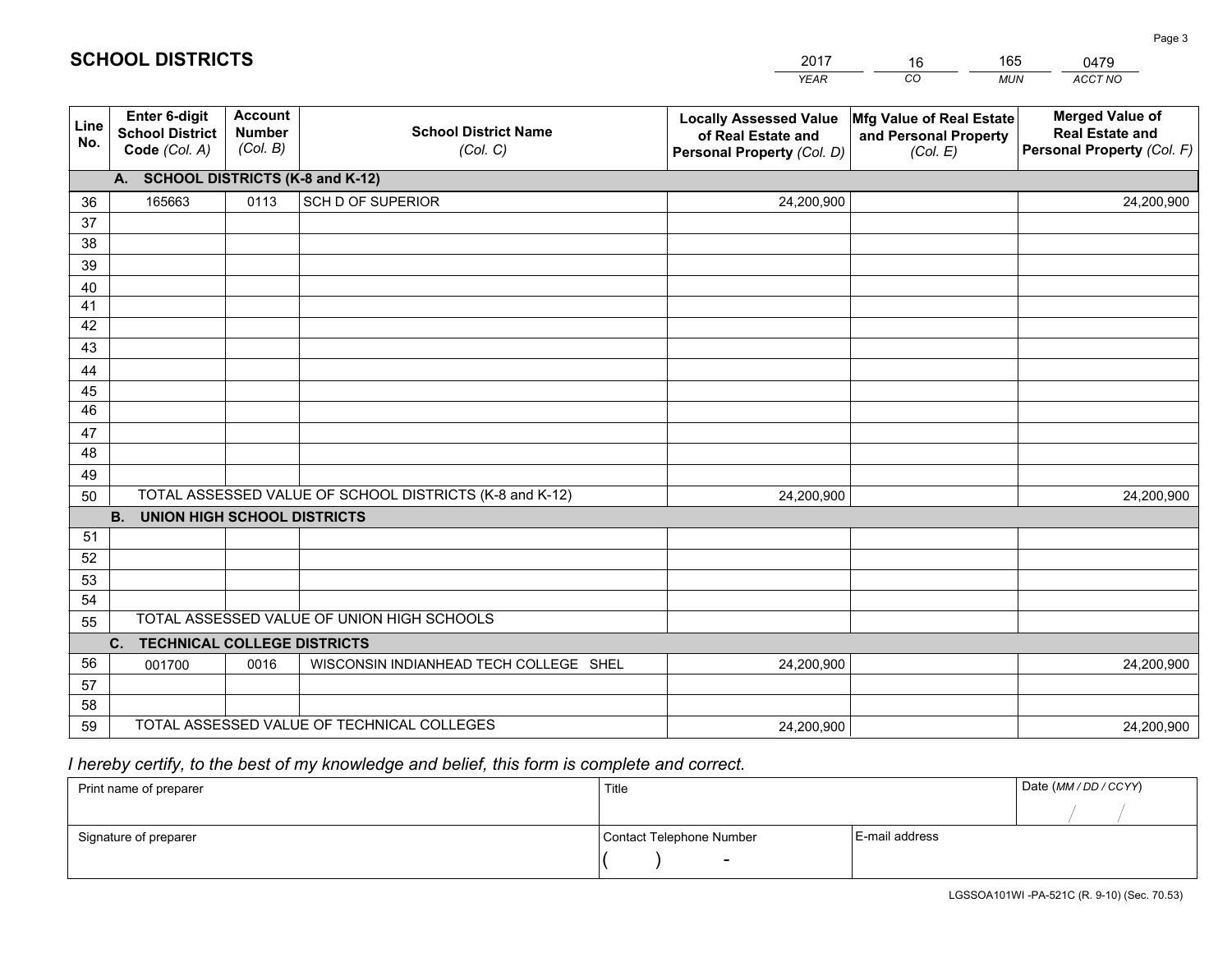# SCHOOL DISTRICTS

| 2017 | 16 | 165 | 0479 |
|---|---|---|---|
| *YEAR* | *CO* | *MUN* | *ACCT NO* |

| Line No. | Enter 6-digit School District Code *(Col. A)* | Account Number *(Col. B)* | School District Name *(Col. C)* | Locally Assessed Value of Real Estate and Personal Property *(Col. D)* | Mfg Value of Real Estate and Personal Property *(Col. E)* | Merged Value of Real Estate and Personal Property *(Col. F)* |
|---|---|---|---|---|---|---|
| **A. SCHOOL DISTRICTS (K-8 and K-12)** | | | | | | |
| 36 | 165663 | 0113 | SCH D OF SUPERIOR | 24,200,900 | | 24,200,900 |
| 37 | | | | | | |
| 38 | | | | | | |
| 39 | | | | | | |
| 40 | | | | | | |
| 41 | | | | | | |
| 42 | | | | | | |
| 43 | | | | | | |
| 44 | | | | | | |
| 45 | | | | | | |
| 46 | | | | | | |
| 47 | | | | | | |
| 48 | | | | | | |
| 49 | | | | | | |
| 50 | TOTAL ASSESSED VALUE OF SCHOOL DISTRICTS (K-8 and K-12) | | | 24,200,900 | | 24,200,900 |
| **B. UNION HIGH SCHOOL DISTRICTS** | | | | | | |
| 51 | | | | | | |
| 52 | | | | | | |
| 53 | | | | | | |
| 54 | | | | | | |
| 55 | TOTAL ASSESSED VALUE OF UNION HIGH SCHOOLS | | | | | |
| **C. TECHNICAL COLLEGE DISTRICTS** | | | | | | |
| 56 | 001700 | 0016 | WISCONSIN INDIANHEAD TECH COLLEGE SHEL | 24,200,900 | | 24,200,900 |
| 57 | | | | | | |
| 58 | | | | | | |
| 59 | TOTAL ASSESSED VALUE OF TECHNICAL COLLEGES | | | 24,200,900 | | 24,200,900 |

*I hereby certify, to the best of my knowledge and belief, this form is complete and correct.*

| Print name of preparer | Title | | Date *(MM / DD / CCYY)* |
|---|---|---|---|
| | | | / / |
| Signature of preparer | Contact Telephone Number | E-mail address | |
| | ( ) - | | |

LGSSOA101WI -PA-521C (R. 9-10) (Sec. 70.53)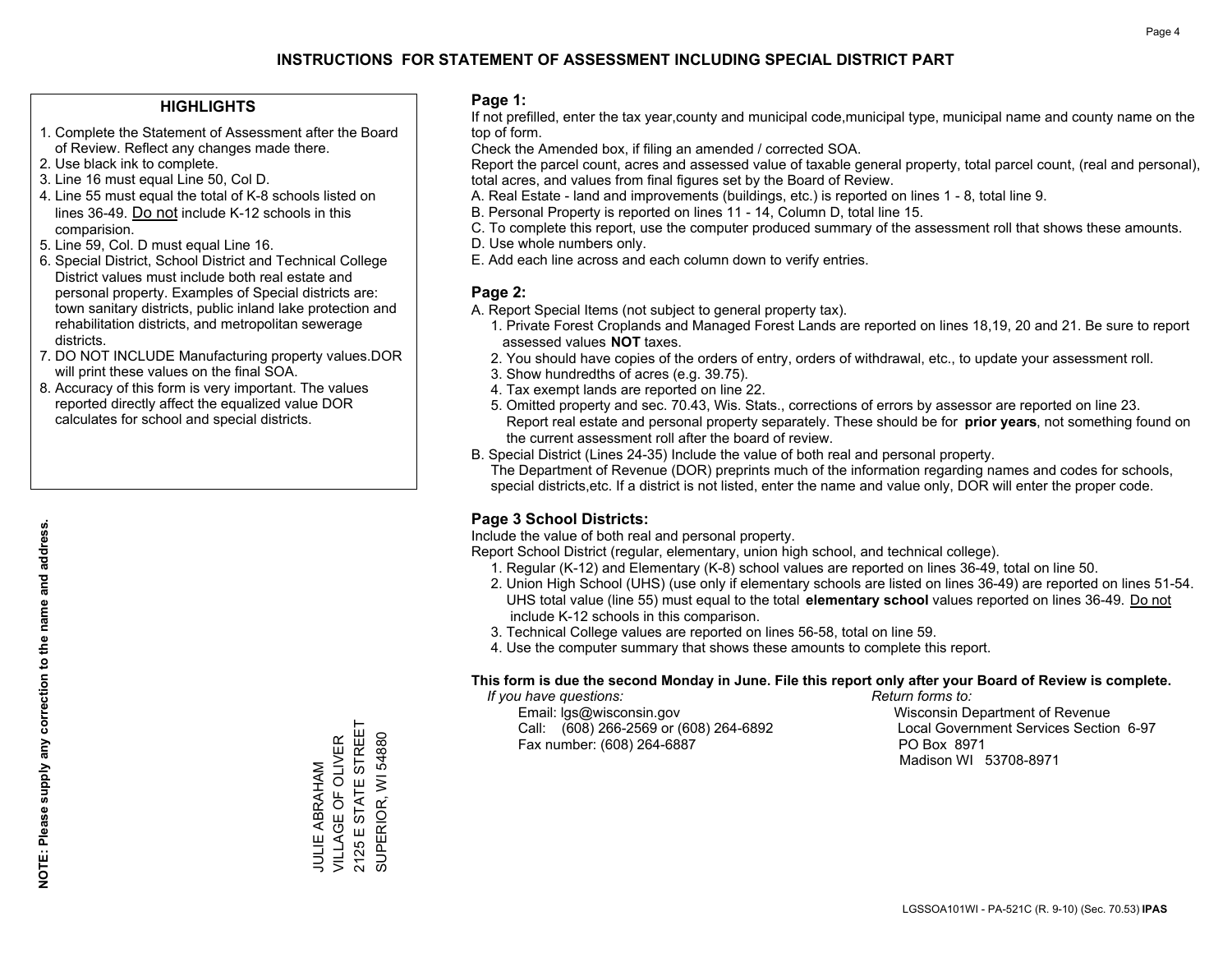# INSTRUCTIONS FOR STATEMENT OF ASSESSMENT INCLUDING SPECIAL DISTRICT PART

## HIGHLIGHTS

1. Complete the Statement of Assessment after the Board of Review. Reflect any changes made there.
2. Use black ink to complete.
3. Line 16 must equal Line 50, Col D.
4. Line 55 must equal the total of K-8 schools listed on lines 36-49. Do not include K-12 schools in this comparision.
5. Line 59, Col. D must equal Line 16.
6. Special District, School District and Technical College District values must include both real estate and personal property. Examples of Special districts are: town sanitary districts, public inland lake protection and rehabilitation districts, and metropolitan sewerage districts.
7. DO NOT INCLUDE Manufacturing property values.DOR will print these values on the final SOA.
8. Accuracy of this form is very important. The values reported directly affect the equalized value DOR calculates for school and special districts.

**NOTE: Please supply any correction to the name and address.**

JULIE ABRAHAM
VILLAGE OF OLIVER
2125 E STATE STREET
SUPERIOR, WI 54880

## Page 1:

If not prefilled, enter the tax year,county and municipal code,municipal type, municipal name and county name on the top of form.

Check the Amended box, if filing an amended / corrected SOA.

Report the parcel count, acres and assessed value of taxable general property, total parcel count, (real and personal), total acres, and values from final figures set by the Board of Review.

A. Real Estate - land and improvements (buildings, etc.) is reported on lines 1 - 8, total line 9.
B. Personal Property is reported on lines 11 - 14, Column D, total line 15.
C. To complete this report, use the computer produced summary of the assessment roll that shows these amounts.
D. Use whole numbers only.
E. Add each line across and each column down to verify entries.

## Page 2:

A. Report Special Items (not subject to general property tax).
   1. Private Forest Croplands and Managed Forest Lands are reported on lines 18,19, 20 and 21. Be sure to report assessed values **NOT** taxes.
   2. You should have copies of the orders of entry, orders of withdrawal, etc., to update your assessment roll.
   3. Show hundredths of acres (e.g. 39.75).
   4. Tax exempt lands are reported on line 22.
   5. Omitted property and sec. 70.43, Wis. Stats., corrections of errors by assessor are reported on line 23. Report real estate and personal property separately. These should be for **prior years**, not something found on the current assessment roll after the board of review.
B. Special District (Lines 24-35) Include the value of both real and personal property.
   The Department of Revenue (DOR) preprints much of the information regarding names and codes for schools, special districts,etc. If a district is not listed, enter the name and value only, DOR will enter the proper code.

## Page 3 School Districts:

Include the value of both real and personal property.

Report School District (regular, elementary, union high school, and technical college).

1. Regular (K-12) and Elementary (K-8) school values are reported on lines 36-49, total on line 50.
2. Union High School (UHS) (use only if elementary schools are listed on lines 36-49) are reported on lines 51-54. UHS total value (line 55) must equal to the total **elementary school** values reported on lines 36-49. Do not include K-12 schools in this comparison.
3. Technical College values are reported on lines 56-58, total on line 59.
4. Use the computer summary that shows these amounts to complete this report.

**This form is due the second Monday in June. File this report only after your Board of Review is complete.**

*If you have questions:*
Email: lgs@wisconsin.gov
Call: (608) 266-2569 or (608) 264-6892
Fax number: (608) 264-6887

*Return forms to:*
Wisconsin Department of Revenue
Local Government Services Section 6-97
PO Box 8971
Madison WI 53708-8971

LGSSOA101WI - PA-521C (R. 9-10) (Sec. 70.53) **IPAS**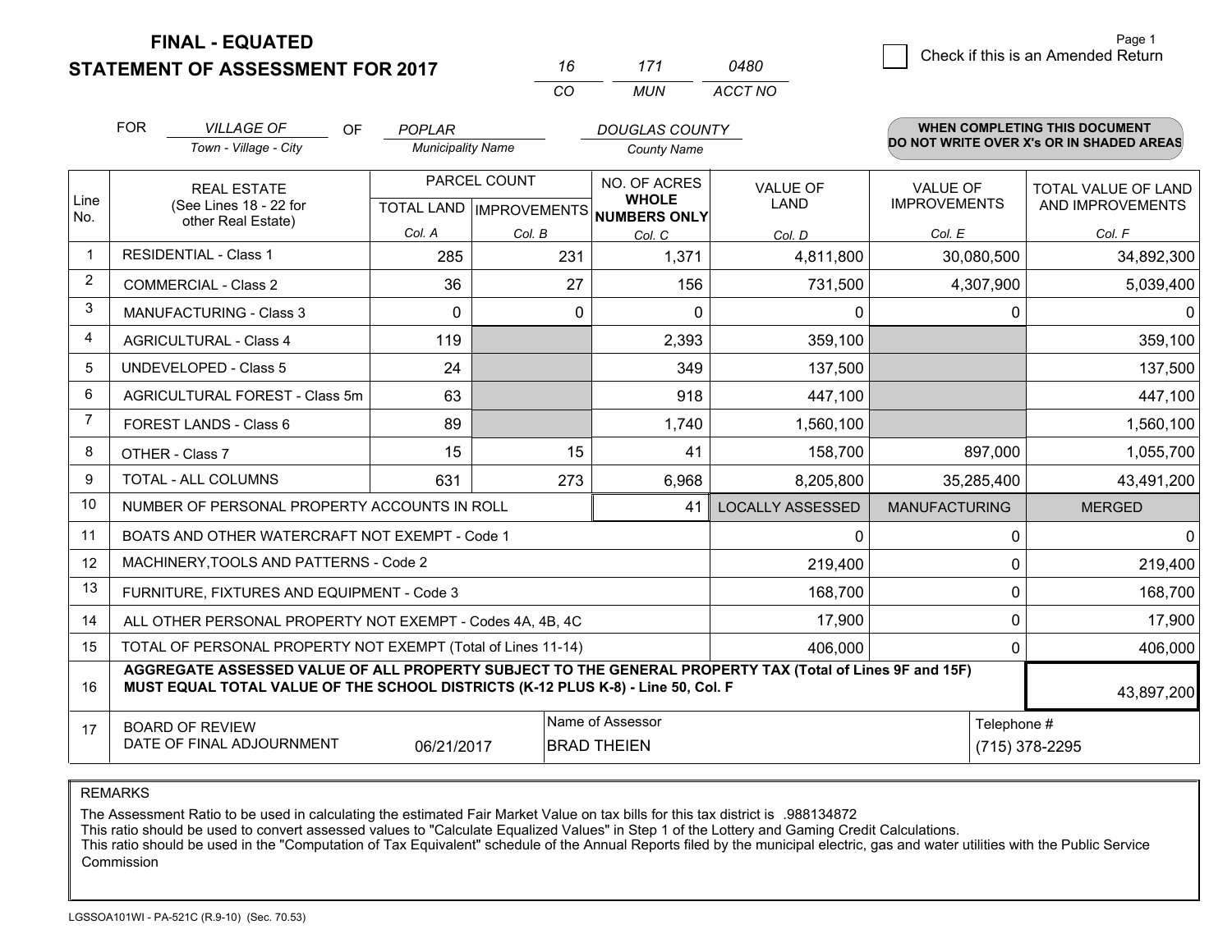**FINAL - EQUATED**
**STATEMENT OF ASSESSMENT FOR 2017**

| 16 | 171 | 0480 |
|---|---|---|
| CO | MUN | ACCT NO |

Page 1

☐ Check if this is an Amended Return

FOR *VILLAGE OF* (Town - Village - City) OF *POPLAR* (Municipality Name) *DOUGLAS COUNTY* (County Name)

**WHEN COMPLETING THIS DOCUMENT DO NOT WRITE OVER X's OR IN SHADED AREAS**

| Line No. | REAL ESTATE (See Lines 18 - 22 for other Real Estate) | PARCEL COUNT TOTAL LAND Col. A | PARCEL COUNT IMPROVEMENTS Col. B | NO. OF ACRES WHOLE NUMBERS ONLY Col. C | VALUE OF LAND Col. D | VALUE OF IMPROVEMENTS Col. E | TOTAL VALUE OF LAND AND IMPROVEMENTS Col. F |
|---|---|---|---|---|---|---|---|
| 1 | RESIDENTIAL - Class 1 | 285 | 231 | 1,371 | 4,811,800 | 30,080,500 | 34,892,300 |
| 2 | COMMERCIAL - Class 2 | 36 | 27 | 156 | 731,500 | 4,307,900 | 5,039,400 |
| 3 | MANUFACTURING - Class 3 | 0 | 0 | 0 | 0 | 0 | 0 |
| 4 | AGRICULTURAL - Class 4 | 119 | | 2,393 | 359,100 | | 359,100 |
| 5 | UNDEVELOPED - Class 5 | 24 | | 349 | 137,500 | | 137,500 |
| 6 | AGRICULTURAL FOREST - Class 5m | 63 | | 918 | 447,100 | | 447,100 |
| 7 | FOREST LANDS - Class 6 | 89 | | 1,740 | 1,560,100 | | 1,560,100 |
| 8 | OTHER - Class 7 | 15 | 15 | 41 | 158,700 | 897,000 | 1,055,700 |
| 9 | TOTAL - ALL COLUMNS | 631 | 273 | 6,968 | 8,205,800 | 35,285,400 | 43,491,200 |
| 10 | NUMBER OF PERSONAL PROPERTY ACCOUNTS IN ROLL | | | 41 | LOCALLY ASSESSED | MANUFACTURING | MERGED |
| 11 | BOATS AND OTHER WATERCRAFT NOT EXEMPT - Code 1 | | | | 0 | 0 | 0 |
| 12 | MACHINERY,TOOLS AND PATTERNS - Code 2 | | | | 219,400 | 0 | 219,400 |
| 13 | FURNITURE, FIXTURES AND EQUIPMENT - Code 3 | | | | 168,700 | 0 | 168,700 |
| 14 | ALL OTHER PERSONAL PROPERTY NOT EXEMPT - Codes 4A, 4B, 4C | | | | 17,900 | 0 | 17,900 |
| 15 | TOTAL OF PERSONAL PROPERTY NOT EXEMPT (Total of Lines 11-14) | | | | 406,000 | 0 | 406,000 |
| 16 | **AGGREGATE ASSESSED VALUE OF ALL PROPERTY SUBJECT TO THE GENERAL PROPERTY TAX (Total of Lines 9F and 15F) MUST EQUAL TOTAL VALUE OF THE SCHOOL DISTRICTS (K-12 PLUS K-8) - Line 50, Col. F** | | | | | | 43,897,200 |
| 17 | BOARD OF REVIEW DATE OF FINAL ADJOURNMENT | 06/21/2017 | Name of Assessor: BRAD THEIEN | | | Telephone #: (715) 378-2295 | |

REMARKS

The Assessment Ratio to be used in calculating the estimated Fair Market Value on tax bills for this tax district is .988134872
This ratio should be used to convert assessed values to "Calculate Equalized Values" in Step 1 of the Lottery and Gaming Credit Calculations.
This ratio should be used in the "Computation of Tax Equivalent" schedule of the Annual Reports filed by the municipal electric, gas and water utilities with the Public Service Commission

LGSSOA101WI - PA-521C (R.9-10) (Sec. 70.53)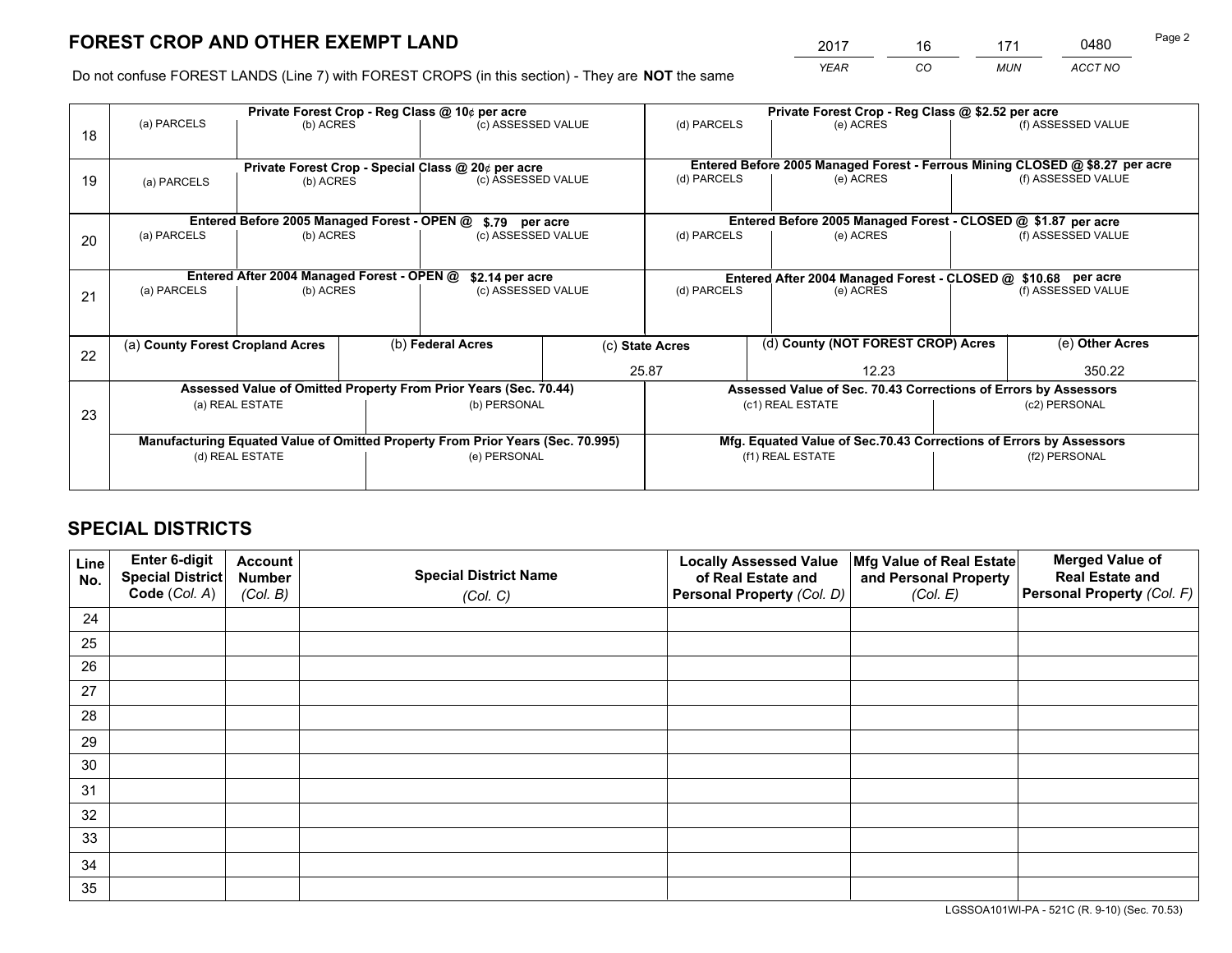# FOREST CROP AND OTHER EXEMPT LAND

| 2017 | 16 | 171 | 0480 |
|---|---|---|---|
| *YEAR* | *CO* | *MUN* | *ACCT NO* |

Page 2

Do not confuse FOREST LANDS (Line 7) with FOREST CROPS (in this section) - They are **NOT** the same

| Line | Private Forest Crop - Reg Class @ 10¢ per acre | | | Private Forest Crop - Reg Class @ $2.52 per acre | | |
|---|---|---|---|---|---|---|
| 18 | (a) PARCELS | (b) ACRES | (c) ASSESSED VALUE | (d) PARCELS | (e) ACRES | (f) ASSESSED VALUE |
| | | | | | | |
| | **Private Forest Crop - Special Class @ 20¢ per acre** | | | **Entered Before 2005 Managed Forest - Ferrous Mining CLOSED @ $8.27 per acre** | | |
| 19 | (a) PARCELS | (b) ACRES | (c) ASSESSED VALUE | (d) PARCELS | (e) ACRES | (f) ASSESSED VALUE |
| | | | | | | |
| | **Entered Before 2005 Managed Forest - OPEN @ $.79 per acre** | | | **Entered Before 2005 Managed Forest - CLOSED @ $1.87 per acre** | | |
| 20 | (a) PARCELS | (b) ACRES | (c) ASSESSED VALUE | (d) PARCELS | (e) ACRES | (f) ASSESSED VALUE |
| | | | | | | |
| | **Entered After 2004 Managed Forest - OPEN @ $2.14 per acre** | | | **Entered After 2004 Managed Forest - CLOSED @ $10.68 per acre** | | |
| 21 | (a) PARCELS | (b) ACRES | (c) ASSESSED VALUE | (d) PARCELS | (e) ACRES | (f) ASSESSED VALUE |
| | | | | | | |

| Line | (a) County Forest Cropland Acres | (b) Federal Acres | (c) State Acres | (d) County (NOT FOREST CROP) Acres | (e) Other Acres |
|---|---|---|---|---|---|
| 22 | | | 25.87 | 12.23 | 350.22 |

| Line | Assessed Value of Omitted Property From Prior Years (Sec. 70.44) | | Assessed Value of Sec. 70.43 Corrections of Errors by Assessors | |
|---|---|---|---|---|
| 23 | (a) REAL ESTATE | (b) PERSONAL | (c1) REAL ESTATE | (c2) PERSONAL |
| | | | | |
| | **Manufacturing Equated Value of Omitted Property From Prior Years (Sec. 70.995)** | | **Mfg. Equated Value of Sec.70.43 Corrections of Errors by Assessors** | |
| | (d) REAL ESTATE | (e) PERSONAL | (f1) REAL ESTATE | (f2) PERSONAL |
| | | | | |

# SPECIAL DISTRICTS

| Line No. | Enter 6-digit Special District Code (Col. A) | Account Number (Col. B) | Special District Name (Col. C) | Locally Assessed Value of Real Estate and Personal Property (Col. D) | Mfg Value of Real Estate and Personal Property (Col. E) | Merged Value of Real Estate and Personal Property (Col. F) |
|---|---|---|---|---|---|---|
| 24 | | | | | | |
| 25 | | | | | | |
| 26 | | | | | | |
| 27 | | | | | | |
| 28 | | | | | | |
| 29 | | | | | | |
| 30 | | | | | | |
| 31 | | | | | | |
| 32 | | | | | | |
| 33 | | | | | | |
| 34 | | | | | | |
| 35 | | | | | | |

LGSSOA101WI-PA - 521C (R. 9-10) (Sec. 70.53)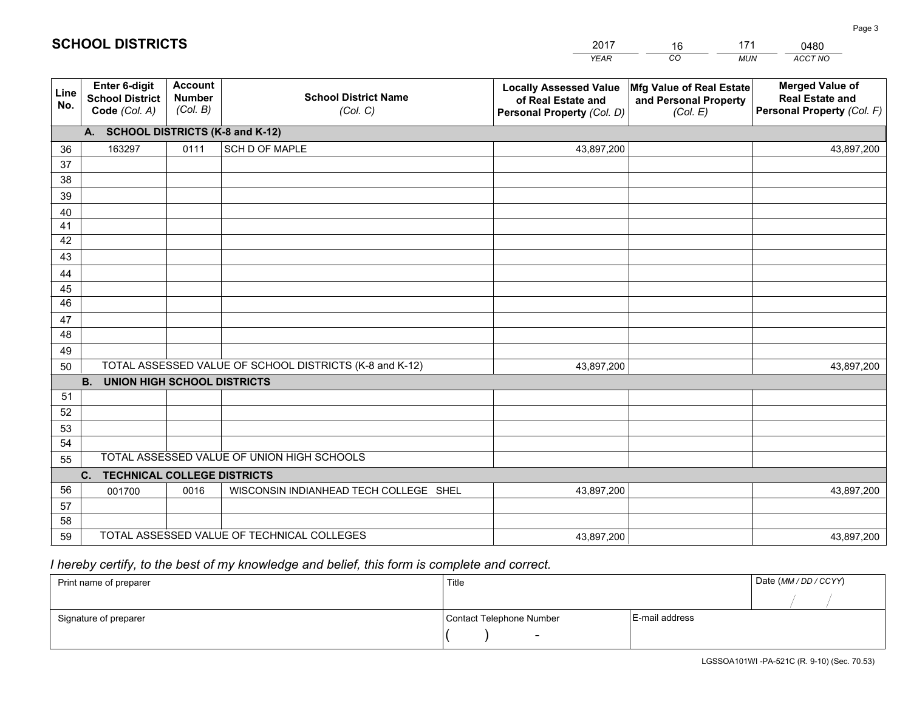# SCHOOL DISTRICTS

| 2017 | 16 | 171 | 0480 |
|---|---|---|---|
| *YEAR* | *CO* | *MUN* | *ACCT NO* |

| Line No. | Enter 6-digit School District Code *(Col. A)* | Account Number *(Col. B)* | School District Name *(Col. C)* | Locally Assessed Value of Real Estate and Personal Property *(Col. D)* | Mfg Value of Real Estate and Personal Property *(Col. E)* | Merged Value of Real Estate and Personal Property *(Col. F)* |
|---|---|---|---|---|---|---|
| | **A. SCHOOL DISTRICTS (K-8 and K-12)** | | | | | |
| 36 | 163297 | 0111 | SCH D OF MAPLE | 43,897,200 | | 43,897,200 |
| 37 | | | | | | |
| 38 | | | | | | |
| 39 | | | | | | |
| 40 | | | | | | |
| 41 | | | | | | |
| 42 | | | | | | |
| 43 | | | | | | |
| 44 | | | | | | |
| 45 | | | | | | |
| 46 | | | | | | |
| 47 | | | | | | |
| 48 | | | | | | |
| 49 | | | | | | |
| 50 | TOTAL ASSESSED VALUE OF SCHOOL DISTRICTS (K-8 and K-12) | | | 43,897,200 | | 43,897,200 |
| | **B. UNION HIGH SCHOOL DISTRICTS** | | | | | |
| 51 | | | | | | |
| 52 | | | | | | |
| 53 | | | | | | |
| 54 | | | | | | |
| 55 | TOTAL ASSESSED VALUE OF UNION HIGH SCHOOLS | | | | | |
| | **C. TECHNICAL COLLEGE DISTRICTS** | | | | | |
| 56 | 001700 | 0016 | WISCONSIN INDIANHEAD TECH COLLEGE SHEL | 43,897,200 | | 43,897,200 |
| 57 | | | | | | |
| 58 | | | | | | |
| 59 | TOTAL ASSESSED VALUE OF TECHNICAL COLLEGES | | | 43,897,200 | | 43,897,200 |

*I hereby certify, to the best of my knowledge and belief, this form is complete and correct.*

| Print name of preparer | Title | | Date *(MM / DD / CCYY)* |
|---|---|---|---|
| | | | / / |
| Signature of preparer | Contact Telephone Number | E-mail address | |
| | ( ) - | | |

LGSSOA101WI -PA-521C (R. 9-10) (Sec. 70.53)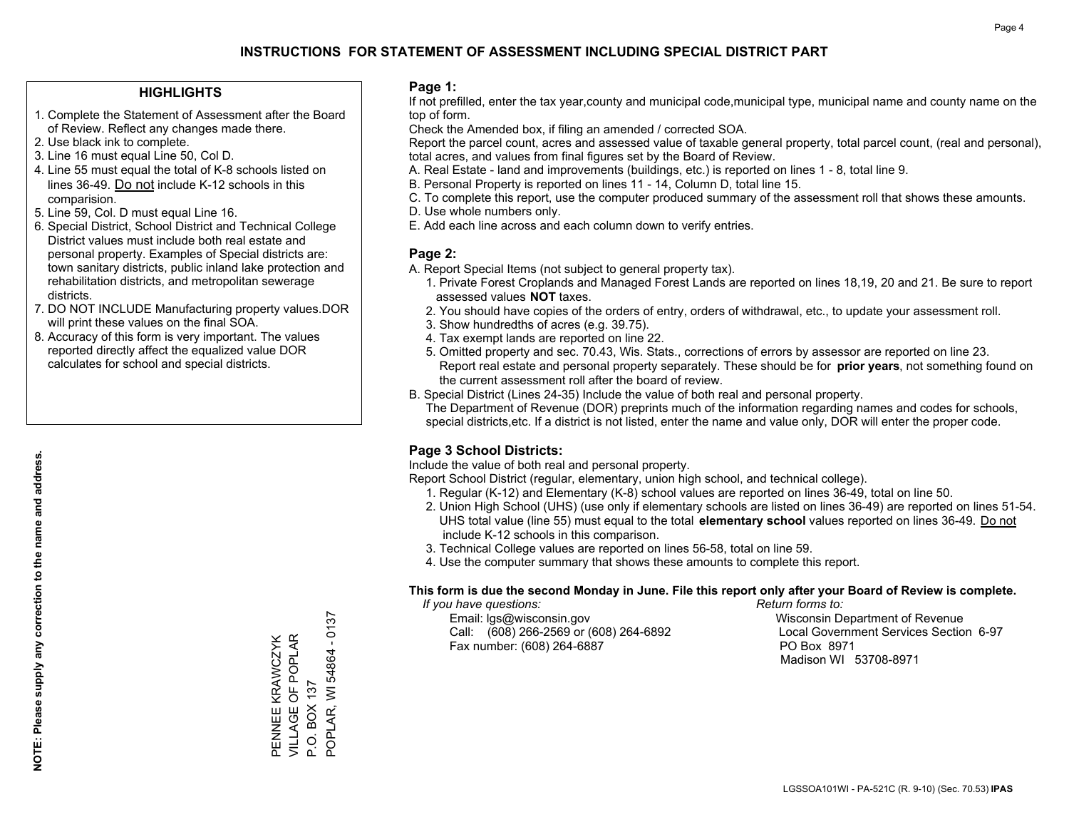# INSTRUCTIONS FOR STATEMENT OF ASSESSMENT INCLUDING SPECIAL DISTRICT PART

## HIGHLIGHTS

1. Complete the Statement of Assessment after the Board of Review. Reflect any changes made there.
2. Use black ink to complete.
3. Line 16 must equal Line 50, Col D.
4. Line 55 must equal the total of K-8 schools listed on lines 36-49. Do not include K-12 schools in this comparision.
5. Line 59, Col. D must equal Line 16.
6. Special District, School District and Technical College District values must include both real estate and personal property. Examples of Special districts are: town sanitary districts, public inland lake protection and rehabilitation districts, and metropolitan sewerage districts.
7. DO NOT INCLUDE Manufacturing property values.DOR will print these values on the final SOA.
8. Accuracy of this form is very important. The values reported directly affect the equalized value DOR calculates for school and special districts.

**NOTE: Please supply any correction to the name and address.**

PENNEE KRAWCZYK
VILLAGE OF POPLAR
P.O. BOX 137
POPLAR, WI 54864 - 0137

## Page 1:

If not prefilled, enter the tax year,county and municipal code,municipal type, municipal name and county name on the top of form.

Check the Amended box, if filing an amended / corrected SOA.

Report the parcel count, acres and assessed value of taxable general property, total parcel count, (real and personal), total acres, and values from final figures set by the Board of Review.

A. Real Estate - land and improvements (buildings, etc.) is reported on lines 1 - 8, total line 9.
B. Personal Property is reported on lines 11 - 14, Column D, total line 15.
C. To complete this report, use the computer produced summary of the assessment roll that shows these amounts.
D. Use whole numbers only.
E. Add each line across and each column down to verify entries.

## Page 2:

A. Report Special Items (not subject to general property tax).
   1. Private Forest Croplands and Managed Forest Lands are reported on lines 18,19, 20 and 21. Be sure to report assessed values **NOT** taxes.
   2. You should have copies of the orders of entry, orders of withdrawal, etc., to update your assessment roll.
   3. Show hundredths of acres (e.g. 39.75).
   4. Tax exempt lands are reported on line 22.
   5. Omitted property and sec. 70.43, Wis. Stats., corrections of errors by assessor are reported on line 23. Report real estate and personal property separately. These should be for **prior years**, not something found on the current assessment roll after the board of review.
B. Special District (Lines 24-35) Include the value of both real and personal property.
   The Department of Revenue (DOR) preprints much of the information regarding names and codes for schools, special districts,etc. If a district is not listed, enter the name and value only, DOR will enter the proper code.

## Page 3 School Districts:

Include the value of both real and personal property.

Report School District (regular, elementary, union high school, and technical college).

1. Regular (K-12) and Elementary (K-8) school values are reported on lines 36-49, total on line 50.
2. Union High School (UHS) (use only if elementary schools are listed on lines 36-49) are reported on lines 51-54. UHS total value (line 55) must equal to the total **elementary school** values reported on lines 36-49. Do not include K-12 schools in this comparison.
3. Technical College values are reported on lines 56-58, total on line 59.
4. Use the computer summary that shows these amounts to complete this report.

**This form is due the second Monday in June. File this report only after your Board of Review is complete.**

*If you have questions:*
Email: lgs@wisconsin.gov
Call: (608) 266-2569 or (608) 264-6892
Fax number: (608) 264-6887

*Return forms to:*
Wisconsin Department of Revenue
Local Government Services Section 6-97
PO Box 8971
Madison WI 53708-8971

LGSSOA101WI - PA-521C (R. 9-10) (Sec. 70.53) **IPAS**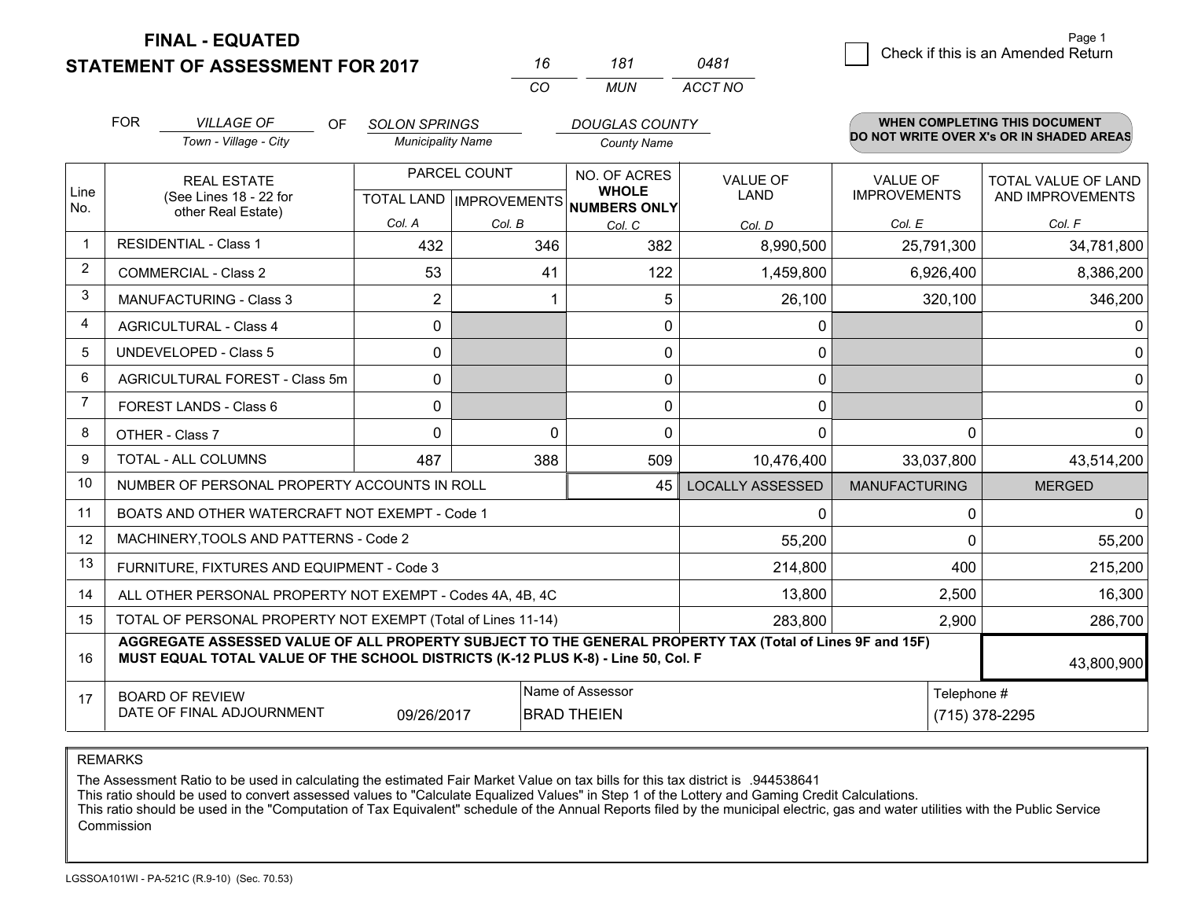# FINAL - EQUATED
## STATEMENT OF ASSESSMENT FOR 2017

| 16 | 181 | 0481 |
|---|---|---|
| CO | MUN | ACCT NO |

Check if this is an Amended Return

Page 1

FOR *VILLAGE OF* (Town - Village - City) OF *SOLON SPRINGS* (Municipality Name) *DOUGLAS COUNTY* (County Name)

**WHEN COMPLETING THIS DOCUMENT DO NOT WRITE OVER X's OR IN SHADED AREAS**

| Line No. | REAL ESTATE (See Lines 18 - 22 for other Real Estate) | PARCEL COUNT TOTAL LAND Col. A | PARCEL COUNT IMPROVEMENTS Col. B | NO. OF ACRES WHOLE NUMBERS ONLY Col. C | VALUE OF LAND Col. D | VALUE OF IMPROVEMENTS Col. E | TOTAL VALUE OF LAND AND IMPROVEMENTS Col. F |
|---|---|---|---|---|---|---|---|
| 1 | RESIDENTIAL - Class 1 | 432 | 346 | 382 | 8,990,500 | 25,791,300 | 34,781,800 |
| 2 | COMMERCIAL - Class 2 | 53 | 41 | 122 | 1,459,800 | 6,926,400 | 8,386,200 |
| 3 | MANUFACTURING - Class 3 | 2 | 1 | 5 | 26,100 | 320,100 | 346,200 |
| 4 | AGRICULTURAL - Class 4 | 0 | | 0 | 0 | | 0 |
| 5 | UNDEVELOPED - Class 5 | 0 | | 0 | 0 | | 0 |
| 6 | AGRICULTURAL FOREST - Class 5m | 0 | | 0 | 0 | | 0 |
| 7 | FOREST LANDS - Class 6 | 0 | | 0 | 0 | | 0 |
| 8 | OTHER - Class 7 | 0 | 0 | 0 | 0 | 0 | 0 |
| 9 | TOTAL - ALL COLUMNS | 487 | 388 | 509 | 10,476,400 | 33,037,800 | 43,514,200 |
| 10 | NUMBER OF PERSONAL PROPERTY ACCOUNTS IN ROLL | | | 45 | LOCALLY ASSESSED | MANUFACTURING | MERGED |
| 11 | BOATS AND OTHER WATERCRAFT NOT EXEMPT - Code 1 | | | | 0 | 0 | 0 |
| 12 | MACHINERY,TOOLS AND PATTERNS - Code 2 | | | | 55,200 | 0 | 55,200 |
| 13 | FURNITURE, FIXTURES AND EQUIPMENT - Code 3 | | | | 214,800 | 400 | 215,200 |
| 14 | ALL OTHER PERSONAL PROPERTY NOT EXEMPT - Codes 4A, 4B, 4C | | | | 13,800 | 2,500 | 16,300 |
| 15 | TOTAL OF PERSONAL PROPERTY NOT EXEMPT (Total of Lines 11-14) | | | | 283,800 | 2,900 | 286,700 |
| 16 | **AGGREGATE ASSESSED VALUE OF ALL PROPERTY SUBJECT TO THE GENERAL PROPERTY TAX (Total of Lines 9F and 15F) MUST EQUAL TOTAL VALUE OF THE SCHOOL DISTRICTS (K-12 PLUS K-8) - Line 50, Col. F** | | | | | | 43,800,900 |
| 17 | BOARD OF REVIEW DATE OF FINAL ADJOURNMENT | 09/26/2017 | Name of Assessor: BRAD THEIEN | | | Telephone #: (715) 378-2295 | |

REMARKS

The Assessment Ratio to be used in calculating the estimated Fair Market Value on tax bills for this tax district is .944538641
This ratio should be used to convert assessed values to "Calculate Equalized Values" in Step 1 of the Lottery and Gaming Credit Calculations.
This ratio should be used in the "Computation of Tax Equivalent" schedule of the Annual Reports filed by the municipal electric, gas and water utilities with the Public Service Commission

LGSSOA101WI - PA-521C (R.9-10) (Sec. 70.53)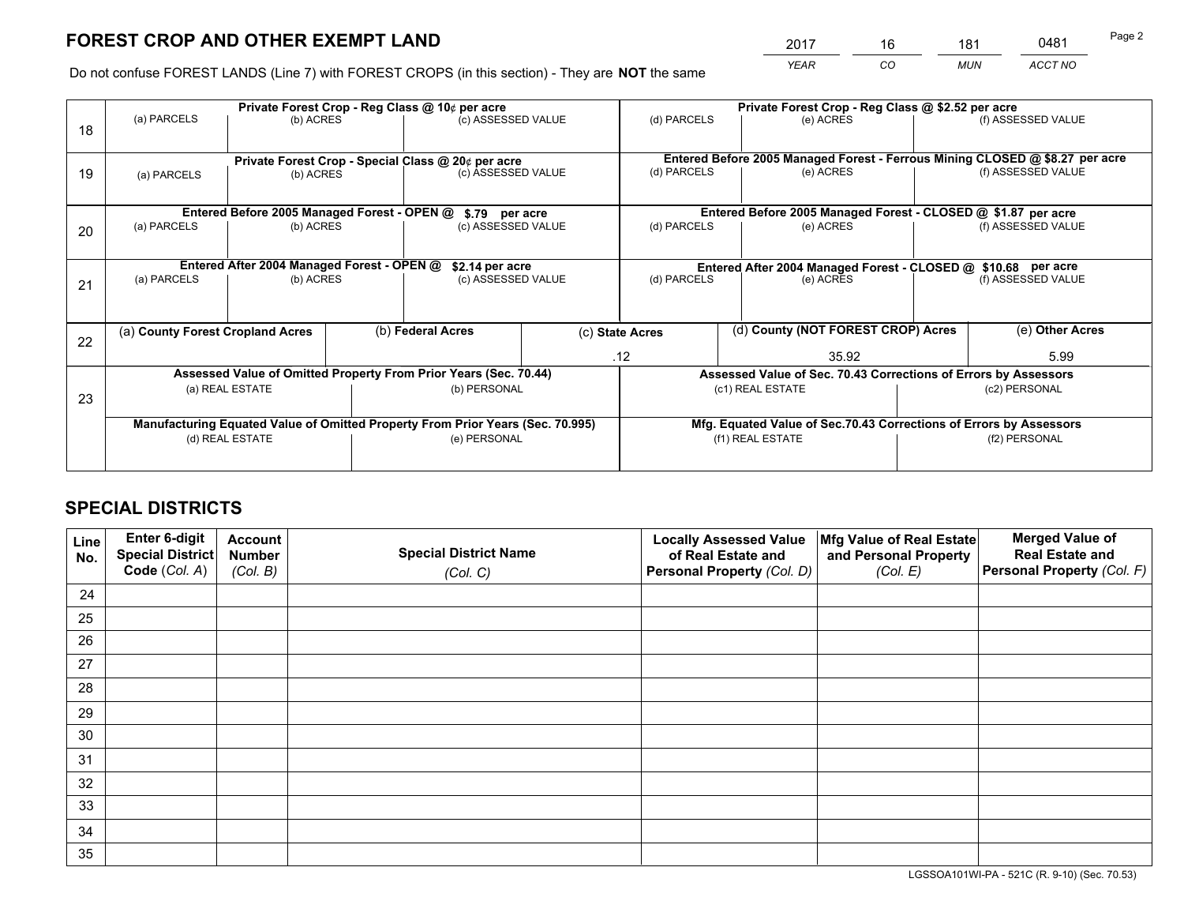# FOREST CROP AND OTHER EXEMPT LAND

| 2017 | 16 | 181 | 0481 |
|---|---|---|---|
| *YEAR* | *CO* | *MUN* | *ACCT NO* |

Do not confuse FOREST LANDS (Line 7) with FOREST CROPS (in this section) - They are **NOT** the same

| | Private Forest Crop - Reg Class @ 10¢ per acre | | | Private Forest Crop - Reg Class @ $2.52 per acre | | |
|---|---|---|---|---|---|---|
| 18 | (a) PARCELS | (b) ACRES | (c) ASSESSED VALUE | (d) PARCELS | (e) ACRES | (f) ASSESSED VALUE |
| | **Private Forest Crop - Special Class @ 20¢ per acre** | | | **Entered Before 2005 Managed Forest - Ferrous Mining CLOSED @ $8.27 per acre** | | |
| 19 | (a) PARCELS | (b) ACRES | (c) ASSESSED VALUE | (d) PARCELS | (e) ACRES | (f) ASSESSED VALUE |
| | **Entered Before 2005 Managed Forest - OPEN @ $.79 per acre** | | | **Entered Before 2005 Managed Forest - CLOSED @ $1.87 per acre** | | |
| 20 | (a) PARCELS | (b) ACRES | (c) ASSESSED VALUE | (d) PARCELS | (e) ACRES | (f) ASSESSED VALUE |
| | **Entered After 2004 Managed Forest - OPEN @ $2.14 per acre** | | | **Entered After 2004 Managed Forest - CLOSED @ $10.68 per acre** | | |
| 21 | (a) PARCELS | (b) ACRES | (c) ASSESSED VALUE | (d) PARCELS | (e) ACRES | (f) ASSESSED VALUE |

| | (a) **County Forest Cropland Acres** | (b) **Federal Acres** | (c) **State Acres** | (d) **County (NOT FOREST CROP) Acres** | (e) **Other Acres** |
|---|---|---|---|---|---|
| 22 | | | .12 | 35.92 | 5.99 |

| | Assessed Value of Omitted Property From Prior Years (Sec. 70.44) | | Assessed Value of Sec. 70.43 Corrections of Errors by Assessors | |
|---|---|---|---|---|
| 23 | (a) REAL ESTATE | (b) PERSONAL | (c1) REAL ESTATE | (c2) PERSONAL |
| | **Manufacturing Equated Value of Omitted Property From Prior Years (Sec. 70.995)** | | **Mfg. Equated Value of Sec.70.43 Corrections of Errors by Assessors** | |
| | (d) REAL ESTATE | (e) PERSONAL | (f1) REAL ESTATE | (f2) PERSONAL |

# SPECIAL DISTRICTS

| Line No. | Enter 6-digit Special District Code (*Col. A*) | Account Number (*Col. B*) | Special District Name (*Col. C*) | Locally Assessed Value of Real Estate and Personal Property (*Col. D*) | Mfg Value of Real Estate and Personal Property (*Col. E*) | Merged Value of Real Estate and Personal Property (*Col. F*) |
|---|---|---|---|---|---|---|
| 24 | | | | | | |
| 25 | | | | | | |
| 26 | | | | | | |
| 27 | | | | | | |
| 28 | | | | | | |
| 29 | | | | | | |
| 30 | | | | | | |
| 31 | | | | | | |
| 32 | | | | | | |
| 33 | | | | | | |
| 34 | | | | | | |
| 35 | | | | | | |

LGSSOA101WI-PA - 521C (R. 9-10) (Sec. 70.53)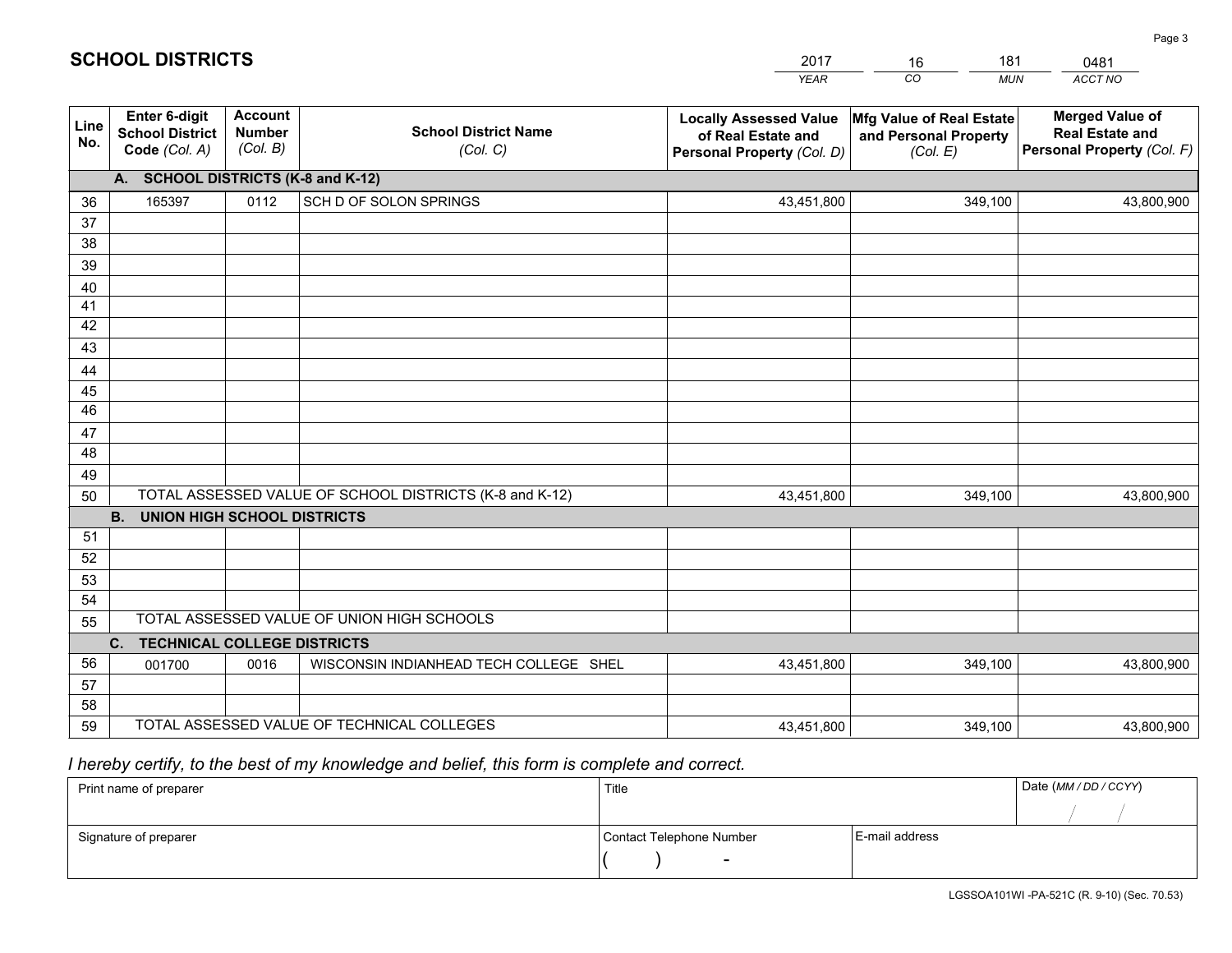# SCHOOL DISTRICTS

| 2017 | 16 | 181 | 0481 |
|---|---|---|---|
| *YEAR* | *CO* | *MUN* | *ACCT NO* |

| Line No. | Enter 6-digit School District Code *(Col. A)* | Account Number *(Col. B)* | School District Name *(Col. C)* | Locally Assessed Value of Real Estate and Personal Property *(Col. D)* | Mfg Value of Real Estate and Personal Property *(Col. E)* | Merged Value of Real Estate and Personal Property *(Col. F)* |
|---|---|---|---|---|---|---|
| | **A. SCHOOL DISTRICTS (K-8 and K-12)** | | | | | |
| 36 | 165397 | 0112 | SCH D OF SOLON SPRINGS | 43,451,800 | 349,100 | 43,800,900 |
| 37 | | | | | | |
| 38 | | | | | | |
| 39 | | | | | | |
| 40 | | | | | | |
| 41 | | | | | | |
| 42 | | | | | | |
| 43 | | | | | | |
| 44 | | | | | | |
| 45 | | | | | | |
| 46 | | | | | | |
| 47 | | | | | | |
| 48 | | | | | | |
| 49 | | | | | | |
| 50 | TOTAL ASSESSED VALUE OF SCHOOL DISTRICTS (K-8 and K-12) | | | 43,451,800 | 349,100 | 43,800,900 |
| | **B. UNION HIGH SCHOOL DISTRICTS** | | | | | |
| 51 | | | | | | |
| 52 | | | | | | |
| 53 | | | | | | |
| 54 | | | | | | |
| 55 | TOTAL ASSESSED VALUE OF UNION HIGH SCHOOLS | | | | | |
| | **C. TECHNICAL COLLEGE DISTRICTS** | | | | | |
| 56 | 001700 | 0016 | WISCONSIN INDIANHEAD TECH COLLEGE SHEL | 43,451,800 | 349,100 | 43,800,900 |
| 57 | | | | | | |
| 58 | | | | | | |
| 59 | TOTAL ASSESSED VALUE OF TECHNICAL COLLEGES | | | 43,451,800 | 349,100 | 43,800,900 |

*I hereby certify, to the best of my knowledge and belief, this form is complete and correct.*

| Print name of preparer | Title | | Date *(MM / DD / CCYY)* |
|---|---|---|---|
| | | | / / |
| Signature of preparer | Contact Telephone Number | E-mail address | |
| | ( ) - | | |

LGSSOA101WI -PA-521C (R. 9-10) (Sec. 70.53)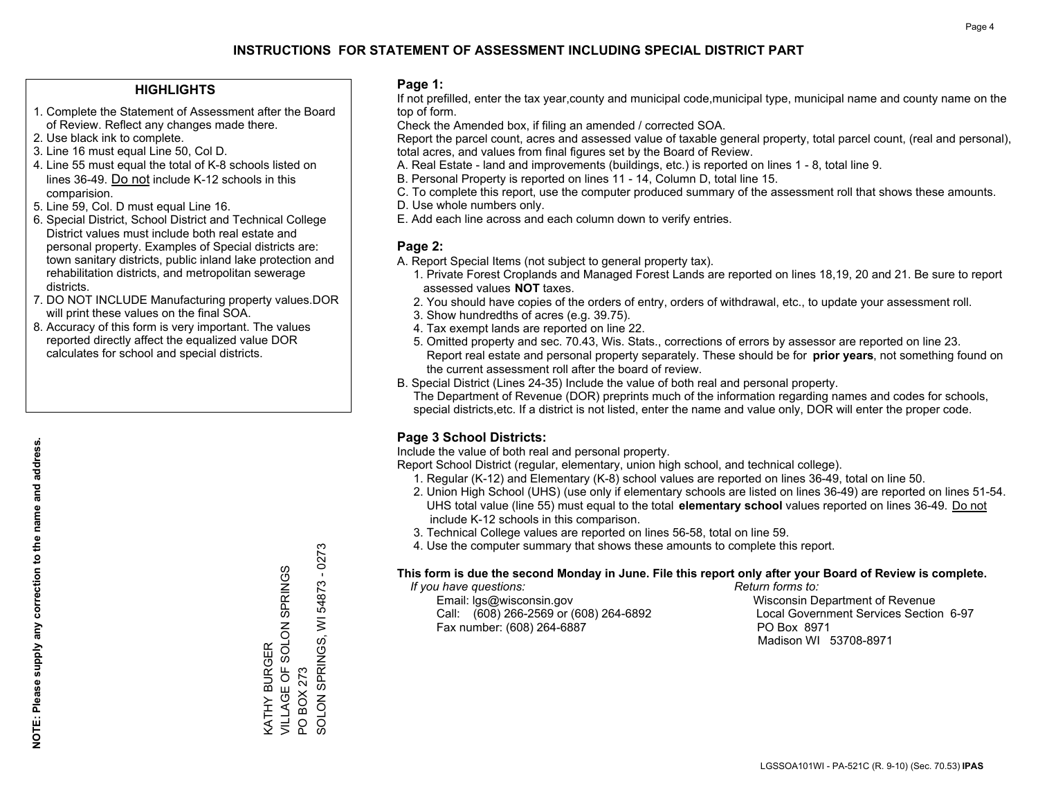# INSTRUCTIONS FOR STATEMENT OF ASSESSMENT INCLUDING SPECIAL DISTRICT PART

### HIGHLIGHTS

1. Complete the Statement of Assessment after the Board of Review. Reflect any changes made there.
2. Use black ink to complete.
3. Line 16 must equal Line 50, Col D.
4. Line 55 must equal the total of K-8 schools listed on lines 36-49. Do not include K-12 schools in this comparision.
5. Line 59, Col. D must equal Line 16.
6. Special District, School District and Technical College District values must include both real estate and personal property. Examples of Special districts are: town sanitary districts, public inland lake protection and rehabilitation districts, and metropolitan sewerage districts.
7. DO NOT INCLUDE Manufacturing property values.DOR will print these values on the final SOA.
8. Accuracy of this form is very important. The values reported directly affect the equalized value DOR calculates for school and special districts.

**NOTE: Please supply any correction to the name and address.**

KATHY BURGER
VILLAGE OF SOLON SPRINGS
PO BOX 273
SOLON SPRINGS, WI 54873 - 0273

### Page 1:

If not prefilled, enter the tax year,county and municipal code,municipal type, municipal name and county name on the top of form.

Check the Amended box, if filing an amended / corrected SOA.

Report the parcel count, acres and assessed value of taxable general property, total parcel count, (real and personal), total acres, and values from final figures set by the Board of Review.

A. Real Estate - land and improvements (buildings, etc.) is reported on lines 1 - 8, total line 9.
B. Personal Property is reported on lines 11 - 14, Column D, total line 15.
C. To complete this report, use the computer produced summary of the assessment roll that shows these amounts.
D. Use whole numbers only.
E. Add each line across and each column down to verify entries.

### Page 2:

A. Report Special Items (not subject to general property tax).
   1. Private Forest Croplands and Managed Forest Lands are reported on lines 18,19, 20 and 21. Be sure to report assessed values **NOT** taxes.
   2. You should have copies of the orders of entry, orders of withdrawal, etc., to update your assessment roll.
   3. Show hundredths of acres (e.g. 39.75).
   4. Tax exempt lands are reported on line 22.
   5. Omitted property and sec. 70.43, Wis. Stats., corrections of errors by assessor are reported on line 23. Report real estate and personal property separately. These should be for **prior years**, not something found on the current assessment roll after the board of review.

B. Special District (Lines 24-35) Include the value of both real and personal property.
The Department of Revenue (DOR) preprints much of the information regarding names and codes for schools, special districts,etc. If a district is not listed, enter the name and value only, DOR will enter the proper code.

### Page 3 School Districts:

Include the value of both real and personal property.

Report School District (regular, elementary, union high school, and technical college).

1. Regular (K-12) and Elementary (K-8) school values are reported on lines 36-49, total on line 50.
2. Union High School (UHS) (use only if elementary schools are listed on lines 36-49) are reported on lines 51-54. UHS total value (line 55) must equal to the total **elementary school** values reported on lines 36-49. Do not include K-12 schools in this comparison.
3. Technical College values are reported on lines 56-58, total on line 59.
4. Use the computer summary that shows these amounts to complete this report.

**This form is due the second Monday in June. File this report only after your Board of Review is complete.**

*If you have questions:*
Email: lgs@wisconsin.gov
Call: (608) 266-2569 or (608) 264-6892
Fax number: (608) 264-6887

*Return forms to:*
Wisconsin Department of Revenue
Local Government Services Section 6-97
PO Box 8971
Madison WI 53708-8971

LGSSOA101WI - PA-521C (R. 9-10) (Sec. 70.53) **IPAS**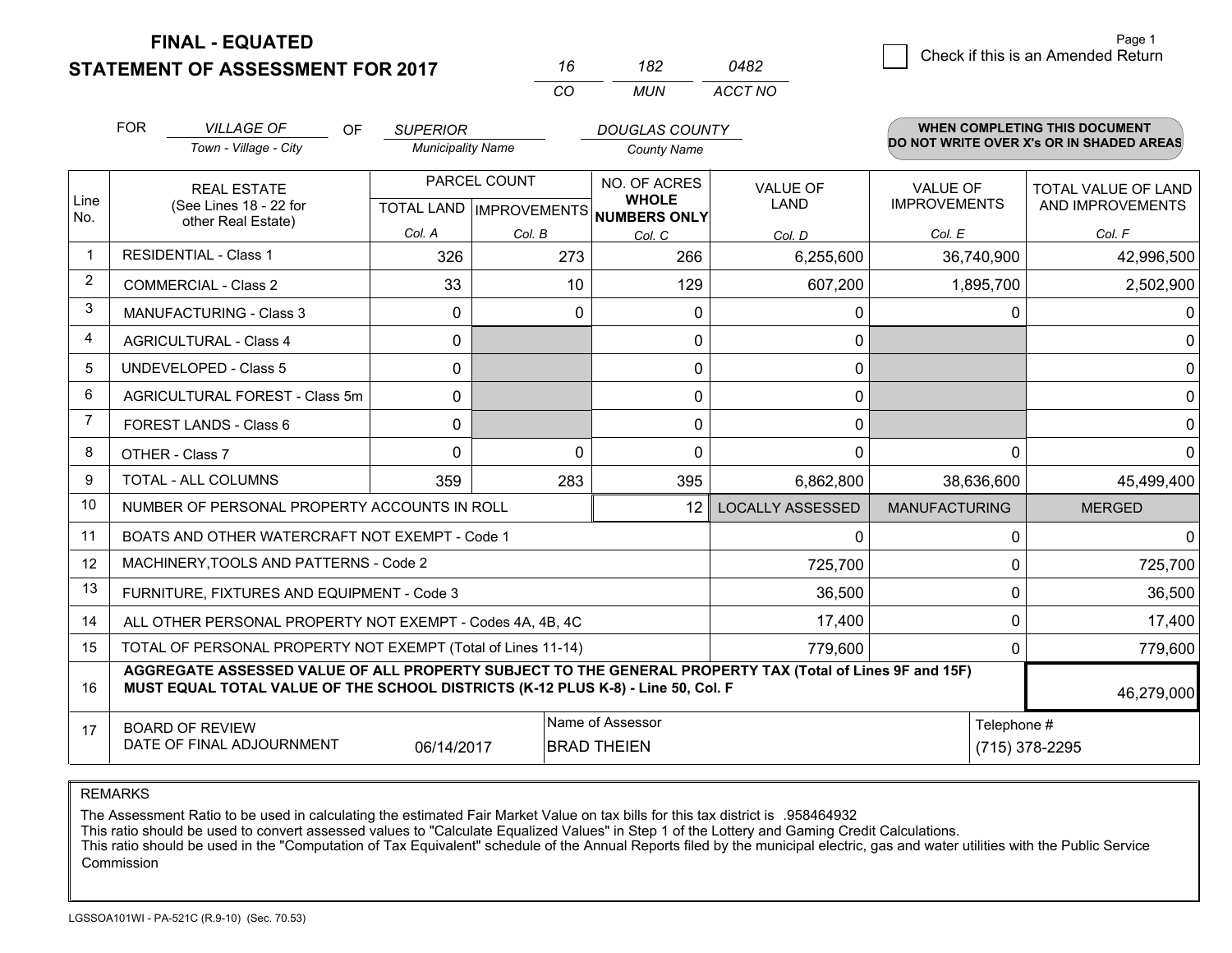**FINAL - EQUATED**
**STATEMENT OF ASSESSMENT FOR 2017**

| 16 | 182 | 0482 |
|---|---|---|
| CO | MUN | ACCT NO |

☐ Check if this is an Amended Return

Page 1

FOR *VILLAGE OF* (Town - Village - City) OF *SUPERIOR* (Municipality Name) *DOUGLAS COUNTY* (County Name)

**WHEN COMPLETING THIS DOCUMENT DO NOT WRITE OVER X's OR IN SHADED AREAS**

| Line No. | REAL ESTATE (See Lines 18 - 22 for other Real Estate) | PARCEL COUNT TOTAL LAND Col. A | PARCEL COUNT IMPROVEMENTS Col. B | NO. OF ACRES WHOLE NUMBERS ONLY Col. C | VALUE OF LAND Col. D | VALUE OF IMPROVEMENTS Col. E | TOTAL VALUE OF LAND AND IMPROVEMENTS Col. F |
|---|---|---|---|---|---|---|---|
| 1 | RESIDENTIAL - Class 1 | 326 | 273 | 266 | 6,255,600 | 36,740,900 | 42,996,500 |
| 2 | COMMERCIAL - Class 2 | 33 | 10 | 129 | 607,200 | 1,895,700 | 2,502,900 |
| 3 | MANUFACTURING - Class 3 | 0 | 0 | 0 | 0 | 0 | 0 |
| 4 | AGRICULTURAL - Class 4 | 0 | | 0 | 0 | | 0 |
| 5 | UNDEVELOPED - Class 5 | 0 | | 0 | 0 | | 0 |
| 6 | AGRICULTURAL FOREST - Class 5m | 0 | | 0 | 0 | | 0 |
| 7 | FOREST LANDS - Class 6 | 0 | | 0 | 0 | | 0 |
| 8 | OTHER - Class 7 | 0 | 0 | 0 | 0 | 0 | 0 |
| 9 | TOTAL - ALL COLUMNS | 359 | 283 | 395 | 6,862,800 | 38,636,600 | 45,499,400 |
| 10 | NUMBER OF PERSONAL PROPERTY ACCOUNTS IN ROLL | | | 12 | LOCALLY ASSESSED | MANUFACTURING | MERGED |
| 11 | BOATS AND OTHER WATERCRAFT NOT EXEMPT - Code 1 | | | | 0 | 0 | 0 |
| 12 | MACHINERY,TOOLS AND PATTERNS - Code 2 | | | | 725,700 | 0 | 725,700 |
| 13 | FURNITURE, FIXTURES AND EQUIPMENT - Code 3 | | | | 36,500 | 0 | 36,500 |
| 14 | ALL OTHER PERSONAL PROPERTY NOT EXEMPT - Codes 4A, 4B, 4C | | | | 17,400 | 0 | 17,400 |
| 15 | TOTAL OF PERSONAL PROPERTY NOT EXEMPT (Total of Lines 11-14) | | | | 779,600 | 0 | 779,600 |
| 16 | **AGGREGATE ASSESSED VALUE OF ALL PROPERTY SUBJECT TO THE GENERAL PROPERTY TAX (Total of Lines 9F and 15F) MUST EQUAL TOTAL VALUE OF THE SCHOOL DISTRICTS (K-12 PLUS K-8) - Line 50, Col. F** | | | | | | 46,279,000 |
| 17 | BOARD OF REVIEW DATE OF FINAL ADJOURNMENT | 06/14/2017 | Name of Assessor: BRAD THEIEN | | | Telephone #: (715) 378-2295 | |

REMARKS

The Assessment Ratio to be used in calculating the estimated Fair Market Value on tax bills for this tax district is .958464932
This ratio should be used to convert assessed values to "Calculate Equalized Values" in Step 1 of the Lottery and Gaming Credit Calculations.
This ratio should be used in the "Computation of Tax Equivalent" schedule of the Annual Reports filed by the municipal electric, gas and water utilities with the Public Service Commission

LGSSOA101WI - PA-521C (R.9-10) (Sec. 70.53)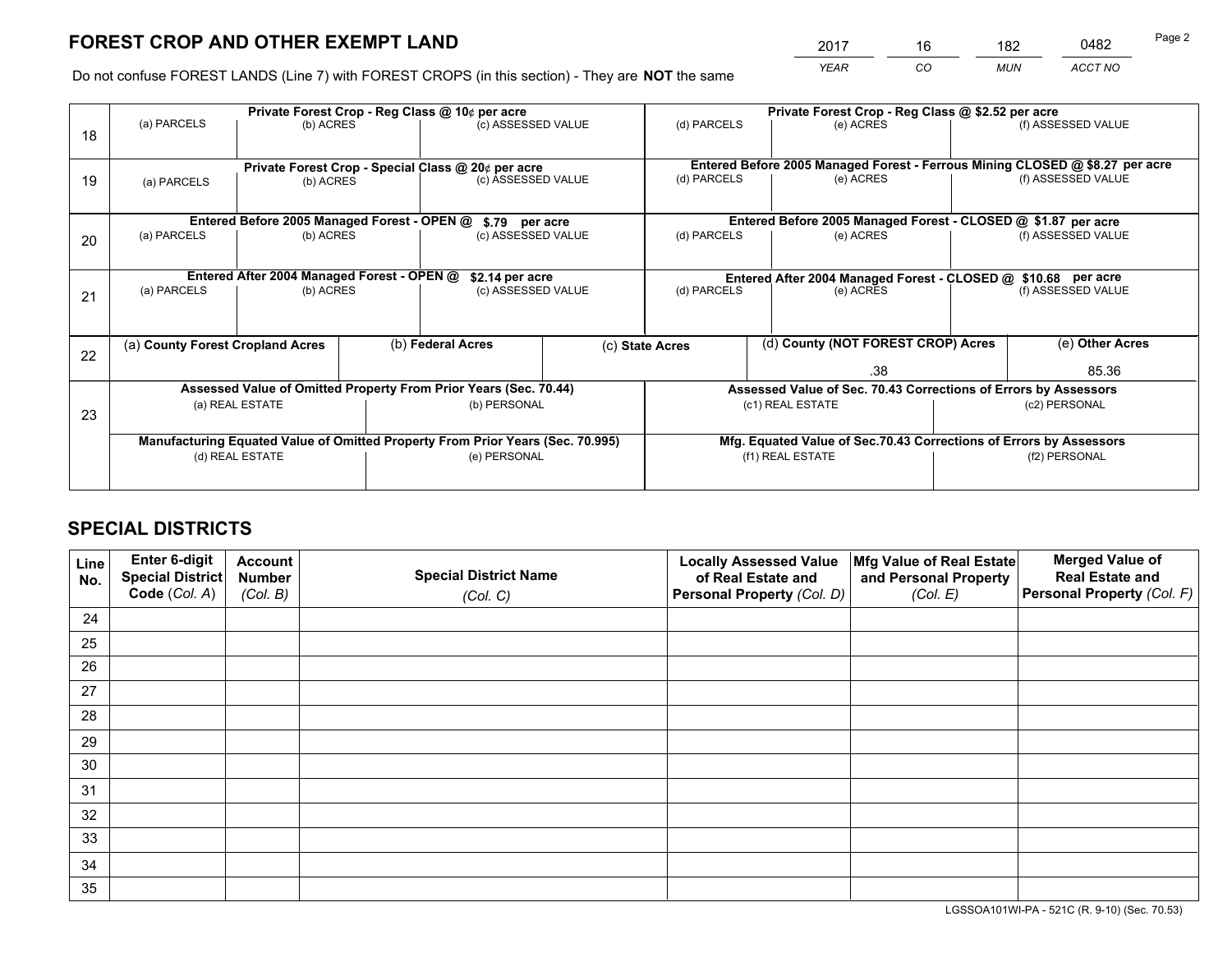# FOREST CROP AND OTHER EXEMPT LAND

| 2017 | 16 | 182 | 0482 |
|---|---|---|---|
| *YEAR* | *CO* | *MUN* | *ACCT NO* |

Do not confuse FOREST LANDS (Line 7) with FOREST CROPS (in this section) - They are **NOT** the same

| Line | Private Forest Crop - Reg Class @ 10¢ per acre | | | Private Forest Crop - Reg Class @ $2.52 per acre | | |
|---|---|---|---|---|---|---|
| 18 | (a) PARCELS | (b) ACRES | (c) ASSESSED VALUE | (d) PARCELS | (e) ACRES | (f) ASSESSED VALUE |
| | **Private Forest Crop - Special Class @ 20¢ per acre** | | | **Entered Before 2005 Managed Forest - Ferrous Mining CLOSED @ $8.27 per acre** | | |
| 19 | (a) PARCELS | (b) ACRES | (c) ASSESSED VALUE | (d) PARCELS | (e) ACRES | (f) ASSESSED VALUE |
| | **Entered Before 2005 Managed Forest - OPEN @ $.79 per acre** | | | **Entered Before 2005 Managed Forest - CLOSED @ $1.87 per acre** | | |
| 20 | (a) PARCELS | (b) ACRES | (c) ASSESSED VALUE | (d) PARCELS | (e) ACRES | (f) ASSESSED VALUE |
| | **Entered After 2004 Managed Forest - OPEN @ $2.14 per acre** | | | **Entered After 2004 Managed Forest - CLOSED @ $10.68 per acre** | | |
| 21 | (a) PARCELS | (b) ACRES | (c) ASSESSED VALUE | (d) PARCELS | (e) ACRES | (f) ASSESSED VALUE |

| Line | (a) County Forest Cropland Acres | (b) Federal Acres | (c) State Acres | (d) County (NOT FOREST CROP) Acres | (e) Other Acres |
|---|---|---|---|---|---|
| 22 | | | | .38 | 85.36 |

| Line | Assessed Value of Omitted Property From Prior Years (Sec. 70.44) | | Assessed Value of Sec. 70.43 Corrections of Errors by Assessors | |
|---|---|---|---|---|
| 23 | (a) REAL ESTATE | (b) PERSONAL | (c1) REAL ESTATE | (c2) PERSONAL |
| | **Manufacturing Equated Value of Omitted Property From Prior Years (Sec. 70.995)** | | **Mfg. Equated Value of Sec.70.43 Corrections of Errors by Assessors** | |
| | (d) REAL ESTATE | (e) PERSONAL | (f1) REAL ESTATE | (f2) PERSONAL |

# SPECIAL DISTRICTS

| Line No. | Enter 6-digit Special District Code (Col. A) | Account Number (Col. B) | Special District Name (Col. C) | Locally Assessed Value of Real Estate and Personal Property (Col. D) | Mfg Value of Real Estate and Personal Property (Col. E) | Merged Value of Real Estate and Personal Property (Col. F) |
|---|---|---|---|---|---|---|
| 24 | | | | | | |
| 25 | | | | | | |
| 26 | | | | | | |
| 27 | | | | | | |
| 28 | | | | | | |
| 29 | | | | | | |
| 30 | | | | | | |
| 31 | | | | | | |
| 32 | | | | | | |
| 33 | | | | | | |
| 34 | | | | | | |
| 35 | | | | | | |

LGSSOA101WI-PA - 521C (R. 9-10) (Sec. 70.53)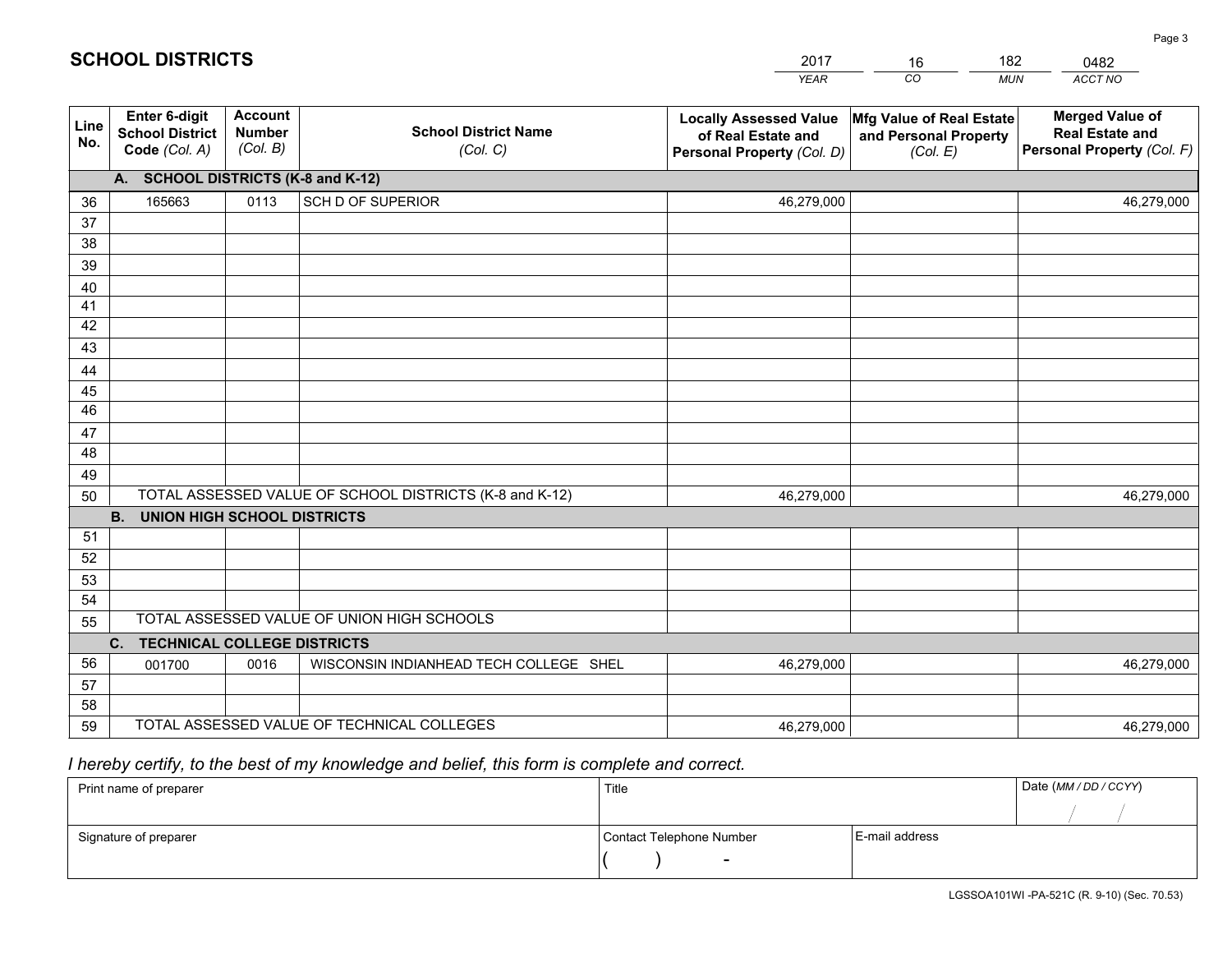# SCHOOL DISTRICTS

| 2017 | 16 | 182 | 0482 |
|---|---|---|---|
| *YEAR* | *CO* | *MUN* | *ACCT NO* |

| Line No. | Enter 6-digit School District Code *(Col. A)* | Account Number *(Col. B)* | School District Name *(Col. C)* | Locally Assessed Value of Real Estate and Personal Property *(Col. D)* | Mfg Value of Real Estate and Personal Property *(Col. E)* | Merged Value of Real Estate and Personal Property *(Col. F)* |
|---|---|---|---|---|---|---|
| **A. SCHOOL DISTRICTS (K-8 and K-12)** | | | | | | |
| 36 | 165663 | 0113 | SCH D OF SUPERIOR | 46,279,000 | | 46,279,000 |
| 37 | | | | | | |
| 38 | | | | | | |
| 39 | | | | | | |
| 40 | | | | | | |
| 41 | | | | | | |
| 42 | | | | | | |
| 43 | | | | | | |
| 44 | | | | | | |
| 45 | | | | | | |
| 46 | | | | | | |
| 47 | | | | | | |
| 48 | | | | | | |
| 49 | | | | | | |
| 50 | TOTAL ASSESSED VALUE OF SCHOOL DISTRICTS (K-8 and K-12) | | | 46,279,000 | | 46,279,000 |
| **B. UNION HIGH SCHOOL DISTRICTS** | | | | | | |
| 51 | | | | | | |
| 52 | | | | | | |
| 53 | | | | | | |
| 54 | | | | | | |
| 55 | TOTAL ASSESSED VALUE OF UNION HIGH SCHOOLS | | | | | |
| **C. TECHNICAL COLLEGE DISTRICTS** | | | | | | |
| 56 | 001700 | 0016 | WISCONSIN INDIANHEAD TECH COLLEGE SHEL | 46,279,000 | | 46,279,000 |
| 57 | | | | | | |
| 58 | | | | | | |
| 59 | TOTAL ASSESSED VALUE OF TECHNICAL COLLEGES | | | 46,279,000 | | 46,279,000 |

*I hereby certify, to the best of my knowledge and belief, this form is complete and correct.*

| Print name of preparer | Title | | Date *(MM / DD / CCYY)* |
|---|---|---|---|
| | | | / / |
| Signature of preparer | Contact Telephone Number | E-mail address | |
| | ( ) - | | |

LGSSOA101WI -PA-521C (R. 9-10) (Sec. 70.53)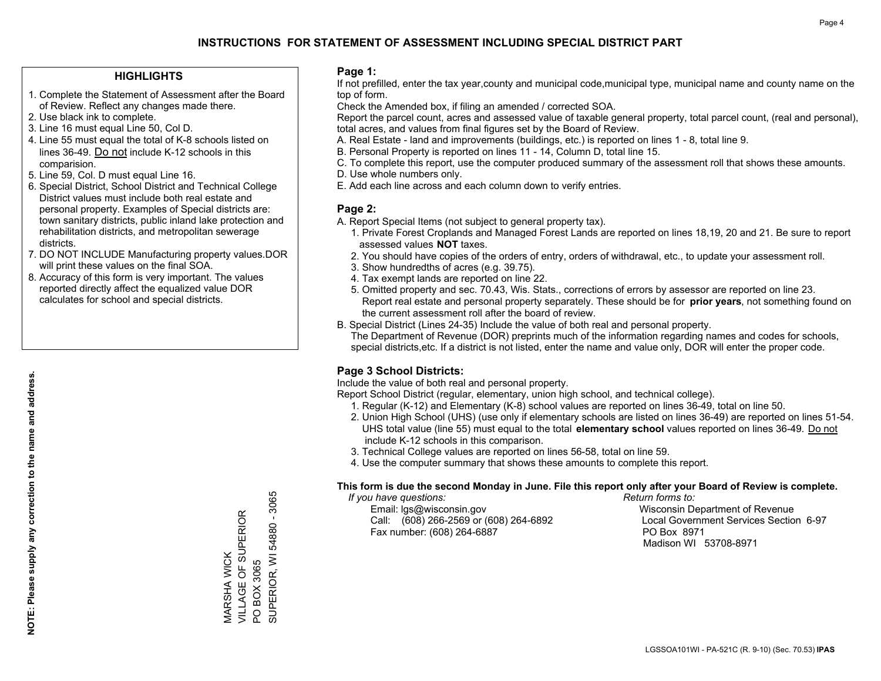# INSTRUCTIONS FOR STATEMENT OF ASSESSMENT INCLUDING SPECIAL DISTRICT PART

## HIGHLIGHTS

1. Complete the Statement of Assessment after the Board of Review. Reflect any changes made there.
2. Use black ink to complete.
3. Line 16 must equal Line 50, Col D.
4. Line 55 must equal the total of K-8 schools listed on lines 36-49. Do not include K-12 schools in this comparision.
5. Line 59, Col. D must equal Line 16.
6. Special District, School District and Technical College District values must include both real estate and personal property. Examples of Special districts are: town sanitary districts, public inland lake protection and rehabilitation districts, and metropolitan sewerage districts.
7. DO NOT INCLUDE Manufacturing property values.DOR will print these values on the final SOA.
8. Accuracy of this form is very important. The values reported directly affect the equalized value DOR calculates for school and special districts.

**NOTE: Please supply any correction to the name and address.**

MARSHA WICK
VILLAGE OF SUPERIOR
PO BOX 3065
SUPERIOR, WI 54880 - 3065

## Page 1:

If not prefilled, enter the tax year,county and municipal code,municipal type, municipal name and county name on the top of form.

Check the Amended box, if filing an amended / corrected SOA.

Report the parcel count, acres and assessed value of taxable general property, total parcel count, (real and personal), total acres, and values from final figures set by the Board of Review.

A. Real Estate - land and improvements (buildings, etc.) is reported on lines 1 - 8, total line 9.
B. Personal Property is reported on lines 11 - 14, Column D, total line 15.
C. To complete this report, use the computer produced summary of the assessment roll that shows these amounts.
D. Use whole numbers only.
E. Add each line across and each column down to verify entries.

## Page 2:

A. Report Special Items (not subject to general property tax).
   1. Private Forest Croplands and Managed Forest Lands are reported on lines 18,19, 20 and 21. Be sure to report assessed values **NOT** taxes.
   2. You should have copies of the orders of entry, orders of withdrawal, etc., to update your assessment roll.
   3. Show hundredths of acres (e.g. 39.75).
   4. Tax exempt lands are reported on line 22.
   5. Omitted property and sec. 70.43, Wis. Stats., corrections of errors by assessor are reported on line 23. Report real estate and personal property separately. These should be for **prior years**, not something found on the current assessment roll after the board of review.
B. Special District (Lines 24-35) Include the value of both real and personal property.
   The Department of Revenue (DOR) preprints much of the information regarding names and codes for schools, special districts,etc. If a district is not listed, enter the name and value only, DOR will enter the proper code.

## Page 3 School Districts:

Include the value of both real and personal property.

Report School District (regular, elementary, union high school, and technical college).

1. Regular (K-12) and Elementary (K-8) school values are reported on lines 36-49, total on line 50.
2. Union High School (UHS) (use only if elementary schools are listed on lines 36-49) are reported on lines 51-54. UHS total value (line 55) must equal to the total **elementary school** values reported on lines 36-49. Do not include K-12 schools in this comparison.
3. Technical College values are reported on lines 56-58, total on line 59.
4. Use the computer summary that shows these amounts to complete this report.

**This form is due the second Monday in June. File this report only after your Board of Review is complete.**

*If you have questions:*
Email: lgs@wisconsin.gov
Call: (608) 266-2569 or (608) 264-6892
Fax number: (608) 264-6887

*Return forms to:*
Wisconsin Department of Revenue
Local Government Services Section 6-97
PO Box 8971
Madison WI 53708-8971

LGSSOA101WI - PA-521C (R. 9-10) (Sec. 70.53) **IPAS**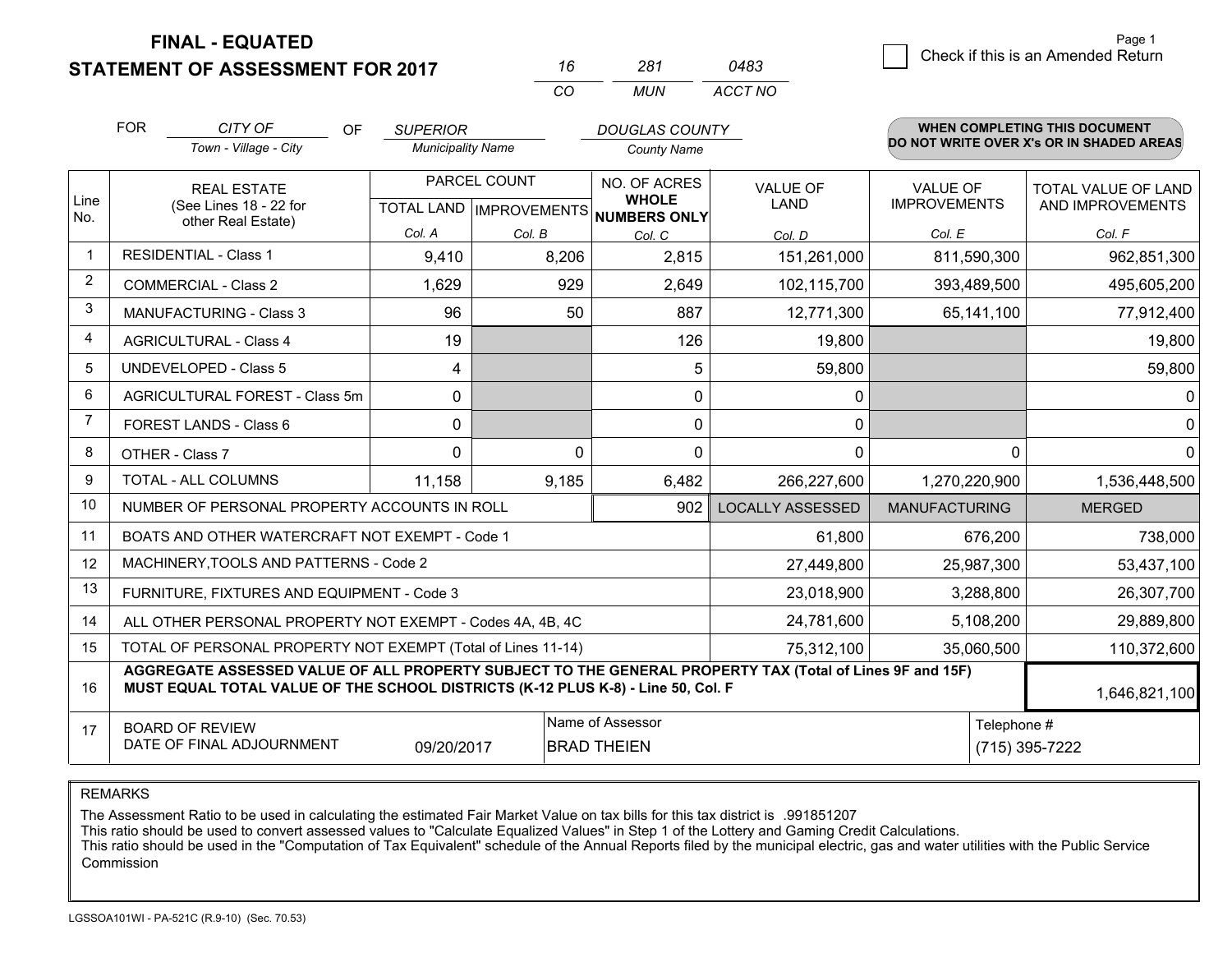# FINAL - EQUATED
## STATEMENT OF ASSESSMENT FOR 2017

| 16 | 281 | 0483 |
|---|---|---|
| CO | MUN | ACCT NO |

Check if this is an Amended Return

FOR *CITY OF* (Town - Village - City) OF *SUPERIOR* (Municipality Name) *DOUGLAS COUNTY* (County Name)

**WHEN COMPLETING THIS DOCUMENT DO NOT WRITE OVER X's OR IN SHADED AREAS**

| Line No. | REAL ESTATE (See Lines 18 - 22 for other Real Estate) | PARCEL COUNT TOTAL LAND Col. A | PARCEL COUNT IMPROVEMENTS Col. B | NO. OF ACRES WHOLE NUMBERS ONLY Col. C | VALUE OF LAND Col. D | VALUE OF IMPROVEMENTS Col. E | TOTAL VALUE OF LAND AND IMPROVEMENTS Col. F |
|---|---|---|---|---|---|---|---|
| 1 | RESIDENTIAL - Class 1 | 9,410 | 8,206 | 2,815 | 151,261,000 | 811,590,300 | 962,851,300 |
| 2 | COMMERCIAL - Class 2 | 1,629 | 929 | 2,649 | 102,115,700 | 393,489,500 | 495,605,200 |
| 3 | MANUFACTURING - Class 3 | 96 | 50 | 887 | 12,771,300 | 65,141,100 | 77,912,400 |
| 4 | AGRICULTURAL - Class 4 | 19 | | 126 | 19,800 | | 19,800 |
| 5 | UNDEVELOPED - Class 5 | 4 | | 5 | 59,800 | | 59,800 |
| 6 | AGRICULTURAL FOREST - Class 5m | 0 | | 0 | 0 | | 0 |
| 7 | FOREST LANDS - Class 6 | 0 | | 0 | 0 | | 0 |
| 8 | OTHER - Class 7 | 0 | 0 | 0 | 0 | 0 | 0 |
| 9 | TOTAL - ALL COLUMNS | 11,158 | 9,185 | 6,482 | 266,227,600 | 1,270,220,900 | 1,536,448,500 |
| 10 | NUMBER OF PERSONAL PROPERTY ACCOUNTS IN ROLL | | | 902 | LOCALLY ASSESSED | MANUFACTURING | MERGED |
| 11 | BOATS AND OTHER WATERCRAFT NOT EXEMPT - Code 1 | | | | 61,800 | 676,200 | 738,000 |
| 12 | MACHINERY,TOOLS AND PATTERNS - Code 2 | | | | 27,449,800 | 25,987,300 | 53,437,100 |
| 13 | FURNITURE, FIXTURES AND EQUIPMENT - Code 3 | | | | 23,018,900 | 3,288,800 | 26,307,700 |
| 14 | ALL OTHER PERSONAL PROPERTY NOT EXEMPT - Codes 4A, 4B, 4C | | | | 24,781,600 | 5,108,200 | 29,889,800 |
| 15 | TOTAL OF PERSONAL PROPERTY NOT EXEMPT (Total of Lines 11-14) | | | | 75,312,100 | 35,060,500 | 110,372,600 |
| 16 | **AGGREGATE ASSESSED VALUE OF ALL PROPERTY SUBJECT TO THE GENERAL PROPERTY TAX (Total of Lines 9F and 15F) MUST EQUAL TOTAL VALUE OF THE SCHOOL DISTRICTS (K-12 PLUS K-8) - Line 50, Col. F** | | | | | | 1,646,821,100 |
| 17 | BOARD OF REVIEW DATE OF FINAL ADJOURNMENT | 09/20/2017 | Name of Assessor | BRAD THEIEN | | Telephone # | (715) 395-7222 |

REMARKS

The Assessment Ratio to be used in calculating the estimated Fair Market Value on tax bills for this tax district is .991851207
This ratio should be used to convert assessed values to "Calculate Equalized Values" in Step 1 of the Lottery and Gaming Credit Calculations.
This ratio should be used in the "Computation of Tax Equivalent" schedule of the Annual Reports filed by the municipal electric, gas and water utilities with the Public Service Commission

LGSSOA101WI - PA-521C (R.9-10) (Sec. 70.53)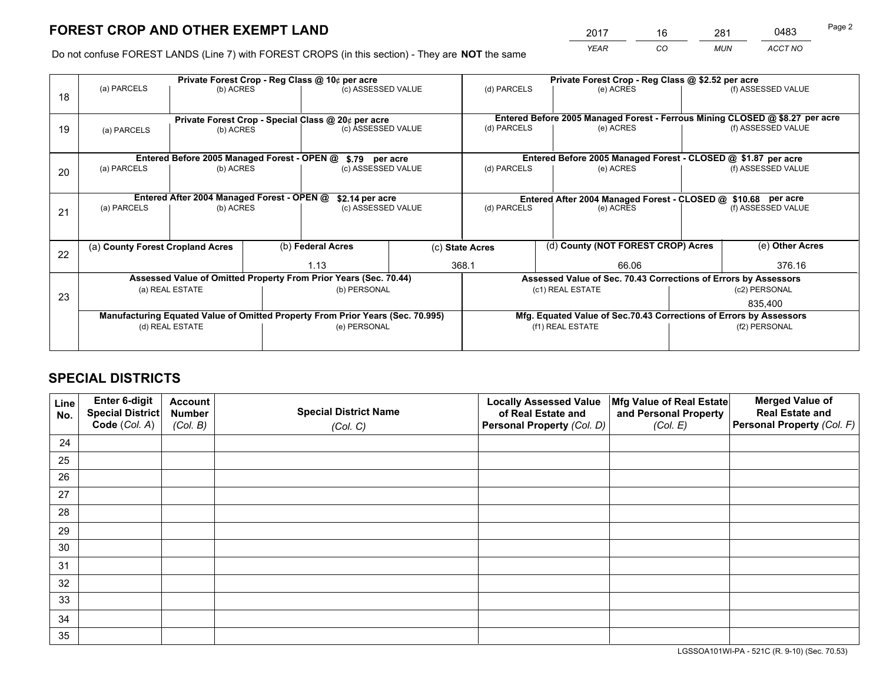# FOREST CROP AND OTHER EXEMPT LAND

| 2017 | 16 | 281 | 0483 |
|---|---|---|---|
| YEAR | CO | MUN | ACCT NO |

Do not confuse FOREST LANDS (Line 7) with FOREST CROPS (in this section) - They are **NOT** the same

| Line | Private Forest Crop - Reg Class @ 10¢ per acre | | | Private Forest Crop - Reg Class @ $2.52 per acre | | |
|---|---|---|---|---|---|---|
| 18 | (a) PARCELS | (b) ACRES | (c) ASSESSED VALUE | (d) PARCELS | (e) ACRES | (f) ASSESSED VALUE |
| | **Private Forest Crop - Special Class @ 20¢ per acre** | | | **Entered Before 2005 Managed Forest - Ferrous Mining CLOSED @ $8.27 per acre** | | |
| 19 | (a) PARCELS | (b) ACRES | (c) ASSESSED VALUE | (d) PARCELS | (e) ACRES | (f) ASSESSED VALUE |
| | **Entered Before 2005 Managed Forest - OPEN @ $.79 per acre** | | | **Entered Before 2005 Managed Forest - CLOSED @ $1.87 per acre** | | |
| 20 | (a) PARCELS | (b) ACRES | (c) ASSESSED VALUE | (d) PARCELS | (e) ACRES | (f) ASSESSED VALUE |
| | **Entered After 2004 Managed Forest - OPEN @ $2.14 per acre** | | | **Entered After 2004 Managed Forest - CLOSED @ $10.68 per acre** | | |
| 21 | (a) PARCELS | (b) ACRES | (c) ASSESSED VALUE | (d) PARCELS | (e) ACRES | (f) ASSESSED VALUE |

| Line | (a) County Forest Cropland Acres | (b) Federal Acres | (c) State Acres | (d) County (NOT FOREST CROP) Acres | (e) Other Acres |
|---|---|---|---|---|---|
| 22 | | 1.13 | 368.1 | 66.06 | 376.16 |

| Line | Assessed Value of Omitted Property From Prior Years (Sec. 70.44) | | Assessed Value of Sec. 70.43 Corrections of Errors by Assessors | |
|---|---|---|---|---|
| 23 | (a) REAL ESTATE | (b) PERSONAL | (c1) REAL ESTATE | (c2) PERSONAL |
| | | | | 835,400 |
| | **Manufacturing Equated Value of Omitted Property From Prior Years (Sec. 70.995)** | | **Mfg. Equated Value of Sec.70.43 Corrections of Errors by Assessors** | |
| | (d) REAL ESTATE | (e) PERSONAL | (f1) REAL ESTATE | (f2) PERSONAL |
| | | | | |

# SPECIAL DISTRICTS

| Line No. | Enter 6-digit Special District Code (Col. A) | Account Number (Col. B) | Special District Name (Col. C) | Locally Assessed Value of Real Estate and Personal Property (Col. D) | Mfg Value of Real Estate and Personal Property (Col. E) | Merged Value of Real Estate and Personal Property (Col. F) |
|---|---|---|---|---|---|---|
| 24 | | | | | | |
| 25 | | | | | | |
| 26 | | | | | | |
| 27 | | | | | | |
| 28 | | | | | | |
| 29 | | | | | | |
| 30 | | | | | | |
| 31 | | | | | | |
| 32 | | | | | | |
| 33 | | | | | | |
| 34 | | | | | | |
| 35 | | | | | | |

LGSSOA101WI-PA - 521C (R. 9-10) (Sec. 70.53)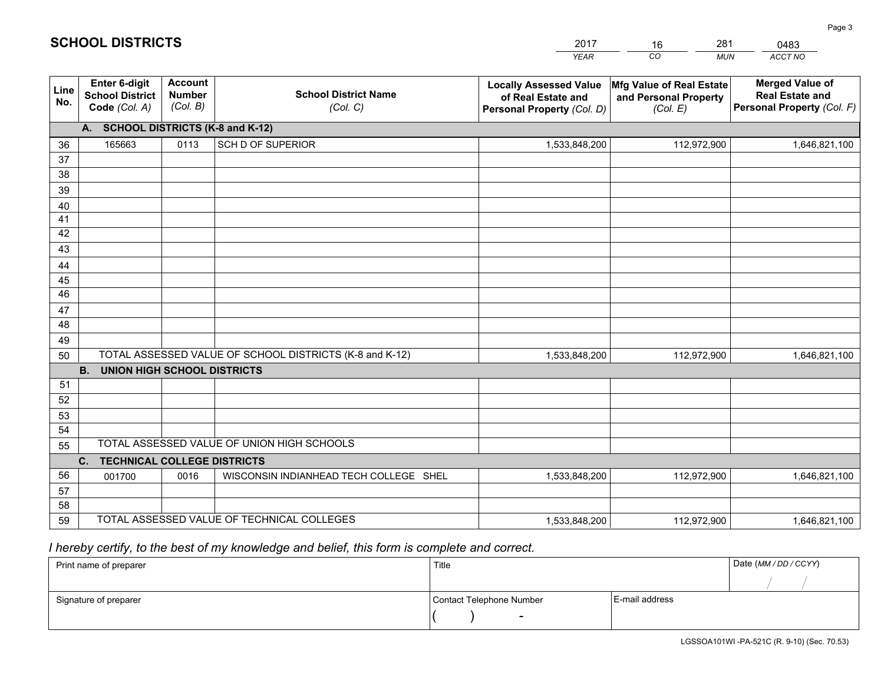# SCHOOL DISTRICTS

| 2017 | 16 | 281 | 0483 |
|---|---|---|---|
| *YEAR* | *CO* | *MUN* | *ACCT NO* |

| Line No. | Enter 6-digit School District Code *(Col. A)* | Account Number *(Col. B)* | School District Name *(Col. C)* | Locally Assessed Value of Real Estate and Personal Property *(Col. D)* | Mfg Value of Real Estate and Personal Property *(Col. E)* | Merged Value of Real Estate and Personal Property *(Col. F)* |
|---|---|---|---|---|---|---|
| **A. SCHOOL DISTRICTS (K-8 and K-12)** | | | | | | |
| 36 | 165663 | 0113 | SCH D OF SUPERIOR | 1,533,848,200 | 112,972,900 | 1,646,821,100 |
| 37 | | | | | | |
| 38 | | | | | | |
| 39 | | | | | | |
| 40 | | | | | | |
| 41 | | | | | | |
| 42 | | | | | | |
| 43 | | | | | | |
| 44 | | | | | | |
| 45 | | | | | | |
| 46 | | | | | | |
| 47 | | | | | | |
| 48 | | | | | | |
| 49 | | | | | | |
| 50 | TOTAL ASSESSED VALUE OF SCHOOL DISTRICTS (K-8 and K-12) | | | 1,533,848,200 | 112,972,900 | 1,646,821,100 |
| **B. UNION HIGH SCHOOL DISTRICTS** | | | | | | |
| 51 | | | | | | |
| 52 | | | | | | |
| 53 | | | | | | |
| 54 | | | | | | |
| 55 | TOTAL ASSESSED VALUE OF UNION HIGH SCHOOLS | | | | | |
| **C. TECHNICAL COLLEGE DISTRICTS** | | | | | | |
| 56 | 001700 | 0016 | WISCONSIN INDIANHEAD TECH COLLEGE SHEL | 1,533,848,200 | 112,972,900 | 1,646,821,100 |
| 57 | | | | | | |
| 58 | | | | | | |
| 59 | TOTAL ASSESSED VALUE OF TECHNICAL COLLEGES | | | 1,533,848,200 | 112,972,900 | 1,646,821,100 |

*I hereby certify, to the best of my knowledge and belief, this form is complete and correct.*

| Print name of preparer | Title | | Date *(MM / DD / CCYY)* |
|---|---|---|---|
| | | | / / |
| Signature of preparer | Contact Telephone Number | E-mail address | |
| | ( ) - | | |

LGSSOA101WI -PA-521C (R. 9-10) (Sec. 70.53)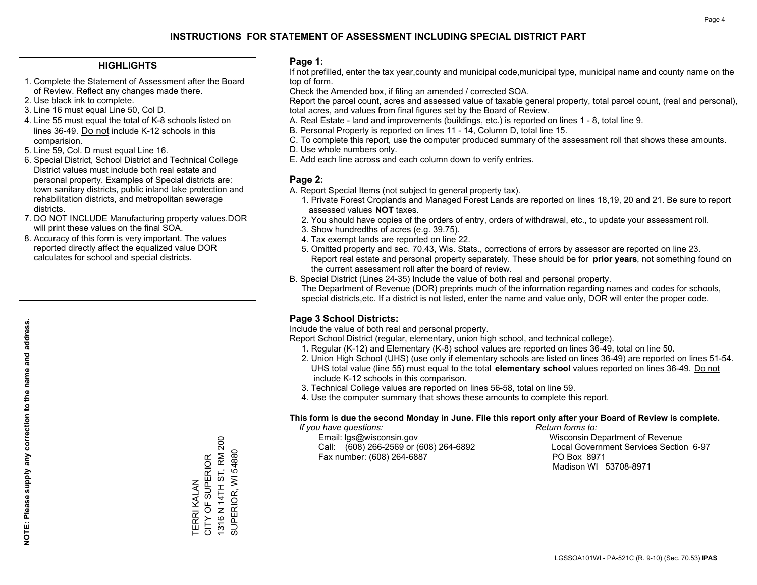# INSTRUCTIONS FOR STATEMENT OF ASSESSMENT INCLUDING SPECIAL DISTRICT PART

## HIGHLIGHTS

1. Complete the Statement of Assessment after the Board of Review. Reflect any changes made there.
2. Use black ink to complete.
3. Line 16 must equal Line 50, Col D.
4. Line 55 must equal the total of K-8 schools listed on lines 36-49. Do not include K-12 schools in this comparision.
5. Line 59, Col. D must equal Line 16.
6. Special District, School District and Technical College District values must include both real estate and personal property. Examples of Special districts are: town sanitary districts, public inland lake protection and rehabilitation districts, and metropolitan sewerage districts.
7. DO NOT INCLUDE Manufacturing property values.DOR will print these values on the final SOA.
8. Accuracy of this form is very important. The values reported directly affect the equalized value DOR calculates for school and special districts.

**NOTE: Please supply any correction to the name and address.**

TERRI KALAN
CITY OF SUPERIOR
1316 N 14TH ST, RM 200
SUPERIOR, WI 54880

## Page 1:

If not prefilled, enter the tax year,county and municipal code,municipal type, municipal name and county name on the top of form.

Check the Amended box, if filing an amended / corrected SOA.

Report the parcel count, acres and assessed value of taxable general property, total parcel count, (real and personal), total acres, and values from final figures set by the Board of Review.

A. Real Estate - land and improvements (buildings, etc.) is reported on lines 1 - 8, total line 9.
B. Personal Property is reported on lines 11 - 14, Column D, total line 15.
C. To complete this report, use the computer produced summary of the assessment roll that shows these amounts.
D. Use whole numbers only.
E. Add each line across and each column down to verify entries.

## Page 2:

A. Report Special Items (not subject to general property tax).
   1. Private Forest Croplands and Managed Forest Lands are reported on lines 18,19, 20 and 21. Be sure to report assessed values **NOT** taxes.
   2. You should have copies of the orders of entry, orders of withdrawal, etc., to update your assessment roll.
   3. Show hundredths of acres (e.g. 39.75).
   4. Tax exempt lands are reported on line 22.
   5. Omitted property and sec. 70.43, Wis. Stats., corrections of errors by assessor are reported on line 23. Report real estate and personal property separately. These should be for **prior years**, not something found on the current assessment roll after the board of review.
B. Special District (Lines 24-35) Include the value of both real and personal property.
   The Department of Revenue (DOR) preprints much of the information regarding names and codes for schools, special districts,etc. If a district is not listed, enter the name and value only, DOR will enter the proper code.

## Page 3 School Districts:

Include the value of both real and personal property.

Report School District (regular, elementary, union high school, and technical college).

1. Regular (K-12) and Elementary (K-8) school values are reported on lines 36-49, total on line 50.
2. Union High School (UHS) (use only if elementary schools are listed on lines 36-49) are reported on lines 51-54. UHS total value (line 55) must equal to the total **elementary school** values reported on lines 36-49. Do not include K-12 schools in this comparison.
3. Technical College values are reported on lines 56-58, total on line 59.
4. Use the computer summary that shows these amounts to complete this report.

**This form is due the second Monday in June. File this report only after your Board of Review is complete.**

*If you have questions:*
Email: lgs@wisconsin.gov
Call: (608) 266-2569 or (608) 264-6892
Fax number: (608) 264-6887

*Return forms to:*
Wisconsin Department of Revenue
Local Government Services Section 6-97
PO Box 8971
Madison WI 53708-8971

LGSSOA101WI - PA-521C (R. 9-10) (Sec. 70.53) **IPAS**